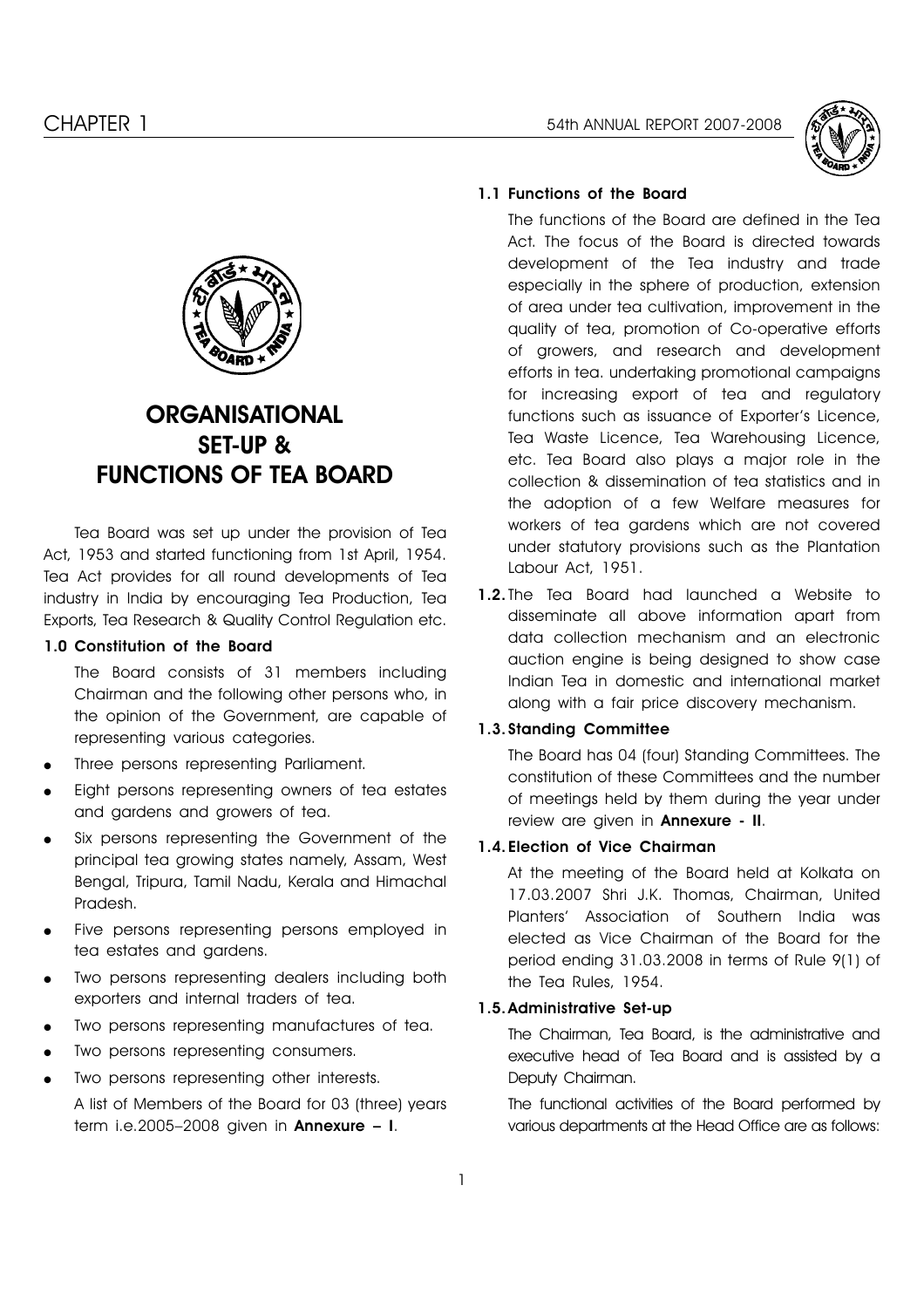# ORGANISATIONAL SET-UP & FUNCTIONS OF TEA BOARD

Tea Board was set up under the provision of Tea Act, 1953 and started functioning from 1st April, 1954. Tea Act provides for all round developments of Tea industry in India by encouraging Tea Production, Tea Exports, Tea Research & Quality Control Regulation etc.

### 1.0 Constitution of the Board

The Board consists of 31 members including Chairman and the following other persons who, in the opinion of the Government, are capable of representing various categories.

- Three persons representing Parliament.
- Eight persons representing owners of tea estates and gardens and growers of tea.
- Six persons representing the Government of the principal tea growing states namely, Assam, West Bengal, Tripura, Tamil Nadu, Kerala and Himachal Pradesh.
- Five persons representing persons employed in tea estates and gardens.
- Two persons representing dealers including both exporters and internal traders of tea.
- Two persons representing manufactures of tea.
- Two persons representing consumers.
- Two persons representing other interests.

A list of Members of the Board for 03 (three) years term i.e.2005–2008 given in **Annexure – I**.

### 1.1 Functions of the Board

The functions of the Board are defined in the Tea Act. The focus of the Board is directed towards development of the Tea industry and trade especially in the sphere of production, extension of area under tea cultivation, improvement in the quality of tea, promotion of Co-operative efforts of growers, and research and development efforts in tea. undertaking promotional campaigns for increasing export of tea and regulatory functions such as issuance of Exporter's Licence, Tea Waste Licence, Tea Warehousing Licence, etc. Tea Board also plays a major role in the collection & dissemination of tea statistics and in the adoption of a few Welfare measures for workers of tea gardens which are not covered under statutory provisions such as the Plantation Labour Act, 1951.

**1.2.** The Tea Board had launched a Website to disseminate all above information apart from data collection mechanism and an electronic auction engine is being designed to show case Indian Tea in domestic and international market along with a fair price discovery mechanism.

### 1.3. Standing Committee

The Board has 04 (four) Standing Committees. The constitution of these Committees and the number of meetings held by them during the year under review are given in **Annexure - II**.

### 1.4. Election of Vice Chairman

At the meeting of the Board held at Kolkata on 17.03.2007 Shri J.K. Thomas, Chairman, United Planters' Association of Southern India was elected as Vice Chairman of the Board for the period ending 31.03.2008 in terms of Rule 9(1) of the Tea Rules, 1954.

### 1.5. Administrative Set-up

The Chairman, Tea Board, is the administrative and executive head of Tea Board and is assisted by a Deputy Chairman.

The functional activities of the Board performed by various departments at the Head Office are as follows: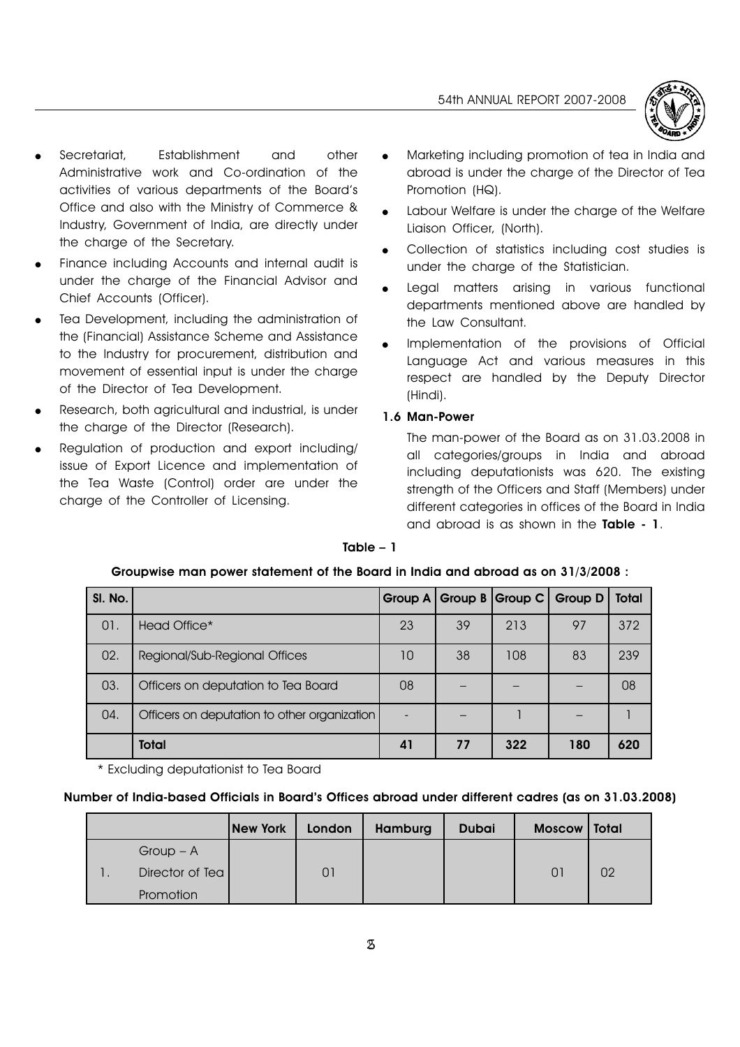- Secretariat, Establishment and other Administrative work and Co-ordination of the activities of various departments of the Board's Office and also with the Ministry of Commerce & Industry, Government of India, are directly under the charge of the Secretary.
- Finance including Accounts and internal audit is under the charge of the Financial Advisor and Chief Accounts (Officer).
- Tea Development, including the administration of the (Financial) Assistance Scheme and Assistance to the Industry for procurement, distribution and movement of essential input is under the charge of the Director of Tea Development.
- Research, both agricultural and industrial, is under the charge of the Director (Research).
- Regulation of production and export including/ issue of Export Licence and implementation of the Tea Waste (Control) order are under the charge of the Controller of Licensing.
- Marketing including promotion of tea in India and abroad is under the charge of the Director of Tea Promotion (HQ).
- Labour Welfare is under the charge of the Welfare Liaison Officer, (North).
- Collection of statistics including cost studies is under the charge of the Statistician.
- Legal matters arising in various functional departments mentioned above are handled by the Law Consultant.
- Implementation of the provisions of Official Language Act and various measures in this respect are handled by the Deputy Director (Hindi).

### 1.6 Man-Power

The man-power of the Board as on 31.03.2008 in all categories/groups in India and abroad including deputationists was 620. The existing strength of the Officers and Staff (Members) under different categories in offices of the Board in India and abroad is as shown in the **Table - 1**.

**Table – 1**

**Groupwise man power statement of the Board in India and abroad as on 31/3/2008 :**

| Sl. No. | | Group A | Group B | Group C | Group D | Total |
|---|---|---|---|---|---|---|
| 01. | Head Office* | 23 | 39 | 213 | 97 | 372 |
| 02. | Regional/Sub-Regional Offices | 10 | 38 | 108 | 83 | 239 |
| 03. | Officers on deputation to Tea Board | 08 | – | – | – | 08 |
| 04. | Officers on deputation to other organization | - | – | 1 | – | 1 |
| | **Total** | **41** | **77** | **322** | **180** | **620** |

\* Excluding deputationist to Tea Board

**Number of India-based Officials in Board's Offices abroad under different cadres (as on 31.03.2008)**

| | | New York | London | Hamburg | Dubai | Moscow | Total |
|---|---|---|---|---|---|---|---|
| 1. | Group – A<br>Director of Tea Promotion | | 01 | | | 01 | 02 |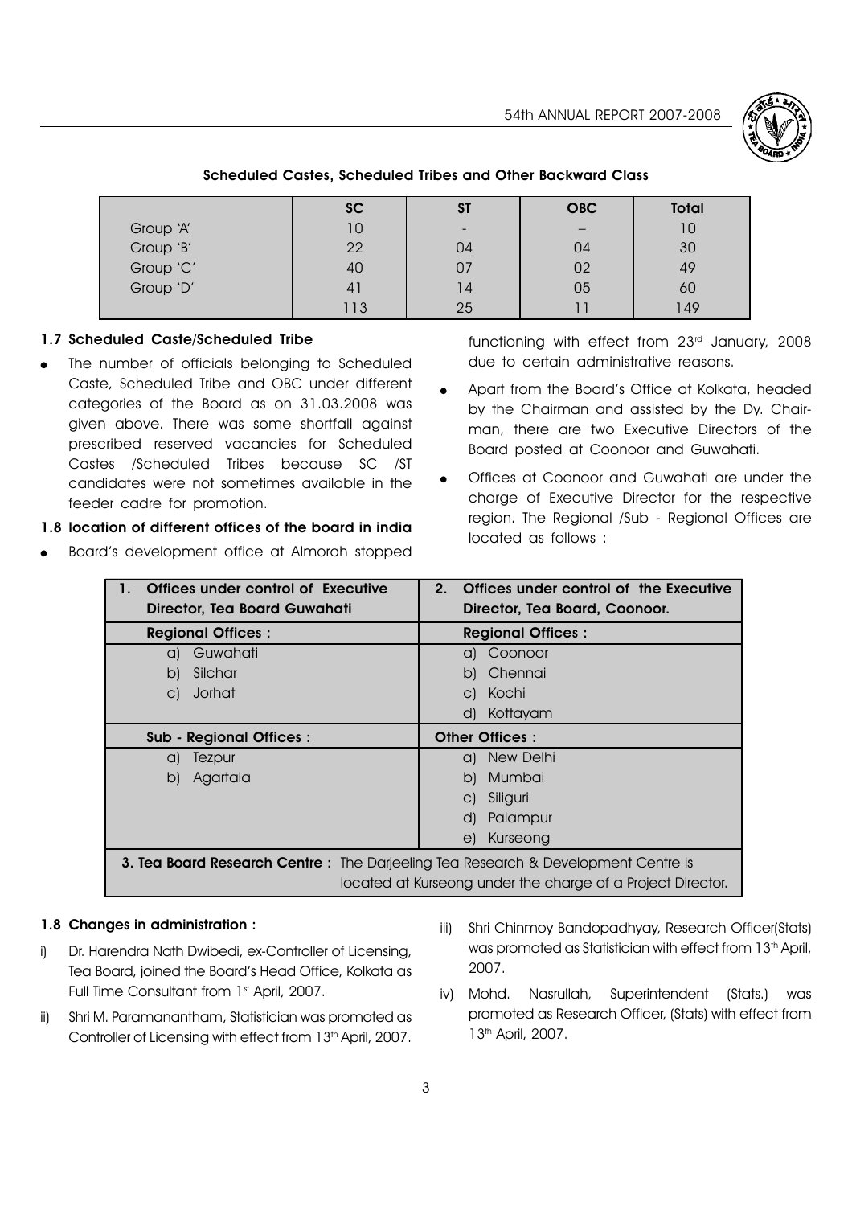### Scheduled Castes, Scheduled Tribes and Other Backward Class

| | SC | ST | OBC | Total |
|---|---|---|---|---|
| Group 'A' | 10 | - | – | 10 |
| Group 'B' | 22 | 04 | 04 | 30 |
| Group 'C' | 40 | 07 | 02 | 49 |
| Group 'D' | 41 | 14 | 05 | 60 |
| | 113 | 25 | 11 | 149 |

### 1.7 Scheduled Caste/Scheduled Tribe

- The number of officials belonging to Scheduled Caste, Scheduled Tribe and OBC under different categories of the Board as on 31.03.2008 was given above. There was some shortfall against prescribed reserved vacancies for Scheduled Castes /Scheduled Tribes because SC /ST candidates were not sometimes available in the feeder cadre for promotion.

### 1.8 location of different offices of the board in india

- Board's development office at Almorah stopped functioning with effect from 23rd January, 2008 due to certain administrative reasons.
- Apart from the Board's Office at Kolkata, headed by the Chairman and assisted by the Dy. Chairman, there are two Executive Directors of the Board posted at Coonoor and Guwahati.
- Offices at Coonoor and Guwahati are under the charge of Executive Director for the respective region. The Regional /Sub - Regional Offices are located as follows :

| 1. Offices under control of Executive Director, Tea Board Guwahati | 2. Offices under control of the Executive Director, Tea Board, Coonoor. |
|---|---|
| **Regional Offices :** | **Regional Offices :** |
| a) Guwahati | a) Coonoor |
| b) Silchar | b) Chennai |
| c) Jorhat | c) Kochi |
| | d) Kottayam |
| **Sub - Regional Offices :** | **Other Offices :** |
| a) Tezpur | a) New Delhi |
| b) Agartala | b) Mumbai |
| | c) Siliguri |
| | d) Palampur |
| | e) Kurseong |
| **3. Tea Board Research Centre :** The Darjeeling Tea Research & Development Centre is located at Kurseong under the charge of a Project Director. | |

### 1.8 Changes in administration :

i) Dr. Harendra Nath Dwibedi, ex-Controller of Licensing, Tea Board, joined the Board's Head Office, Kolkata as Full Time Consultant from 1st April, 2007.

ii) Shri M. Paramanantham, Statistician was promoted as Controller of Licensing with effect from 13th April, 2007.

iii) Shri Chinmoy Bandopadhyay, Research Officer(Stats) was promoted as Statistician with effect from 13th April, 2007.

iv) Mohd. Nasrullah, Superintendent (Stats.) was promoted as Research Officer, (Stats) with effect from 13th April, 2007.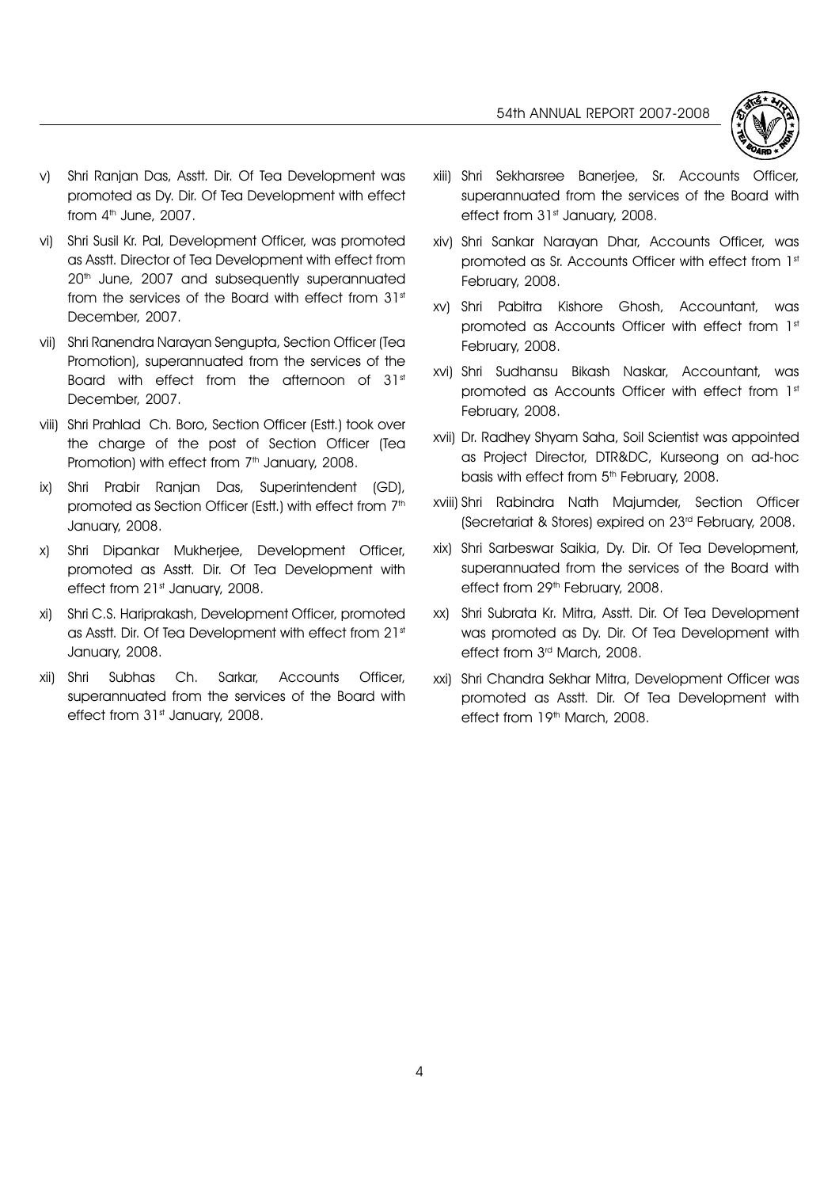v) Shri Ranjan Das, Asstt. Dir. Of Tea Development was promoted as Dy. Dir. Of Tea Development with effect from 4th June, 2007.

vi) Shri Susil Kr. Pal, Development Officer, was promoted as Asstt. Director of Tea Development with effect from 20th June, 2007 and subsequently superannuated from the services of the Board with effect from 31st December, 2007.

vii) Shri Ranendra Narayan Sengupta, Section Officer (Tea Promotion), superannuated from the services of the Board with effect from the afternoon of 31st December, 2007.

viii) Shri Prahlad Ch. Boro, Section Officer (Estt.) took over the charge of the post of Section Officer (Tea Promotion) with effect from 7th January, 2008.

ix) Shri Prabir Ranjan Das, Superintendent (GD), promoted as Section Officer (Estt.) with effect from 7th January, 2008.

x) Shri Dipankar Mukherjee, Development Officer, promoted as Asstt. Dir. Of Tea Development with effect from 21st January, 2008.

xi) Shri C.S. Hariprakash, Development Officer, promoted as Asstt. Dir. Of Tea Development with effect from 21st January, 2008.

xii) Shri Subhas Ch. Sarkar, Accounts Officer, superannuated from the services of the Board with effect from 31st January, 2008.

xiii) Shri Sekharsree Banerjee, Sr. Accounts Officer, superannuated from the services of the Board with effect from 31st January, 2008.

xiv) Shri Sankar Narayan Dhar, Accounts Officer, was promoted as Sr. Accounts Officer with effect from 1st February, 2008.

xv) Shri Pabitra Kishore Ghosh, Accountant, was promoted as Accounts Officer with effect from 1st February, 2008.

xvi) Shri Sudhansu Bikash Naskar, Accountant, was promoted as Accounts Officer with effect from 1st February, 2008.

xvii) Dr. Radhey Shyam Saha, Soil Scientist was appointed as Project Director, DTR&DC, Kurseong on ad-hoc basis with effect from 5th February, 2008.

xviii) Shri Rabindra Nath Majumder, Section Officer (Secretariat & Stores) expired on 23rd February, 2008.

xix) Shri Sarbeswar Saikia, Dy. Dir. Of Tea Development, superannuated from the services of the Board with effect from 29th February, 2008.

xx) Shri Subrata Kr. Mitra, Asstt. Dir. Of Tea Development was promoted as Dy. Dir. Of Tea Development with effect from 3rd March, 2008.

xxi) Shri Chandra Sekhar Mitra, Development Officer was promoted as Asstt. Dir. Of Tea Development with effect from 19th March, 2008.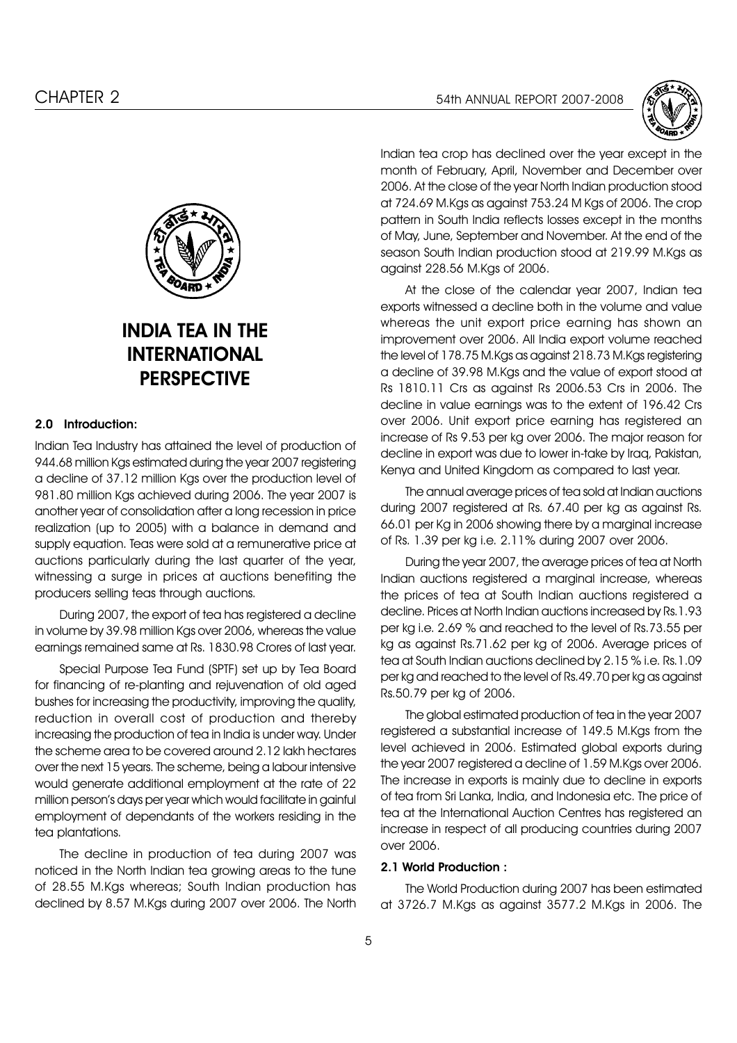# INDIA TEA IN THE INTERNATIONAL PERSPECTIVE

### 2.0 Introduction:

Indian Tea Industry has attained the level of production of 944.68 million Kgs estimated during the year 2007 registering a decline of 37.12 million Kgs over the production level of 981.80 million Kgs achieved during 2006. The year 2007 is another year of consolidation after a long recession in price realization (up to 2005) with a balance in demand and supply equation. Teas were sold at a remunerative price at auctions particularly during the last quarter of the year, witnessing a surge in prices at auctions benefiting the producers selling teas through auctions.

During 2007, the export of tea has registered a decline in volume by 39.98 million Kgs over 2006, whereas the value earnings remained same at Rs. 1830.98 Crores of last year.

Special Purpose Tea Fund (SPTF) set up by Tea Board for financing of re-planting and rejuvenation of old aged bushes for increasing the productivity, improving the quality, reduction in overall cost of production and thereby increasing the production of tea in India is under way. Under the scheme area to be covered around 2.12 lakh hectares over the next 15 years. The scheme, being a labour intensive would generate additional employment at the rate of 22 million person's days per year which would facilitate in gainful employment of dependants of the workers residing in the tea plantations.

The decline in production of tea during 2007 was noticed in the North Indian tea growing areas to the tune of 28.55 M.Kgs whereas; South Indian production has declined by 8.57 M.Kgs during 2007 over 2006. The North Indian tea crop has declined over the year except in the month of February, April, November and December over 2006. At the close of the year North Indian production stood at 724.69 M.Kgs as against 753.24 M Kgs of 2006. The crop pattern in South India reflects losses except in the months of May, June, September and November. At the end of the season South Indian production stood at 219.99 M.Kgs as against 228.56 M.Kgs of 2006.

At the close of the calendar year 2007, Indian tea exports witnessed a decline both in the volume and value whereas the unit export price earning has shown an improvement over 2006. All India export volume reached the level of 178.75 M.Kgs as against 218.73 M.Kgs registering a decline of 39.98 M.Kgs and the value of export stood at Rs 1810.11 Crs as against Rs 2006.53 Crs in 2006. The decline in value earnings was to the extent of 196.42 Crs over 2006. Unit export price earning has registered an increase of Rs 9.53 per kg over 2006. The major reason for decline in export was due to lower in-take by Iraq, Pakistan, Kenya and United Kingdom as compared to last year.

The annual average prices of tea sold at Indian auctions during 2007 registered at Rs. 67.40 per kg as against Rs. 66.01 per Kg in 2006 showing there by a marginal increase of Rs. 1.39 per kg i.e. 2.11% during 2007 over 2006.

During the year 2007, the average prices of tea at North Indian auctions registered a marginal increase, whereas the prices of tea at South Indian auctions registered a decline. Prices at North Indian auctions increased by Rs.1.93 per kg i.e. 2.69 % and reached to the level of Rs.73.55 per kg as against Rs.71.62 per kg of 2006. Average prices of tea at South Indian auctions declined by 2.15 % i.e. Rs.1.09 per kg and reached to the level of Rs.49.70 per kg as against Rs.50.79 per kg of 2006.

The global estimated production of tea in the year 2007 registered a substantial increase of 149.5 M.Kgs from the level achieved in 2006. Estimated global exports during the year 2007 registered a decline of 1.59 M.Kgs over 2006. The increase in exports is mainly due to decline in exports of tea from Sri Lanka, India, and Indonesia etc. The price of tea at the International Auction Centres has registered an increase in respect of all producing countries during 2007 over 2006.

### 2.1 World Production :

The World Production during 2007 has been estimated at 3726.7 M.Kgs as against 3577.2 M.Kgs in 2006. The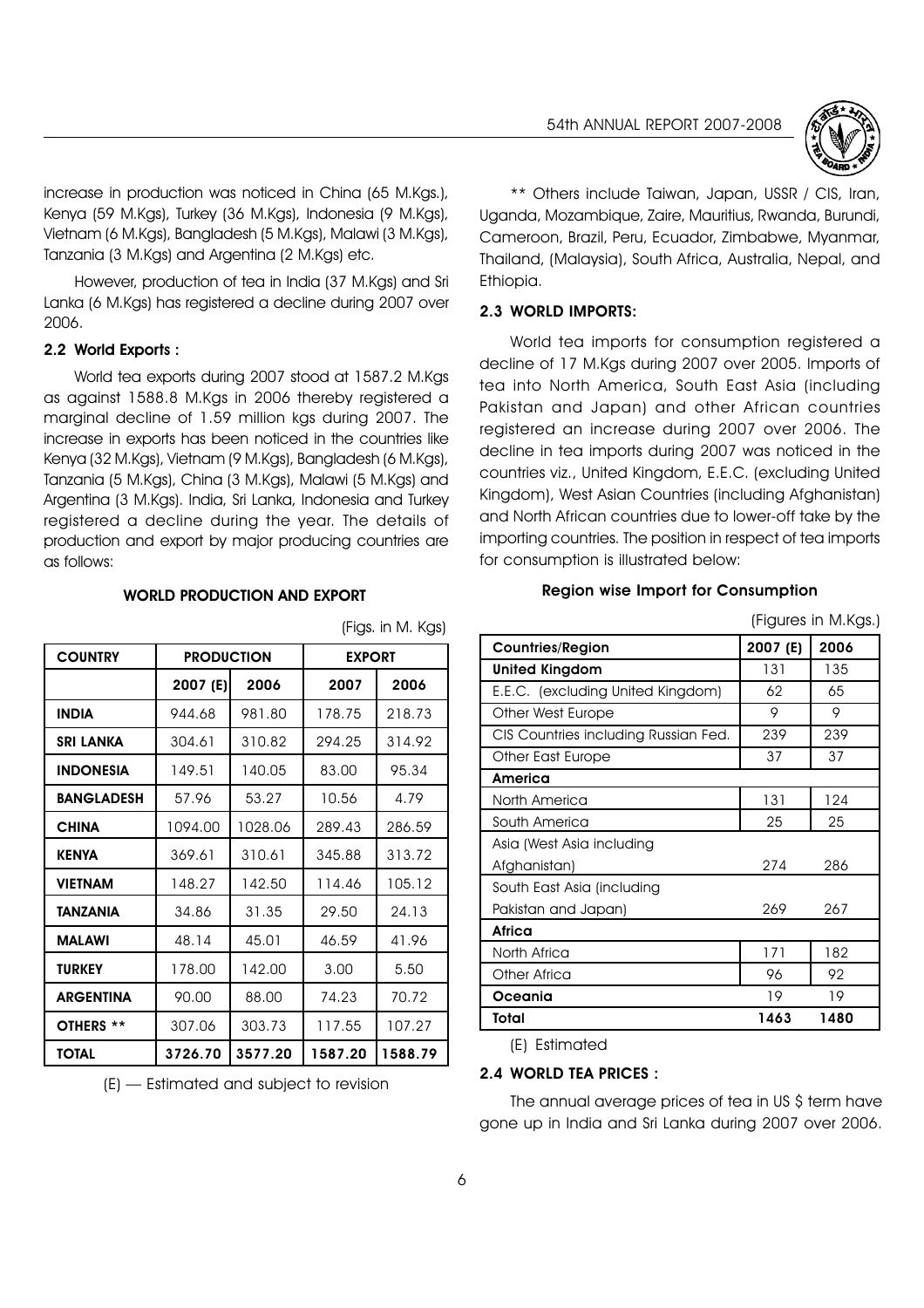increase in production was noticed in China (65 M.Kgs.), Kenya (59 M.Kgs), Turkey (36 M.Kgs), Indonesia (9 M.Kgs), Vietnam (6 M.Kgs), Bangladesh (5 M.Kgs), Malawi (3 M.Kgs), Tanzania (3 M.Kgs) and Argentina (2 M.Kgs) etc.

However, production of tea in India (37 M.Kgs) and Sri Lanka (6 M.Kgs) has registered a decline during 2007 over 2006.

### 2.2 World Exports :

World tea exports during 2007 stood at 1587.2 M.Kgs as against 1588.8 M.Kgs in 2006 thereby registered a marginal decline of 1.59 million kgs during 2007. The increase in exports has been noticed in the countries like Kenya (32 M.Kgs), Vietnam (9 M.Kgs), Bangladesh (6 M.Kgs), Tanzania (5 M.Kgs), China (3 M.Kgs), Malawi (5 M.Kgs) and Argentina (3 M.Kgs). India, Sri Lanka, Indonesia and Turkey registered a decline during the year. The details of production and export by major producing countries are as follows:

**WORLD PRODUCTION AND EXPORT**

(Figs. in M. Kgs)

| COUNTRY | PRODUCTION | | EXPORT | |
|---|---|---|---|---|
| | 2007 (E) | 2006 | 2007 | 2006 |
| **INDIA** | 944.68 | 981.80 | 178.75 | 218.73 |
| **SRI LANKA** | 304.61 | 310.82 | 294.25 | 314.92 |
| **INDONESIA** | 149.51 | 140.05 | 83.00 | 95.34 |
| **BANGLADESH** | 57.96 | 53.27 | 10.56 | 4.79 |
| **CHINA** | 1094.00 | 1028.06 | 289.43 | 286.59 |
| **KENYA** | 369.61 | 310.61 | 345.88 | 313.72 |
| **VIETNAM** | 148.27 | 142.50 | 114.46 | 105.12 |
| **TANZANIA** | 34.86 | 31.35 | 29.50 | 24.13 |
| **MALAWI** | 48.14 | 45.01 | 46.59 | 41.96 |
| **TURKEY** | 178.00 | 142.00 | 3.00 | 5.50 |
| **ARGENTINA** | 90.00 | 88.00 | 74.23 | 70.72 |
| **OTHERS \*\*** | 307.06 | 303.73 | 117.55 | 107.27 |
| **TOTAL** | **3726.70** | **3577.20** | **1587.20** | **1588.79** |

(E) — Estimated and subject to revision

** Others include Taiwan, Japan, USSR / CIS, Iran, Uganda, Mozambique, Zaire, Mauritius, Rwanda, Burundi, Cameroon, Brazil, Peru, Ecuador, Zimbabwe, Myanmar, Thailand, (Malaysia), South Africa, Australia, Nepal, and Ethiopia.

### 2.3 WORLD IMPORTS:

World tea imports for consumption registered a decline of 17 M.Kgs during 2007 over 2005. Imports of tea into North America, South East Asia (including Pakistan and Japan) and other African countries registered an increase during 2007 over 2006. The decline in tea imports during 2007 was noticed in the countries viz., United Kingdom, E.E.C. (excluding United Kingdom), West Asian Countries (including Afghanistan) and North African countries due to lower-off take by the importing countries. The position in respect of tea imports for consumption is illustrated below:

**Region wise Import for Consumption**

(Figures in M.Kgs.)

| Countries/Region | 2007 (E) | 2006 |
|---|---|---|
| **United Kingdom** | 131 | 135 |
| E.E.C. (excluding United Kingdom) | 62 | 65 |
| Other West Europe | 9 | 9 |
| CIS Countries including Russian Fed. | 239 | 239 |
| Other East Europe | 37 | 37 |
| **America** | | |
| North America | 131 | 124 |
| South America | 25 | 25 |
| Asia (West Asia including Afghanistan) | 274 | 286 |
| South East Asia (including Pakistan and Japan) | 269 | 267 |
| **Africa** | | |
| North Africa | 171 | 182 |
| Other Africa | 96 | 92 |
| **Oceania** | 19 | 19 |
| **Total** | **1463** | **1480** |

(E) Estimated

### 2.4 WORLD TEA PRICES :

The annual average prices of tea in US $ term have gone up in India and Sri Lanka during 2007 over 2006.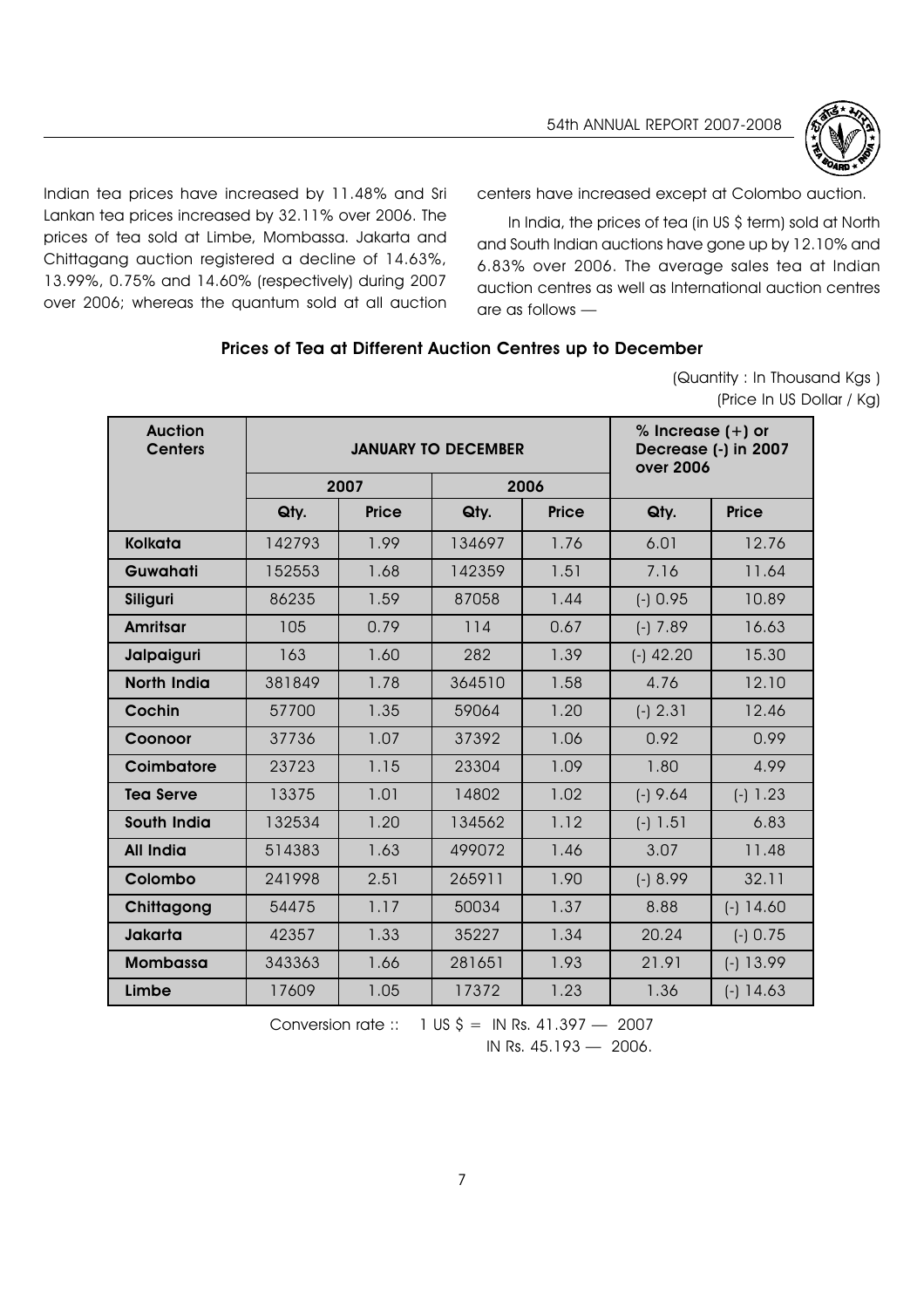Indian tea prices have increased by 11.48% and Sri Lankan tea prices increased by 32.11% over 2006. The prices of tea sold at Limbe, Mombassa. Jakarta and Chittagang auction registered a decline of 14.63%, 13.99%, 0.75% and 14.60% (respectively) during 2007 over 2006; whereas the quantum sold at all auction centers have increased except at Colombo auction.

In India, the prices of tea (in US $ term) sold at North and South Indian auctions have gone up by 12.10% and 6.83% over 2006. The average sales tea at Indian auction centres as well as International auction centres are as follows —

**Prices of Tea at Different Auction Centres up to December**

(Quantity : In Thousand Kgs )
(Price In US Dollar / Kg)

| Auction Centers | JANUARY TO DECEMBER | | | | % Increase (+) or Decrease (-) in 2007 over 2006 | |
|---|---|---|---|---|---|---|
| | 2007 | | 2006 | | | |
| | Qty. | Price | Qty. | Price | Qty. | Price |
| **Kolkata** | 142793 | 1.99 | 134697 | 1.76 | 6.01 | 12.76 |
| **Guwahati** | 152553 | 1.68 | 142359 | 1.51 | 7.16 | 11.64 |
| **Siliguri** | 86235 | 1.59 | 87058 | 1.44 | (-) 0.95 | 10.89 |
| **Amritsar** | 105 | 0.79 | 114 | 0.67 | (-) 7.89 | 16.63 |
| **Jalpaiguri** | 163 | 1.60 | 282 | 1.39 | (-) 42.20 | 15.30 |
| **North India** | 381849 | 1.78 | 364510 | 1.58 | 4.76 | 12.10 |
| **Cochin** | 57700 | 1.35 | 59064 | 1.20 | (-) 2.31 | 12.46 |
| **Coonoor** | 37736 | 1.07 | 37392 | 1.06 | 0.92 | 0.99 |
| **Coimbatore** | 23723 | 1.15 | 23304 | 1.09 | 1.80 | 4.99 |
| **Tea Serve** | 13375 | 1.01 | 14802 | 1.02 | (-) 9.64 | (-) 1.23 |
| **South India** | 132534 | 1.20 | 134562 | 1.12 | (-) 1.51 | 6.83 |
| **All India** | 514383 | 1.63 | 499072 | 1.46 | 3.07 | 11.48 |
| **Colombo** | 241998 | 2.51 | 265911 | 1.90 | (-) 8.99 | 32.11 |
| **Chittagong** | 54475 | 1.17 | 50034 | 1.37 | 8.88 | (-) 14.60 |
| **Jakarta** | 42357 | 1.33 | 35227 | 1.34 | 20.24 | (-) 0.75 |
| **Mombassa** | 343363 | 1.66 | 281651 | 1.93 | 21.91 | (-) 13.99 |
| **Limbe** | 17609 | 1.05 | 17372 | 1.23 | 1.36 | (-) 14.63 |

Conversion rate :: 1 US $ = IN Rs. 41.397 — 2007
IN Rs. 45.193 — 2006.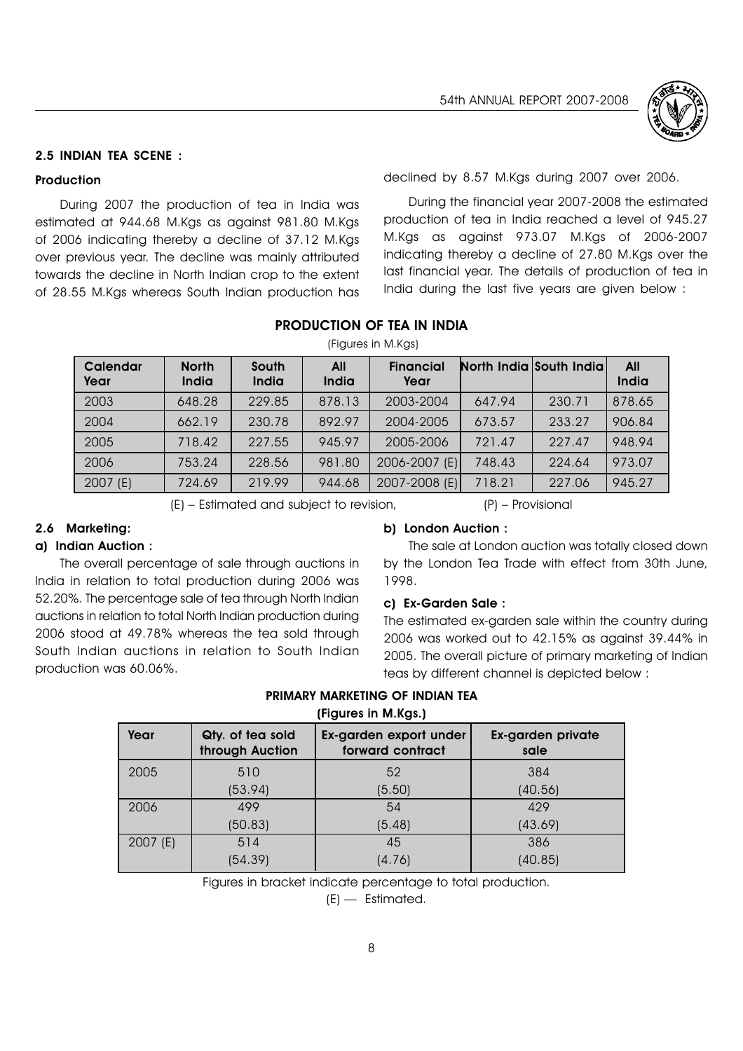## 2.5 INDIAN TEA SCENE :

### Production

During 2007 the production of tea in India was estimated at 944.68 M.Kgs as against 981.80 M.Kgs of 2006 indicating thereby a decline of 37.12 M.Kgs over previous year. The decline was mainly attributed towards the decline in North Indian crop to the extent of 28.55 M.Kgs whereas South Indian production has declined by 8.57 M.Kgs during 2007 over 2006.

During the financial year 2007-2008 the estimated production of tea in India reached a level of 945.27 M.Kgs as against 973.07 M.Kgs of 2006-2007 indicating thereby a decline of 27.80 M.Kgs over the last financial year. The details of production of tea in India during the last five years are given below :

**PRODUCTION OF TEA IN INDIA**

(Figures in M.Kgs)

| Calendar Year | North India | South India | All India | Financial Year | North India | South India | All India |
|---|---|---|---|---|---|---|---|
| 2003 | 648.28 | 229.85 | 878.13 | 2003-2004 | 647.94 | 230.71 | 878.65 |
| 2004 | 662.19 | 230.78 | 892.97 | 2004-2005 | 673.57 | 233.27 | 906.84 |
| 2005 | 718.42 | 227.55 | 945.97 | 2005-2006 | 721.47 | 227.47 | 948.94 |
| 2006 | 753.24 | 228.56 | 981.80 | 2006-2007 (E) | 748.43 | 224.64 | 973.07 |
| 2007 (E) | 724.69 | 219.99 | 944.68 | 2007-2008 (E) | 718.21 | 227.06 | 945.27 |

(E) – Estimated and subject to revision, (P) – Provisional

## 2.6 Marketing:

### a) Indian Auction :

The overall percentage of sale through auctions in India in relation to total production during 2006 was 52.20%. The percentage sale of tea through North Indian auctions in relation to total North Indian production during 2006 stood at 49.78% whereas the tea sold through South Indian auctions in relation to South Indian production was 60.06%.

### b) London Auction :

The sale at London auction was totally closed down by the London Tea Trade with effect from 30th June, 1998.

### c) Ex-Garden Sale :

The estimated ex-garden sale within the country during 2006 was worked out to 42.15% as against 39.44% in 2005. The overall picture of primary marketing of Indian teas by different channel is depicted below :

**PRIMARY MARKETING OF INDIAN TEA**

**(Figures in M.Kgs.)**

| Year | Qty. of tea sold through Auction | Ex-garden export under forward contract | Ex-garden private sale |
|---|---|---|---|
| 2005 | 510 (53.94) | 52 (5.50) | 384 (40.56) |
| 2006 | 499 (50.83) | 54 (5.48) | 429 (43.69) |
| 2007 (E) | 514 (54.39) | 45 (4.76) | 386 (40.85) |

Figures in bracket indicate percentage to total production.

(E) — Estimated.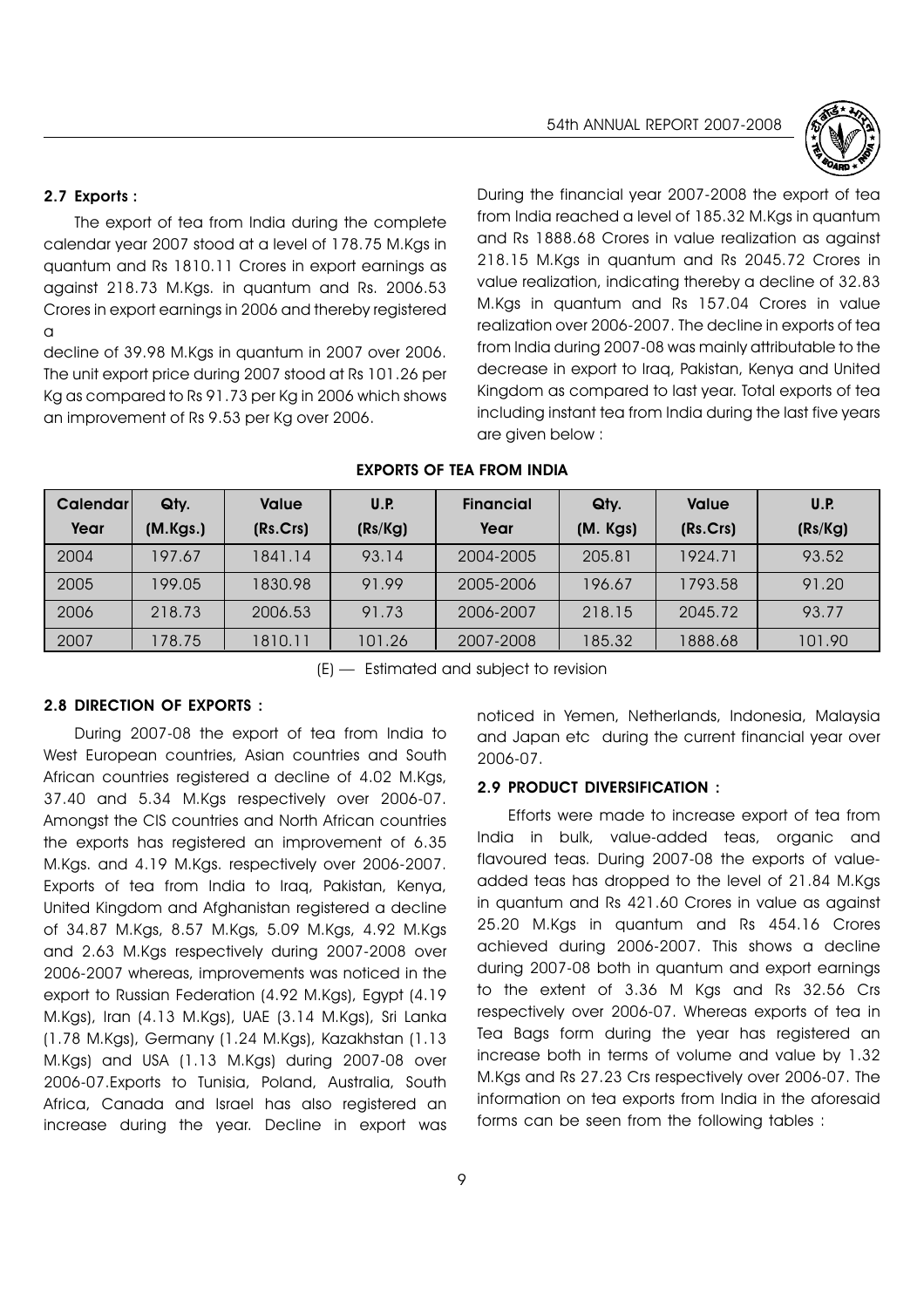### 2.7 Exports :

The export of tea from India during the complete calendar year 2007 stood at a level of 178.75 M.Kgs in quantum and Rs 1810.11 Crores in export earnings as against 218.73 M.Kgs. in quantum and Rs. 2006.53 Crores in export earnings in 2006 and thereby registered a decline of 39.98 M.Kgs in quantum in 2007 over 2006. The unit export price during 2007 stood at Rs 101.26 per Kg as compared to Rs 91.73 per Kg in 2006 which shows an improvement of Rs 9.53 per Kg over 2006.

During the financial year 2007-2008 the export of tea from India reached a level of 185.32 M.Kgs in quantum and Rs 1888.68 Crores in value realization as against 218.15 M.Kgs in quantum and Rs 2045.72 Crores in value realization, indicating thereby a decline of 32.83 M.Kgs in quantum and Rs 157.04 Crores in value realization over 2006-2007. The decline in exports of tea from India during 2007-08 was mainly attributable to the decrease in export to Iraq, Pakistan, Kenya and United Kingdom as compared to last year. Total exports of tea including instant tea from India during the last five years are given below :

**EXPORTS OF TEA FROM INDIA**

| Calendar Year | Qty. (M.Kgs.) | Value (Rs.Crs) | U.P. (Rs/Kg) | Financial Year | Qty. (M. Kgs) | Value (Rs.Crs) | U.P. (Rs/Kg) |
|---|---|---|---|---|---|---|---|
| 2004 | 197.67 | 1841.14 | 93.14 | 2004-2005 | 205.81 | 1924.71 | 93.52 |
| 2005 | 199.05 | 1830.98 | 91.99 | 2005-2006 | 196.67 | 1793.58 | 91.20 |
| 2006 | 218.73 | 2006.53 | 91.73 | 2006-2007 | 218.15 | 2045.72 | 93.77 |
| 2007 | 178.75 | 1810.11 | 101.26 | 2007-2008 | 185.32 | 1888.68 | 101.90 |

(E) — Estimated and subject to revision

### 2.8 DIRECTION OF EXPORTS :

During 2007-08 the export of tea from India to West European countries, Asian countries and South African countries registered a decline of 4.02 M.Kgs, 37.40 and 5.34 M.Kgs respectively over 2006-07. Amongst the CIS countries and North African countries the exports has registered an improvement of 6.35 M.Kgs. and 4.19 M.Kgs. respectively over 2006-2007. Exports of tea from India to Iraq, Pakistan, Kenya, United Kingdom and Afghanistan registered a decline of 34.87 M.Kgs, 8.57 M.Kgs, 5.09 M.Kgs, 4.92 M.Kgs and 2.63 M.Kgs respectively during 2007-2008 over 2006-2007 whereas, improvements was noticed in the export to Russian Federation (4.92 M.Kgs), Egypt (4.19 M.Kgs), Iran (4.13 M.Kgs), UAE (3.14 M.Kgs), Sri Lanka (1.78 M.Kgs), Germany (1.24 M.Kgs), Kazakhstan (1.13 M.Kgs) and USA (1.13 M.Kgs) during 2007-08 over 2006-07.Exports to Tunisia, Poland, Australia, South Africa, Canada and Israel has also registered an increase during the year. Decline in export was noticed in Yemen, Netherlands, Indonesia, Malaysia and Japan etc during the current financial year over 2006-07.

### 2.9 PRODUCT DIVERSIFICATION :

Efforts were made to increase export of tea from India in bulk, value-added teas, organic and flavoured teas. During 2007-08 the exports of value-added teas has dropped to the level of 21.84 M.Kgs in quantum and Rs 421.60 Crores in value as against 25.20 M.Kgs in quantum and Rs 454.16 Crores achieved during 2006-2007. This shows a decline during 2007-08 both in quantum and export earnings to the extent of 3.36 M Kgs and Rs 32.56 Crs respectively over 2006-07. Whereas exports of tea in Tea Bags form during the year has registered an increase both in terms of volume and value by 1.32 M.Kgs and Rs 27.23 Crs respectively over 2006-07. The information on tea exports from India in the aforesaid forms can be seen from the following tables :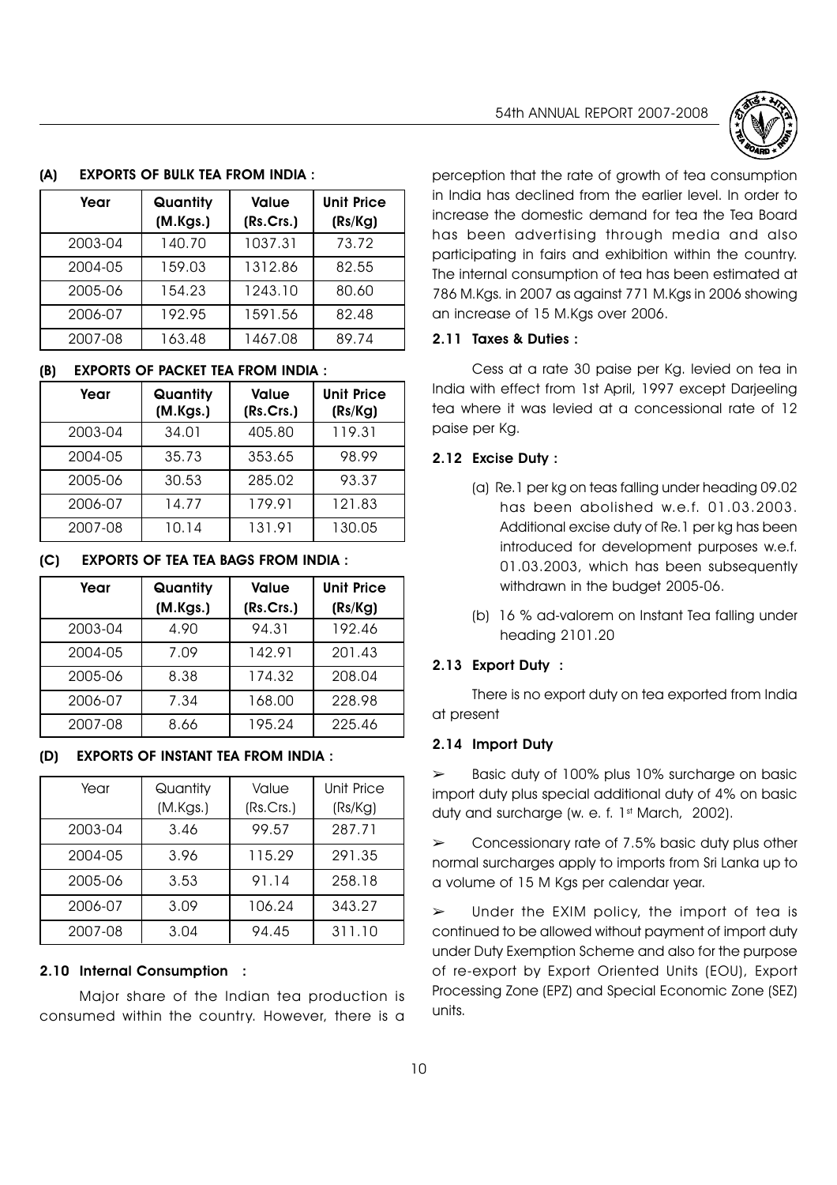### (A) EXPORTS OF BULK TEA FROM INDIA :

| Year | Quantity (M.Kgs.) | Value (Rs.Crs.) | Unit Price (Rs/Kg) |
|---|---|---|---|
| 2003-04 | 140.70 | 1037.31 | 73.72 |
| 2004-05 | 159.03 | 1312.86 | 82.55 |
| 2005-06 | 154.23 | 1243.10 | 80.60 |
| 2006-07 | 192.95 | 1591.56 | 82.48 |
| 2007-08 | 163.48 | 1467.08 | 89.74 |

### (B) EXPORTS OF PACKET TEA FROM INDIA :

| Year | Quantity (M.Kgs.) | Value (Rs.Crs.) | Unit Price (Rs/Kg) |
|---|---|---|---|
| 2003-04 | 34.01 | 405.80 | 119.31 |
| 2004-05 | 35.73 | 353.65 | 98.99 |
| 2005-06 | 30.53 | 285.02 | 93.37 |
| 2006-07 | 14.77 | 179.91 | 121.83 |
| 2007-08 | 10.14 | 131.91 | 130.05 |

### (C) EXPORTS OF TEA TEA BAGS FROM INDIA :

| Year | Quantity (M.Kgs.) | Value (Rs.Crs.) | Unit Price (Rs/Kg) |
|---|---|---|---|
| 2003-04 | 4.90 | 94.31 | 192.46 |
| 2004-05 | 7.09 | 142.91 | 201.43 |
| 2005-06 | 8.38 | 174.32 | 208.04 |
| 2006-07 | 7.34 | 168.00 | 228.98 |
| 2007-08 | 8.66 | 195.24 | 225.46 |

### (D) EXPORTS OF INSTANT TEA FROM INDIA :

| Year | Quantity (M.Kgs.) | Value (Rs.Crs.) | Unit Price (Rs/Kg) |
|---|---|---|---|
| 2003-04 | 3.46 | 99.57 | 287.71 |
| 2004-05 | 3.96 | 115.29 | 291.35 |
| 2005-06 | 3.53 | 91.14 | 258.18 |
| 2006-07 | 3.09 | 106.24 | 343.27 |
| 2007-08 | 3.04 | 94.45 | 311.10 |

### 2.10 Internal Consumption :

Major share of the Indian tea production is consumed within the country. However, there is a perception that the rate of growth of tea consumption in India has declined from the earlier level. In order to increase the domestic demand for tea the Tea Board has been advertising through media and also participating in fairs and exhibition within the country. The internal consumption of tea has been estimated at 786 M.Kgs. in 2007 as against 771 M.Kgs in 2006 showing an increase of 15 M.Kgs over 2006.

### 2.11 Taxes & Duties :

Cess at a rate 30 paise per Kg. levied on tea in India with effect from 1st April, 1997 except Darjeeling tea where it was levied at a concessional rate of 12 paise per Kg.

### 2.12 Excise Duty :

(a) Re.1 per kg on teas falling under heading 09.02 has been abolished w.e.f. 01.03.2003. Additional excise duty of Re.1 per kg has been introduced for development purposes w.e.f. 01.03.2003, which has been subsequently withdrawn in the budget 2005-06.

(b) 16 % ad-valorem on Instant Tea falling under heading 2101.20

### 2.13 Export Duty :

There is no export duty on tea exported from India at present

### 2.14 Import Duty

➢ Basic duty of 100% plus 10% surcharge on basic import duty plus special additional duty of 4% on basic duty and surcharge (w. e. f. 1st March, 2002).

➢ Concessionary rate of 7.5% basic duty plus other normal surcharges apply to imports from Sri Lanka up to a volume of 15 M Kgs per calendar year.

➢ Under the EXIM policy, the import of tea is continued to be allowed without payment of import duty under Duty Exemption Scheme and also for the purpose of re-export by Export Oriented Units (EOU), Export Processing Zone (EPZ) and Special Economic Zone (SEZ) units.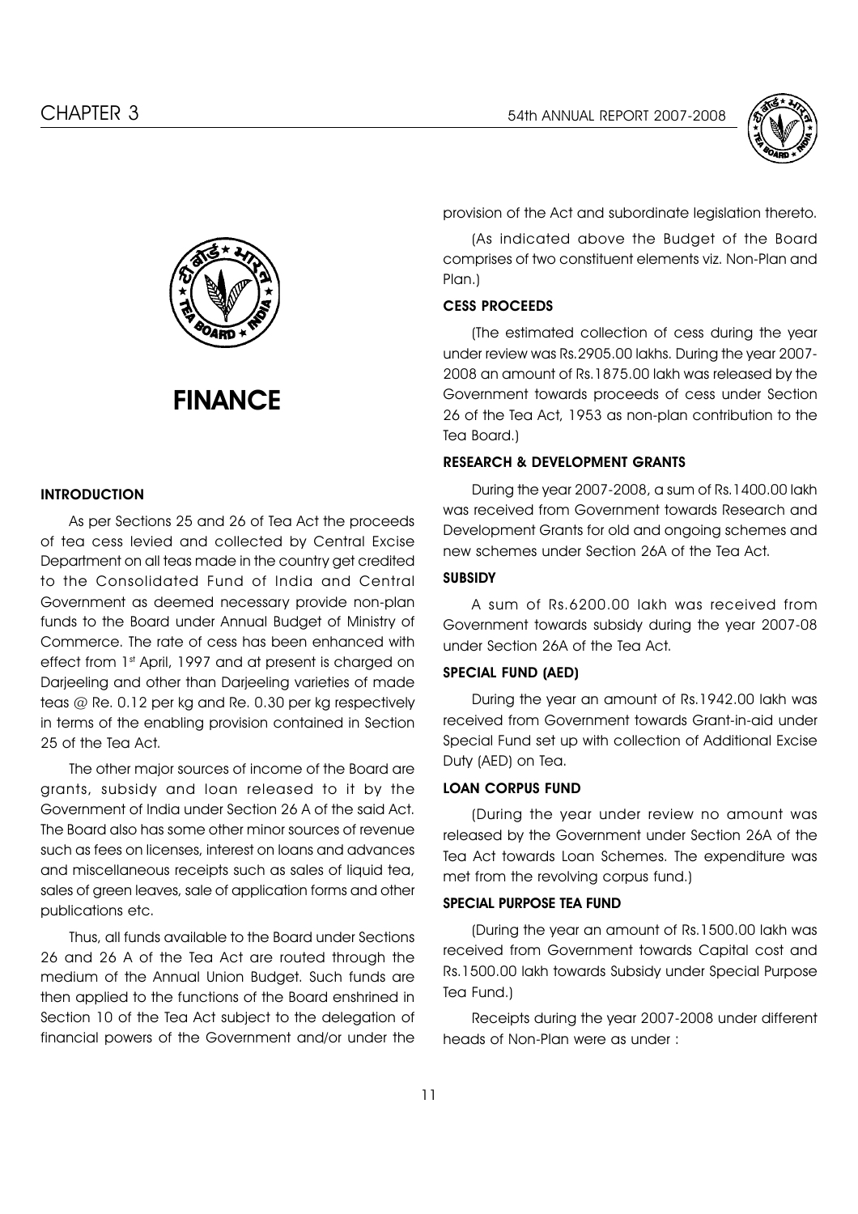# FINANCE

## INTRODUCTION

As per Sections 25 and 26 of Tea Act the proceeds of tea cess levied and collected by Central Excise Department on all teas made in the country get credited to the Consolidated Fund of India and Central Government as deemed necessary provide non-plan funds to the Board under Annual Budget of Ministry of Commerce. The rate of cess has been enhanced with effect from 1st April, 1997 and at present is charged on Darjeeling and other than Darjeeling varieties of made teas @ Re. 0.12 per kg and Re. 0.30 per kg respectively in terms of the enabling provision contained in Section 25 of the Tea Act.

The other major sources of income of the Board are grants, subsidy and loan released to it by the Government of India under Section 26 A of the said Act. The Board also has some other minor sources of revenue such as fees on licenses, interest on loans and advances and miscellaneous receipts such as sales of liquid tea, sales of green leaves, sale of application forms and other publications etc.

Thus, all funds available to the Board under Sections 26 and 26 A of the Tea Act are routed through the medium of the Annual Union Budget. Such funds are then applied to the functions of the Board enshrined in Section 10 of the Tea Act subject to the delegation of financial powers of the Government and/or under the provision of the Act and subordinate legislation thereto.

(As indicated above the Budget of the Board comprises of two constituent elements viz. Non-Plan and Plan.)

## CESS PROCEEDS

(The estimated collection of cess during the year under review was Rs.2905.00 lakhs. During the year 2007-2008 an amount of Rs.1875.00 lakh was released by the Government towards proceeds of cess under Section 26 of the Tea Act, 1953 as non-plan contribution to the Tea Board.)

## RESEARCH & DEVELOPMENT GRANTS

During the year 2007-2008, a sum of Rs.1400.00 lakh was received from Government towards Research and Development Grants for old and ongoing schemes and new schemes under Section 26A of the Tea Act.

## SUBSIDY

A sum of Rs.6200.00 lakh was received from Government towards subsidy during the year 2007-08 under Section 26A of the Tea Act.

## SPECIAL FUND (AED)

During the year an amount of Rs.1942.00 lakh was received from Government towards Grant-in-aid under Special Fund set up with collection of Additional Excise Duty (AED) on Tea.

## LOAN CORPUS FUND

(During the year under review no amount was released by the Government under Section 26A of the Tea Act towards Loan Schemes. The expenditure was met from the revolving corpus fund.)

## SPECIAL PURPOSE TEA FUND

(During the year an amount of Rs.1500.00 lakh was received from Government towards Capital cost and Rs.1500.00 lakh towards Subsidy under Special Purpose Tea Fund.)

Receipts during the year 2007-2008 under different heads of Non-Plan were as under :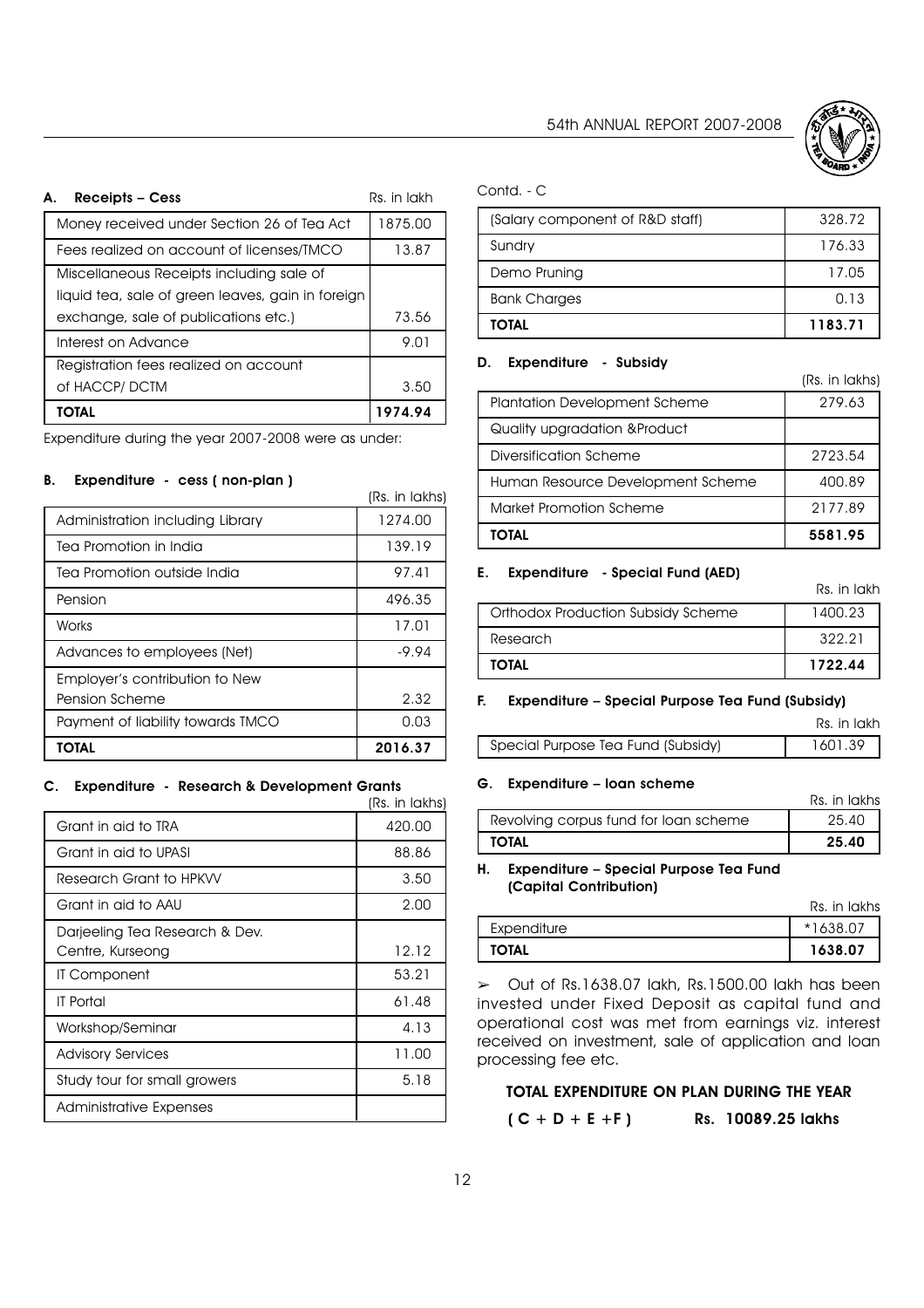### A. Receipts – Cess

Rs. in lakh

| Item | Amount |
|---|---|
| Money received under Section 26 of Tea Act | 1875.00 |
| Fees realized on account of licenses/TMCO | 13.87 |
| Miscellaneous Receipts including sale of liquid tea, sale of green leaves, gain in foreign exchange, sale of publications etc.) | 73.56 |
| Interest on Advance | 9.01 |
| Registration fees realized on account of HACCP/ DCTM | 3.50 |
| **TOTAL** | **1974.94** |

Expenditure during the year 2007-2008 were as under:

### B. Expenditure - cess ( non-plan )

(Rs. in lakhs)

| Item | Amount |
|---|---|
| Administration including Library | 1274.00 |
| Tea Promotion in India | 139.19 |
| Tea Promotion outside India | 97.41 |
| Pension | 496.35 |
| Works | 17.01 |
| Advances to employees (Net) | -9.94 |
| Employer's contribution to New Pension Scheme | 2.32 |
| Payment of liability towards TMCO | 0.03 |
| **TOTAL** | **2016.37** |

### C. Expenditure - Research & Development Grants

(Rs. in lakhs)

| Item | Amount |
|---|---|
| Grant in aid to TRA | 420.00 |
| Grant in aid to UPASI | 88.86 |
| Research Grant to HPKVV | 3.50 |
| Grant in aid to AAU | 2.00 |
| Darjeeling Tea Research & Dev. Centre, Kurseong | 12.12 |
| IT Component | 53.21 |
| IT Portal | 61.48 |
| Workshop/Seminar | 4.13 |
| Advisory Services | 11.00 |
| Study tour for small growers | 5.18 |
| Administrative Expenses | |
| (Salary component of R&D staff) | 328.72 |
| Sundry | 176.33 |
| Demo Pruning | 17.05 |
| Bank Charges | 0.13 |
| **TOTAL** | **1183.71** |

### D. Expenditure - Subsidy

(Rs. in lakhs)

| Item | Amount |
|---|---|
| Plantation Development Scheme | 279.63 |
| Quality upgradation &Product Diversification Scheme | 2723.54 |
| Human Resource Development Scheme | 400.89 |
| Market Promotion Scheme | 2177.89 |
| **TOTAL** | **5581.95** |

### E. Expenditure - Special Fund (AED)

Rs. in lakh

| Item | Amount |
|---|---|
| Orthodox Production Subsidy Scheme | 1400.23 |
| Research | 322.21 |
| **TOTAL** | **1722.44** |

### F. Expenditure – Special Purpose Tea Fund (Subsidy)

Rs. in lakh

| Item | Amount |
|---|---|
| Special Purpose Tea Fund (Subsidy) | 1601.39 |

### G. Expenditure – loan scheme

Rs. in lakhs

| Item | Amount |
|---|---|
| Revolving corpus fund for loan scheme | 25.40 |
| **TOTAL** | **25.40** |

### H. Expenditure – Special Purpose Tea Fund (Capital Contribution)

Rs. in lakhs

| Item | Amount |
|---|---|
| Expenditure | *1638.07 |
| **TOTAL** | **1638.07** |

➢ Out of Rs.1638.07 lakh, Rs.1500.00 lakh has been invested under Fixed Deposit as capital fund and operational cost was met from earnings viz. interest received on investment, sale of application and loan processing fee etc.

**TOTAL EXPENDITURE ON PLAN DURING THE YEAR**

**( C + D + E +F ) Rs. 10089.25 lakhs**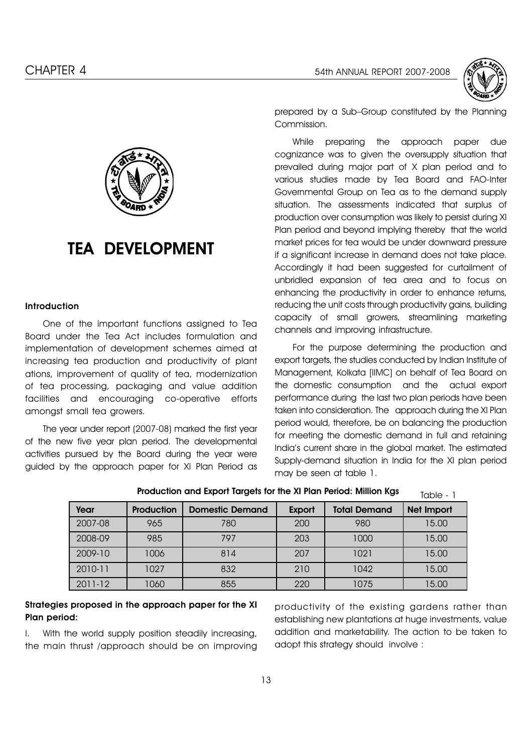# TEA DEVELOPMENT

### Introduction

One of the important functions assigned to Tea Board under the Tea Act includes formulation and implementation of development schemes aimed at increasing tea production and productivity of plant ations, improvement of quality of tea, modernization of tea processing, packaging and value addition facilities and encouraging co-operative efforts amongst small tea growers.

The year under report (2007-08) marked the first year of the new five year plan period. The developmental activities pursued by the Board during the year were guided by the approach paper for XI Plan Period as prepared by a Sub–Group constituted by the Planning Commission.

While preparing the approach paper due cognizance was to given the oversupply situation that prevailed during major part of X plan period and to various studies made by Tea Board and FAO-Inter Governmental Group on Tea as to the demand supply situation. The assessments indicated that surplus of production over consumption was likely to persist during XI Plan period and beyond implying thereby that the world market prices for tea would be under downward pressure if a significant increase in demand does not take place. Accordingly it had been suggested for curtailment of unbridled expansion of tea area and to focus on enhancing the productivity in order to enhance returns, reducing the unit costs through productivity gains, building capacity of small growers, streamlining marketing channels and improving infrastructure.

For the purpose determining the production and export targets, the studies conducted by Indian Institute of Management, Kolkata [IIMC] on behalf of Tea Board on the domestic consumption and the actual export performance during the last two plan periods have been taken into consideration. The approach during the XI Plan period would, therefore, be on balancing the production for meeting the domestic demand in full and retaining India's current share in the global market. The estimated Supply-demand situation in India for the XI plan period may be seen at table 1.

**Production and Export Targets for the XI Plan Period: Million Kgs** Table - 1

| Year | Production | Domestic Demand | Export | Total Demand | Net Import |
|---|---|---|---|---|---|
| 2007-08 | 965 | 780 | 200 | 980 | 15.00 |
| 2008-09 | 985 | 797 | 203 | 1000 | 15.00 |
| 2009-10 | 1006 | 814 | 207 | 1021 | 15.00 |
| 2010-11 | 1027 | 832 | 210 | 1042 | 15.00 |
| 2011-12 | 1060 | 855 | 220 | 1075 | 15.00 |

### Strategies proposed in the approach paper for the XI Plan period:

I. With the world supply position steadily increasing, the main thrust /approach should be on improving productivity of the existing gardens rather than establishing new plantations at huge investments, value addition and marketability. The action to be taken to adopt this strategy should involve :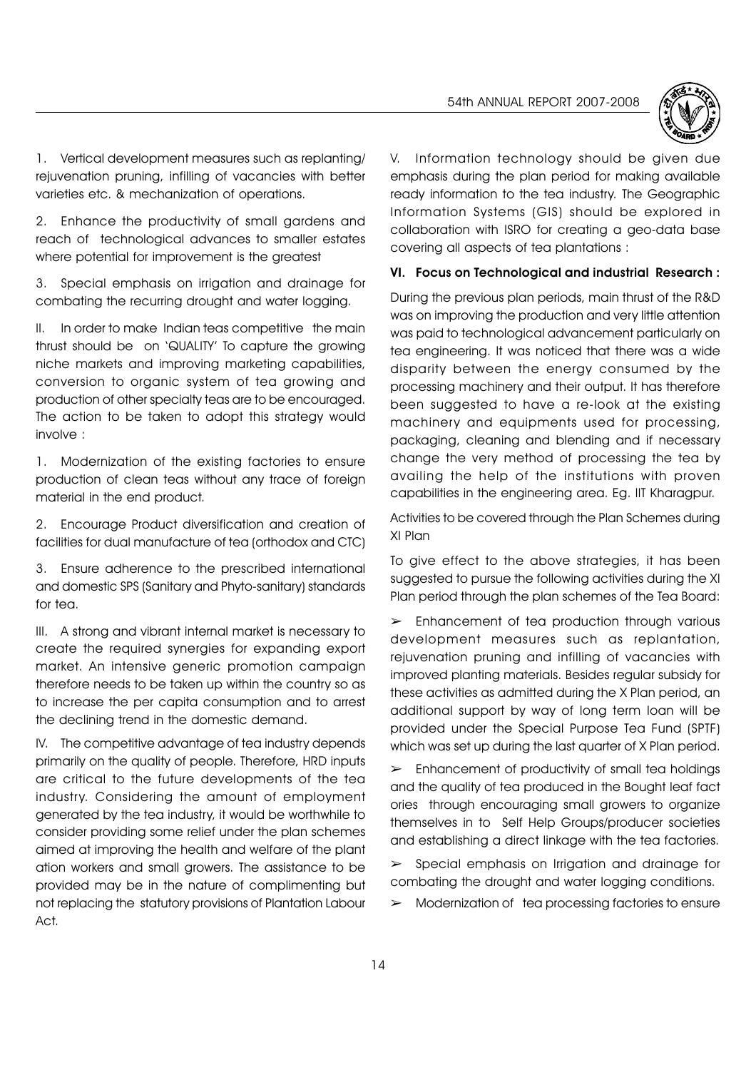1. Vertical development measures such as replanting/ rejuvenation pruning, infilling of vacancies with better varieties etc. & mechanization of operations.

2. Enhance the productivity of small gardens and reach of technological advances to smaller estates where potential for improvement is the greatest

3. Special emphasis on irrigation and drainage for combating the recurring drought and water logging.

II. In order to make Indian teas competitive the main thrust should be on 'QUALITY' To capture the growing niche markets and improving marketing capabilities, conversion to organic system of tea growing and production of other specialty teas are to be encouraged. The action to be taken to adopt this strategy would involve :

1. Modernization of the existing factories to ensure production of clean teas without any trace of foreign material in the end product.

2. Encourage Product diversification and creation of facilities for dual manufacture of tea (orthodox and CTC)

3. Ensure adherence to the prescribed international and domestic SPS (Sanitary and Phyto-sanitary) standards for tea.

III. A strong and vibrant internal market is necessary to create the required synergies for expanding export market. An intensive generic promotion campaign therefore needs to be taken up within the country so as to increase the per capita consumption and to arrest the declining trend in the domestic demand.

IV. The competitive advantage of tea industry depends primarily on the quality of people. Therefore, HRD inputs are critical to the future developments of the tea industry. Considering the amount of employment generated by the tea industry, it would be worthwhile to consider providing some relief under the plan schemes aimed at improving the health and welfare of the plant ation workers and small growers. The assistance to be provided may be in the nature of complimenting but not replacing the statutory provisions of Plantation Labour Act.

V. Information technology should be given due emphasis during the plan period for making available ready information to the tea industry. The Geographic Information Systems (GIS) should be explored in collaboration with ISRO for creating a geo-data base covering all aspects of tea plantations :

**VI. Focus on Technological and industrial Research :**

During the previous plan periods, main thrust of the R&D was on improving the production and very little attention was paid to technological advancement particularly on tea engineering. It was noticed that there was a wide disparity between the energy consumed by the processing machinery and their output. It has therefore been suggested to have a re-look at the existing machinery and equipments used for processing, packaging, cleaning and blending and if necessary change the very method of processing the tea by availing the help of the institutions with proven capabilities in the engineering area. Eg. IIT Kharagpur.

Activities to be covered through the Plan Schemes during XI Plan

To give effect to the above strategies, it has been suggested to pursue the following activities during the XI Plan period through the plan schemes of the Tea Board:

➢ Enhancement of tea production through various development measures such as replantation, rejuvenation pruning and infilling of vacancies with improved planting materials. Besides regular subsidy for these activities as admitted during the X Plan period, an additional support by way of long term loan will be provided under the Special Purpose Tea Fund (SPTF) which was set up during the last quarter of X Plan period.

➢ Enhancement of productivity of small tea holdings and the quality of tea produced in the Bought leaf fact ories through encouraging small growers to organize themselves in to Self Help Groups/producer societies and establishing a direct linkage with the tea factories.

➢ Special emphasis on Irrigation and drainage for combating the drought and water logging conditions.

➢ Modernization of tea processing factories to ensure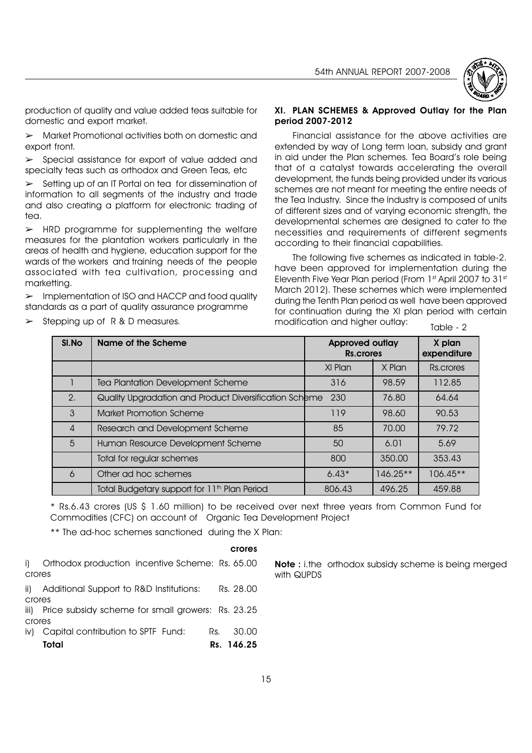production of quality and value added teas suitable for domestic and export market.

➢ Market Promotional activities both on domestic and export front.

➢ Special assistance for export of value added and specialty teas such as orthodox and Green Teas, etc

➢ Setting up of an IT Portal on tea for dissemination of information to all segments of the industry and trade and also creating a platform for electronic trading of tea.

➢ HRD programme for supplementing the welfare measures for the plantation workers particularly in the areas of health and hygiene, education support for the wards of the workers and training needs of the people associated with tea cultivation, processing and marketting.

➢ Implementation of ISO and HACCP and food quality standards as a part of quality assurance programme

➢ Stepping up of R & D measures.

## XI. PLAN SCHEMES & Approved Outlay for the Plan period 2007-2012

Financial assistance for the above activities are extended by way of Long term loan, subsidy and grant in aid under the Plan schemes. Tea Board's role being that of a catalyst towards accelerating the overall development, the funds being provided under its various schemes are not meant for meeting the entire needs of the Tea Industry. Since the Industry is composed of units of different sizes and of varying economic strength, the developmental schemes are designed to cater to the necessities and requirements of different segments according to their financial capabilities.

The following five schemes as indicated in table-2. have been approved for implementation during the Eleventh Five Year Plan period (From 1st April 2007 to 31st March 2012). These schemes which were implemented during the Tenth Plan period as well have been approved for continuation during the XI plan period with certain modification and higher outlay:

Table - 2

| Sl.No | Name of the Scheme | Approved outlay Rs.crores | | X plan expenditure |
|---|---|---|---|---|
| | | XI Plan | X Plan | Rs.crores |
| 1 | Tea Plantation Development Scheme | 316 | 98.59 | 112.85 |
| 2. | Quality Upgradation and Product Diversification Scheme | 230 | 76.80 | 64.64 |
| 3 | Market Promotion Scheme | 119 | 98.60 | 90.53 |
| 4 | Research and Development Scheme | 85 | 70.00 | 79.72 |
| 5 | Human Resource Development Scheme | 50 | 6.01 | 5.69 |
| | Total for regular schemes | 800 | 350.00 | 353.43 |
| 6 | Other ad hoc schemes | 6.43* | 146.25** | 106.45** |
| | Total Budgetary support for 11th Plan Period | 806.43 | 496.25 | 459.88 |

\* Rs.6.43 crores (US $ 1.60 million) to be received over next three years from Common Fund for Commodities (CFC) on account of Organic Tea Development Project

\*\* The ad-hoc schemes sanctioned during the X Plan:

**crores**

i) Orthodox production incentive Scheme: Rs. 65.00 crores

ii) Additional Support to R&D Institutions: Rs. 28.00 crores

iii) Price subsidy scheme for small growers: Rs. 23.25 crores

iv) Capital contribution to SPTF Fund: Rs. 30.00

**Total Rs. 146.25**

**Note :** i.the orthodox subsidy scheme is being merged with QUPDS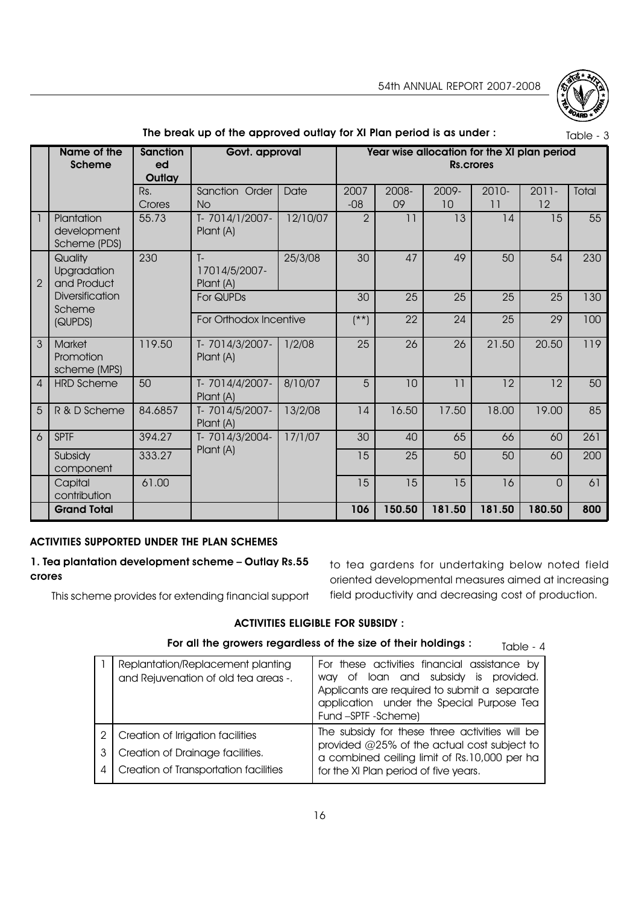**The break up of the approved outlay for XI Plan period is as under :** Table - 3

| | Name of the Scheme | Sanctioned Outlay | Govt. approval | | Year wise allocation for the XI plan period Rs.crores | | | | | |
|---|---|---|---|---|---|---|---|---|---|---|
| | | Rs. Crores | Sanction Order No | Date | 2007-08 | 2008-09 | 2009-10 | 2010-11 | 2011-12 | Total |
| 1 | Plantation development Scheme (PDS) | 55.73 | T- 7014/1/2007-Plant (A) | 12/10/07 | 2 | 11 | 13 | 14 | 15 | 55 |
| 2 | Quality Upgradation and Product Diversification Scheme (QUPDS) | 230 | T-17014/5/2007-Plant (A) | 25/3/08 | 30 | 47 | 49 | 50 | 54 | 230 |
| | | | For QUPDs | | 30 | 25 | 25 | 25 | 25 | 130 |
| | | | For Orthodox Incentive | | (**) | 22 | 24 | 25 | 29 | 100 |
| 3 | Market Promotion scheme (MPS) | 119.50 | T- 7014/3/2007-Plant (A) | 1/2/08 | 25 | 26 | 26 | 21.50 | 20.50 | 119 |
| 4 | HRD Scheme | 50 | T- 7014/4/2007-Plant (A) | 8/10/07 | 5 | 10 | 11 | 12 | 12 | 50 |
| 5 | R & D Scheme | 84.6857 | T- 7014/5/2007-Plant (A) | 13/2/08 | 14 | 16.50 | 17.50 | 18.00 | 19.00 | 85 |
| 6 | SPTF | 394.27 | T- 7014/3/2004-Plant (A) | 17/1/07 | 30 | 40 | 65 | 66 | 60 | 261 |
| | Subsidy component | 333.27 | | | 15 | 25 | 50 | 50 | 60 | 200 |
| | Capital contribution | 61.00 | | | 15 | 15 | 15 | 16 | 0 | 61 |
| | **Grand Total** | | | | **106** | **150.50** | **181.50** | **181.50** | **180.50** | **800** |

## ACTIVITIES SUPPORTED UNDER THE PLAN SCHEMES

### 1. Tea plantation development scheme – Outlay Rs.55 crores

This scheme provides for extending financial support to tea gardens for undertaking below noted field oriented developmental measures aimed at increasing field productivity and decreasing cost of production.

**ACTIVITIES ELIGIBLE FOR SUBSIDY :**

**For all the growers regardless of the size of their holdings :** Table - 4

| | Activity | Assistance |
|---|---|---|
| 1 | Replantation/Replacement planting and Rejuvenation of old tea areas -. | For these activities financial assistance by way of loan and subsidy is provided. Applicants are required to submit a separate application under the Special Purpose Tea Fund –SPTF -Scheme) |
| 2 | Creation of Irrigation facilities | The subsidy for these three activities will be provided @25% of the actual cost subject to a combined ceiling limit of Rs.10,000 per ha for the XI Plan period of five years. |
| 3 | Creation of Drainage facilities. | |
| 4 | Creation of Transportation facilities | |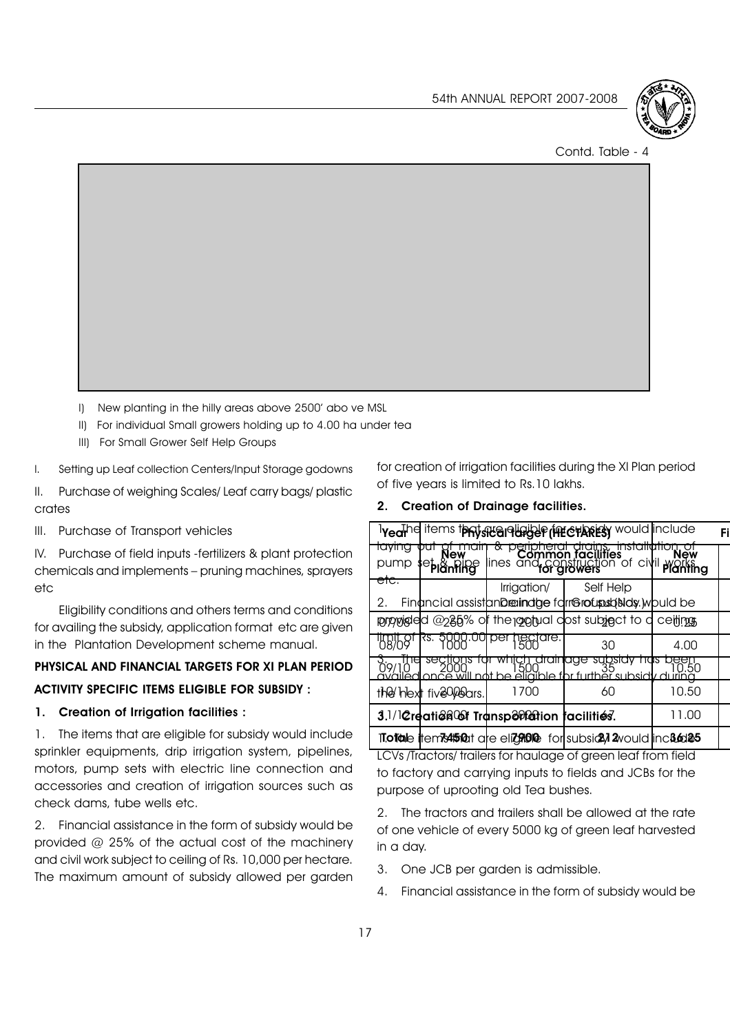Contd. Table - 4

| Year | Physical Target (HECTARES) | | | Fi |
|---|---|---|---|---|
| | New Planting | Common facilities for growers | | New Planting |
| | | Irrigation/ Drainage | Self Help Groups (Nos.) | |
| 07/08 | 250 | 1200 | 20 | 0.25 |
| 08/09 | 1000 | 1500 | 30 | 4.00 |
| 09/10 | 2000 | 1500 | 35 | 10.50 |
| 10/11 | 2000 | 1700 | 60 | 10.50 |
| 11/12 | 2200 | 2000 | 67 | 11.00 |
| Total | 7450 | 7900 | 212 | 36.25 |

I) New planting in the hilly areas above 2500' abo ve MSL

II) For individual Small growers holding up to 4.00 ha under tea

III) For Small Grower Self Help Groups

I. Setting up Leaf collection Centers/Input Storage godowns

II. Purchase of weighing Scales/ Leaf carry bags/ plastic crates

III. Purchase of Transport vehicles

IV. Purchase of field inputs -fertilizers & plant protection chemicals and implements – pruning machines, sprayers etc

Eligibility conditions and others terms and conditions for availing the subsidy, application format etc are given in the Plantation Development scheme manual.

**PHYSICAL AND FINANCIAL TARGETS FOR XI PLAN PERIOD**

**ACTIVITY SPECIFIC ITEMS ELIGIBLE FOR SUBSIDY :**

**1. Creation of Irrigation facilities :**

1. The items that are eligible for subsidy would include sprinkler equipments, drip irrigation system, pipelines, motors, pump sets with electric line connection and accessories and creation of irrigation sources such as check dams, tube wells etc.

2. Financial assistance in the form of subsidy would be provided @ 25% of the actual cost of the machinery and civil work subject to ceiling of Rs. 10,000 per hectare. The maximum amount of subsidy allowed per garden for creation of irrigation facilities during the XI Plan period of five years is limited to Rs.10 lakhs.

**2. Creation of Drainage facilities.**

1. The items that are eligible for subsidy would include laying out of main & peripheral drains, installation of pump set & pipe lines and construction of civil works etc.

2. Financial assistance in the form of subsidy would be provided @ 25% of the actual cost subject to a ceiling limit of Rs. 5000.00 per hectare.

3. The sections for which drainage subsidy has been availed once will not be eligible for further subsidy during the next five years.

**3. Creation of Transportation facilities.**

1. The items that are eligible for subsidy would include LCVs /Tractors/ trailers for haulage of green leaf from field to factory and carrying inputs to fields and JCBs for the purpose of uprooting old Tea bushes.

2. The tractors and trailers shall be allowed at the rate of one vehicle of every 5000 kg of green leaf harvested in a day.

3. One JCB per garden is admissible.

4. Financial assistance in the form of subsidy would be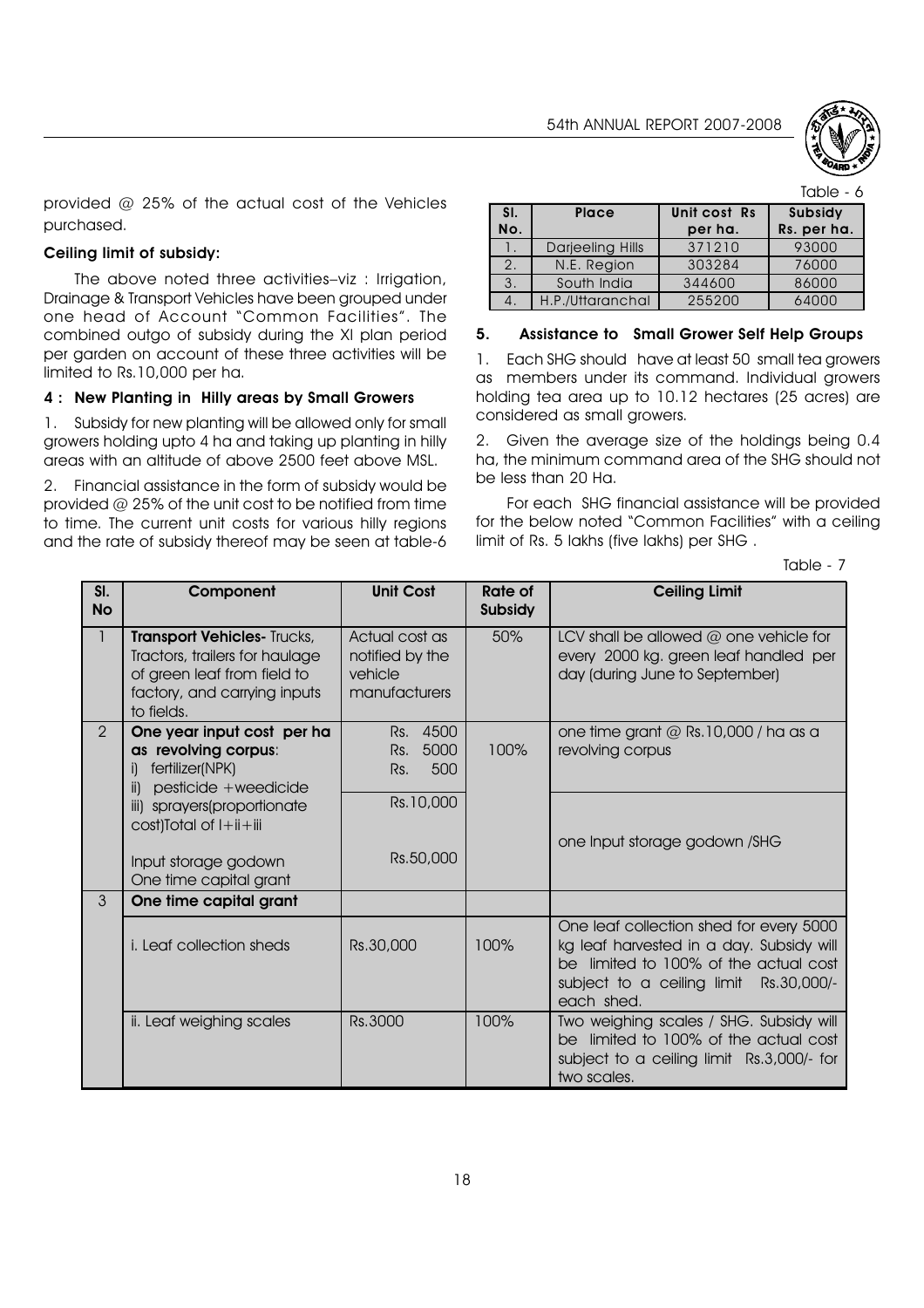provided @ 25% of the actual cost of the Vehicles purchased.

**Ceiling limit of subsidy:**

The above noted three activities–viz : Irrigation, Drainage & Transport Vehicles have been grouped under one head of Account "Common Facilities". The combined outgo of subsidy during the XI plan period per garden on account of these three activities will be limited to Rs.10,000 per ha.

**4 : New Planting in Hilly areas by Small Growers**

1. Subsidy for new planting will be allowed only for small growers holding upto 4 ha and taking up planting in hilly areas with an altitude of above 2500 feet above MSL.

2. Financial assistance in the form of subsidy would be provided @ 25% of the unit cost to be notified from time to time. The current unit costs for various hilly regions and the rate of subsidy thereof may be seen at table-6

Table - 6

| Sl. No. | Place | Unit cost Rs per ha. | Subsidy Rs. per ha. |
|---|---|---|---|
| 1. | Darjeeling Hills | 371210 | 93000 |
| 2. | N.E. Region | 303284 | 76000 |
| 3. | South India | 344600 | 86000 |
| 4. | H.P./Uttaranchal | 255200 | 64000 |

**5. Assistance to Small Grower Self Help Groups**

1. Each SHG should have at least 50 small tea growers as members under its command. Individual growers holding tea area up to 10.12 hectares (25 acres) are considered as small growers.

2. Given the average size of the holdings being 0.4 ha, the minimum command area of the SHG should not be less than 20 Ha.

For each SHG financial assistance will be provided for the below noted "Common Facilities" with a ceiling limit of Rs. 5 lakhs (five lakhs) per SHG .

Table - 7

| Sl. No | Component | Unit Cost | Rate of Subsidy | Ceiling Limit |
|---|---|---|---|---|
| 1 | **Transport Vehicles-** Trucks, Tractors, trailers for haulage of green leaf from field to factory, and carrying inputs to fields. | Actual cost as notified by the vehicle manufacturers | 50% | LCV shall be allowed @ one vehicle for every 2000 kg. green leaf handled per day (during June to September) |
| 2 | **One year input cost per ha as revolving corpus**: i) fertilizer(NPK) ii) pesticide +weedicide iii) sprayers(proportionate cost)Total of I+ii+iii | Rs. 4500 Rs. 5000 Rs. 500 Rs.10,000 | 100% | one time grant @ Rs.10,000 / ha as a revolving corpus |
| | Input storage godown One time capital grant | Rs.50,000 | | one Input storage godown /SHG |
| 3 | **One time capital grant** | | | |
| | i. Leaf collection sheds | Rs.30,000 | 100% | One leaf collection shed for every 5000 kg leaf harvested in a day. Subsidy will be limited to 100% of the actual cost subject to a ceiling limit Rs.30,000/- each shed. |
| | ii. Leaf weighing scales | Rs.3000 | 100% | Two weighing scales / SHG. Subsidy will be limited to 100% of the actual cost subject to a ceiling limit Rs.3,000/- for two scales. |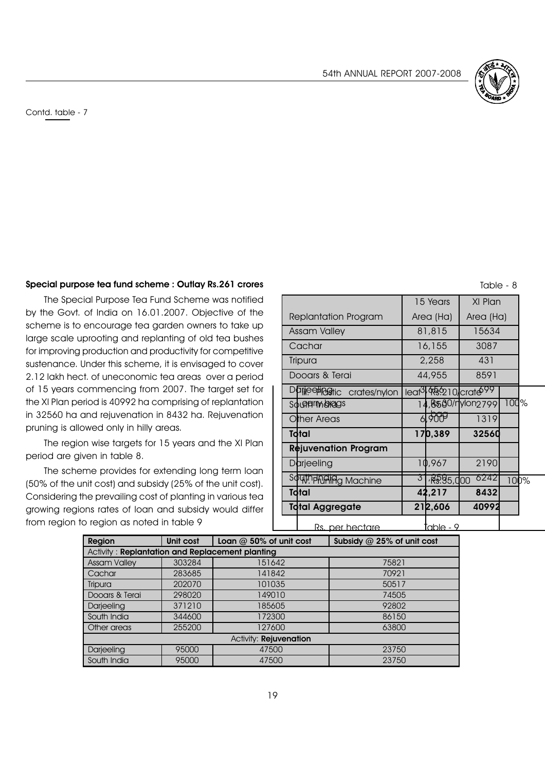Contd. table - 7

| | | |
|---|---|---|
| iii. Plastic crates/nylon leaf carry bags | Rs.210/crate Rs.30/nylon bag | 100% |
| iv. Pruning Machine | Rs.35,000 | 100% |

**Special purpose tea fund scheme : Outlay Rs.261 crores**

The Special Purpose Tea Fund Scheme was notified by the Govt. of India on 16.01.2007. Objective of the scheme is to encourage tea garden owners to take up large scale uprooting and replanting of old tea bushes for improving production and productivity for competitive sustenance. Under this scheme, it is envisaged to cover 2.12 lakh hect. of uneconomic tea areas over a period of 15 years commencing from 2007. The target set for the XI Plan period is 40992 ha comprising of replantation in 32560 ha and rejuvenation in 8432 ha. Rejuvenation pruning is allowed only in hilly areas.

The region wise targets for 15 years and the XI Plan period are given in table 8.

The scheme provides for extending long term loan (50% of the unit cost) and subsidy (25% of the unit cost). Considering the prevailing cost of planting in various tea growing regions rates of loan and subsidy would differ from region to region as noted in table 9

Table - 8

| Replantation Program | 15 Years Area (Ha) | XI Plan Area (Ha) |
|---|---|---|
| Assam Valley | 81,815 | 15634 |
| Cachar | 16,155 | 3087 |
| Tripura | 2,258 | 431 |
| Dooars & Terai | 44,955 | 8591 |
| Darjeeling | 3,456 | 699 |
| South India | 14,850 | 2799 |
| Other Areas | 6,900 | 1319 |
| **Total** | **170,389** | **32560** |
| **Rejuvenation Program** | | |
| Darjeeling | 10,967 | 2190 |
| South India | 31,250 | 6242 |
| **Total** | **42,217** | **8432** |
| **Total Aggregate** | **212,606** | **40992** |

Table - 9

Rs. per hectare

| Region | Unit cost | Loan @ 50% of unit cost | Subsidy @ 25% of unit cost |
|---|---|---|---|
| Activity : **Replantation and Replacement planting** | | | |
| Assam Valley | 303284 | 151642 | 75821 |
| Cachar | 283685 | 141842 | 70921 |
| Tripura | 202070 | 101035 | 50517 |
| Dooars & Terai | 298020 | 149010 | 74505 |
| Darjeeling | 371210 | 185605 | 92802 |
| South India | 344600 | 172300 | 86150 |
| Other areas | 255200 | 127600 | 63800 |
| Activity: **Rejuvenation** | | | |
| Darjeeling | 95000 | 47500 | 23750 |
| South India | 95000 | 47500 | 23750 |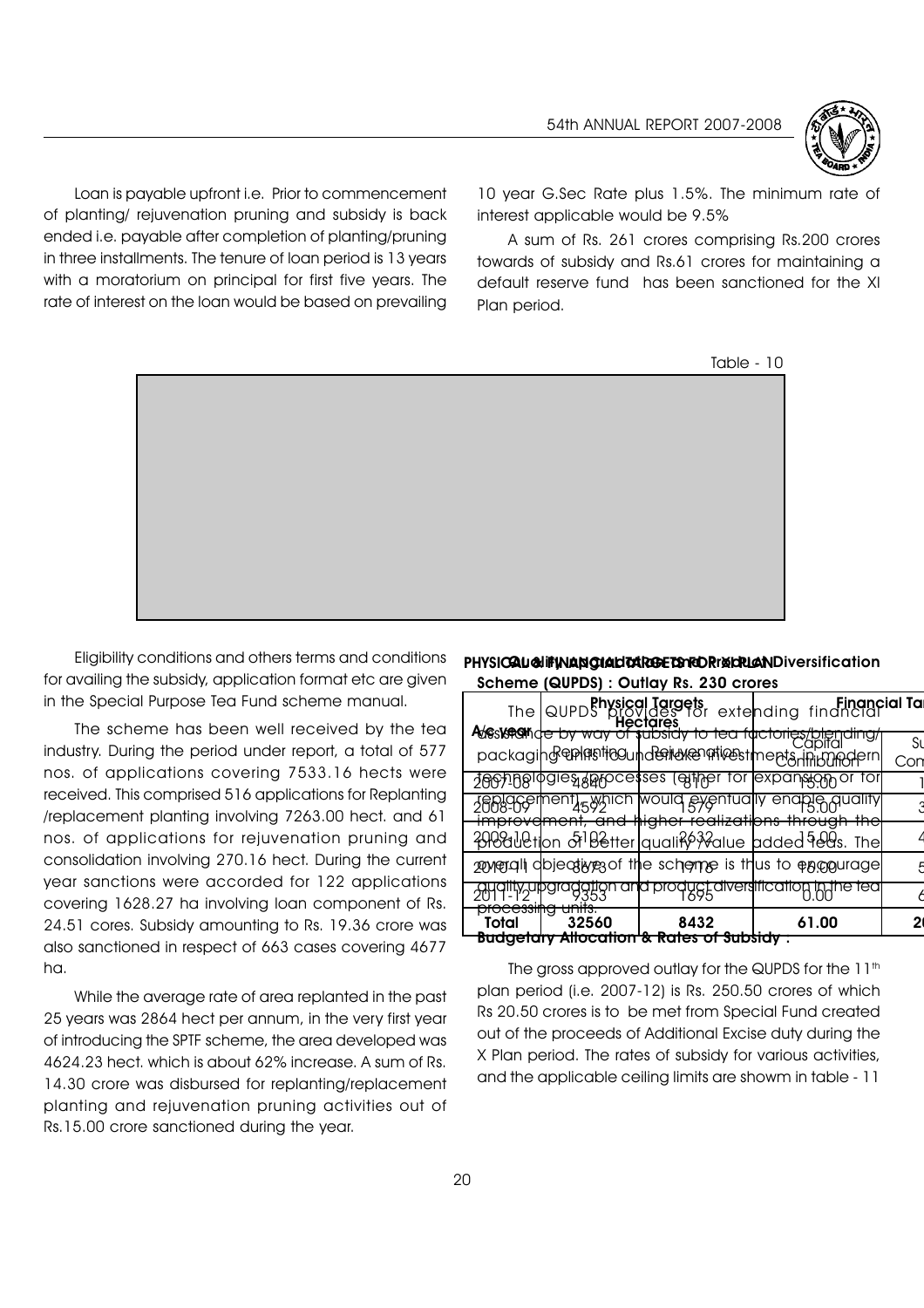Loan is payable upfront i.e. Prior to commencement of planting/ rejuvenation pruning and subsidy is back ended i.e. payable after completion of planting/pruning in three installments. The tenure of loan period is 13 years with a moratorium on principal for first five years. The rate of interest on the loan would be based on prevailing 10 year G.Sec Rate plus 1.5%. The minimum rate of interest applicable would be 9.5%

A sum of Rs. 261 crores comprising Rs.200 crores towards of subsidy and Rs.61 crores for maintaining a default reserve fund has been sanctioned for the XI Plan period.

Table - 10

**PHYSICAL & FINANCIAL TARGETS FOR XI PLAN**

| Year | Physical Targets Hectares | | Financial Ta... | |
|---|---|---|---|---|
| | Replanting | Rejuvenation | Capital Contribution | Su... Com... |
| 2007-08 | 4840 | 810 | 15.00 | 1... |
| 2008-09 | 4592 | 1579 | 15.00 | 3... |
| 2009-10 | 5102 | 2632 | 15.00 | 4... |
| 2010-11 | 8673 | 1716 | 16.00 | 5... |
| 2011-12 | 9353 | 1695 | 0.00 | 6... |
| **Total** | **32560** | **8432** | **61.00** | **20...** |

Eligibility conditions and others terms and conditions for availing the subsidy, application format etc are given in the Special Purpose Tea Fund scheme manual.

The scheme has been well received by the tea industry. During the period under report, a total of 577 nos. of applications covering 7533.16 hects were received. This comprised 516 applications for Replanting /replacement planting involving 7263.00 hect. and 61 nos. of applications for rejuvenation pruning and consolidation involving 270.16 hect. During the current year sanctions were accorded for 122 applications covering 1628.27 ha involving loan component of Rs. 24.51 cores. Subsidy amounting to Rs. 19.36 crore was also sanctioned in respect of 663 cases covering 4677 ha.

While the average rate of area replanted in the past 25 years was 2864 hect per annum, in the very first year of introducing the SPTF scheme, the area developed was 4624.23 hect. which is about 62% increase. A sum of Rs. 14.30 crore was disbursed for replanting/replacement planting and rejuvenation pruning activities out of Rs.15.00 crore sanctioned during the year.

**Quality Upgradation and Product Diversification Scheme (QUPDS) : Outlay Rs. 230 crores**

The QUPDS provides for extending financial assistance by way of subsidy to tea factories/blending/ packaging units to undertake investments in modern technologies/processes (either for expansion or for replacement) which would eventually enable quality improvement, and higher realizations through the production of better quality/value added teas. The overall objective of the scheme is thus to encourage quality upgradation and product diversification in the tea processing units.

**Budgetary Allocation & Rates of Subsidy :**

The gross approved outlay for the QUPDS for the 11th plan period (i.e. 2007-12) is Rs. 250.50 crores of which Rs 20.50 crores is to be met from Special Fund created out of the proceeds of Additional Excise duty during the X Plan period. The rates of subsidy for various activities, and the applicable ceiling limits are showm in table - 11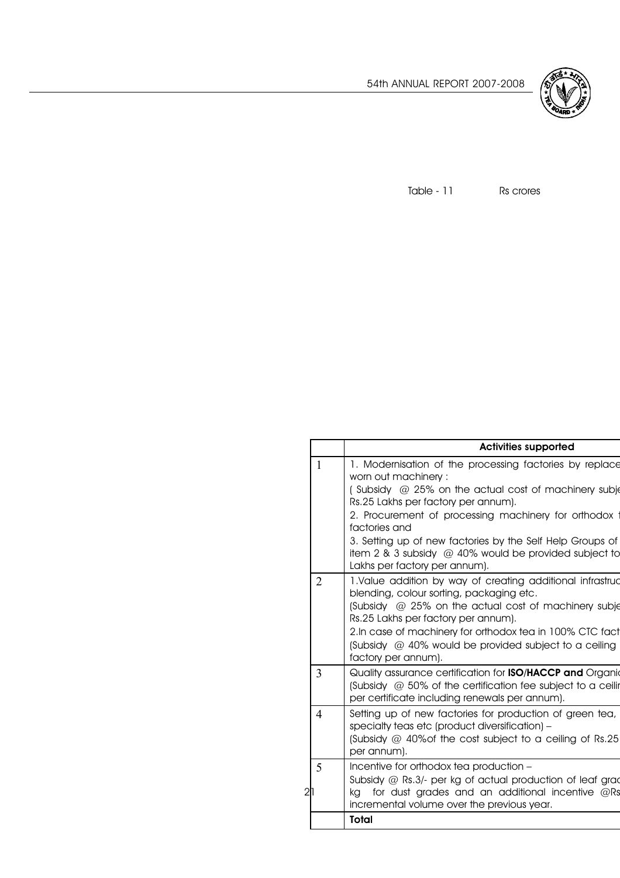Table - 11 Rs crores

|   | Activities supported |
|---|---|
| 1 | 1. Modernisation of the processing factories by replace worn out machinery : ( Subsidy @ 25% on the actual cost of machinery subje Rs.25 Lakhs per factory per annum). 2. Procurement of processing machinery for orthodox factories and 3. Setting up of new factories by the Self Help Groups of item 2 & 3 subsidy @ 40% would be provided subject to Lakhs per factory per annum). |
| 2 | 1.Value addition by way of creating additional infrastruc blending, colour sorting, packaging etc. (Subsidy @ 25% on the actual cost of machinery subje Rs.25 Lakhs per factory per annum). 2.In case of machinery for orthodox tea in 100% CTC fact (Subsidy @ 40% would be provided subject to a ceiling factory per annum). |
| 3 | Quality assurance certification for **ISO/HACCP and** Organic (Subsidy @ 50% of the certification fee subject to a ceilin per certificate including renewals per annum). |
| 4 | Setting up of new factories for production of green tea, specialty teas etc (product diversification) – (Subsidy @ 40%of the cost subject to a ceiling of Rs.25 per annum). |
| 5 | Incentive for orthodox tea production – Subsidy @ Rs.3/- per kg of actual production of leaf grad kg for dust grades and an additional incentive @Rs incremental volume over the previous year. |
|   | **Total** |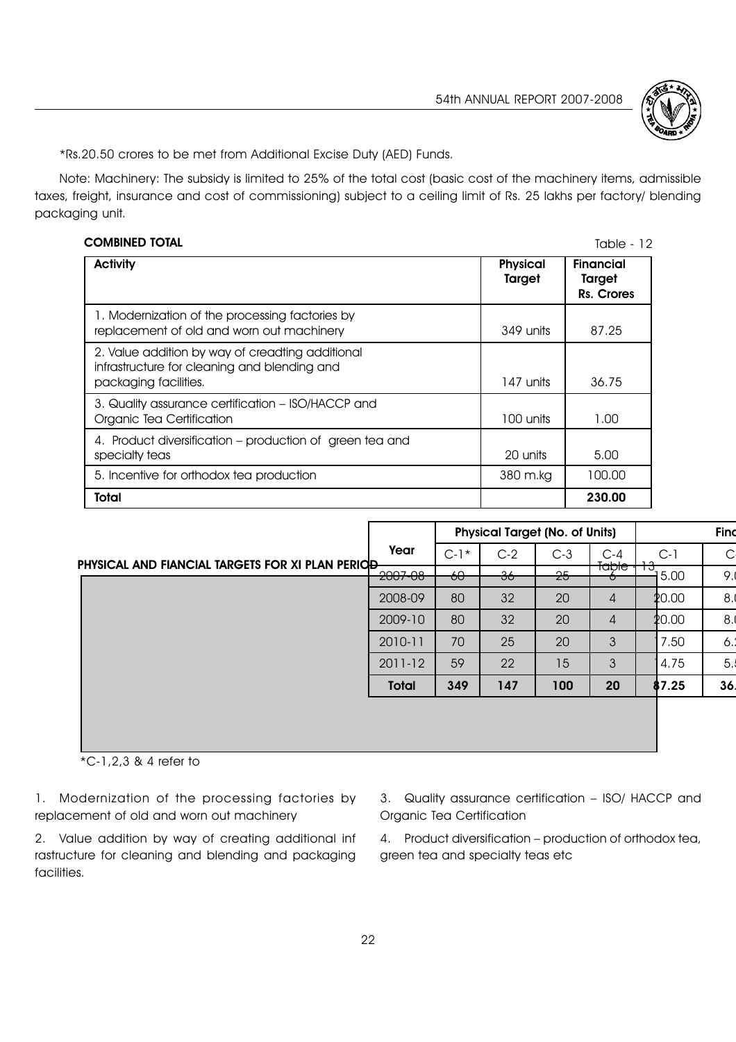*Rs.20.50 crores to be met from Additional Excise Duty (AED) Funds.

Note: Machinery: The subsidy is limited to 25% of the total cost (basic cost of the machinery items, admissible taxes, freight, insurance and cost of commissioning) subject to a ceiling limit of Rs. 25 lakhs per factory/ blending packaging unit.

**COMBINED TOTAL**

Table - 12

| Activity | Physical Target | Financial Target Rs. Crores |
|---|---|---|
| 1. Modernization of the processing factories by replacement of old and worn out machinery | 349 units | 87.25 |
| 2. Value addition by way of creadting additional infrastructure for cleaning and blending and packaging facilities. | 147 units | 36.75 |
| 3. Quality assurance certification – ISO/HACCP and Organic Tea Certification | 100 units | 1.00 |
| 4. Product diversification – production of green tea and specialty teas | 20 units | 5.00 |
| 5. Incentive for orthodox tea production | 380 m.kg | 100.00 |
| **Total** | | **230.00** |

**PHYSICAL AND FIANCIAL TARGETS FOR XI PLAN PERIOD**

Table - 13

| Year | Physical Target (No. of Units) | | | | Finc | |
|---|---|---|---|---|---|---|
| | C-1* | C-2 | C-3 | C-4 | C-1 | C |
| 2007-08 | 60 | 36 | 25 | 6 | 15.00 | 9.( |
| 2008-09 | 80 | 32 | 20 | 4 | 20.00 | 8.( |
| 2009-10 | 80 | 32 | 20 | 4 | 20.00 | 8.( |
| 2010-11 | 70 | 25 | 20 | 3 | 17.50 | 6. |
| 2011-12 | 59 | 22 | 15 | 3 | 14.75 | 5. |
| **Total** | **349** | **147** | **100** | **20** | **87.25** | **36.** |

*C-1,2,3 & 4 refer to

1. Modernization of the processing factories by replacement of old and worn out machinery

2. Value addition by way of creating additional inf rastructure for cleaning and blending and packaging facilities.

3. Quality assurance certification – ISO/ HACCP and Organic Tea Certification

4. Product diversification – production of orthodox tea, green tea and specialty teas etc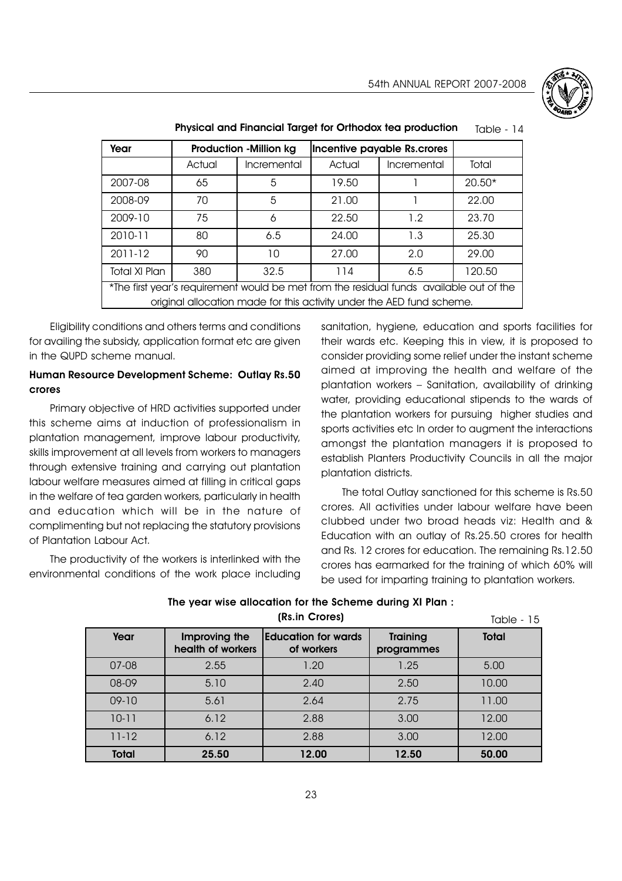**Physical and Financial Target for Orthodox tea production** Table - 14

| Year | Production -Million kg | | Incentive payable Rs.crores | | |
|---|---|---|---|---|---|
| | Actual | Incremental | Actual | Incremental | Total |
| 2007-08 | 65 | 5 | 19.50 | 1 | 20.50* |
| 2008-09 | 70 | 5 | 21.00 | 1 | 22.00 |
| 2009-10 | 75 | 6 | 22.50 | 1.2 | 23.70 |
| 2010-11 | 80 | 6.5 | 24.00 | 1.3 | 25.30 |
| 2011-12 | 90 | 10 | 27.00 | 2.0 | 29.00 |
| Total XI Plan | 380 | 32.5 | 114 | 6.5 | 120.50 |

*The first year's requirement would be met from the residual funds available out of the original allocation made for this activity under the AED fund scheme.

Eligibility conditions and others terms and conditions for availing the subsidy, application format etc are given in the QUPD scheme manual.

### Human Resource Development Scheme: Outlay Rs.50 crores

Primary objective of HRD activities supported under this scheme aims at induction of professionalism in plantation management, improve labour productivity, skills improvement at all levels from workers to managers through extensive training and carrying out plantation labour welfare measures aimed at filling in critical gaps in the welfare of tea garden workers, particularly in health and education which will be in the nature of complimenting but not replacing the statutory provisions of Plantation Labour Act.

The productivity of the workers is interlinked with the environmental conditions of the work place including sanitation, hygiene, education and sports facilities for their wards etc. Keeping this in view, it is proposed to consider providing some relief under the instant scheme aimed at improving the health and welfare of the plantation workers – Sanitation, availability of drinking water, providing educational stipends to the wards of the plantation workers for pursuing higher studies and sports activities etc In order to augment the interactions amongst the plantation managers it is proposed to establish Planters Productivity Councils in all the major plantation districts.

The total Outlay sanctioned for this scheme is Rs.50 crores. All activities under labour welfare have been clubbed under two broad heads viz: Health and & Education with an outlay of Rs.25.50 crores for health and Rs. 12 crores for education. The remaining Rs.12.50 crores has earmarked for the training of which 60% will be used for imparting training to plantation workers.

**The year wise allocation for the Scheme during XI Plan : (Rs.in Crores)** Table - 15

| Year | Improving the health of workers | Education for wards of workers | Training programmes | Total |
|---|---|---|---|---|
| 07-08 | 2.55 | 1.20 | 1.25 | 5.00 |
| 08-09 | 5.10 | 2.40 | 2.50 | 10.00 |
| 09-10 | 5.61 | 2.64 | 2.75 | 11.00 |
| 10-11 | 6.12 | 2.88 | 3.00 | 12.00 |
| 11-12 | 6.12 | 2.88 | 3.00 | 12.00 |
| **Total** | **25.50** | **12.00** | **12.50** | **50.00** |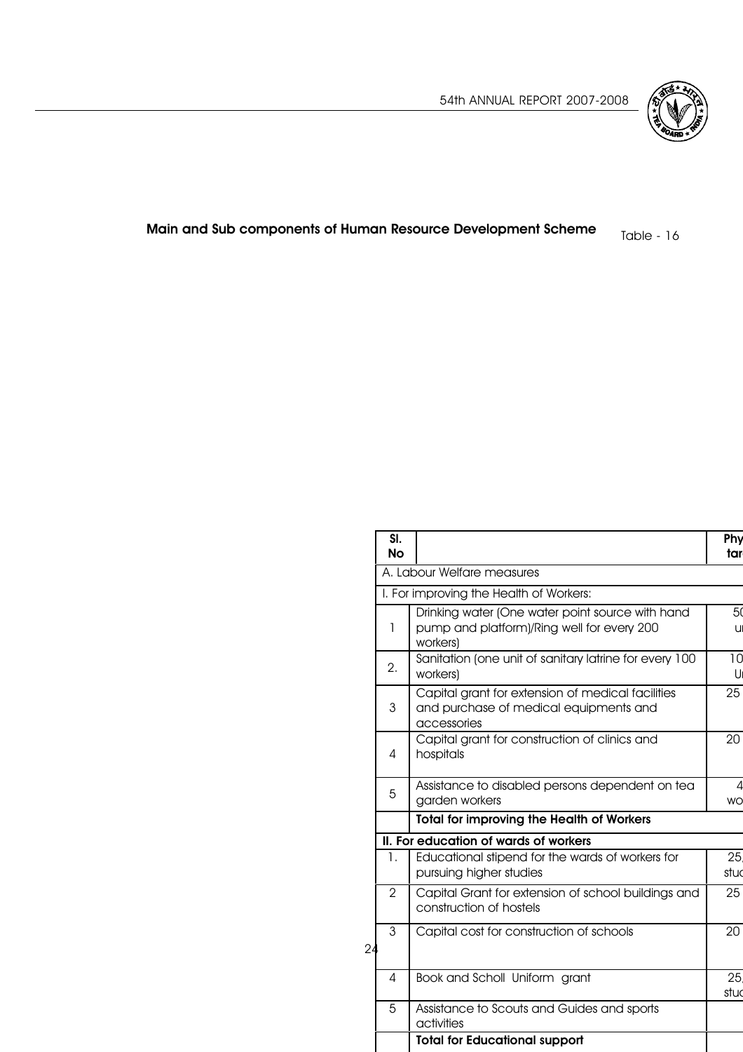## Main and Sub components of Human Resource Development Scheme

Table - 16

| Sl. No | | Phy tar |
|---|---|---|
| A. Labour Welfare measures | | |
| I. For improving the Health of Workers: | | |
| 1 | Drinking water (One water point source with hand pump and platform)/Ring well for every 200 workers) | 50 u |
| 2. | Sanitation (one unit of sanitary latrine for every 100 workers) | 10 U |
| 3 | Capital grant for extension of medical facilities and purchase of medical equipments and accessories | 25 |
| 4 | Capital grant for construction of clinics and hospitals | 20 |
| 5 | Assistance to disabled persons dependent on tea garden workers | 4 wo |
| | **Total for improving the Health of Workers** | |
| **II. For education of wards of workers** | | |
| 1. | Educational stipend for the wards of workers for pursuing higher studies | 25, stud |
| 2 | Capital Grant for extension of school buildings and construction of hostels | 25 |
| 3 | Capital cost for construction of schools | 20 |
| 4 | Book and Scholl Uniform grant | 25, stud |
| 5 | Assistance to Scouts and Guides and sports activities | |
| | **Total for Educational support** | |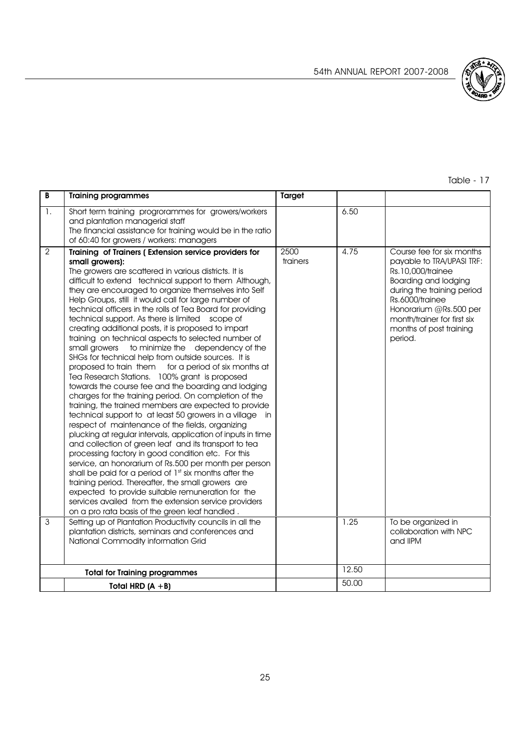Table - 17

| B | Training programmes | Target | | |
|---|---|---|---|---|
| 1. | Short term training progrorammes for growers/workers and plantation managerial staff<br>The financial assistance for training would be in the ratio of 60:40 for growers / workers: managers | | 6.50 | |
| 2 | **Training of Trainers ( Extension service providers for small growers):**<br>The growers are scattered in various districts. It is difficult to extend technical support to them Although, they are encouraged to organize themselves into Self Help Groups, still it would call for large number of technical officers in the rolls of Tea Board for providing technical support. As there is limited scope of creating additional posts, it is proposed to impart training on technical aspects to selected number of small growers to minimize the dependency of the SHGs for technical help from outside sources. It is proposed to train them for a period of six months at Tea Research Stations. 100% grant is proposed towards the course fee and the boarding and lodging charges for the training period. On completion of the training, the trained members are expected to provide technical support to at least 50 growers in a village in respect of maintenance of the fields, organizing plucking at regular intervals, application of inputs in time and collection of green leaf and its transport to tea processing factory in good condition etc. For this service, an honorarium of Rs.500 per month per person shall be paid for a period of 1st six months after the training period. Thereafter, the small growers are expected to provide suitable remuneration for the services availed from the extension service providers on a pro rata basis of the green leaf handled . | 2500 trainers | 4.75 | Course fee for six months payable to TRA/UPASI TRF: Rs.10,000/trainee<br>Boarding and lodging during the training period Rs.6000/trainee<br>Honorarium @Rs.500 per month/trainer for first six months of post training period. |
| 3 | Setting up of Plantation Productivity councils in all the plantation districts, seminars and conferences and National Commodity information Grid | | 1.25 | To be organized in collaboration with NPC and IIPM |
| | **Total for Training programmes** | | 12.50 | |
| | **Total HRD (A +B)** | | 50.00 | |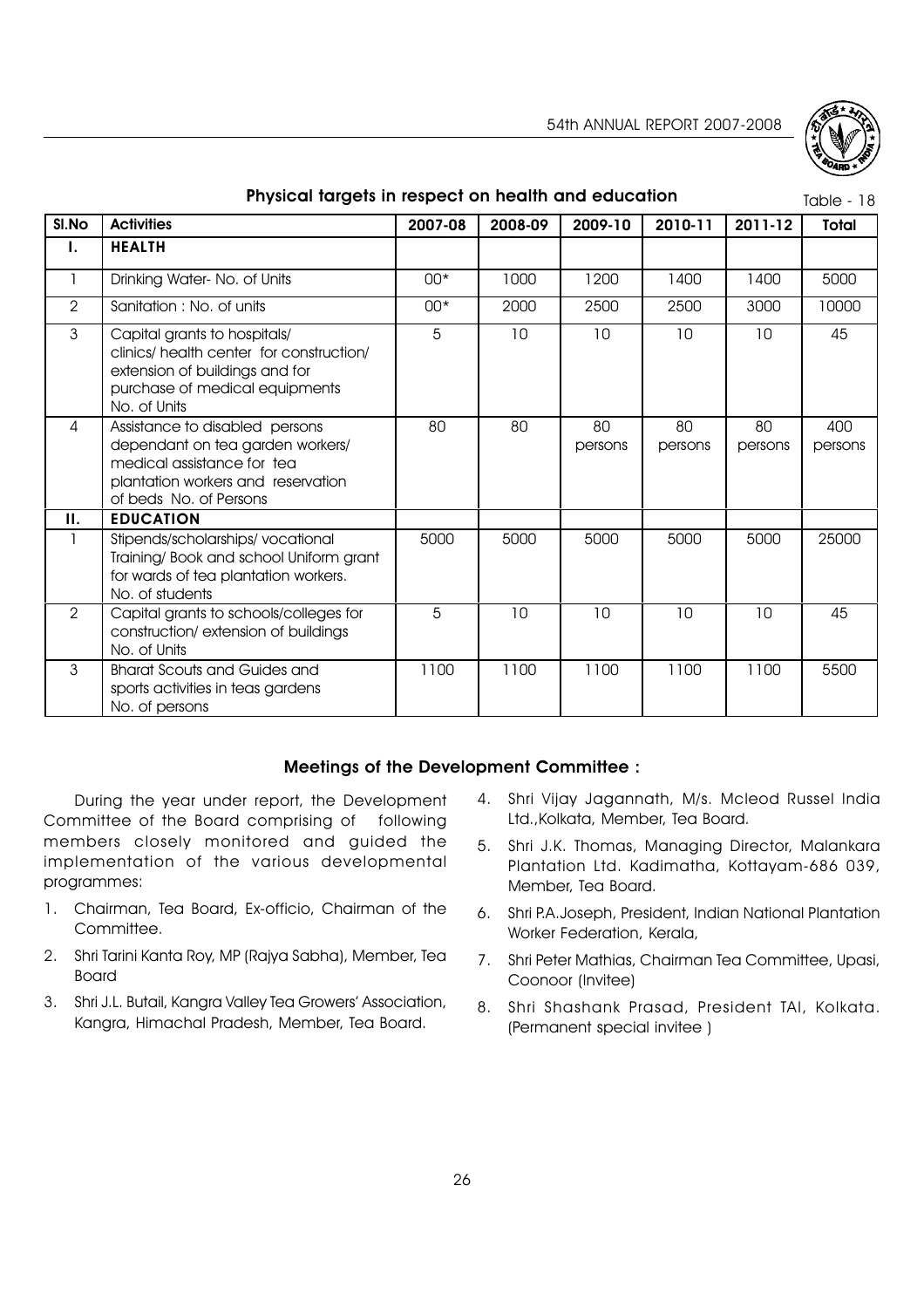## Physical targets in respect on health and education

Table - 18

| Sl.No | Activities | 2007-08 | 2008-09 | 2009-10 | 2010-11 | 2011-12 | Total |
|---|---|---|---|---|---|---|---|
| I. | **HEALTH** | | | | | | |
| 1 | Drinking Water- No. of Units | 00* | 1000 | 1200 | 1400 | 1400 | 5000 |
| 2 | Sanitation : No. of units | 00* | 2000 | 2500 | 2500 | 3000 | 10000 |
| 3 | Capital grants to hospitals/ clinics/ health center for construction/ extension of buildings and for purchase of medical equipments No. of Units | 5 | 10 | 10 | 10 | 10 | 45 |
| 4 | Assistance to disabled persons dependant on tea garden workers/ medical assistance for tea plantation workers and reservation of beds No. of Persons | 80 | 80 | 80 persons | 80 persons | 80 persons | 400 persons |
| II. | **EDUCATION** | | | | | | |
| 1 | Stipends/scholarships/ vocational Training/ Book and school Uniform grant for wards of tea plantation workers. No. of students | 5000 | 5000 | 5000 | 5000 | 5000 | 25000 |
| 2 | Capital grants to schools/colleges for construction/ extension of buildings No. of Units | 5 | 10 | 10 | 10 | 10 | 45 |
| 3 | Bharat Scouts and Guides and sports activities in teas gardens No. of persons | 1100 | 1100 | 1100 | 1100 | 1100 | 5500 |

### Meetings of the Development Committee :

During the year under report, the Development Committee of the Board comprising of following members closely monitored and guided the implementation of the various developmental programmes:

1. Chairman, Tea Board, Ex-officio, Chairman of the Committee.
2. Shri Tarini Kanta Roy, MP (Rajya Sabha), Member, Tea Board
3. Shri J.L. Butail, Kangra Valley Tea Growers' Association, Kangra, Himachal Pradesh, Member, Tea Board.
4. Shri Vijay Jagannath, M/s. Mcleod Russel India Ltd.,Kolkata, Member, Tea Board.
5. Shri J.K. Thomas, Managing Director, Malankara Plantation Ltd. Kadimatha, Kottayam-686 039, Member, Tea Board.
6. Shri P.A.Joseph, President, Indian National Plantation Worker Federation, Kerala,
7. Shri Peter Mathias, Chairman Tea Committee, Upasi, Coonoor (Invitee)
8. Shri Shashank Prasad, President TAI, Kolkata. (Permanent special invitee )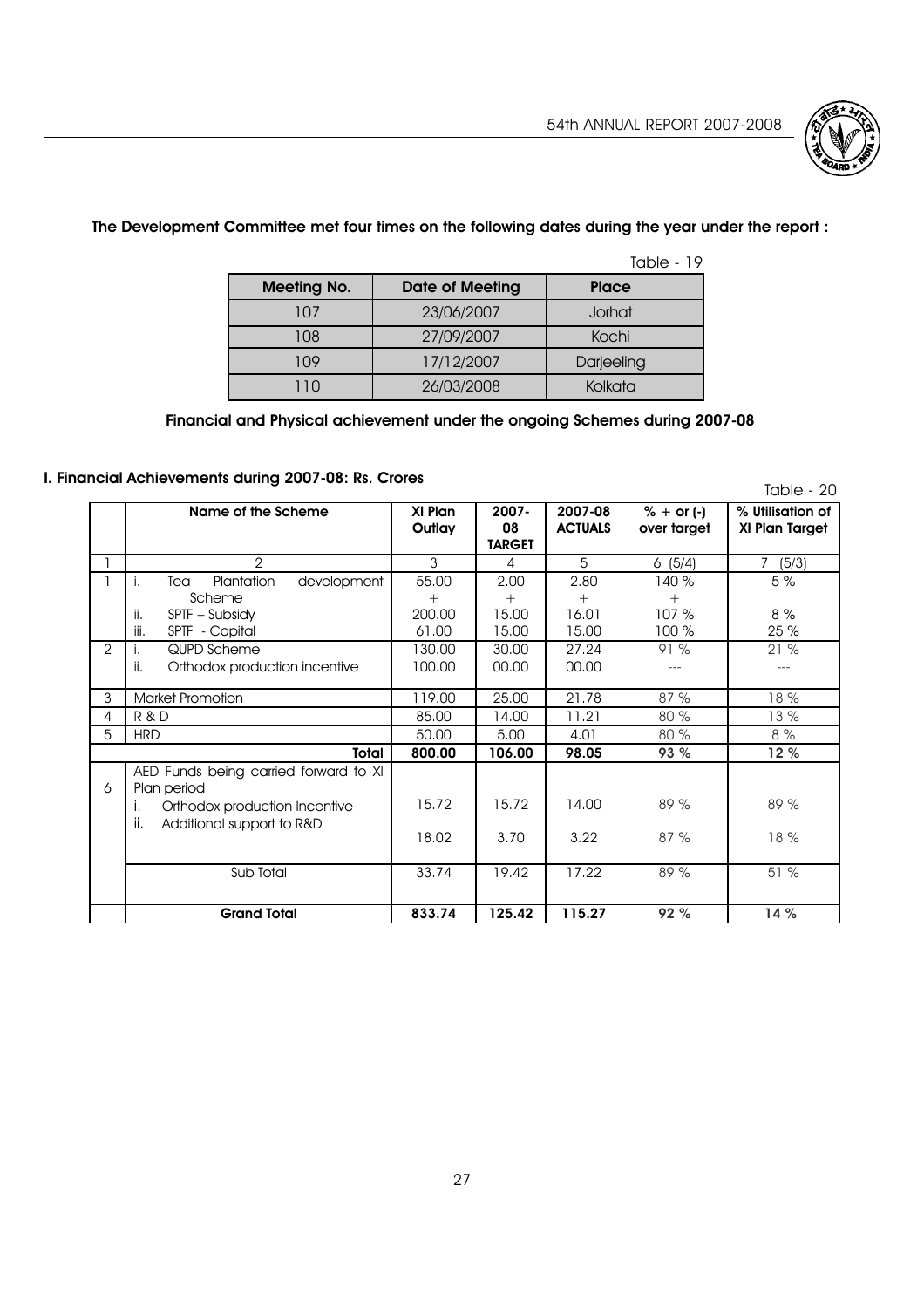**The Development Committee met four times on the following dates during the year under the report :**

Table - 19

| Meeting No. | Date of Meeting | Place |
|---|---|---|
| 107 | 23/06/2007 | Jorhat |
| 108 | 27/09/2007 | Kochi |
| 109 | 17/12/2007 | Darjeeling |
| 110 | 26/03/2008 | Kolkata |

**Financial and Physical achievement under the ongoing Schemes during 2007-08**

**I. Financial Achievements during 2007-08: Rs. Crores**

Table - 20

| | Name of the Scheme | XI Plan Outlay | 2007-08 TARGET | 2007-08 ACTUALS | % + or (-) over target | % Utilisation of XI Plan Target |
|---|---|---|---|---|---|---|
| 1 | 2 | 3 | 4 | 5 | 6 (5/4) | 7 (5/3) |
| 1 | i. Tea Plantation development Scheme<br>ii. SPTF – Subsidy<br>iii. SPTF - Capital | 55.00<br>+<br>200.00<br>61.00 | 2.00<br>+<br>15.00<br>15.00 | 2.80<br>+<br>16.01<br>15.00 | 140 %<br>+<br>107 %<br>100 % | 5 %<br><br>8 %<br>25 % |
| 2 | i. QUPD Scheme<br>ii. Orthodox production incentive | 130.00<br>100.00 | 30.00<br>00.00 | 27.24<br>00.00 | 91 %<br>--- | 21 %<br>--- |
| 3 | Market Promotion | 119.00 | 25.00 | 21.78 | 87 % | 18 % |
| 4 | R & D | 85.00 | 14.00 | 11.21 | 80 % | 13 % |
| 5 | HRD | 50.00 | 5.00 | 4.01 | 80 % | 8 % |
| | **Total** | **800.00** | **106.00** | **98.05** | **93 %** | **12 %** |
| 6 | AED Funds being carried forward to XI Plan period<br>i. Orthodox production Incentive<br>ii. Additional support to R&D | <br>15.72<br>18.02 | <br>15.72<br>3.70 | <br>14.00<br>3.22 | <br>89 %<br>87 % | <br>89 %<br>18 % |
| | Sub Total | 33.74 | 19.42 | 17.22 | 89 % | 51 % |
| | **Grand Total** | **833.74** | **125.42** | **115.27** | **92 %** | **14 %** |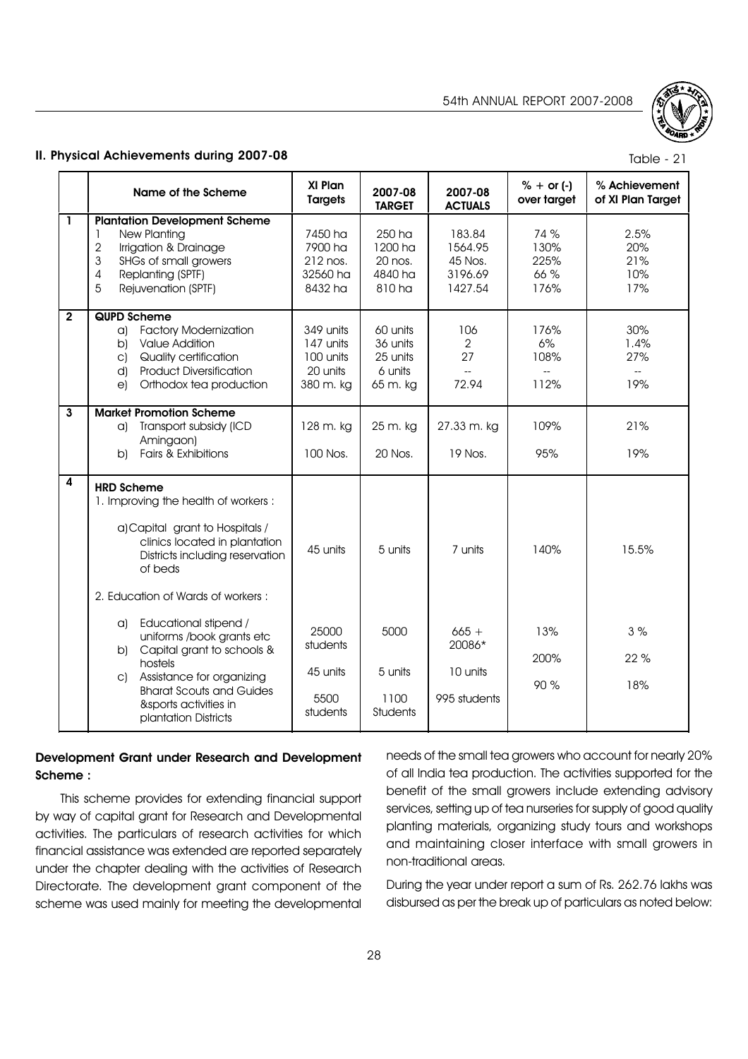## II. Physical Achievements during 2007-08

Table - 21

| | Name of the Scheme | XI Plan Targets | 2007-08 TARGET | 2007-08 ACTUALS | % + or (-) over target | % Achievement of XI Plan Target |
|---|---|---|---|---|---|---|
| 1 | **Plantation Development Scheme** | | | | | |
| | 1 New Planting | 7450 ha | 250 ha | 183.84 | 74 % | 2.5% |
| | 2 Irrigation & Drainage | 7900 ha | 1200 ha | 1564.95 | 130% | 20% |
| | 3 SHGs of small growers | 212 nos. | 20 nos. | 45 Nos. | 225% | 21% |
| | 4 Replanting (SPTF) | 32560 ha | 4840 ha | 3196.69 | 66 % | 10% |
| | 5 Rejuvenation (SPTF) | 8432 ha | 810 ha | 1427.54 | 176% | 17% |
| 2 | **QUPD Scheme** | | | | | |
| | a) Factory Modernization | 349 units | 60 units | 106 | 176% | 30% |
| | b) Value Addition | 147 units | 36 units | 2 | 6% | 1.4% |
| | c) Quality certification | 100 units | 25 units | 27 | 108% | 27% |
| | d) Product Diversification | 20 units | 6 units | -- | -- | -- |
| | e) Orthodox tea production | 380 m. kg | 65 m. kg | 72.94 | 112% | 19% |
| 3 | **Market Promotion Scheme** | | | | | |
| | a) Transport subsidy (ICD Amingaon) | 128 m. kg | 25 m. kg | 27.33 m. kg | 109% | 21% |
| | b) Fairs & Exhibitions | 100 Nos. | 20 Nos. | 19 Nos. | 95% | 19% |
| 4 | **HRD Scheme** | | | | | |
| | 1. Improving the health of workers : | | | | | |
| | a) Capital grant to Hospitals / clinics located in plantation Districts including reservation of beds | 45 units | 5 units | 7 units | 140% | 15.5% |
| | 2. Education of Wards of workers : | | | | | |
| | a) Educational stipend / uniforms /book grants etc | 25000 students | 5000 | 665 + 20086* | 13% | 3 % |
| | b) Capital grant to schools & hostels | 45 units | 5 units | 10 units | 200% | 22 % |
| | c) Assistance for organizing Bharat Scouts and Guides &sports activities in plantation Districts | 5500 students | 1100 Students | 995 students | 90 % | 18% |

### Development Grant under Research and Development Scheme :

This scheme provides for extending financial support by way of capital grant for Research and Developmental activities. The particulars of research activities for which financial assistance was extended are reported separately under the chapter dealing with the activities of Research Directorate. The development grant component of the scheme was used mainly for meeting the developmental needs of the small tea growers who account for nearly 20% of all India tea production. The activities supported for the benefit of the small growers include extending advisory services, setting up of tea nurseries for supply of good quality planting materials, organizing study tours and workshops and maintaining closer interface with small growers in non-traditional areas.

During the year under report a sum of Rs. 262.76 lakhs was disbursed as per the break up of particulars as noted below: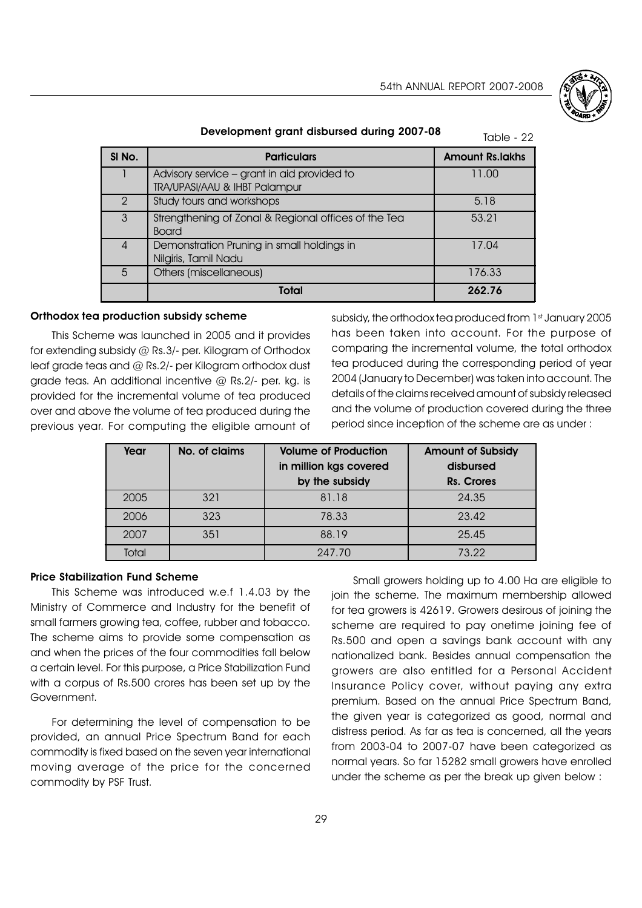**Development grant disbursed during 2007-08**

Table - 22

| Sl No. | Particulars | Amount Rs.lakhs |
|---|---|---|
| 1 | Advisory service – grant in aid provided to TRA/UPASI/AAU & IHBT Palampur | 11.00 |
| 2 | Study tours and workshops | 5.18 |
| 3 | Strengthening of Zonal & Regional offices of the Tea Board | 53.21 |
| 4 | Demonstration Pruning in small holdings in Nilgiris, Tamil Nadu | 17.04 |
| 5 | Others (miscellaneous) | 176.33 |
| | **Total** | **262.76** |

### Orthodox tea production subsidy scheme

This Scheme was launched in 2005 and it provides for extending subsidy @ Rs.3/- per. Kilogram of Orthodox leaf grade teas and @ Rs.2/- per Kilogram orthodox dust grade teas. An additional incentive @ Rs.2/- per. kg. is provided for the incremental volume of tea produced over and above the volume of tea produced during the previous year. For computing the eligible amount of subsidy, the orthodox tea produced from 1st January 2005 has been taken into account. For the purpose of comparing the incremental volume, the total orthodox tea produced during the corresponding period of year 2004 (January to December) was taken into account. The details of the claims received amount of subsidy released and the volume of production covered during the three period since inception of the scheme are as under :

| Year | No. of claims | Volume of Production in million kgs covered by the subsidy | Amount of Subsidy disbursed Rs. Crores |
|---|---|---|---|
| 2005 | 321 | 81.18 | 24.35 |
| 2006 | 323 | 78.33 | 23.42 |
| 2007 | 351 | 88.19 | 25.45 |
| Total | | 247.70 | 73.22 |

### Price Stabilization Fund Scheme

This Scheme was introduced w.e.f 1.4.03 by the Ministry of Commerce and Industry for the benefit of small farmers growing tea, coffee, rubber and tobacco. The scheme aims to provide some compensation as and when the prices of the four commodities fall below a certain level. For this purpose, a Price Stabilization Fund with a corpus of Rs.500 crores has been set up by the Government.

For determining the level of compensation to be provided, an annual Price Spectrum Band for each commodity is fixed based on the seven year international moving average of the price for the concerned commodity by PSF Trust.

Small growers holding up to 4.00 Ha are eligible to join the scheme. The maximum membership allowed for tea growers is 42619. Growers desirous of joining the scheme are required to pay onetime joining fee of Rs.500 and open a savings bank account with any nationalized bank. Besides annual compensation the growers are also entitled for a Personal Accident Insurance Policy cover, without paying any extra premium. Based on the annual Price Spectrum Band, the given year is categorized as good, normal and distress period. As far as tea is concerned, all the years from 2003-04 to 2007-07 have been categorized as normal years. So far 15282 small growers have enrolled under the scheme as per the break up given below :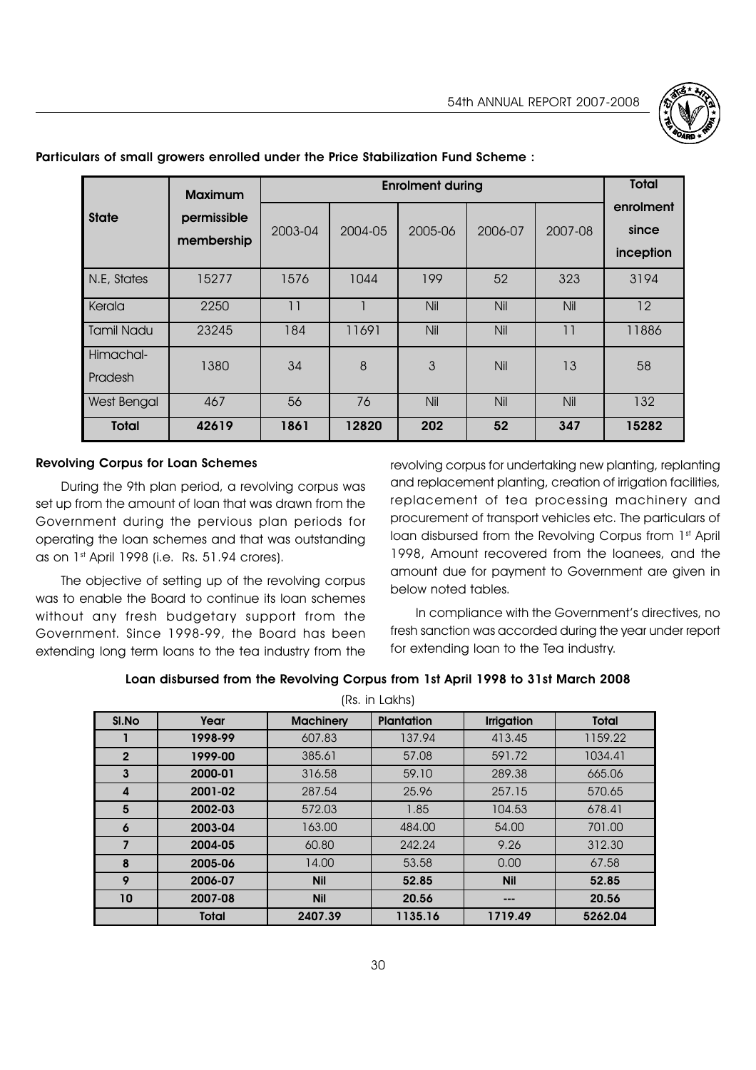**Particulars of small growers enrolled under the Price Stabilization Fund Scheme :**

| State | Maximum permissible membership | Enrolment during | | | | | Total enrolment since inception |
|---|---|---|---|---|---|---|---|
| | | 2003-04 | 2004-05 | 2005-06 | 2006-07 | 2007-08 | |
| N.E, States | 15277 | 1576 | 1044 | 199 | 52 | 323 | 3194 |
| Kerala | 2250 | 11 | 1 | Nil | Nil | Nil | 12 |
| Tamil Nadu | 23245 | 184 | 11691 | Nil | Nil | 11 | 11886 |
| Himachal-Pradesh | 1380 | 34 | 8 | 3 | Nil | 13 | 58 |
| West Bengal | 467 | 56 | 76 | Nil | Nil | Nil | 132 |
| **Total** | **42619** | **1861** | **12820** | **202** | **52** | **347** | **15282** |

**Revolving Corpus for Loan Schemes**

During the 9th plan period, a revolving corpus was set up from the amount of loan that was drawn from the Government during the pervious plan periods for operating the loan schemes and that was outstanding as on 1st April 1998 (i.e. Rs. 51.94 crores).

The objective of setting up of the revolving corpus was to enable the Board to continue its loan schemes without any fresh budgetary support from the Government. Since 1998-99, the Board has been extending long term loans to the tea industry from the revolving corpus for undertaking new planting, replanting and replacement planting, creation of irrigation facilities, replacement of tea processing machinery and procurement of transport vehicles etc. The particulars of loan disbursed from the Revolving Corpus from 1st April 1998, Amount recovered from the loanees, and the amount due for payment to Government are given in below noted tables.

In compliance with the Government's directives, no fresh sanction was accorded during the year under report for extending loan to the Tea industry.

**Loan disbursed from the Revolving Corpus from 1st April 1998 to 31st March 2008**

(Rs. in Lakhs)

| Sl.No | Year | Machinery | Plantation | Irrigation | Total |
|---|---|---|---|---|---|
| 1 | 1998-99 | 607.83 | 137.94 | 413.45 | 1159.22 |
| 2 | 1999-00 | 385.61 | 57.08 | 591.72 | 1034.41 |
| 3 | 2000-01 | 316.58 | 59.10 | 289.38 | 665.06 |
| 4 | 2001-02 | 287.54 | 25.96 | 257.15 | 570.65 |
| 5 | 2002-03 | 572.03 | 1.85 | 104.53 | 678.41 |
| 6 | 2003-04 | 163.00 | 484.00 | 54.00 | 701.00 |
| 7 | 2004-05 | 60.80 | 242.24 | 9.26 | 312.30 |
| 8 | 2005-06 | 14.00 | 53.58 | 0.00 | 67.58 |
| 9 | 2006-07 | **Nil** | **52.85** | **Nil** | **52.85** |
| 10 | 2007-08 | **Nil** | **20.56** | **---** | **20.56** |
| | **Total** | **2407.39** | **1135.16** | **1719.49** | **5262.04** |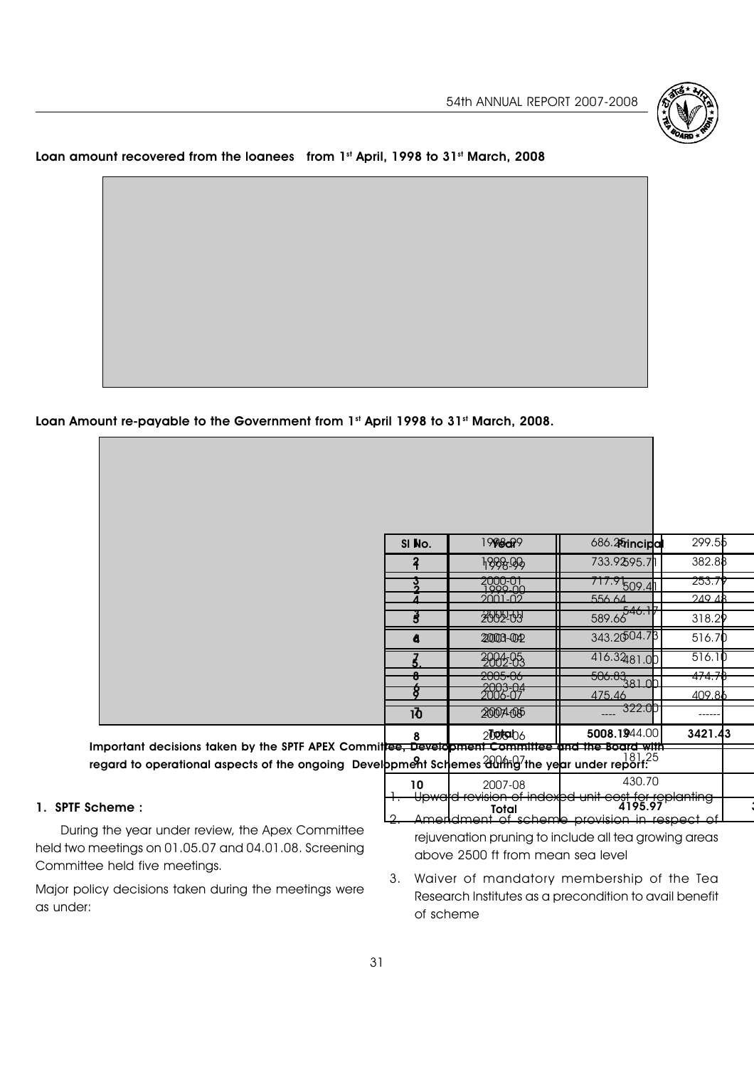**Loan amount recovered from the loanees from 1st April, 1998 to 31st March, 2008**

| Sl No. | Year | |
|---|---|---|
| 1 | 1998-99 | 595.71 |
| 2 | 1999-00 | 509.41 |
| 3 | 2000-01 | 546.17 |
| 4 | 2001-02 | 504.73 |
| 5. | 2002-03 | 481.00 |
| 6 | 2003-04 | 381.00 |
| 7 | 2004-05 | 322.00 |
| 8 | 2005-06 | 244.00 |
| 9 | 2006-07 | 181.25 |
| 10 | 2007-08 | 430.70 |
| | **Total** | **4195.97** |

**Loan Amount re-payable to the Government from 1st April 1998 to 31st March, 2008.**

| Sl No. | Year | Principal | |
|---|---|---|---|
| 1 | 1998-99 | 686.25 | 299.55 |
| 2 | 1999-00 | 733.92 | 382.88 |
| 3 | 2000-01 | 717.91 | 253.79 |
| 4 | 2001-02 | 556.64 | 249.48 |
| 5 | 2002-03 | 589.66 | 318.29 |
| 6 | 2003-04 | 343.20 | 516.70 |
| 7 | 2004-05 | 416.32 | 516.10 |
| 8 | 2005-06 | 506.83 | 474.78 |
| 9 | 2006-07 | 475.46 | 409.86 |
| 10 | 2007-08 | ---- | ------ |
| | **Total** | **5008.19** | **3421.43** |

**Important decisions taken by the SPTF APEX Committee, Development Committee and the Board with regard to operational aspects of the ongoing Development Schemes during the year under report:**

**1. SPTF Scheme :**

During the year under review, the Apex Committee held two meetings on 01.05.07 and 04.01.08. Screening Committee held five meetings.

Major policy decisions taken during the meetings were as under:

1. Upward revision of indexed unit cost for replanting
2. Amendment of scheme provision in respect of rejuvenation pruning to include all tea growing areas above 2500 ft from mean sea level
3. Waiver of mandatory membership of the Tea Research Institutes as a precondition to avail benefit of scheme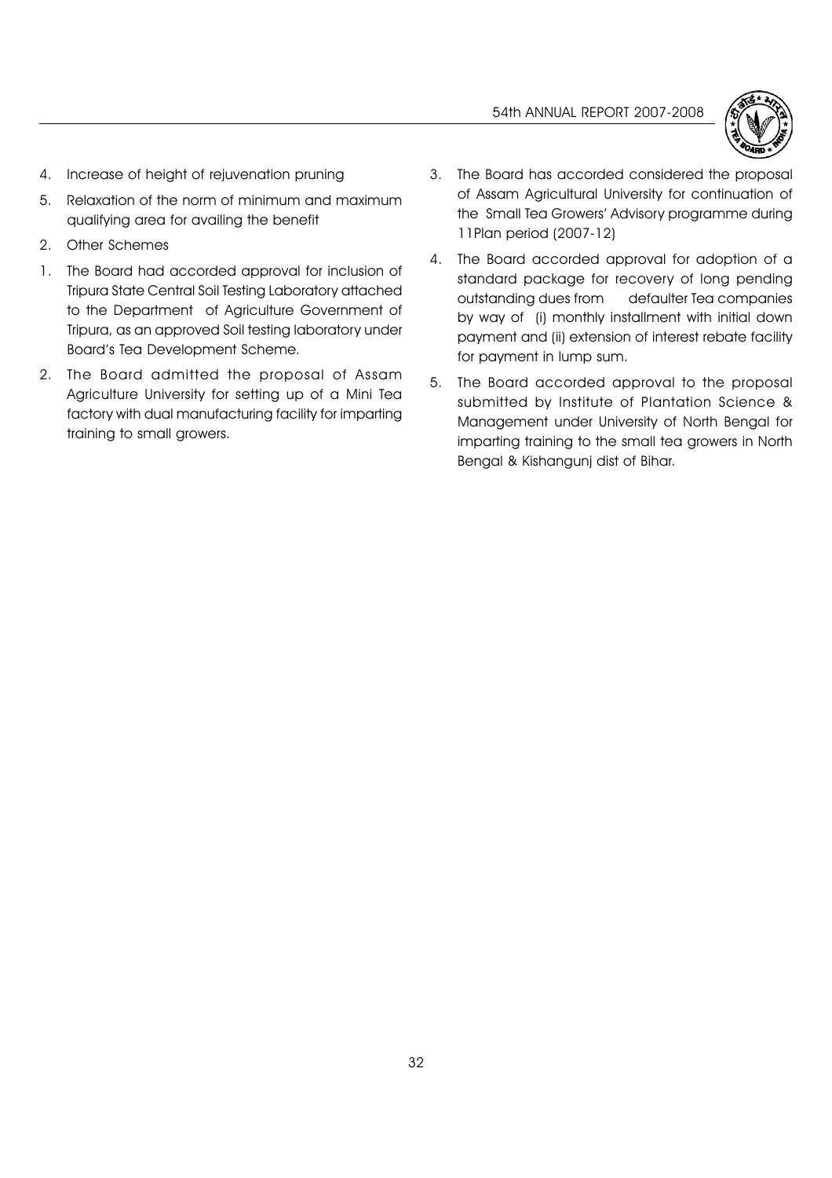4. Increase of height of rejuvenation pruning
5. Relaxation of the norm of minimum and maximum qualifying area for availing the benefit

2. Other Schemes

1. The Board had accorded approval for inclusion of Tripura State Central Soil Testing Laboratory attached to the Department of Agriculture Government of Tripura, as an approved Soil testing laboratory under Board's Tea Development Scheme.
2. The Board admitted the proposal of Assam Agriculture University for setting up of a Mini Tea factory with dual manufacturing facility for imparting training to small growers.
3. The Board has accorded considered the proposal of Assam Agricultural University for continuation of the Small Tea Growers' Advisory programme during 11Plan period (2007-12)
4. The Board accorded approval for adoption of a standard package for recovery of long pending outstanding dues from defaulter Tea companies by way of (i) monthly installment with initial down payment and (ii) extension of interest rebate facility for payment in lump sum.
5. The Board accorded approval to the proposal submitted by Institute of Plantation Science & Management under University of North Bengal for imparting training to the small tea growers in North Bengal & Kishangunj dist of Bihar.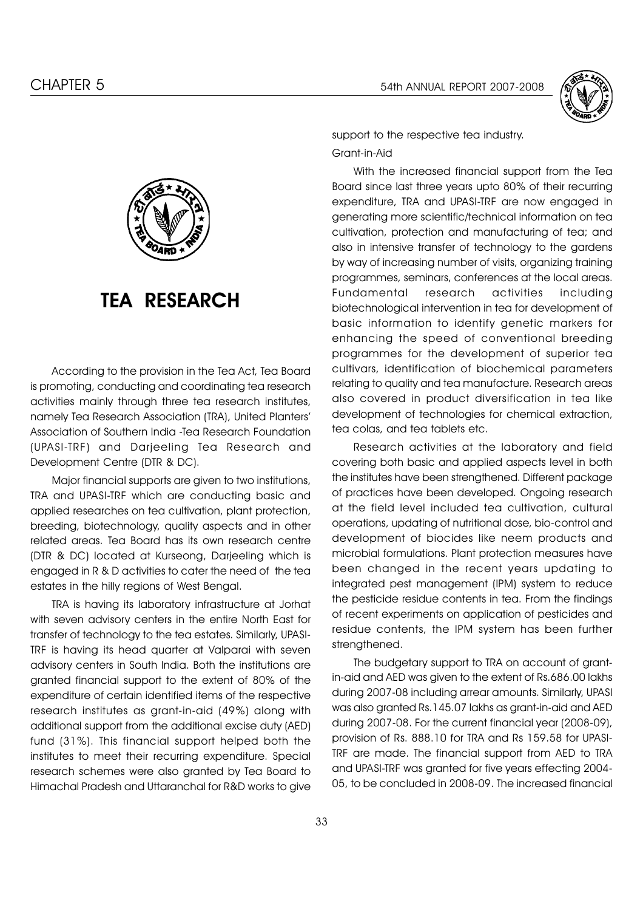# TEA RESEARCH

According to the provision in the Tea Act, Tea Board is promoting, conducting and coordinating tea research activities mainly through three tea research institutes, namely Tea Research Association (TRA), United Planters' Association of Southern India -Tea Research Foundation (UPASI-TRF) and Darjeeling Tea Research and Development Centre (DTR & DC).

Major financial supports are given to two institutions, TRA and UPASI-TRF which are conducting basic and applied researches on tea cultivation, plant protection, breeding, biotechnology, quality aspects and in other related areas. Tea Board has its own research centre (DTR & DC) located at Kurseong, Darjeeling which is engaged in R & D activities to cater the need of the tea estates in the hilly regions of West Bengal.

TRA is having its laboratory infrastructure at Jorhat with seven advisory centers in the entire North East for transfer of technology to the tea estates. Similarly, UPASI-TRF is having its head quarter at Valparai with seven advisory centers in South India. Both the institutions are granted financial support to the extent of 80% of the expenditure of certain identified items of the respective research institutes as grant-in-aid (49%) along with additional support from the additional excise duty (AED) fund (31%). This financial support helped both the institutes to meet their recurring expenditure. Special research schemes were also granted by Tea Board to Himachal Pradesh and Uttaranchal for R&D works to give support to the respective tea industry.

Grant-in-Aid

With the increased financial support from the Tea Board since last three years upto 80% of their recurring expenditure, TRA and UPASI-TRF are now engaged in generating more scientific/technical information on tea cultivation, protection and manufacturing of tea; and also in intensive transfer of technology to the gardens by way of increasing number of visits, organizing training programmes, seminars, conferences at the local areas. Fundamental research activities including biotechnological intervention in tea for development of basic information to identify genetic markers for enhancing the speed of conventional breeding programmes for the development of superior tea cultivars, identification of biochemical parameters relating to quality and tea manufacture. Research areas also covered in product diversification in tea like development of technologies for chemical extraction, tea colas, and tea tablets etc.

Research activities at the laboratory and field covering both basic and applied aspects level in both the institutes have been strengthened. Different package of practices have been developed. Ongoing research at the field level included tea cultivation, cultural operations, updating of nutritional dose, bio-control and development of biocides like neem products and microbial formulations. Plant protection measures have been changed in the recent years updating to integrated pest management (IPM) system to reduce the pesticide residue contents in tea. From the findings of recent experiments on application of pesticides and residue contents, the IPM system has been further strengthened.

The budgetary support to TRA on account of grant-in-aid and AED was given to the extent of Rs.686.00 lakhs during 2007-08 including arrear amounts. Similarly, UPASI was also granted Rs.145.07 lakhs as grant-in-aid and AED during 2007-08. For the current financial year (2008-09), provision of Rs. 888.10 for TRA and Rs 159.58 for UPASI-TRF are made. The financial support from AED to TRA and UPASI-TRF was granted for five years effecting 2004-05, to be concluded in 2008-09. The increased financial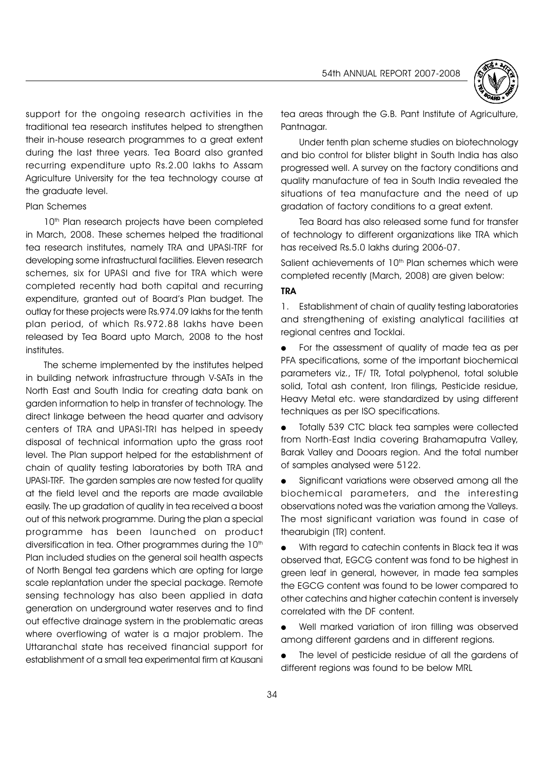support for the ongoing research activities in the traditional tea research institutes helped to strengthen their in-house research programmes to a great extent during the last three years. Tea Board also granted recurring expenditure upto Rs.2.00 lakhs to Assam Agriculture University for the tea technology course at the graduate level.

Plan Schemes

$10^{th}$ Plan research projects have been completed in March, 2008. These schemes helped the traditional tea research institutes, namely TRA and UPASI-TRF for developing some infrastructural facilities. Eleven research schemes, six for UPASI and five for TRA which were completed recently had both capital and recurring expenditure, granted out of Board's Plan budget. The outlay for these projects were Rs.974.09 lakhs for the tenth plan period, of which Rs.972.88 lakhs have been released by Tea Board upto March, 2008 to the host institutes.

The scheme implemented by the institutes helped in building network infrastructure through V-SATs in the North East and South India for creating data bank on garden information to help in transfer of technology. The direct linkage between the head quarter and advisory centers of TRA and UPASI-TRI has helped in speedy disposal of technical information upto the grass root level. The Plan support helped for the establishment of chain of quality testing laboratories by both TRA and UPASI-TRF. The garden samples are now tested for quality at the field level and the reports are made available easily. The up gradation of quality in tea received a boost out of this network programme. During the plan a special programme has been launched on product diversification in tea. Other programmes during the $10^{th}$ Plan included studies on the general soil health aspects of North Bengal tea gardens which are opting for large scale replantation under the special package. Remote sensing technology has also been applied in data generation on underground water reserves and to find out effective drainage system in the problematic areas where overflowing of water is a major problem. The Uttaranchal state has received financial support for establishment of a small tea experimental firm at Kausani tea areas through the G.B. Pant Institute of Agriculture, Pantnagar.

Under tenth plan scheme studies on biotechnology and bio control for blister blight in South India has also progressed well. A survey on the factory conditions and quality manufacture of tea in South India revealed the situations of tea manufacture and the need of up gradation of factory conditions to a great extent.

Tea Board has also released some fund for transfer of technology to different organizations like TRA which has received Rs.5.0 lakhs during 2006-07.

Salient achievements of $10^{th}$ Plan schemes which were completed recently (March, 2008) are given below:

**TRA**

1. Establishment of chain of quality testing laboratories and strengthening of existing analytical facilities at regional centres and Tocklai.

- For the assessment of quality of made tea as per PFA specifications, some of the important biochemical parameters viz., TF/ TR, Total polyphenol, total soluble solid, Total ash content, Iron filings, Pesticide residue, Heavy Metal etc. were standardized by using different techniques as per ISO specifications.
- Totally 539 CTC black tea samples were collected from North-East India covering Brahamaputra Valley, Barak Valley and Dooars region. And the total number of samples analysed were 5122.
- Significant variations were observed among all the biochemical parameters, and the interesting observations noted was the variation among the Valleys. The most significant variation was found in case of thearubigin (TR) content.
- With regard to catechin contents in Black tea it was observed that, EGCG content was fond to be highest in green leaf in general, however, in made tea samples the EGCG content was found to be lower compared to other catechins and higher catechin content is inversely correlated with the DF content.
- Well marked variation of iron filling was observed among different gardens and in different regions.
- The level of pesticide residue of all the gardens of different regions was found to be below MRL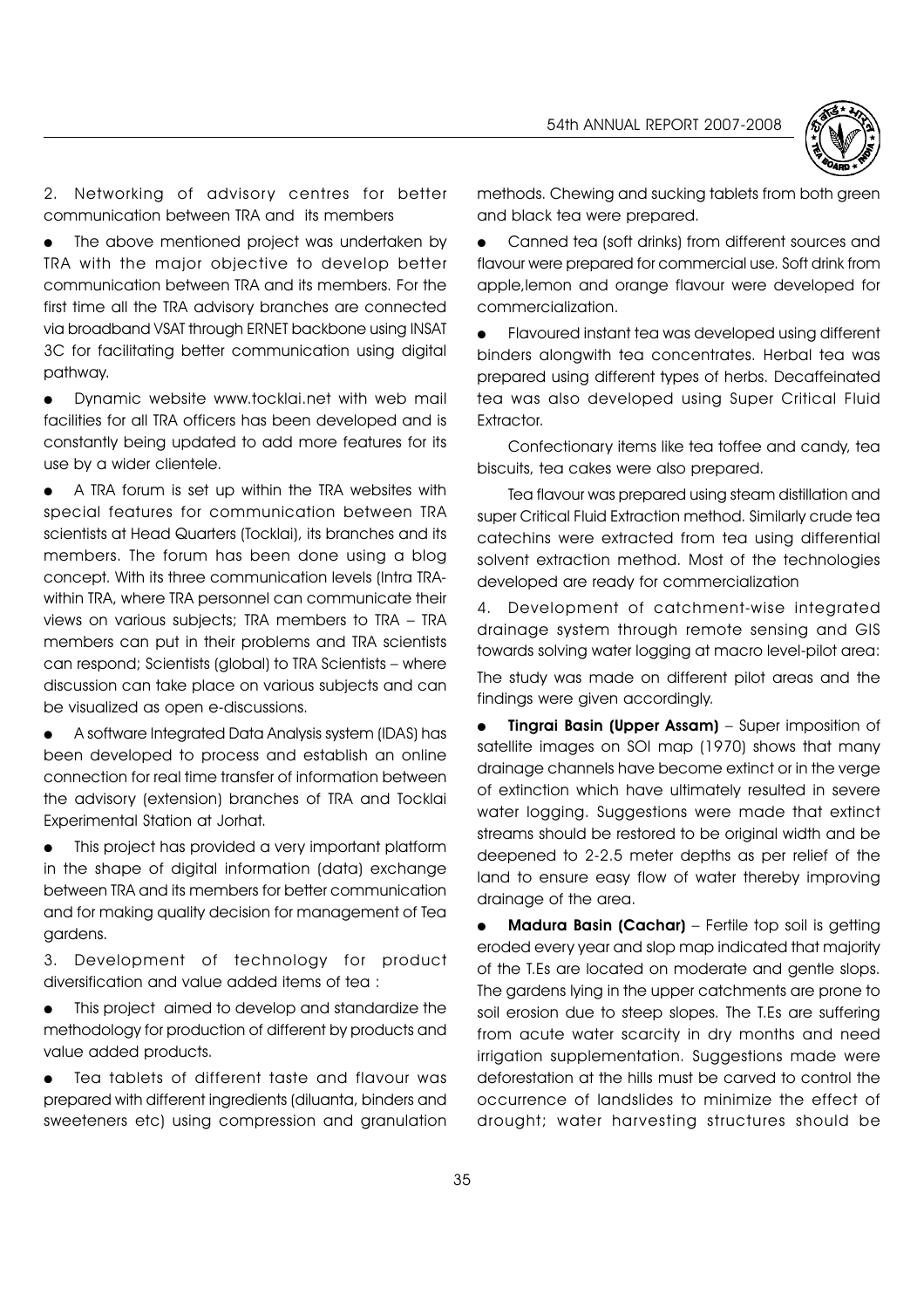2. Networking of advisory centres for better communication between TRA and its members

- The above mentioned project was undertaken by TRA with the major objective to develop better communication between TRA and its members. For the first time all the TRA advisory branches are connected via broadband VSAT through ERNET backbone using INSAT 3C for facilitating better communication using digital pathway.
- Dynamic website www.tocklai.net with web mail facilities for all TRA officers has been developed and is constantly being updated to add more features for its use by a wider clientele.
- A TRA forum is set up within the TRA websites with special features for communication between TRA scientists at Head Quarters (Tocklai), its branches and its members. The forum has been done using a blog concept. With its three communication levels (Intra TRA-within TRA, where TRA personnel can communicate their views on various subjects; TRA members to TRA – TRA members can put in their problems and TRA scientists can respond; Scientists (global) to TRA Scientists – where discussion can take place on various subjects and can be visualized as open e-discussions.
- A software Integrated Data Analysis system (IDAS) has been developed to process and establish an online connection for real time transfer of information between the advisory (extension) branches of TRA and Tocklai Experimental Station at Jorhat.
- This project has provided a very important platform in the shape of digital information (data) exchange between TRA and its members for better communication and for making quality decision for management of Tea gardens.

3. Development of technology for product diversification and value added items of tea :

- This project aimed to develop and standardize the methodology for production of different by products and value added products.
- Tea tablets of different taste and flavour was prepared with different ingredients (diluanta, binders and sweeteners etc) using compression and granulation methods. Chewing and sucking tablets from both green and black tea were prepared.
- Canned tea (soft drinks) from different sources and flavour were prepared for commercial use. Soft drink from apple,lemon and orange flavour were developed for commercialization.
- Flavoured instant tea was developed using different binders alongwith tea concentrates. Herbal tea was prepared using different types of herbs. Decaffeinated tea was also developed using Super Critical Fluid Extractor.

Confectionary items like tea toffee and candy, tea biscuits, tea cakes were also prepared.

Tea flavour was prepared using steam distillation and super Critical Fluid Extraction method. Similarly crude tea catechins were extracted from tea using differential solvent extraction method. Most of the technologies developed are ready for commercialization

4. Development of catchment-wise integrated drainage system through remote sensing and GIS towards solving water logging at macro level-pilot area:

The study was made on different pilot areas and the findings were given accordingly.

- **Tingrai Basin (Upper Assam)** – Super imposition of satellite images on SOI map (1970) shows that many drainage channels have become extinct or in the verge of extinction which have ultimately resulted in severe water logging. Suggestions were made that extinct streams should be restored to be original width and be deepened to 2-2.5 meter depths as per relief of the land to ensure easy flow of water thereby improving drainage of the area.
- **Madura Basin (Cachar)** – Fertile top soil is getting eroded every year and slop map indicated that majority of the T.Es are located on moderate and gentle slops. The gardens lying in the upper catchments are prone to soil erosion due to steep slopes. The T.Es are suffering from acute water scarcity in dry months and need irrigation supplementation. Suggestions made were deforestation at the hills must be carved to control the occurrence of landslides to minimize the effect of drought; water harvesting structures should be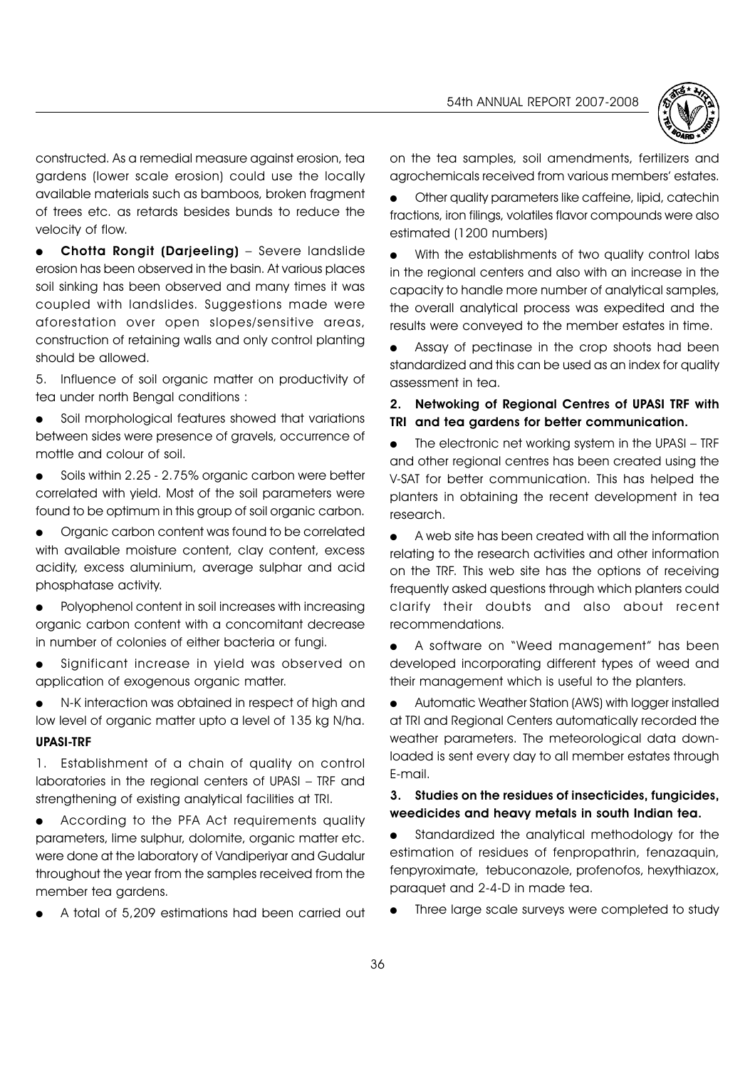constructed. As a remedial measure against erosion, tea gardens (lower scale erosion) could use the locally available materials such as bamboos, broken fragment of trees etc. as retards besides bunds to reduce the velocity of flow.

- **Chotta Rongit (Darjeeling)** – Severe landslide erosion has been observed in the basin. At various places soil sinking has been observed and many times it was coupled with landslides. Suggestions made were aforestation over open slopes/sensitive areas, construction of retaining walls and only control planting should be allowed.

5. Influence of soil organic matter on productivity of tea under north Bengal conditions :

- Soil morphological features showed that variations between sides were presence of gravels, occurrence of mottle and colour of soil.
- Soils within 2.25 - 2.75% organic carbon were better correlated with yield. Most of the soil parameters were found to be optimum in this group of soil organic carbon.
- Organic carbon content was found to be correlated with available moisture content, clay content, excess acidity, excess aluminium, average sulphar and acid phosphatase activity.
- Polyophenol content in soil increases with increasing organic carbon content with a concomitant decrease in number of colonies of either bacteria or fungi.
- Significant increase in yield was observed on application of exogenous organic matter.
- N-K interaction was obtained in respect of high and low level of organic matter upto a level of 135 kg N/ha.

**UPASI-TRF**

1. Establishment of a chain of quality on control laboratories in the regional centers of UPASI – TRF and strengthening of existing analytical facilities at TRI.

- According to the PFA Act requirements quality parameters, lime sulphur, dolomite, organic matter etc. were done at the laboratory of Vandiperiyar and Gudalur throughout the year from the samples received from the member tea gardens.
- A total of 5,209 estimations had been carried out on the tea samples, soil amendments, fertilizers and agrochemicals received from various members' estates.
- Other quality parameters like caffeine, lipid, catechin fractions, iron filings, volatiles flavor compounds were also estimated (1200 numbers)
- With the establishments of two quality control labs in the regional centers and also with an increase in the capacity to handle more number of analytical samples, the overall analytical process was expedited and the results were conveyed to the member estates in time.
- Assay of pectinase in the crop shoots had been standardized and this can be used as an index for quality assessment in tea.

**2. Netwoking of Regional Centres of UPASI TRF with TRI and tea gardens for better communication.**

- The electronic net working system in the UPASI – TRF and other regional centres has been created using the V-SAT for better communication. This has helped the planters in obtaining the recent development in tea research.
- A web site has been created with all the information relating to the research activities and other information on the TRF. This web site has the options of receiving frequently asked questions through which planters could clarify their doubts and also about recent recommendations.
- A software on "Weed management" has been developed incorporating different types of weed and their management which is useful to the planters.
- Automatic Weather Station (AWS) with logger installed at TRI and Regional Centers automatically recorded the weather parameters. The meteorological data downloaded is sent every day to all member estates through E-mail.

**3. Studies on the residues of insecticides, fungicides, weedicides and heavy metals in south Indian tea.**

- Standardized the analytical methodology for the estimation of residues of fenpropathrin, fenazaquin, fenpyroximate, tebuconazole, profenofos, hexythiazox, paraquet and 2-4-D in made tea.
- Three large scale surveys were completed to study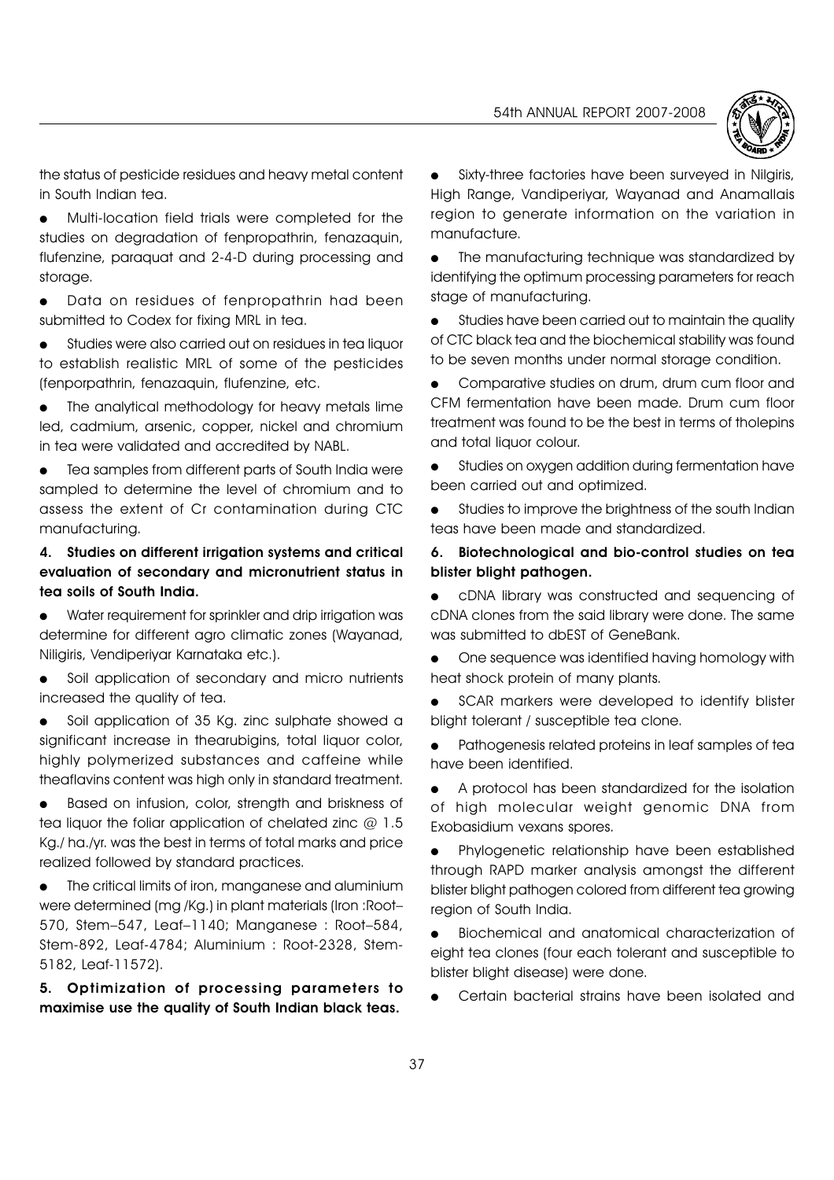the status of pesticide residues and heavy metal content in South Indian tea.

- Multi-location field trials were completed for the studies on degradation of fenpropathrin, fenazaquin, flufenzine, paraquat and 2-4-D during processing and storage.
- Data on residues of fenpropathrin had been submitted to Codex for fixing MRL in tea.
- Studies were also carried out on residues in tea liquor to establish realistic MRL of some of the pesticides (fenporpathrin, fenazaquin, flufenzine, etc.
- The analytical methodology for heavy metals lime led, cadmium, arsenic, copper, nickel and chromium in tea were validated and accredited by NABL.
- Tea samples from different parts of South India were sampled to determine the level of chromium and to assess the extent of Cr contamination during CTC manufacturing.

**4. Studies on different irrigation systems and critical evaluation of secondary and micronutrient status in tea soils of South India.**

- Water requirement for sprinkler and drip irrigation was determine for different agro climatic zones (Wayanad, Niligiris, Vendiperiyar Karnataka etc.).
- Soil application of secondary and micro nutrients increased the quality of tea.
- Soil application of 35 Kg. zinc sulphate showed a significant increase in thearubigins, total liquor color, highly polymerized substances and caffeine while theaflavins content was high only in standard treatment.
- Based on infusion, color, strength and briskness of tea liquor the foliar application of chelated zinc @ 1.5 Kg./ ha./yr. was the best in terms of total marks and price realized followed by standard practices.
- The critical limits of iron, manganese and aluminium were determined (mg /Kg.) in plant materials (Iron :Root–570, Stem–547, Leaf–1140; Manganese : Root–584, Stem-892, Leaf-4784; Aluminium : Root-2328, Stem-5182, Leaf-11572).

**5. Optimization of processing parameters to maximise use the quality of South Indian black teas.**

- Sixty-three factories have been surveyed in Nilgiris, High Range, Vandiperiyar, Wayanad and Anamallais region to generate information on the variation in manufacture.
- The manufacturing technique was standardized by identifying the optimum processing parameters for reach stage of manufacturing.
- Studies have been carried out to maintain the quality of CTC black tea and the biochemical stability was found to be seven months under normal storage condition.
- Comparative studies on drum, drum cum floor and CFM fermentation have been made. Drum cum floor treatment was found to be the best in terms of tholepins and total liquor colour.
- Studies on oxygen addition during fermentation have been carried out and optimized.
- Studies to improve the brightness of the south Indian teas have been made and standardized.

**6. Biotechnological and bio-control studies on tea blister blight pathogen.**

- cDNA library was constructed and sequencing of cDNA clones from the said library were done. The same was submitted to dbEST of GeneBank.
- One sequence was identified having homology with heat shock protein of many plants.
- SCAR markers were developed to identify blister blight tolerant / susceptible tea clone.
- Pathogenesis related proteins in leaf samples of tea have been identified.
- A protocol has been standardized for the isolation of high molecular weight genomic DNA from Exobasidium vexans spores.
- Phylogenetic relationship have been established through RAPD marker analysis amongst the different blister blight pathogen colored from different tea growing region of South India.
- Biochemical and anatomical characterization of eight tea clones (four each tolerant and susceptible to blister blight disease) were done.
- Certain bacterial strains have been isolated and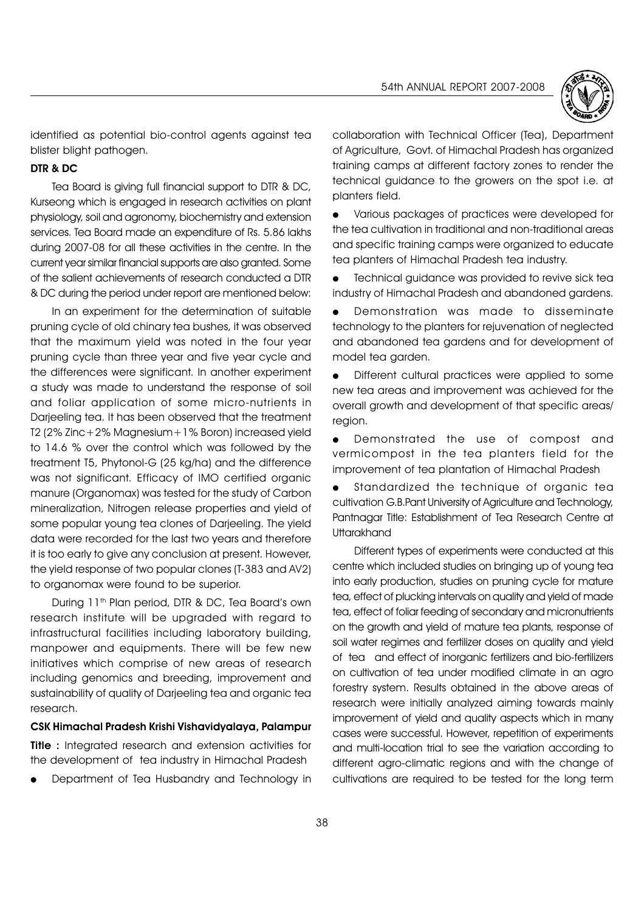identified as potential bio-control agents against tea blister blight pathogen.

**DTR & DC**

Tea Board is giving full financial support to DTR & DC, Kurseong which is engaged in research activities on plant physiology, soil and agronomy, biochemistry and extension services. Tea Board made an expenditure of Rs. 5.86 lakhs during 2007-08 for all these activities in the centre. In the current year similar financial supports are also granted. Some of the salient achievements of research conducted a DTR & DC during the period under report are mentioned below:

In an experiment for the determination of suitable pruning cycle of old chinary tea bushes, it was observed that the maximum yield was noted in the four year pruning cycle than three year and five year cycle and the differences were significant. In another experiment a study was made to understand the response of soil and foliar application of some micro-nutrients in Darjeeling tea. It has been observed that the treatment T2 (2% Zinc+2% Magnesium+1% Boron) increased yield to 14.6 % over the control which was followed by the treatment T5, Phytonol-G (25 kg/ha) and the difference was not significant. Efficacy of IMO certified organic manure (Organomax) was tested for the study of Carbon mineralization, Nitrogen release properties and yield of some popular young tea clones of Darjeeling. The yield data were recorded for the last two years and therefore it is too early to give any conclusion at present. However, the yield response of two popular clones (T-383 and AV2) to organomax were found to be superior.

During 11th Plan period, DTR & DC, Tea Board's own research institute will be upgraded with regard to infrastructural facilities including laboratory building, manpower and equipments. There will be few new initiatives which comprise of new areas of research including genomics and breeding, improvement and sustainability of quality of Darjeeling tea and organic tea research.

**CSK Himachal Pradesh Krishi Vishavidyalaya, Palampur**

**Title :** Integrated research and extension activities for the development of tea industry in Himachal Pradesh

- Department of Tea Husbandry and Technology in collaboration with Technical Officer (Tea), Department of Agriculture, Govt. of Himachal Pradesh has organized training camps at different factory zones to render the technical guidance to the growers on the spot i.e. at planters field.
- Various packages of practices were developed for the tea cultivation in traditional and non-traditional areas and specific training camps were organized to educate tea planters of Himachal Pradesh tea industry.
- Technical guidance was provided to revive sick tea industry of Himachal Pradesh and abandoned gardens.
- Demonstration was made to disseminate technology to the planters for rejuvenation of neglected and abandoned tea gardens and for development of model tea garden.
- Different cultural practices were applied to some new tea areas and improvement was achieved for the overall growth and development of that specific areas/ region.
- Demonstrated the use of compost and vermicompost in the tea planters field for the improvement of tea plantation of Himachal Pradesh
- Standardized the technique of organic tea cultivation G.B.Pant University of Agriculture and Technology, Pantnagar Title: Establishment of Tea Research Centre at Uttarakhand

Different types of experiments were conducted at this centre which included studies on bringing up of young tea into early production, studies on pruning cycle for mature tea, effect of plucking intervals on quality and yield of made tea, effect of foliar feeding of secondary and micronutrients on the growth and yield of mature tea plants, response of soil water regimes and fertilizer doses on quality and yield of tea and effect of inorganic fertilizers and bio-fertilizers on cultivation of tea under modified climate in an agro forestry system. Results obtained in the above areas of research were initially analyzed aiming towards mainly improvement of yield and quality aspects which in many cases were successful. However, repetition of experiments and multi-location trial to see the variation according to different agro-climatic regions and with the change of cultivations are required to be tested for the long term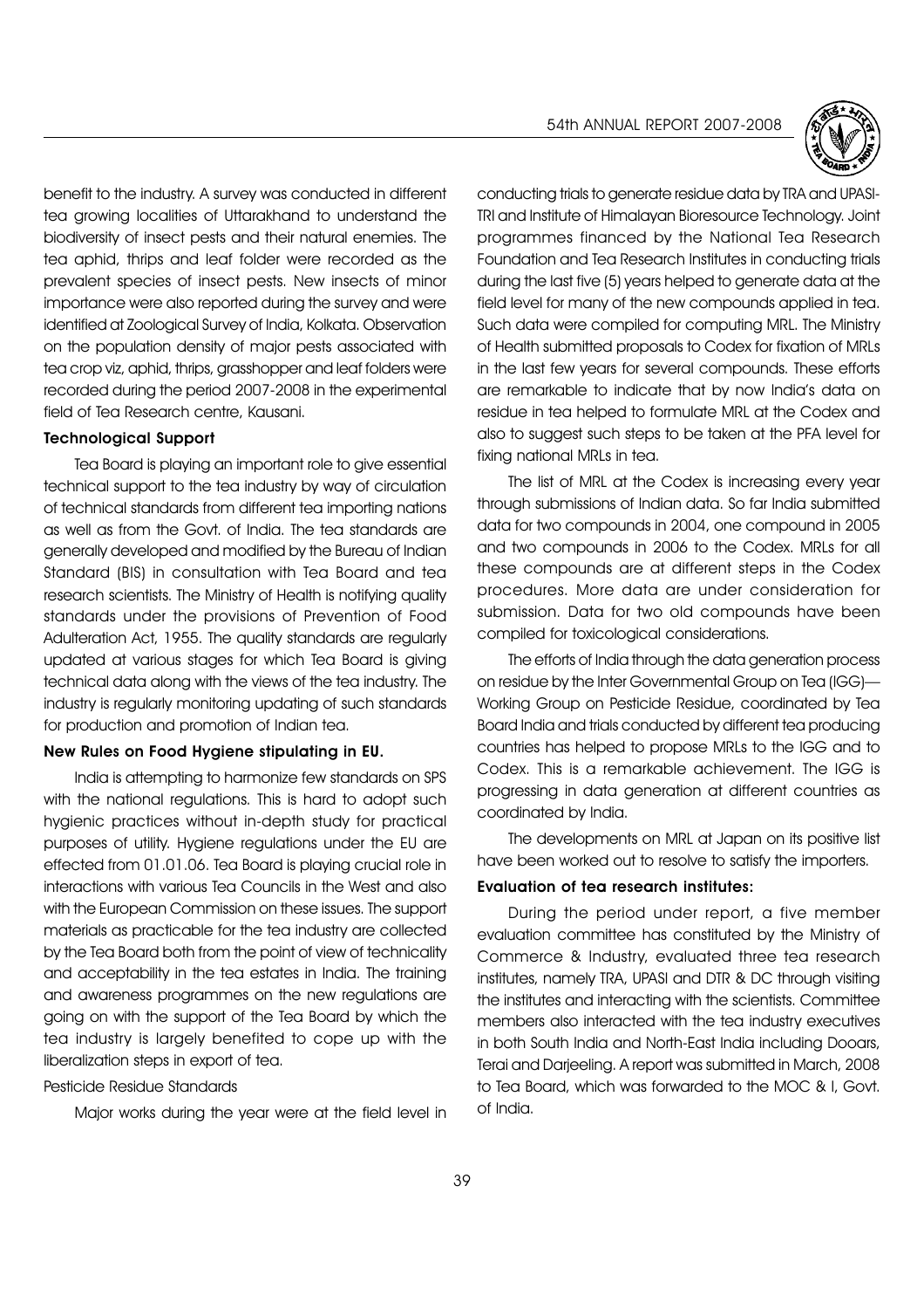benefit to the industry. A survey was conducted in different tea growing localities of Uttarakhand to understand the biodiversity of insect pests and their natural enemies. The tea aphid, thrips and leaf folder were recorded as the prevalent species of insect pests. New insects of minor importance were also reported during the survey and were identified at Zoological Survey of India, Kolkata. Observation on the population density of major pests associated with tea crop viz, aphid, thrips, grasshopper and leaf folders were recorded during the period 2007-2008 in the experimental field of Tea Research centre, Kausani.

**Technological Support**

Tea Board is playing an important role to give essential technical support to the tea industry by way of circulation of technical standards from different tea importing nations as well as from the Govt. of India. The tea standards are generally developed and modified by the Bureau of Indian Standard (BIS) in consultation with Tea Board and tea research scientists. The Ministry of Health is notifying quality standards under the provisions of Prevention of Food Adulteration Act, 1955. The quality standards are regularly updated at various stages for which Tea Board is giving technical data along with the views of the tea industry. The industry is regularly monitoring updating of such standards for production and promotion of Indian tea.

**New Rules on Food Hygiene stipulating in EU.**

India is attempting to harmonize few standards on SPS with the national regulations. This is hard to adopt such hygienic practices without in-depth study for practical purposes of utility. Hygiene regulations under the EU are effected from 01.01.06. Tea Board is playing crucial role in interactions with various Tea Councils in the West and also with the European Commission on these issues. The support materials as practicable for the tea industry are collected by the Tea Board both from the point of view of technicality and acceptability in the tea estates in India. The training and awareness programmes on the new regulations are going on with the support of the Tea Board by which the tea industry is largely benefited to cope up with the liberalization steps in export of tea.

Pesticide Residue Standards

Major works during the year were at the field level in conducting trials to generate residue data by TRA and UPASI-TRI and Institute of Himalayan Bioresource Technology. Joint programmes financed by the National Tea Research Foundation and Tea Research Institutes in conducting trials during the last five (5) years helped to generate data at the field level for many of the new compounds applied in tea. Such data were compiled for computing MRL. The Ministry of Health submitted proposals to Codex for fixation of MRLs in the last few years for several compounds. These efforts are remarkable to indicate that by now India's data on residue in tea helped to formulate MRL at the Codex and also to suggest such steps to be taken at the PFA level for fixing national MRLs in tea.

The list of MRL at the Codex is increasing every year through submissions of Indian data. So far India submitted data for two compounds in 2004, one compound in 2005 and two compounds in 2006 to the Codex. MRLs for all these compounds are at different steps in the Codex procedures. More data are under consideration for submission. Data for two old compounds have been compiled for toxicological considerations.

The efforts of India through the data generation process on residue by the Inter Governmental Group on Tea (IGG)—Working Group on Pesticide Residue, coordinated by Tea Board India and trials conducted by different tea producing countries has helped to propose MRLs to the IGG and to Codex. This is a remarkable achievement. The IGG is progressing in data generation at different countries as coordinated by India.

The developments on MRL at Japan on its positive list have been worked out to resolve to satisfy the importers.

**Evaluation of tea research institutes:**

During the period under report, a five member evaluation committee has constituted by the Ministry of Commerce & Industry, evaluated three tea research institutes, namely TRA, UPASI and DTR & DC through visiting the institutes and interacting with the scientists. Committee members also interacted with the tea industry executives in both South India and North-East India including Dooars, Terai and Darjeeling. A report was submitted in March, 2008 to Tea Board, which was forwarded to the MOC & I, Govt. of India.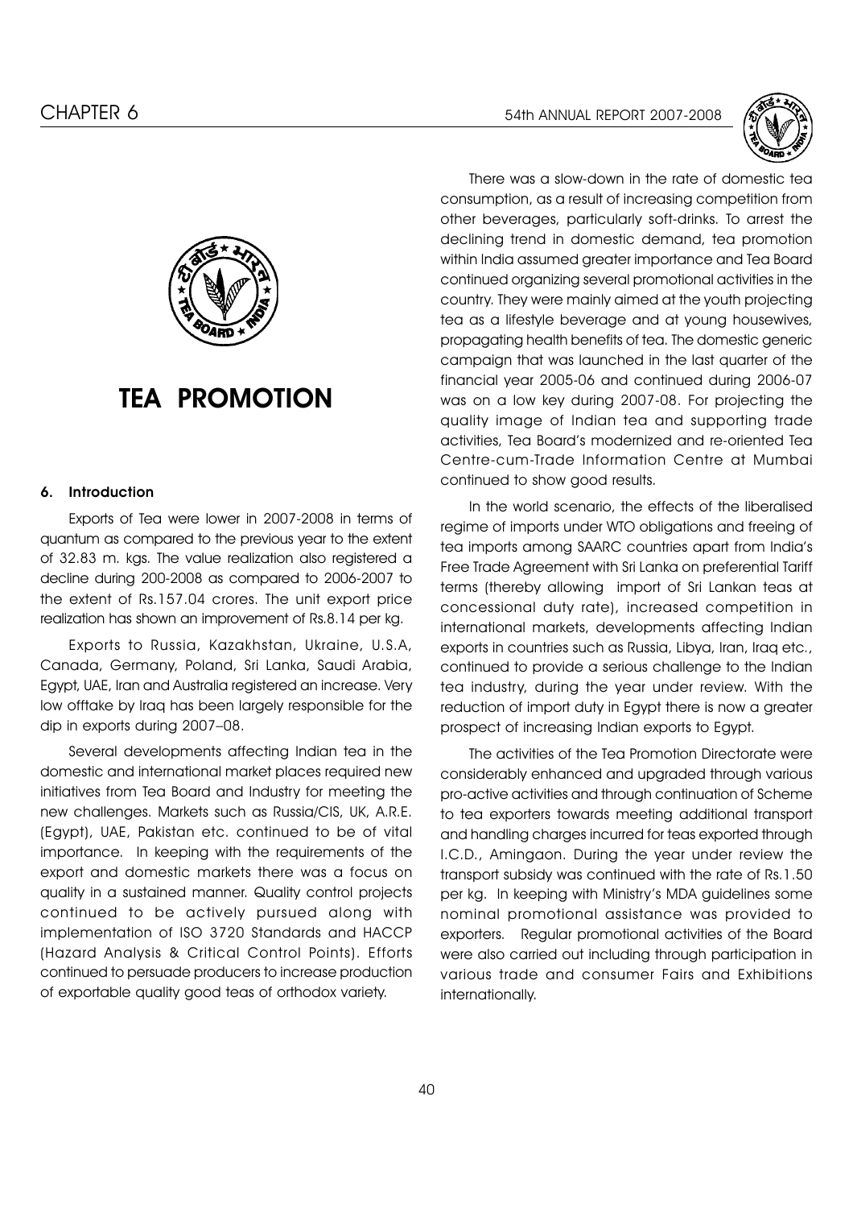# TEA PROMOTION

### 6. Introduction

Exports of Tea were lower in 2007-2008 in terms of quantum as compared to the previous year to the extent of 32.83 m. kgs. The value realization also registered a decline during 200-2008 as compared to 2006-2007 to the extent of Rs.157.04 crores. The unit export price realization has shown an improvement of Rs.8.14 per kg.

Exports to Russia, Kazakhstan, Ukraine, U.S.A, Canada, Germany, Poland, Sri Lanka, Saudi Arabia, Egypt, UAE, Iran and Australia registered an increase. Very low offtake by Iraq has been largely responsible for the dip in exports during 2007–08.

Several developments affecting Indian tea in the domestic and international market places required new initiatives from Tea Board and Industry for meeting the new challenges. Markets such as Russia/CIS, UK, A.R.E. (Egypt), UAE, Pakistan etc. continued to be of vital importance. In keeping with the requirements of the export and domestic markets there was a focus on quality in a sustained manner. Quality control projects continued to be actively pursued along with implementation of ISO 3720 Standards and HACCP (Hazard Analysis & Critical Control Points). Efforts continued to persuade producers to increase production of exportable quality good teas of orthodox variety.

There was a slow-down in the rate of domestic tea consumption, as a result of increasing competition from other beverages, particularly soft-drinks. To arrest the declining trend in domestic demand, tea promotion within India assumed greater importance and Tea Board continued organizing several promotional activities in the country. They were mainly aimed at the youth projecting tea as a lifestyle beverage and at young housewives, propagating health benefits of tea. The domestic generic campaign that was launched in the last quarter of the financial year 2005-06 and continued during 2006-07 was on a low key during 2007-08. For projecting the quality image of Indian tea and supporting trade activities, Tea Board's modernized and re-oriented Tea Centre-cum-Trade Information Centre at Mumbai continued to show good results.

In the world scenario, the effects of the liberalised regime of imports under WTO obligations and freeing of tea imports among SAARC countries apart from India's Free Trade Agreement with Sri Lanka on preferential Tariff terms (thereby allowing import of Sri Lankan teas at concessional duty rate), increased competition in international markets, developments affecting Indian exports in countries such as Russia, Libya, Iran, Iraq etc., continued to provide a serious challenge to the Indian tea industry, during the year under review. With the reduction of import duty in Egypt there is now a greater prospect of increasing Indian exports to Egypt.

The activities of the Tea Promotion Directorate were considerably enhanced and upgraded through various pro-active activities and through continuation of Scheme to tea exporters towards meeting additional transport and handling charges incurred for teas exported through I.C.D., Amingaon. During the year under review the transport subsidy was continued with the rate of Rs.1.50 per kg. In keeping with Ministry's MDA guidelines some nominal promotional assistance was provided to exporters. Regular promotional activities of the Board were also carried out including through participation in various trade and consumer Fairs and Exhibitions internationally.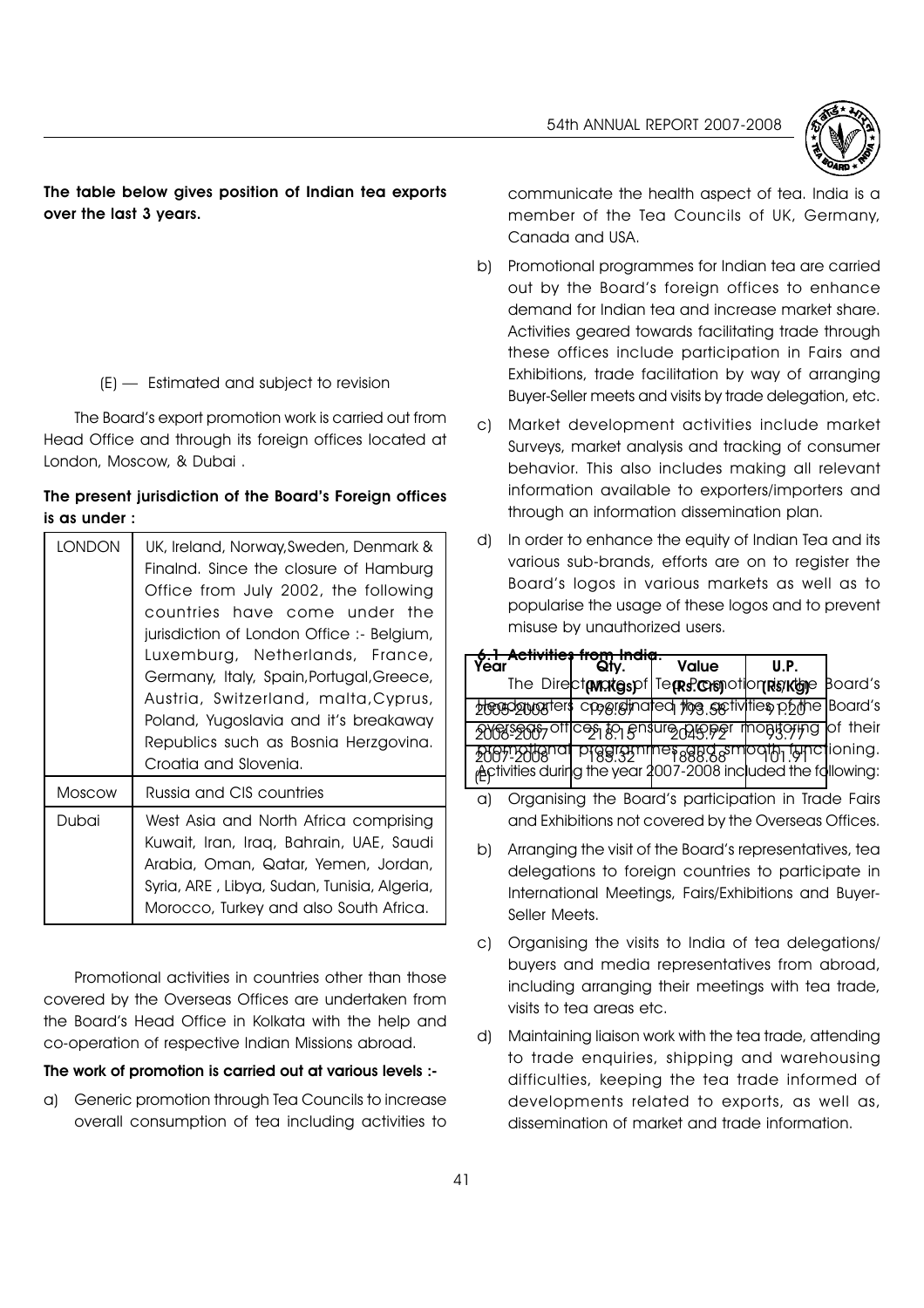**The table below gives position of Indian tea exports over the last 3 years.**

| Year | Qty. (M.Kgs) | Value (Rs.Crs) | U.P. (Rs/Kg) |
|---|---|---|---|
| 2005-2006 | 196.67 | 1793.58 | 91.20 |
| 2006-2007 | 218.15 | 2045.72 | 93.77 |
| 2007-2008 (E) | 185.32 | 1888.68 | 101.91 |

(E) — Estimated and subject to revision

The Board's export promotion work is carried out from Head Office and through its foreign offices located at London, Moscow, & Dubai .

**The present jurisdiction of the Board's Foreign offices is as under :**

| | |
|---|---|
| LONDON | UK, Ireland, Norway,Sweden, Denmark & Finalnd. Since the closure of Hamburg Office from July 2002, the following countries have come under the jurisdiction of London Office :- Belgium, Luxemburg, Netherlands, France, Germany, Italy, Spain,Portugal,Greece, Austria, Switzerland, malta,Cyprus, Poland, Yugoslavia and it's breakaway Republics such as Bosnia Herzgovina. Croatia and Slovenia. |
| Moscow | Russia and CIS countries |
| Dubai | West Asia and North Africa comprising Kuwait, Iran, Iraq, Bahrain, UAE, Saudi Arabia, Oman, Qatar, Yemen, Jordan, Syria, ARE , Libya, Sudan, Tunisia, Algeria, Morocco, Turkey and also South Africa. |

Promotional activities in countries other than those covered by the Overseas Offices are undertaken from the Board's Head Office in Kolkata with the help and co-operation of respective Indian Missions abroad.

**The work of promotion is carried out at various levels :-**

a) Generic promotion through Tea Councils to increase overall consumption of tea including activities to communicate the health aspect of tea. India is a member of the Tea Councils of UK, Germany, Canada and USA.

b) Promotional programmes for Indian tea are carried out by the Board's foreign offices to enhance demand for Indian tea and increase market share. Activities geared towards facilitating trade through these offices include participation in Fairs and Exhibitions, trade facilitation by way of arranging Buyer-Seller meets and visits by trade delegation, etc.

c) Market development activities include market Surveys, market analysis and tracking of consumer behavior. This also includes making all relevant information available to exporters/importers and through an information dissemination plan.

d) In order to enhance the equity of Indian Tea and its various sub-brands, efforts are on to register the Board's logos in various markets as well as to popularise the usage of these logos and to prevent misuse by unauthorized users.

**6.1 Activities from India:**

The Directorate of Tea Promotion in the Board's Headquarters co-ordinated the activities of the Board's overseas offices to ensure proper monitoring of their promotional programmes and smooth functioning. Activities during the year 2007-2008 included the following:

a) Organising the Board's participation in Trade Fairs and Exhibitions not covered by the Overseas Offices.

b) Arranging the visit of the Board's representatives, tea delegations to foreign countries to participate in International Meetings, Fairs/Exhibitions and Buyer-Seller Meets.

c) Organising the visits to India of tea delegations/ buyers and media representatives from abroad, including arranging their meetings with tea trade, visits to tea areas etc.

d) Maintaining liaison work with the tea trade, attending to trade enquiries, shipping and warehousing difficulties, keeping the tea trade informed of developments related to exports, as well as, dissemination of market and trade information.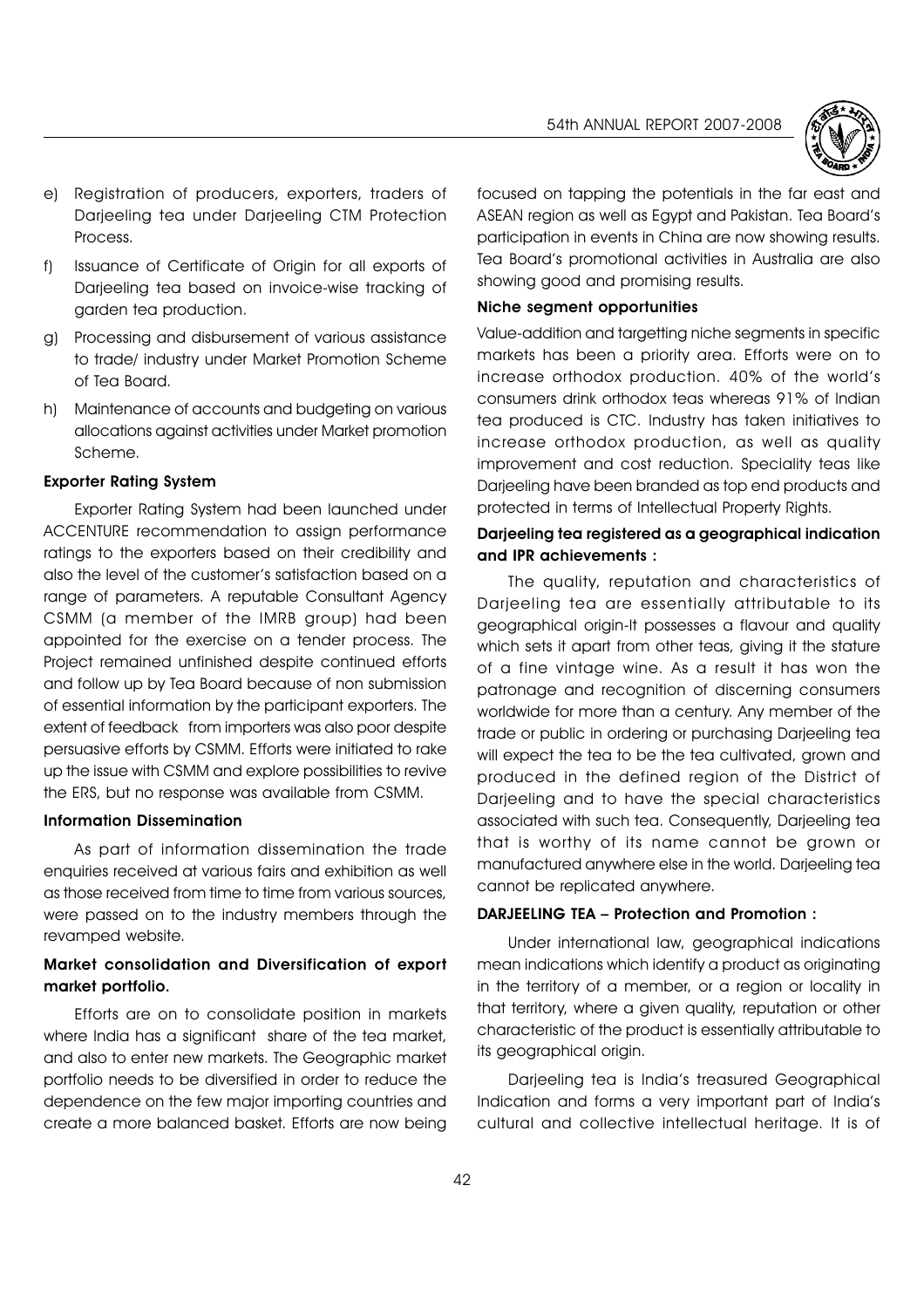e) Registration of producers, exporters, traders of Darjeeling tea under Darjeeling CTM Protection Process.

f) Issuance of Certificate of Origin for all exports of Darjeeling tea based on invoice-wise tracking of garden tea production.

g) Processing and disbursement of various assistance to trade/ industry under Market Promotion Scheme of Tea Board.

h) Maintenance of accounts and budgeting on various allocations against activities under Market promotion Scheme.

**Exporter Rating System**

Exporter Rating System had been launched under ACCENTURE recommendation to assign performance ratings to the exporters based on their credibility and also the level of the customer's satisfaction based on a range of parameters. A reputable Consultant Agency CSMM (a member of the IMRB group) had been appointed for the exercise on a tender process. The Project remained unfinished despite continued efforts and follow up by Tea Board because of non submission of essential information by the participant exporters. The extent of feedback from importers was also poor despite persuasive efforts by CSMM. Efforts were initiated to rake up the issue with CSMM and explore possibilities to revive the ERS, but no response was available from CSMM.

**Information Dissemination**

As part of information dissemination the trade enquiries received at various fairs and exhibition as well as those received from time to time from various sources, were passed on to the industry members through the revamped website.

**Market consolidation and Diversification of export market portfolio.**

Efforts are on to consolidate position in markets where India has a significant share of the tea market, and also to enter new markets. The Geographic market portfolio needs to be diversified in order to reduce the dependence on the few major importing countries and create a more balanced basket. Efforts are now being focused on tapping the potentials in the far east and ASEAN region as well as Egypt and Pakistan. Tea Board's participation in events in China are now showing results. Tea Board's promotional activities in Australia are also showing good and promising results.

**Niche segment opportunities**

Value-addition and targetting niche segments in specific markets has been a priority area. Efforts were on to increase orthodox production. 40% of the world's consumers drink orthodox teas whereas 91% of Indian tea produced is CTC. Industry has taken initiatives to increase orthodox production, as well as quality improvement and cost reduction. Speciality teas like Darjeeling have been branded as top end products and protected in terms of Intellectual Property Rights.

**Darjeeling tea registered as a geographical indication and IPR achievements :**

The quality, reputation and characteristics of Darjeeling tea are essentially attributable to its geographical origin-It possesses a flavour and quality which sets it apart from other teas, giving it the stature of a fine vintage wine. As a result it has won the patronage and recognition of discerning consumers worldwide for more than a century. Any member of the trade or public in ordering or purchasing Darjeeling tea will expect the tea to be the tea cultivated, grown and produced in the defined region of the District of Darjeeling and to have the special characteristics associated with such tea. Consequently, Darjeeling tea that is worthy of its name cannot be grown or manufactured anywhere else in the world. Darjeeling tea cannot be replicated anywhere.

**DARJEELING TEA – Protection and Promotion :**

Under international law, geographical indications mean indications which identify a product as originating in the territory of a member, or a region or locality in that territory, where a given quality, reputation or other characteristic of the product is essentially attributable to its geographical origin.

Darjeeling tea is India's treasured Geographical Indication and forms a very important part of India's cultural and collective intellectual heritage. It is of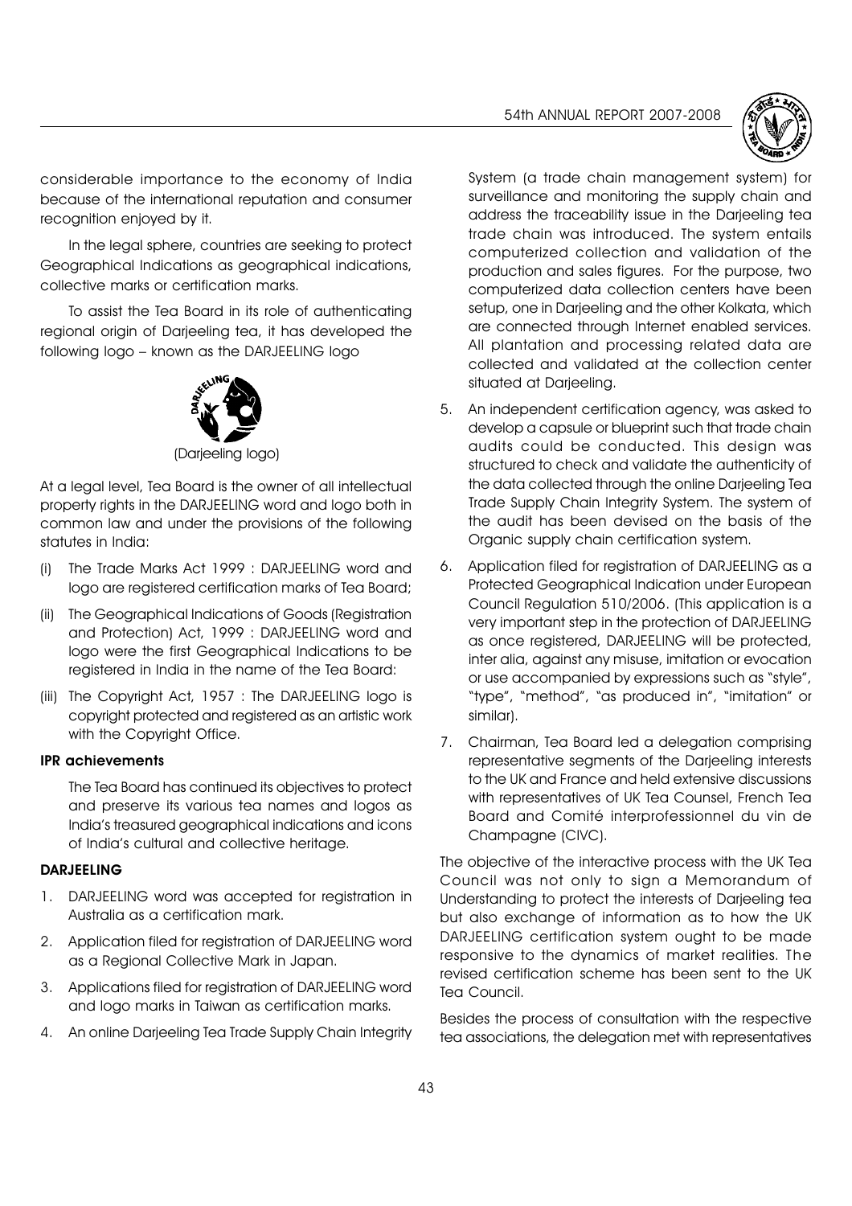considerable importance to the economy of India because of the international reputation and consumer recognition enjoyed by it.

In the legal sphere, countries are seeking to protect Geographical Indications as geographical indications, collective marks or certification marks.

To assist the Tea Board in its role of authenticating regional origin of Darjeeling tea, it has developed the following logo – known as the DARJEELING logo

(Darjeeling logo)

At a legal level, Tea Board is the owner of all intellectual property rights in the DARJEELING word and logo both in common law and under the provisions of the following statutes in India:

(i) The Trade Marks Act 1999 : DARJEELING word and logo are registered certification marks of Tea Board;

(ii) The Geographical Indications of Goods (Registration and Protection) Act, 1999 : DARJEELING word and logo were the first Geographical Indications to be registered in India in the name of the Tea Board:

(iii) The Copyright Act, 1957 : The DARJEELING logo is copyright protected and registered as an artistic work with the Copyright Office.

**IPR achievements**

The Tea Board has continued its objectives to protect and preserve its various tea names and logos as India's treasured geographical indications and icons of India's cultural and collective heritage.

**DARJEELING**

1. DARJEELING word was accepted for registration in Australia as a certification mark.
2. Application filed for registration of DARJEELING word as a Regional Collective Mark in Japan.
3. Applications filed for registration of DARJEELING word and logo marks in Taiwan as certification marks.
4. An online Darjeeling Tea Trade Supply Chain Integrity System (a trade chain management system) for surveillance and monitoring the supply chain and address the traceability issue in the Darjeeling tea trade chain was introduced. The system entails computerized collection and validation of the production and sales figures. For the purpose, two computerized data collection centers have been setup, one in Darjeeling and the other Kolkata, which are connected through Internet enabled services. All plantation and processing related data are collected and validated at the collection center situated at Darjeeling.
5. An independent certification agency, was asked to develop a capsule or blueprint such that trade chain audits could be conducted. This design was structured to check and validate the authenticity of the data collected through the online Darjeeling Tea Trade Supply Chain Integrity System. The system of the audit has been devised on the basis of the Organic supply chain certification system.
6. Application filed for registration of DARJEELING as a Protected Geographical Indication under European Council Regulation 510/2006. (This application is a very important step in the protection of DARJEELING as once registered, DARJEELING will be protected, inter alia, against any misuse, imitation or evocation or use accompanied by expressions such as "style", "type", "method", "as produced in", "imitation" or similar).
7. Chairman, Tea Board led a delegation comprising representative segments of the Darjeeling interests to the UK and France and held extensive discussions with representatives of UK Tea Counsel, French Tea Board and Comité interprofessionnel du vin de Champagne (CIVC).

The objective of the interactive process with the UK Tea Council was not only to sign a Memorandum of Understanding to protect the interests of Darjeeling tea but also exchange of information as to how the UK DARJEELING certification system ought to be made responsive to the dynamics of market realities. The revised certification scheme has been sent to the UK Tea Council.

Besides the process of consultation with the respective tea associations, the delegation met with representatives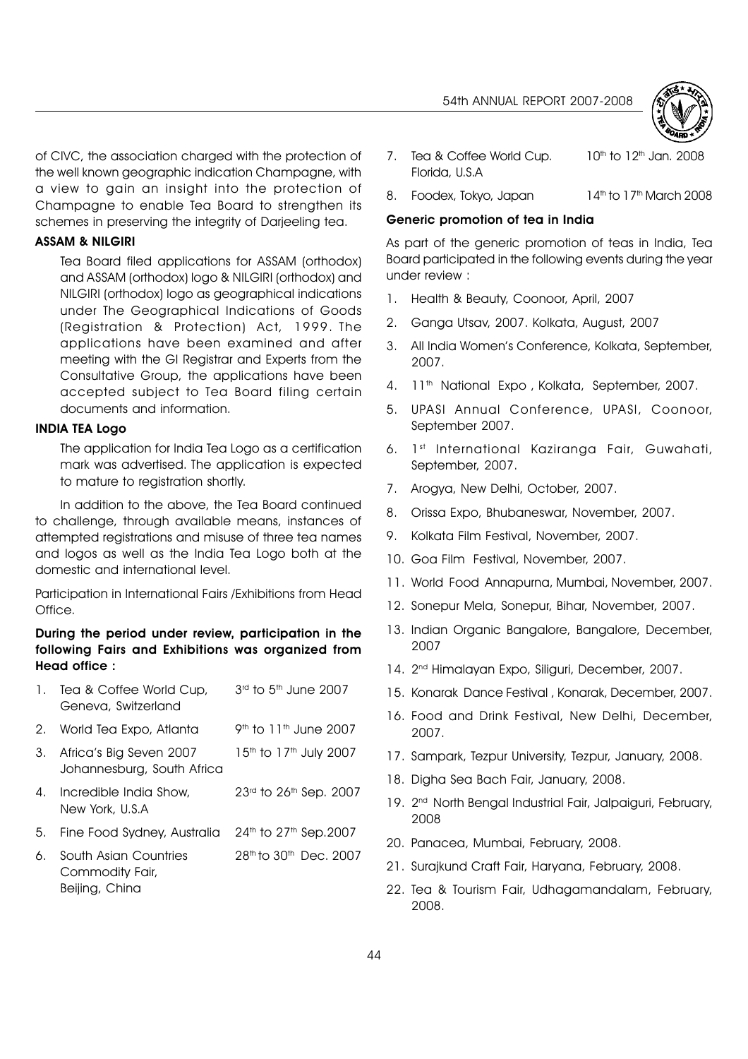of CIVC, the association charged with the protection of the well known geographic indication Champagne, with a view to gain an insight into the protection of Champagne to enable Tea Board to strengthen its schemes in preserving the integrity of Darjeeling tea.

**ASSAM & NILGIRI**

Tea Board filed applications for ASSAM (orthodox) and ASSAM (orthodox) logo & NILGIRI (orthodox) and NILGIRI (orthodox) logo as geographical indications under The Geographical Indications of Goods (Registration & Protection) Act, 1999. The applications have been examined and after meeting with the GI Registrar and Experts from the Consultative Group, the applications have been accepted subject to Tea Board filing certain documents and information.

**INDIA TEA Logo**

The application for India Tea Logo as a certification mark was advertised. The application is expected to mature to registration shortly.

In addition to the above, the Tea Board continued to challenge, through available means, instances of attempted registrations and misuse of three tea names and logos as well as the India Tea Logo both at the domestic and international level.

Participation in International Fairs /Exhibitions from Head Office.

**During the period under review, participation in the following Fairs and Exhibitions was organized from Head office :**

| | | |
|---|---|---|
| 1. | Tea & Coffee World Cup, Geneva, Switzerland | 3rd to 5th June 2007 |
| 2. | World Tea Expo, Atlanta | 9th to 11th June 2007 |
| 3. | Africa's Big Seven 2007 Johannesburg, South Africa | 15th to 17th July 2007 |
| 4. | Incredible India Show, New York, U.S.A | 23rd to 26th Sep. 2007 |
| 5. | Fine Food Sydney, Australia | 24th to 27th Sep.2007 |
| 6. | South Asian Countries Commodity Fair, Beijing, China | 28th to 30th Dec. 2007 |
| 7. | Tea & Coffee World Cup. Florida, U.S.A | 10th to 12th Jan. 2008 |
| 8. | Foodex, Tokyo, Japan | 14th to 17th March 2008 |

**Generic promotion of tea in India**

As part of the generic promotion of teas in India, Tea Board participated in the following events during the year under review :

1. Health & Beauty, Coonoor, April, 2007
2. Ganga Utsav, 2007. Kolkata, August, 2007
3. All India Women's Conference, Kolkata, September, 2007.
4. 11th National Expo , Kolkata, September, 2007.
5. UPASI Annual Conference, UPASI, Coonoor, September 2007.
6. 1st International Kaziranga Fair, Guwahati, September, 2007.
7. Arogya, New Delhi, October, 2007.
8. Orissa Expo, Bhubaneswar, November, 2007.
9. Kolkata Film Festival, November, 2007.
10. Goa Film Festival, November, 2007.
11. World Food Annapurna, Mumbai, November, 2007.
12. Sonepur Mela, Sonepur, Bihar, November, 2007.
13. Indian Organic Bangalore, Bangalore, December, 2007
14. 2nd Himalayan Expo, Siliguri, December, 2007.
15. Konarak Dance Festival , Konarak, December, 2007.
16. Food and Drink Festival, New Delhi, December, 2007.
17. Sampark, Tezpur University, Tezpur, January, 2008.
18. Digha Sea Bach Fair, January, 2008.
19. 2nd North Bengal Industrial Fair, Jalpaiguri, February, 2008
20. Panacea, Mumbai, February, 2008.
21. Surajkund Craft Fair, Haryana, February, 2008.
22. Tea & Tourism Fair, Udhagamandalam, February, 2008.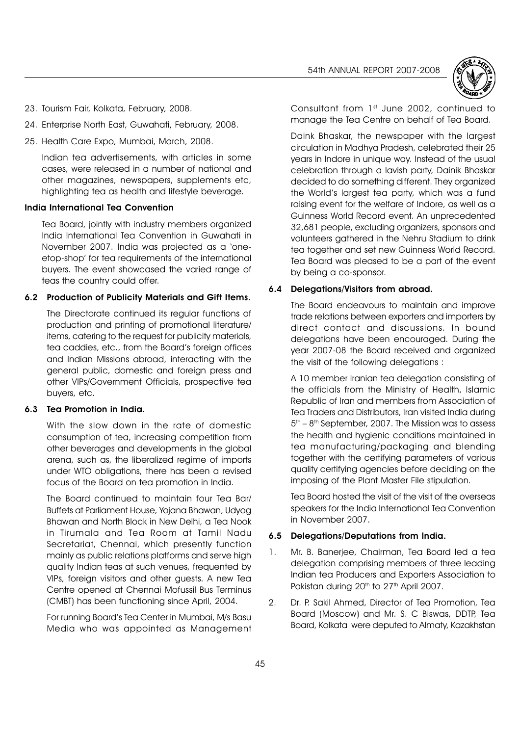23. Tourism Fair, Kolkata, February, 2008.
24. Enterprise North East, Guwahati, February, 2008.
25. Health Care Expo, Mumbai, March, 2008.

Indian tea advertisements, with articles in some cases, were released in a number of national and other magazines, newspapers, supplements etc, highlighting tea as health and lifestyle beverage.

**India International Tea Convention**

Tea Board, jointly with industry members organized India International Tea Convention in Guwahati in November 2007. India was projected as a 'oneetop-shop' for tea requirements of the international buyers. The event showcased the varied range of teas the country could offer.

### 6.2 Production of Publicity Materials and Gift Items.

The Directorate continued its regular functions of production and printing of promotional literature/ items, catering to the request for publicity materials, tea caddies, etc., from the Board's foreign offices and Indian Missions abroad, interacting with the general public, domestic and foreign press and other VIPs/Government Officials, prospective tea buyers, etc.

### 6.3 Tea Promotion in India.

With the slow down in the rate of domestic consumption of tea, increasing competition from other beverages and developments in the global arena, such as, the liberalized regime of imports under WTO obligations, there has been a revised focus of the Board on tea promotion in India.

The Board continued to maintain four Tea Bar/ Buffets at Parliament House, Yojana Bhawan, Udyog Bhawan and North Block in New Delhi, a Tea Nook in Tirumala and Tea Room at Tamil Nadu Secretariat, Chennai, which presently function mainly as public relations platforms and serve high quality Indian teas at such venues, frequented by VIPs, foreign visitors and other guests. A new Tea Centre opened at Chennai Mofussil Bus Terminus (CMBT) has been functioning since April, 2004.

For running Board's Tea Center in Mumbai, M/s Basu Media who was appointed as Management Consultant from 1st June 2002, continued to manage the Tea Centre on behalf of Tea Board.

Daink Bhaskar, the newspaper with the largest circulation in Madhya Pradesh, celebrated their 25 years in Indore in unique way. Instead of the usual celebration through a lavish party, Dainik Bhaskar decided to do something different. They organized the World's largest tea party, which was a fund raising event for the welfare of Indore, as well as a Guinness World Record event. An unprecedented 32,681 people, excluding organizers, sponsors and volunteers gathered in the Nehru Stadium to drink tea together and set new Guinness World Record. Tea Board was pleased to be a part of the event by being a co-sponsor.

### 6.4 Delegations/Visitors from abroad.

The Board endeavours to maintain and improve trade relations between exporters and importers by direct contact and discussions. In bound delegations have been encouraged. During the year 2007-08 the Board received and organized the visit of the following delegations :

A 10 member Iranian tea delegation consisting of the officials from the Ministry of Health, Islamic Republic of Iran and members from Association of Tea Traders and Distributors, Iran visited India during 5th – 8th September, 2007. The Mission was to assess the health and hygienic conditions maintained in tea manufacturing/packaging and blending together with the certifying parameters of various quality certifying agencies before deciding on the imposing of the Plant Master File stipulation.

Tea Board hosted the visit of the visit of the overseas speakers for the India International Tea Convention in November 2007.

### 6.5 Delegations/Deputations from India.

1. Mr. B. Banerjee, Chairman, Tea Board led a tea delegation comprising members of three leading Indian tea Producers and Exporters Association to Pakistan during 20th to 27th April 2007.
2. Dr. P. Sakil Ahmed, Director of Tea Promotion, Tea Board (Moscow) and Mr. S. C Biswas, DDTP, Tea Board, Kolkata were deputed to Almaty, Kazakhstan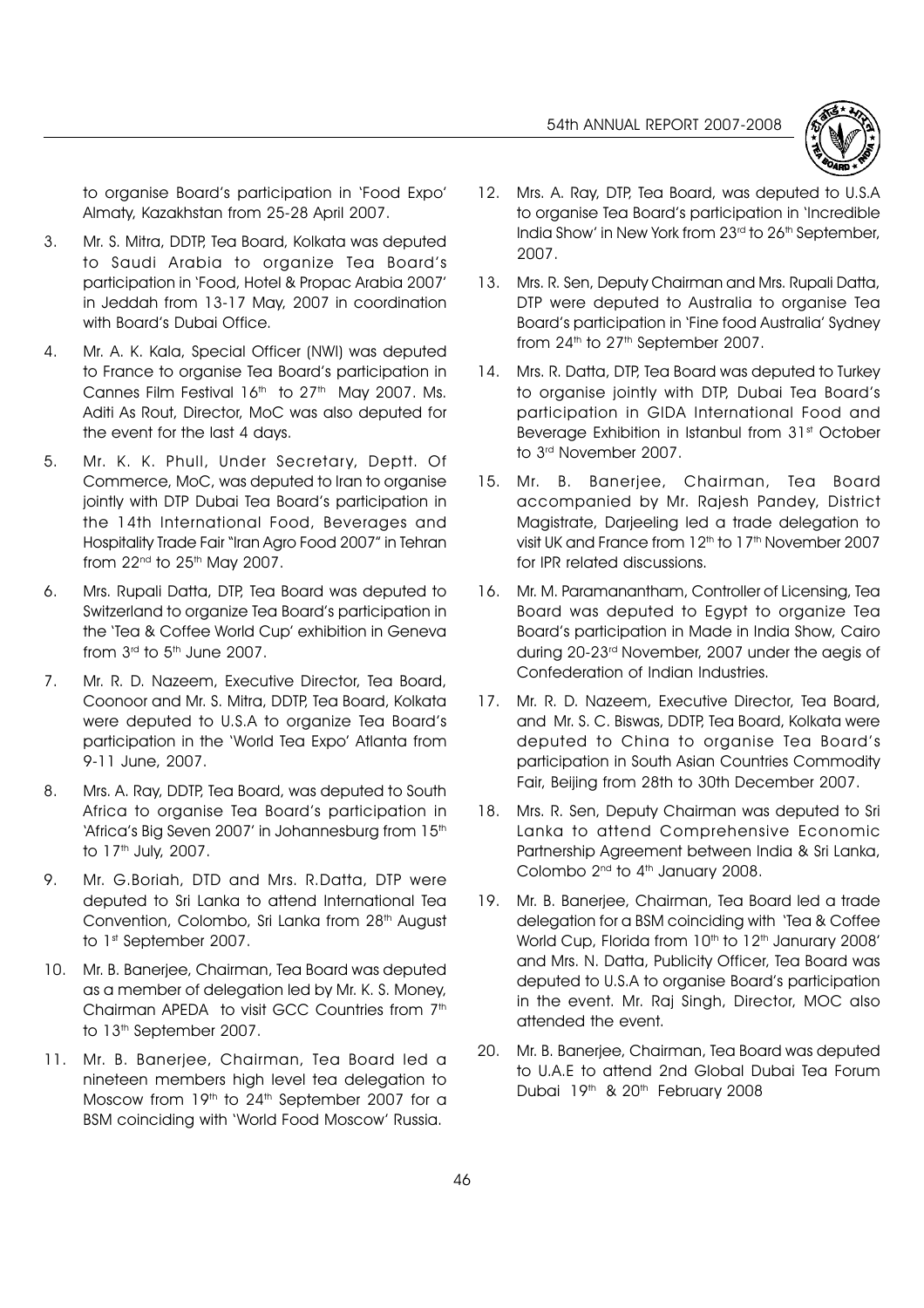to organise Board's participation in 'Food Expo' Almaty, Kazakhstan from 25-28 April 2007.

3. Mr. S. Mitra, DDTP, Tea Board, Kolkata was deputed to Saudi Arabia to organize Tea Board's participation in 'Food, Hotel & Propac Arabia 2007' in Jeddah from 13-17 May, 2007 in coordination with Board's Dubai Office.

4. Mr. A. K. Kala, Special Officer (NWI) was deputed to France to organise Tea Board's participation in Cannes Film Festival 16th to 27th May 2007. Ms. Aditi As Rout, Director, MoC was also deputed for the event for the last 4 days.

5. Mr. K. K. Phull, Under Secretary, Deptt. Of Commerce, MoC, was deputed to Iran to organise jointly with DTP Dubai Tea Board's participation in the 14th International Food, Beverages and Hospitality Trade Fair "Iran Agro Food 2007" in Tehran from 22nd to 25th May 2007.

6. Mrs. Rupali Datta, DTP, Tea Board was deputed to Switzerland to organize Tea Board's participation in the 'Tea & Coffee World Cup' exhibition in Geneva from 3rd to 5th June 2007.

7. Mr. R. D. Nazeem, Executive Director, Tea Board, Coonoor and Mr. S. Mitra, DDTP, Tea Board, Kolkata were deputed to U.S.A to organize Tea Board's participation in the 'World Tea Expo' Atlanta from 9-11 June, 2007.

8. Mrs. A. Ray, DDTP, Tea Board, was deputed to South Africa to organise Tea Board's participation in 'Africa's Big Seven 2007' in Johannesburg from 15th to 17th July, 2007.

9. Mr. G.Boriah, DTD and Mrs. R.Datta, DTP were deputed to Sri Lanka to attend International Tea Convention, Colombo, Sri Lanka from 28th August to 1st September 2007.

10. Mr. B. Banerjee, Chairman, Tea Board was deputed as a member of delegation led by Mr. K. S. Money, Chairman APEDA to visit GCC Countries from 7th to 13th September 2007.

11. Mr. B. Banerjee, Chairman, Tea Board led a nineteen members high level tea delegation to Moscow from 19th to 24th September 2007 for a BSM coinciding with 'World Food Moscow' Russia.

12. Mrs. A. Ray, DTP, Tea Board, was deputed to U.S.A to organise Tea Board's participation in 'Incredible India Show' in New York from 23rd to 26th September, 2007.

13. Mrs. R. Sen, Deputy Chairman and Mrs. Rupali Datta, DTP were deputed to Australia to organise Tea Board's participation in 'Fine food Australia' Sydney from 24th to 27th September 2007.

14. Mrs. R. Datta, DTP, Tea Board was deputed to Turkey to organise jointly with DTP, Dubai Tea Board's participation in GIDA International Food and Beverage Exhibition in Istanbul from 31st October to 3rd November 2007.

15. Mr. B. Banerjee, Chairman, Tea Board accompanied by Mr. Rajesh Pandey, District Magistrate, Darjeeling led a trade delegation to visit UK and France from 12th to 17th November 2007 for IPR related discussions.

16. Mr. M. Paramanantham, Controller of Licensing, Tea Board was deputed to Egypt to organize Tea Board's participation in Made in India Show, Cairo during 20-23rd November, 2007 under the aegis of Confederation of Indian Industries.

17. Mr. R. D. Nazeem, Executive Director, Tea Board, and Mr. S. C. Biswas, DDTP, Tea Board, Kolkata were deputed to China to organise Tea Board's participation in South Asian Countries Commodity Fair, Beijing from 28th to 30th December 2007.

18. Mrs. R. Sen, Deputy Chairman was deputed to Sri Lanka to attend Comprehensive Economic Partnership Agreement between India & Sri Lanka, Colombo 2nd to 4th January 2008.

19. Mr. B. Banerjee, Chairman, Tea Board led a trade delegation for a BSM coinciding with 'Tea & Coffee World Cup, Florida from 10th to 12th Janurary 2008' and Mrs. N. Datta, Publicity Officer, Tea Board was deputed to U.S.A to organise Board's participation in the event. Mr. Raj Singh, Director, MOC also attended the event.

20. Mr. B. Banerjee, Chairman, Tea Board was deputed to U.A.E to attend 2nd Global Dubai Tea Forum Dubai 19th & 20th February 2008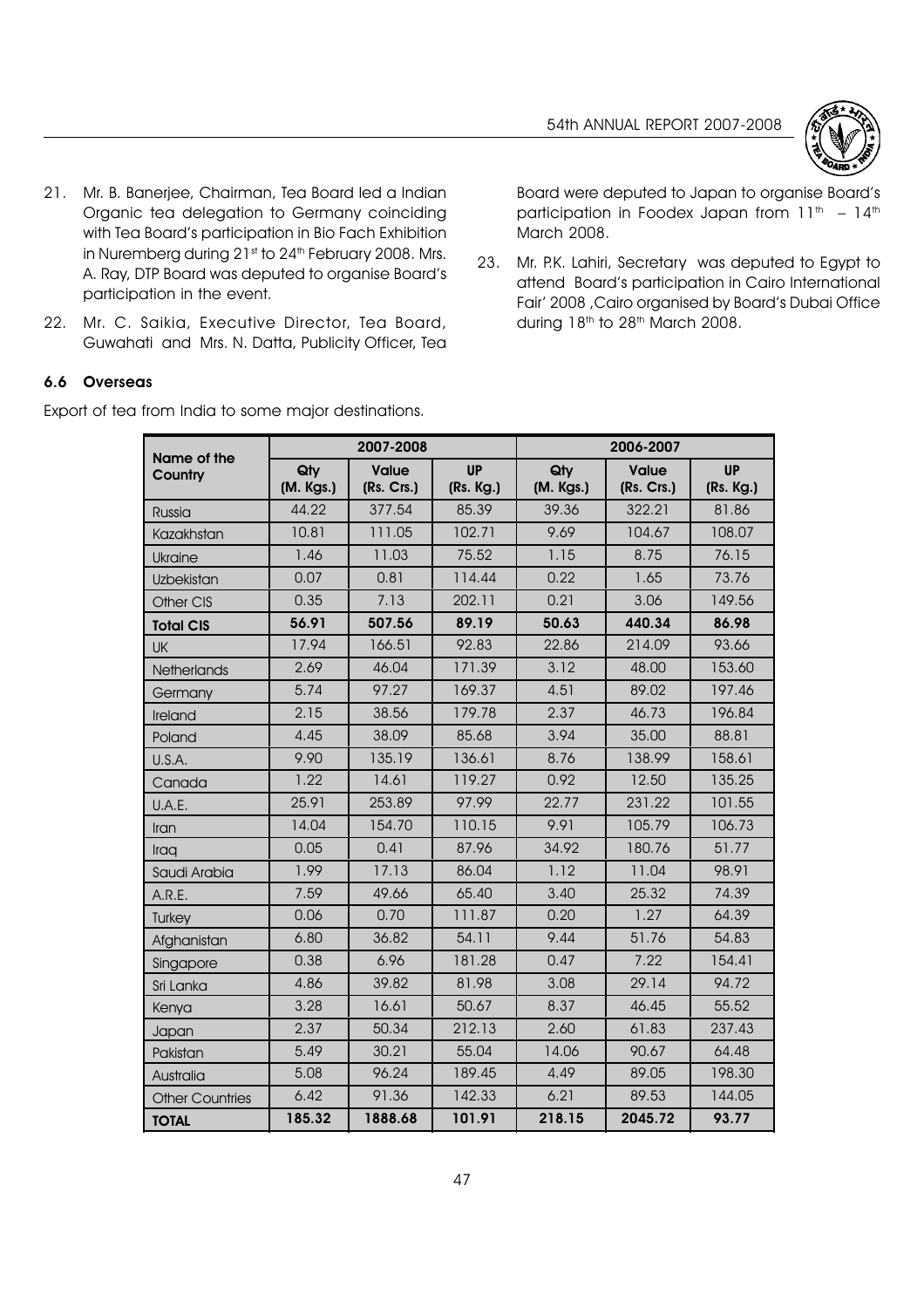21. Mr. B. Banerjee, Chairman, Tea Board led a Indian Organic tea delegation to Germany coinciding with Tea Board's participation in Bio Fach Exhibition in Nuremberg during 21st to 24th February 2008. Mrs. A. Ray, DTP Board was deputed to organise Board's participation in the event.

22. Mr. C. Saikia, Executive Director, Tea Board, Guwahati and Mrs. N. Datta, Publicity Officer, Tea Board were deputed to Japan to organise Board's participation in Foodex Japan from 11th – 14th March 2008.

23. Mr. P.K. Lahiri, Secretary was deputed to Egypt to attend Board's participation in Cairo International Fair' 2008 ,Cairo organised by Board's Dubai Office during 18th to 28th March 2008.

### 6.6 Overseas

Export of tea from India to some major destinations.

| Name of the Country | 2007-2008 | | | 2006-2007 | | |
|---|---|---|---|---|---|---|
| | Qty (M. Kgs.) | Value (Rs. Crs.) | UP (Rs. Kg.) | Qty (M. Kgs.) | Value (Rs. Crs.) | UP (Rs. Kg.) |
| Russia | 44.22 | 377.54 | 85.39 | 39.36 | 322.21 | 81.86 |
| Kazakhstan | 10.81 | 111.05 | 102.71 | 9.69 | 104.67 | 108.07 |
| Ukraine | 1.46 | 11.03 | 75.52 | 1.15 | 8.75 | 76.15 |
| Uzbekistan | 0.07 | 0.81 | 114.44 | 0.22 | 1.65 | 73.76 |
| Other CIS | 0.35 | 7.13 | 202.11 | 0.21 | 3.06 | 149.56 |
| **Total CIS** | **56.91** | **507.56** | **89.19** | **50.63** | **440.34** | **86.98** |
| UK | 17.94 | 166.51 | 92.83 | 22.86 | 214.09 | 93.66 |
| Netherlands | 2.69 | 46.04 | 171.39 | 3.12 | 48.00 | 153.60 |
| Germany | 5.74 | 97.27 | 169.37 | 4.51 | 89.02 | 197.46 |
| Ireland | 2.15 | 38.56 | 179.78 | 2.37 | 46.73 | 196.84 |
| Poland | 4.45 | 38.09 | 85.68 | 3.94 | 35.00 | 88.81 |
| U.S.A. | 9.90 | 135.19 | 136.61 | 8.76 | 138.99 | 158.61 |
| Canada | 1.22 | 14.61 | 119.27 | 0.92 | 12.50 | 135.25 |
| U.A.E. | 25.91 | 253.89 | 97.99 | 22.77 | 231.22 | 101.55 |
| Iran | 14.04 | 154.70 | 110.15 | 9.91 | 105.79 | 106.73 |
| Iraq | 0.05 | 0.41 | 87.96 | 34.92 | 180.76 | 51.77 |
| Saudi Arabia | 1.99 | 17.13 | 86.04 | 1.12 | 11.04 | 98.91 |
| A.R.E. | 7.59 | 49.66 | 65.40 | 3.40 | 25.32 | 74.39 |
| Turkey | 0.06 | 0.70 | 111.87 | 0.20 | 1.27 | 64.39 |
| Afghanistan | 6.80 | 36.82 | 54.11 | 9.44 | 51.76 | 54.83 |
| Singapore | 0.38 | 6.96 | 181.28 | 0.47 | 7.22 | 154.41 |
| Sri Lanka | 4.86 | 39.82 | 81.98 | 3.08 | 29.14 | 94.72 |
| Kenya | 3.28 | 16.61 | 50.67 | 8.37 | 46.45 | 55.52 |
| Japan | 2.37 | 50.34 | 212.13 | 2.60 | 61.83 | 237.43 |
| Pakistan | 5.49 | 30.21 | 55.04 | 14.06 | 90.67 | 64.48 |
| Australia | 5.08 | 96.24 | 189.45 | 4.49 | 89.05 | 198.30 |
| Other Countries | 6.42 | 91.36 | 142.33 | 6.21 | 89.53 | 144.05 |
| **TOTAL** | **185.32** | **1888.68** | **101.91** | **218.15** | **2045.72** | **93.77** |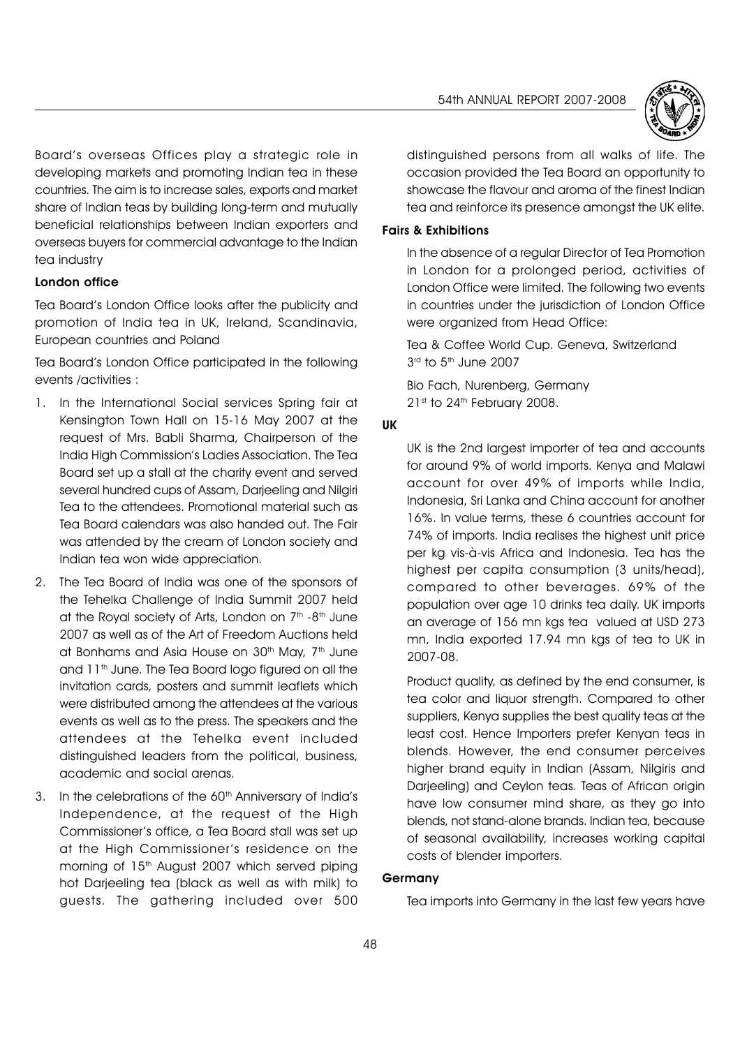Board's overseas Offices play a strategic role in developing markets and promoting Indian tea in these countries. The aim is to increase sales, exports and market share of Indian teas by building long-term and mutually beneficial relationships between Indian exporters and overseas buyers for commercial advantage to the Indian tea industry

### London office

Tea Board's London Office looks after the publicity and promotion of India tea in UK, Ireland, Scandinavia, European countries and Poland

Tea Board's London Office participated in the following events /activities :

1. In the International Social services Spring fair at Kensington Town Hall on 15-16 May 2007 at the request of Mrs. Babli Sharma, Chairperson of the India High Commission's Ladies Association. The Tea Board set up a stall at the charity event and served several hundred cups of Assam, Darjeeling and Nilgiri Tea to the attendees. Promotional material such as Tea Board calendars was also handed out. The Fair was attended by the cream of London society and Indian tea won wide appreciation.
2. The Tea Board of India was one of the sponsors of the Tehelka Challenge of India Summit 2007 held at the Royal society of Arts, London on 7th -8th June 2007 as well as of the Art of Freedom Auctions held at Bonhams and Asia House on 30th May, 7th June and 11th June. The Tea Board logo figured on all the invitation cards, posters and summit leaflets which were distributed among the attendees at the various events as well as to the press. The speakers and the attendees at the Tehelka event included distinguished leaders from the political, business, academic and social arenas.
3. In the celebrations of the 60th Anniversary of India's Independence, at the request of the High Commissioner's office, a Tea Board stall was set up at the High Commissioner's residence on the morning of 15th August 2007 which served piping hot Darjeeling tea (black as well as with milk) to guests. The gathering included over 500 distinguished persons from all walks of life. The occasion provided the Tea Board an opportunity to showcase the flavour and aroma of the finest Indian tea and reinforce its presence amongst the UK elite.

### Fairs & Exhibitions

In the absence of a regular Director of Tea Promotion in London for a prolonged period, activities of London Office were limited. The following two events in countries under the jurisdiction of London Office were organized from Head Office:

Tea & Coffee World Cup. Geneva, Switzerland
3rd to 5th June 2007

Bio Fach, Nurenberg, Germany
21st to 24th February 2008.

### UK

UK is the 2nd largest importer of tea and accounts for around 9% of world imports. Kenya and Malawi account for over 49% of imports while India, Indonesia, Sri Lanka and China account for another 16%. In value terms, these 6 countries account for 74% of imports. India realises the highest unit price per kg vis-à-vis Africa and Indonesia. Tea has the highest per capita consumption (3 units/head), compared to other beverages. 69% of the population over age 10 drinks tea daily. UK imports an average of 156 mn kgs tea valued at USD 273 mn, India exported 17.94 mn kgs of tea to UK in 2007-08.

Product quality, as defined by the end consumer, is tea color and liquor strength. Compared to other suppliers, Kenya supplies the best quality teas at the least cost. Hence Importers prefer Kenyan teas in blends. However, the end consumer perceives higher brand equity in Indian (Assam, Nilgiris and Darjeeling) and Ceylon teas. Teas of African origin have low consumer mind share, as they go into blends, not stand-alone brands. Indian tea, because of seasonal availability, increases working capital costs of blender importers.

### Germany

Tea imports into Germany in the last few years have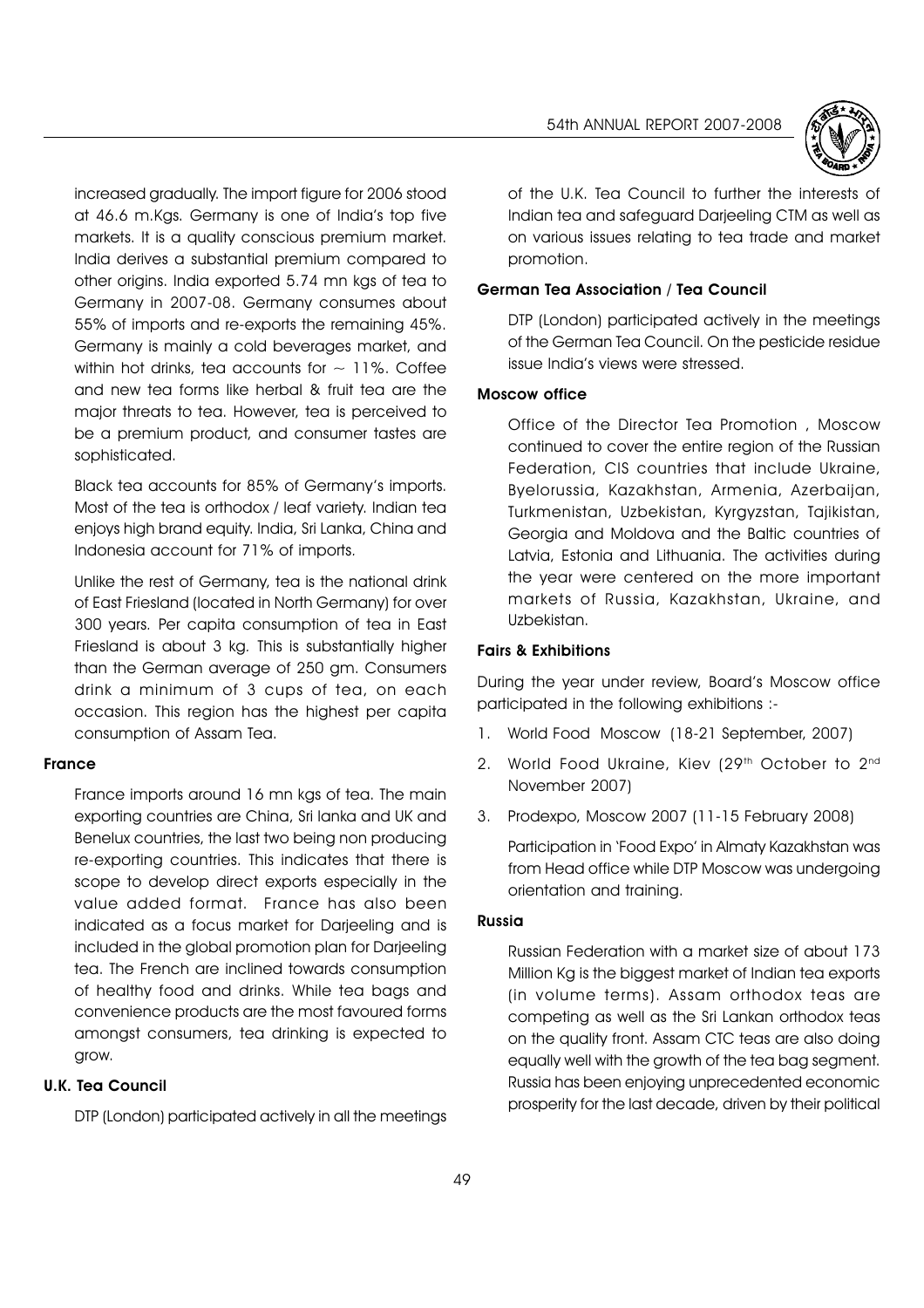increased gradually. The import figure for 2006 stood at 46.6 m.Kgs. Germany is one of India's top five markets. It is a quality conscious premium market. India derives a substantial premium compared to other origins. India exported 5.74 mn kgs of tea to Germany in 2007-08. Germany consumes about 55% of imports and re-exports the remaining 45%. Germany is mainly a cold beverages market, and within hot drinks, tea accounts for ~ 11%. Coffee and new tea forms like herbal & fruit tea are the major threats to tea. However, tea is perceived to be a premium product, and consumer tastes are sophisticated.

Black tea accounts for 85% of Germany's imports. Most of the tea is orthodox / leaf variety. Indian tea enjoys high brand equity. India, Sri Lanka, China and Indonesia account for 71% of imports.

Unlike the rest of Germany, tea is the national drink of East Friesland (located in North Germany) for over 300 years. Per capita consumption of tea in East Friesland is about 3 kg. This is substantially higher than the German average of 250 gm. Consumers drink a minimum of 3 cups of tea, on each occasion. This region has the highest per capita consumption of Assam Tea.

**France**

France imports around 16 mn kgs of tea. The main exporting countries are China, Sri lanka and UK and Benelux countries, the last two being non producing re-exporting countries. This indicates that there is scope to develop direct exports especially in the value added format. France has also been indicated as a focus market for Darjeeling and is included in the global promotion plan for Darjeeling tea. The French are inclined towards consumption of healthy food and drinks. While tea bags and convenience products are the most favoured forms amongst consumers, tea drinking is expected to grow.

**U.K. Tea Council**

DTP (London) participated actively in all the meetings of the U.K. Tea Council to further the interests of Indian tea and safeguard Darjeeling CTM as well as on various issues relating to tea trade and market promotion.

**German Tea Association / Tea Council**

DTP (London) participated actively in the meetings of the German Tea Council. On the pesticide residue issue India's views were stressed.

**Moscow office**

Office of the Director Tea Promotion , Moscow continued to cover the entire region of the Russian Federation, CIS countries that include Ukraine, Byelorussia, Kazakhstan, Armenia, Azerbaijan, Turkmenistan, Uzbekistan, Kyrgyzstan, Tajikistan, Georgia and Moldova and the Baltic countries of Latvia, Estonia and Lithuania. The activities during the year were centered on the more important markets of Russia, Kazakhstan, Ukraine, and Uzbekistan.

**Fairs & Exhibitions**

During the year under review, Board's Moscow office participated in the following exhibitions :-

1. World Food Moscow (18-21 September, 2007)
2. World Food Ukraine, Kiev (29th October to 2nd November 2007)
3. Prodexpo, Moscow 2007 (11-15 February 2008)

Participation in 'Food Expo' in Almaty Kazakhstan was from Head office while DTP Moscow was undergoing orientation and training.

**Russia**

Russian Federation with a market size of about 173 Million Kg is the biggest market of Indian tea exports (in volume terms). Assam orthodox teas are competing as well as the Sri Lankan orthodox teas on the quality front. Assam CTC teas are also doing equally well with the growth of the tea bag segment. Russia has been enjoying unprecedented economic prosperity for the last decade, driven by their political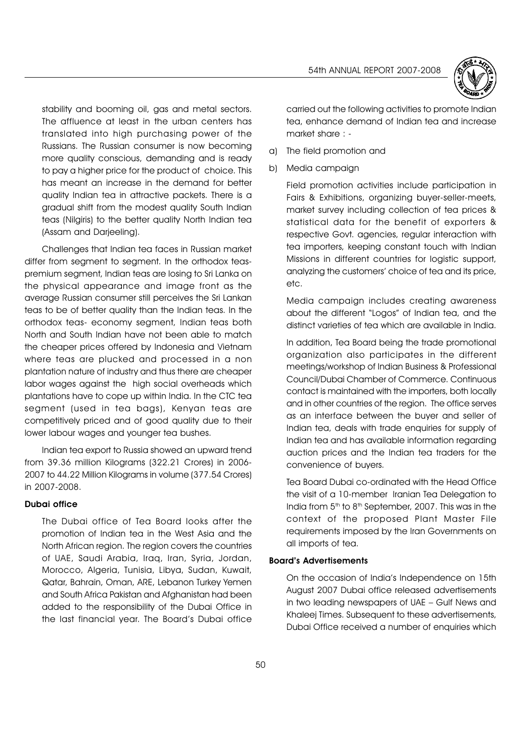stability and booming oil, gas and metal sectors. The affluence at least in the urban centers has translated into high purchasing power of the Russians. The Russian consumer is now becoming more quality conscious, demanding and is ready to pay a higher price for the product of choice. This has meant an increase in the demand for better quality Indian tea in attractive packets. There is a gradual shift from the modest quality South Indian teas (Nilgiris) to the better quality North Indian tea (Assam and Darjeeling).

Challenges that Indian tea faces in Russian market differ from segment to segment. In the orthodox teas-premium segment, Indian teas are losing to Sri Lanka on the physical appearance and image front as the average Russian consumer still perceives the Sri Lankan teas to be of better quality than the Indian teas. In the orthodox teas- economy segment, Indian teas both North and South Indian have not been able to match the cheaper prices offered by Indonesia and Vietnam where teas are plucked and processed in a non plantation nature of industry and thus there are cheaper labor wages against the high social overheads which plantations have to cope up within India. In the CTC tea segment (used in tea bags), Kenyan teas are competitively priced and of good quality due to their lower labour wages and younger tea bushes.

Indian tea export to Russia showed an upward trend from 39.36 million Kilograms (322.21 Crores) in 2006-2007 to 44.22 Million Kilograms in volume (377.54 Crores) in 2007-2008.

**Dubai office**

The Dubai office of Tea Board looks after the promotion of Indian tea in the West Asia and the North African region. The region covers the countries of UAE, Saudi Arabia, Iraq, Iran, Syria, Jordan, Morocco, Algeria, Tunisia, Libya, Sudan, Kuwait, Qatar, Bahrain, Oman, ARE, Lebanon Turkey Yemen and South Africa Pakistan and Afghanistan had been added to the responsibility of the Dubai Office in the last financial year. The Board's Dubai office carried out the following activities to promote Indian tea, enhance demand of Indian tea and increase market share : -

a) The field promotion and

b) Media campaign

Field promotion activities include participation in Fairs & Exhibitions, organizing buyer-seller-meets, market survey including collection of tea prices & statistical data for the benefit of exporters & respective Govt. agencies, regular interaction with tea importers, keeping constant touch with Indian Missions in different countries for logistic support, analyzing the customers' choice of tea and its price, etc.

Media campaign includes creating awareness about the different "Logos" of Indian tea, and the distinct varieties of tea which are available in India.

In addition, Tea Board being the trade promotional organization also participates in the different meetings/workshop of Indian Business & Professional Council/Dubai Chamber of Commerce. Continuous contact is maintained with the importers, both locally and in other countries of the region. The office serves as an interface between the buyer and seller of Indian tea, deals with trade enquiries for supply of Indian tea and has available information regarding auction prices and the Indian tea traders for the convenience of buyers.

Tea Board Dubai co-ordinated with the Head Office the visit of a 10-member Iranian Tea Delegation to India from 5th to 8th September, 2007. This was in the context of the proposed Plant Master File requirements imposed by the Iran Governments on all imports of tea.

**Board's Advertisements**

On the occasion of India's Independence on 15th August 2007 Dubai office released advertisements in two leading newspapers of UAE – Gulf News and Khaleej Times. Subsequent to these advertisements, Dubai Office received a number of enquiries which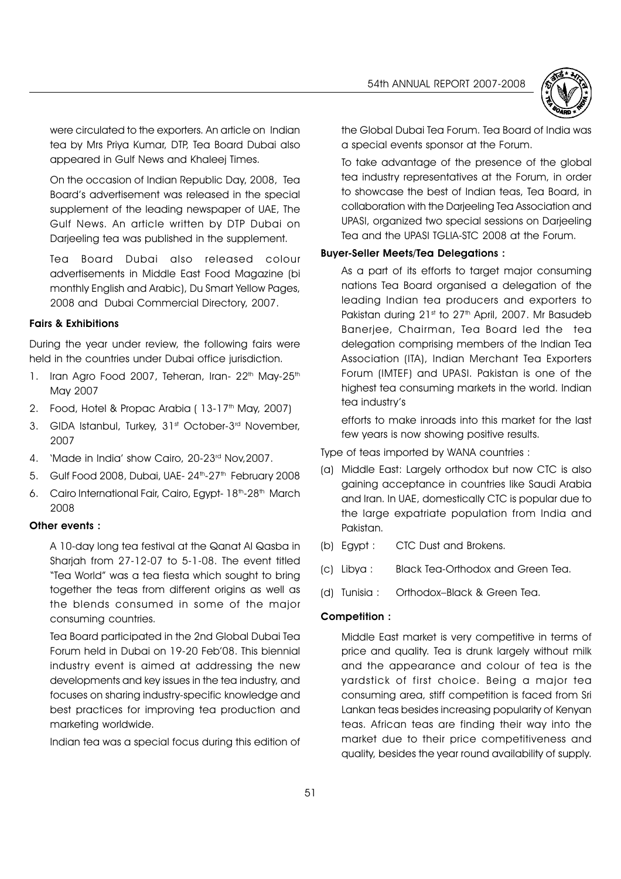were circulated to the exporters. An article on Indian tea by Mrs Priya Kumar, DTP, Tea Board Dubai also appeared in Gulf News and Khaleej Times.

On the occasion of Indian Republic Day, 2008, Tea Board's advertisement was released in the special supplement of the leading newspaper of UAE, The Gulf News. An article written by DTP Dubai on Darjeeling tea was published in the supplement.

Tea Board Dubai also released colour advertisements in Middle East Food Magazine (bi monthly English and Arabic), Du Smart Yellow Pages, 2008 and Dubai Commercial Directory, 2007.

**Fairs & Exhibitions**

During the year under review, the following fairs were held in the countries under Dubai office jurisdiction.

1. Iran Agro Food 2007, Teheran, Iran- 22nd May-25th May 2007
2. Food, Hotel & Propac Arabia ( 13-17th May, 2007)
3. GIDA Istanbul, Turkey, 31st October-3rd November, 2007
4. 'Made in India' show Cairo, 20-23rd Nov,2007.
5. Gulf Food 2008, Dubai, UAE- 24th-27th February 2008
6. Cairo International Fair, Cairo, Egypt- 18th-28th March 2008

**Other events :**

A 10-day long tea festival at the Qanat Al Qasba in Sharjah from 27-12-07 to 5-1-08. The event titled "Tea World" was a tea fiesta which sought to bring together the teas from different origins as well as the blends consumed in some of the major consuming countries.

Tea Board participated in the 2nd Global Dubai Tea Forum held in Dubai on 19-20 Feb'08. This biennial industry event is aimed at addressing the new developments and key issues in the tea industry, and focuses on sharing industry-specific knowledge and best practices for improving tea production and marketing worldwide.

Indian tea was a special focus during this edition of the Global Dubai Tea Forum. Tea Board of India was a special events sponsor at the Forum.

To take advantage of the presence of the global tea industry representatives at the Forum, in order to showcase the best of Indian teas, Tea Board, in collaboration with the Darjeeling Tea Association and UPASI, organized two special sessions on Darjeeling Tea and the UPASI TGLIA-STC 2008 at the Forum.

**Buyer-Seller Meets/Tea Delegations :**

As a part of its efforts to target major consuming nations Tea Board organised a delegation of the leading Indian tea producers and exporters to Pakistan during 21st to 27th April, 2007. Mr Basudeb Banerjee, Chairman, Tea Board led the tea delegation comprising members of the Indian Tea Association (ITA), Indian Merchant Tea Exporters Forum (IMTEF) and UPASI. Pakistan is one of the highest tea consuming markets in the world. Indian tea industry's efforts to make inroads into this market for the last few years is now showing positive results.

Type of teas imported by WANA countries :

(a) Middle East: Largely orthodox but now CTC is also gaining acceptance in countries like Saudi Arabia and Iran. In UAE, domestically CTC is popular due to the large expatriate population from India and Pakistan.

(b) Egypt : CTC Dust and Brokens.

(c) Libya : Black Tea-Orthodox and Green Tea.

(d) Tunisia : Orthodox–Black & Green Tea.

**Competition :**

Middle East market is very competitive in terms of price and quality. Tea is drunk largely without milk and the appearance and colour of tea is the yardstick of first choice. Being a major tea consuming area, stiff competition is faced from Sri Lankan teas besides increasing popularity of Kenyan teas. African teas are finding their way into the market due to their price competitiveness and quality, besides the year round availability of supply.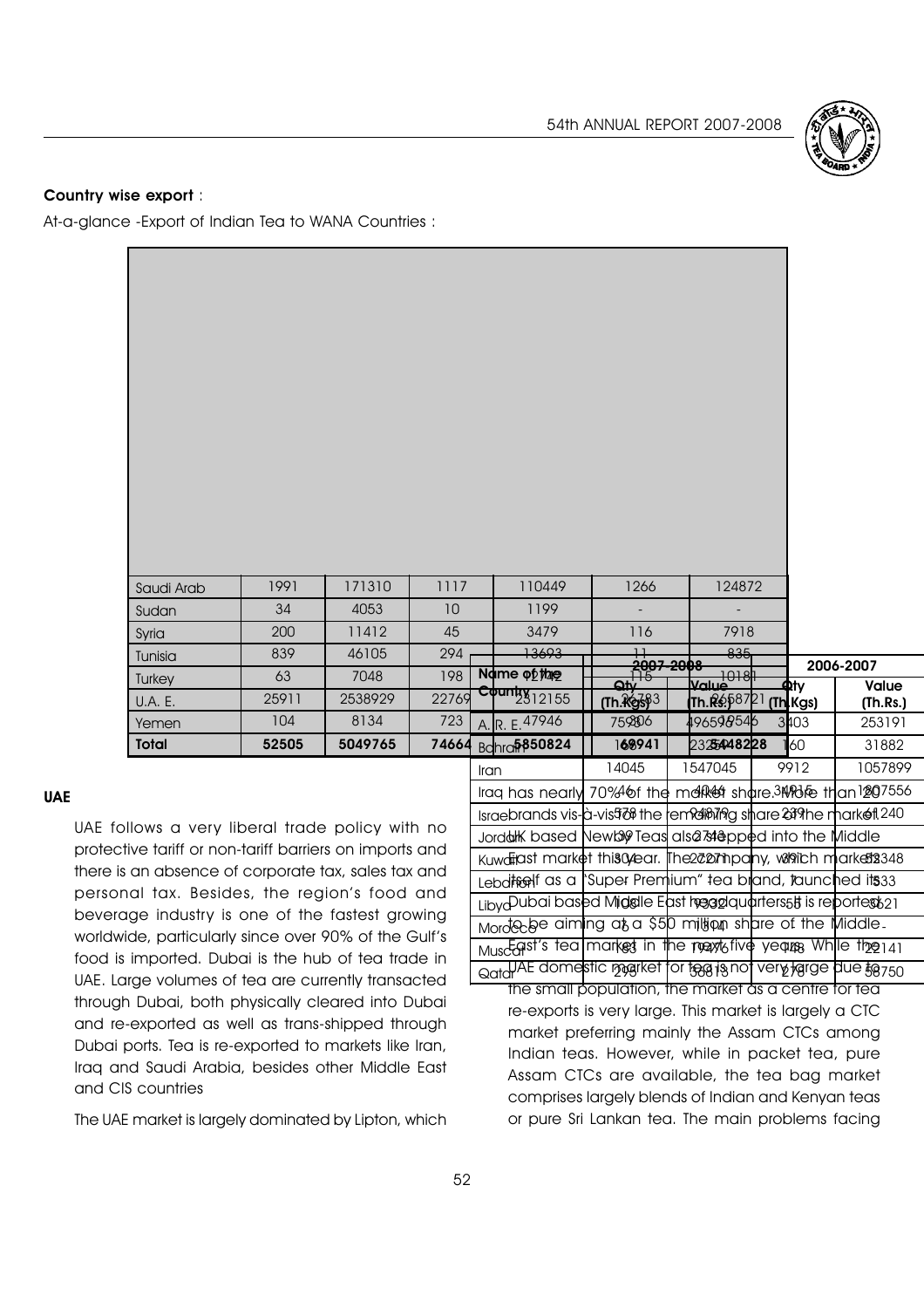**Country wise export** :

At-a-glance -Export of Indian Tea to WANA Countries :

| Name of the Country | 2007-2008 Qty (Th.Kgs) | 2007-2008 Value (Th.Rs.) | 2006-2007 Qty (Th.Kgs) | 2006-2007 Value (Th.Rs.) | | |
|---|---|---|---|---|---|---|
| A. R. E. | 7906 | 460546 | 3403 | 253191 | | |
| Bahrain | 1 | 2325 | 160 | 31882 | | |
| Iran | 14045 | 1547045 | 9912 | 1057899 | | |
| Iraq | 46 | 4046 | 34915 | 1207556 | | |
| Israel | 578 | 94879 | 239 | 61240 | | |
| Jordan | 39 | 2748 | | | | |
| Kuwait | 304 | 22271 | 291 | 52348 | | |
| Lebanon | - | - | 1 | 533 | | |
| Libya | 108 | 7332 | 55 | 3621 | | |
| Morocco | 6 | 1574 | - | - | | |
| Muscat | 83 | 19476 | 148 | 22141 | | |
| Qatar | 298 | 36613 | 276 | 38750 | | |
| Saudi Arab | 1991 | 171310 | 1117 | 110449 | 1266 | 124872 |
| Sudan | 34 | 4053 | 10 | 1199 | - | - |
| Syria | 200 | 11412 | 45 | 3479 | 116 | 7918 |
| Tunisia | 839 | 46105 | 294 | 13693 | 11 | 835 |
| Turkey | 63 | 7048 | 198 | 12142 | 115 | 10181 |
| U.A. E. | 25911 | 2538929 | 22769 | 2312155 | 24783 | 2658721 |
| Yemen | 104 | 8134 | 723 | 47946 | 596 | 49654 |
| **Total** | **52505** | **5049765** | **74664** | **5850824** | **68941** | **5448228** |

### UAE

UAE follows a very liberal trade policy with no protective tariff or non-tariff barriers on imports and there is an absence of corporate tax, sales tax and personal tax. Besides, the region's food and beverage industry is one of the fastest growing worldwide, particularly since over 90% of the Gulf's food is imported. Dubai is the hub of tea trade in UAE. Large volumes of tea are currently transacted through Dubai, both physically cleared into Dubai and re-exported as well as trans-shipped through Dubai ports. Tea is re-exported to markets like Iran, Iraq and Saudi Arabia, besides other Middle East and CIS countries

The UAE market is largely dominated by Lipton, which has nearly 70% of the market share. More than 20 brands vis-à-vis the remaining share of the market. UK based Newby Teas also stepped into the Middle East market this year. The company, which markets itself as a "Super Premium" tea brand, launched its Dubai based Middle East headquarters. It is reported to be aiming at a $50 million share of the Middle-East's tea market in the next five years. While the UAE domestic market for tea is not very large due to the small population, the market as a centre for tea re-exports is very large. This market is largely a CTC market preferring mainly the Assam CTCs among Indian teas. However, while in packet tea, pure Assam CTCs are available, the tea bag market comprises largely blends of Indian and Kenyan teas or pure Sri Lankan tea. The main problems facing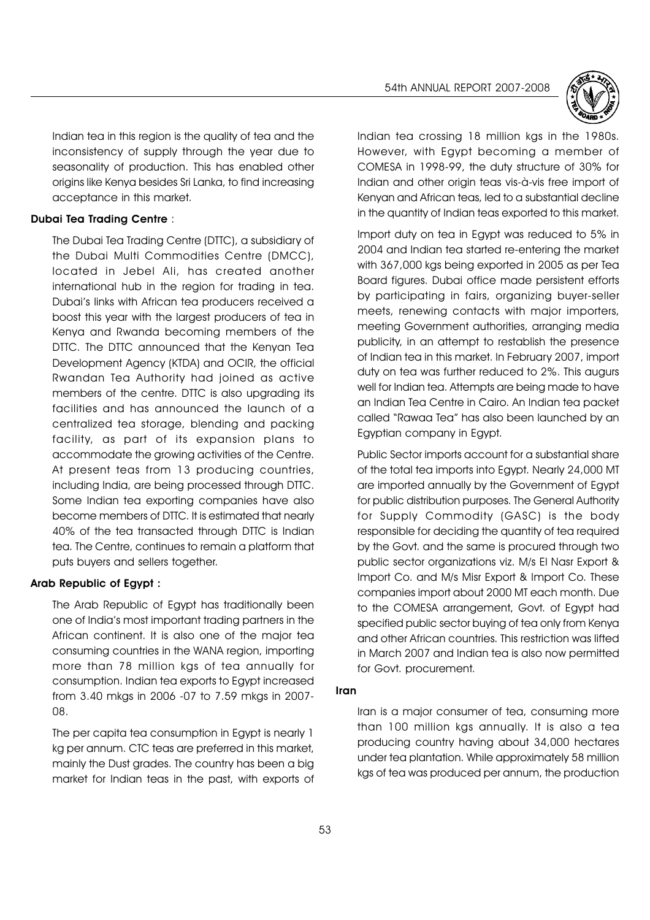Indian tea in this region is the quality of tea and the inconsistency of supply through the year due to seasonality of production. This has enabled other origins like Kenya besides Sri Lanka, to find increasing acceptance in this market.

**Dubai Tea Trading Centre** :

The Dubai Tea Trading Centre (DTTC), a subsidiary of the Dubai Multi Commodities Centre (DMCC), located in Jebel Ali, has created another international hub in the region for trading in tea. Dubai's links with African tea producers received a boost this year with the largest producers of tea in Kenya and Rwanda becoming members of the DTTC. The DTTC announced that the Kenyan Tea Development Agency (KTDA) and OCIR, the official Rwandan Tea Authority had joined as active members of the centre. DTTC is also upgrading its facilities and has announced the launch of a centralized tea storage, blending and packing facility, as part of its expansion plans to accommodate the growing activities of the Centre. At present teas from 13 producing countries, including India, are being processed through DTTC. Some Indian tea exporting companies have also become members of DTTC. It is estimated that nearly 40% of the tea transacted through DTTC is Indian tea. The Centre, continues to remain a platform that puts buyers and sellers together.

**Arab Republic of Egypt :**

The Arab Republic of Egypt has traditionally been one of India's most important trading partners in the African continent. It is also one of the major tea consuming countries in the WANA region, importing more than 78 million kgs of tea annually for consumption. Indian tea exports to Egypt increased from 3.40 mkgs in 2006 -07 to 7.59 mkgs in 2007-08.

The per capita tea consumption in Egypt is nearly 1 kg per annum. CTC teas are preferred in this market, mainly the Dust grades. The country has been a big market for Indian teas in the past, with exports of Indian tea crossing 18 million kgs in the 1980s. However, with Egypt becoming a member of COMESA in 1998-99, the duty structure of 30% for Indian and other origin teas vis-à-vis free import of Kenyan and African teas, led to a substantial decline in the quantity of Indian teas exported to this market.

Import duty on tea in Egypt was reduced to 5% in 2004 and Indian tea started re-entering the market with 367,000 kgs being exported in 2005 as per Tea Board figures. Dubai office made persistent efforts by participating in fairs, organizing buyer-seller meets, renewing contacts with major importers, meeting Government authorities, arranging media publicity, in an attempt to restablish the presence of Indian tea in this market. In February 2007, import duty on tea was further reduced to 2%. This augurs well for Indian tea. Attempts are being made to have an Indian Tea Centre in Cairo. An Indian tea packet called "Rawaa Tea" has also been launched by an Egyptian company in Egypt.

Public Sector imports account for a substantial share of the total tea imports into Egypt. Nearly 24,000 MT are imported annually by the Government of Egypt for public distribution purposes. The General Authority for Supply Commodity (GASC) is the body responsible for deciding the quantity of tea required by the Govt. and the same is procured through two public sector organizations viz. M/s El Nasr Export & Import Co. and M/s Misr Export & Import Co. These companies import about 2000 MT each month. Due to the COMESA arrangement, Govt. of Egypt had specified public sector buying of tea only from Kenya and other African countries. This restriction was lifted in March 2007 and Indian tea is also now permitted for Govt. procurement.

**Iran**

Iran is a major consumer of tea, consuming more than 100 million kgs annually. It is also a tea producing country having about 34,000 hectares under tea plantation. While approximately 58 million kgs of tea was produced per annum, the production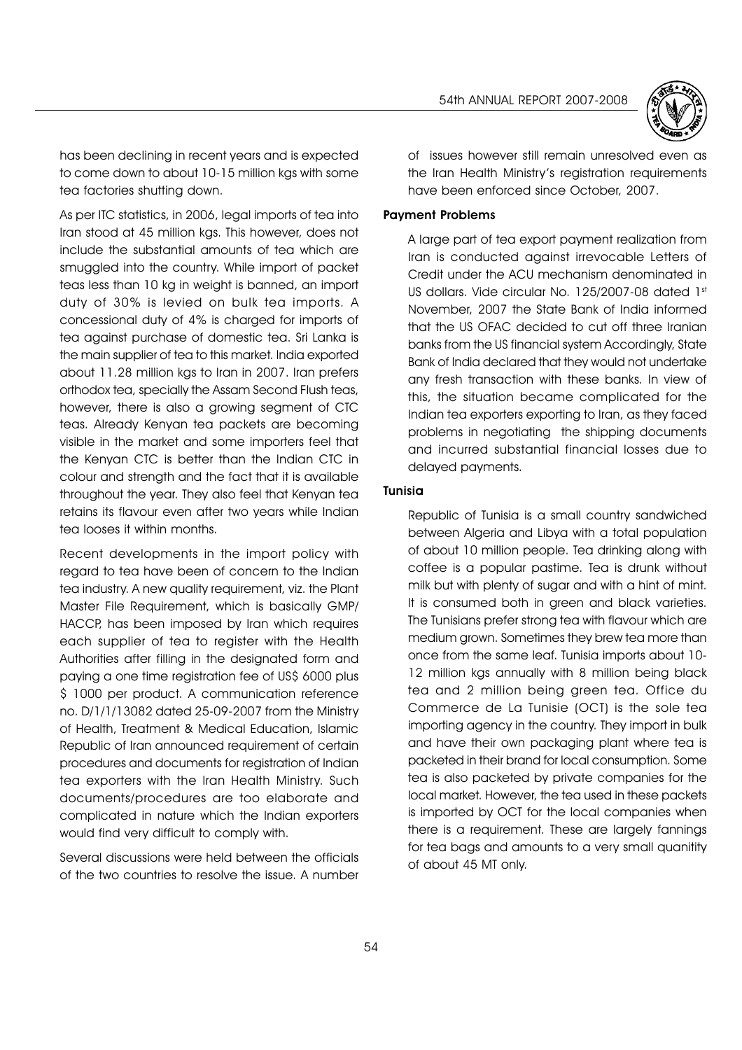has been declining in recent years and is expected to come down to about 10-15 million kgs with some tea factories shutting down.

As per ITC statistics, in 2006, legal imports of tea into Iran stood at 45 million kgs. This however, does not include the substantial amounts of tea which are smuggled into the country. While import of packet teas less than 10 kg in weight is banned, an import duty of 30% is levied on bulk tea imports. A concessional duty of 4% is charged for imports of tea against purchase of domestic tea. Sri Lanka is the main supplier of tea to this market. India exported about 11.28 million kgs to Iran in 2007. Iran prefers orthodox tea, specially the Assam Second Flush teas, however, there is also a growing segment of CTC teas. Already Kenyan tea packets are becoming visible in the market and some importers feel that the Kenyan CTC is better than the Indian CTC in colour and strength and the fact that it is available throughout the year. They also feel that Kenyan tea retains its flavour even after two years while Indian tea looses it within months.

Recent developments in the import policy with regard to tea have been of concern to the Indian tea industry. A new quality requirement, viz. the Plant Master File Requirement, which is basically GMP/ HACCP, has been imposed by Iran which requires each supplier of tea to register with the Health Authorities after filling in the designated form and paying a one time registration fee of US$ 6000 plus $ 1000 per product. A communication reference no. D/1/1/13082 dated 25-09-2007 from the Ministry of Health, Treatment & Medical Education, Islamic Republic of Iran announced requirement of certain procedures and documents for registration of Indian tea exporters with the Iran Health Ministry. Such documents/procedures are too elaborate and complicated in nature which the Indian exporters would find very difficult to comply with.

Several discussions were held between the officials of the two countries to resolve the issue. A number of issues however still remain unresolved even as the Iran Health Ministry's registration requirements have been enforced since October, 2007.

**Payment Problems**

A large part of tea export payment realization from Iran is conducted against irrevocable Letters of Credit under the ACU mechanism denominated in US dollars. Vide circular No. 125/2007-08 dated 1st November, 2007 the State Bank of India informed that the US OFAC decided to cut off three Iranian banks from the US financial system Accordingly, State Bank of India declared that they would not undertake any fresh transaction with these banks. In view of this, the situation became complicated for the Indian tea exporters exporting to Iran, as they faced problems in negotiating the shipping documents and incurred substantial financial losses due to delayed payments.

**Tunisia**

Republic of Tunisia is a small country sandwiched between Algeria and Libya with a total population of about 10 million people. Tea drinking along with coffee is a popular pastime. Tea is drunk without milk but with plenty of sugar and with a hint of mint. It is consumed both in green and black varieties. The Tunisians prefer strong tea with flavour which are medium grown. Sometimes they brew tea more than once from the same leaf. Tunisia imports about 10-12 million kgs annually with 8 million being black tea and 2 million being green tea. Office du Commerce de La Tunisie (OCT) is the sole tea importing agency in the country. They import in bulk and have their own packaging plant where tea is packeted in their brand for local consumption. Some tea is also packeted by private companies for the local market. However, the tea used in these packets is imported by OCT for the local companies when there is a requirement. These are largely fannings for tea bags and amounts to a very small quanitity of about 45 MT only.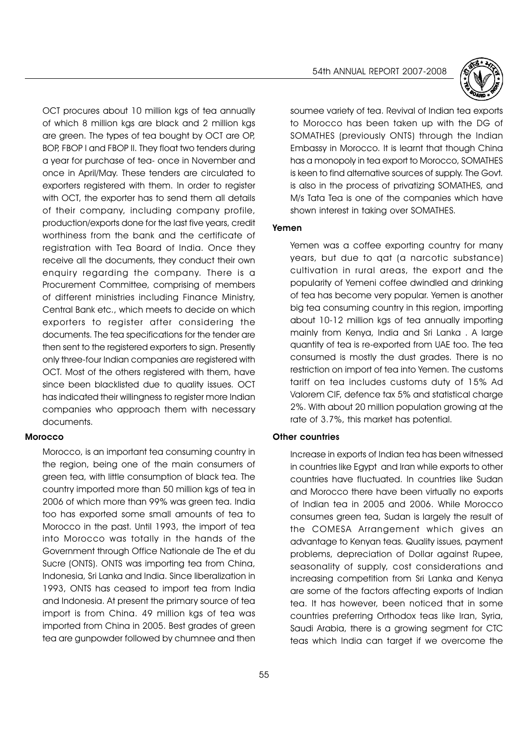OCT procures about 10 million kgs of tea annually of which 8 million kgs are black and 2 million kgs are green. The types of tea bought by OCT are OP, BOP, FBOP I and FBOP II. They float two tenders during a year for purchase of tea- once in November and once in April/May. These tenders are circulated to exporters registered with them. In order to register with OCT, the exporter has to send them all details of their company, including company profile, production/exports done for the last five years, credit worthiness from the bank and the certificate of registration with Tea Board of India. Once they receive all the documents, they conduct their own enquiry regarding the company. There is a Procurement Committee, comprising of members of different ministries including Finance Ministry, Central Bank etc., which meets to decide on which exporters to register after considering the documents. The tea specifications for the tender are then sent to the registered exporters to sign. Presently only three-four Indian companies are registered with OCT. Most of the others registered with them, have since been blacklisted due to quality issues. OCT has indicated their willingness to register more Indian companies who approach them with necessary documents.

**Morocco**

Morocco, is an important tea consuming country in the region, being one of the main consumers of green tea, with little consumption of black tea. The country imported more than 50 million kgs of tea in 2006 of which more than 99% was green tea. India too has exported some small amounts of tea to Morocco in the past. Until 1993, the import of tea into Morocco was totally in the hands of the Government through Office Nationale de The et du Sucre (ONTS). ONTS was importing tea from China, Indonesia, Sri Lanka and India. Since liberalization in 1993, ONTS has ceased to import tea from India and Indonesia. At present the primary source of tea import is from China. 49 million kgs of tea was imported from China in 2005. Best grades of green tea are gunpowder followed by chumnee and then soumee variety of tea. Revival of Indian tea exports to Morocco has been taken up with the DG of SOMATHES (previously ONTS) through the Indian Embassy in Morocco. It is learnt that though China has a monopoly in tea export to Morocco, SOMATHES is keen to find alternative sources of supply. The Govt. is also in the process of privatizing SOMATHES, and M/s Tata Tea is one of the companies which have shown interest in taking over SOMATHES.

**Yemen**

Yemen was a coffee exporting country for many years, but due to qat (a narcotic substance) cultivation in rural areas, the export and the popularity of Yemeni coffee dwindled and drinking of tea has become very popular. Yemen is another big tea consuming country in this region, importing about 10-12 million kgs of tea annually importing mainly from Kenya, India and Sri Lanka . A large quantity of tea is re-exported from UAE too. The tea consumed is mostly the dust grades. There is no restriction on import of tea into Yemen. The customs tariff on tea includes customs duty of 15% Ad Valorem CIF, defence tax 5% and statistical charge 2%. With about 20 million population growing at the rate of 3.7%, this market has potential.

**Other countries**

Increase in exports of Indian tea has been witnessed in countries like Egypt and Iran while exports to other countries have fluctuated. In countries like Sudan and Morocco there have been virtually no exports of Indian tea in 2005 and 2006. While Morocco consumes green tea, Sudan is largely the result of the COMESA Arrangement which gives an advantage to Kenyan teas. Quality issues, payment problems, depreciation of Dollar against Rupee, seasonality of supply, cost considerations and increasing competition from Sri Lanka and Kenya are some of the factors affecting exports of Indian tea. It has however, been noticed that in some countries preferring Orthodox teas like Iran, Syria, Saudi Arabia, there is a growing segment for CTC teas which India can target if we overcome the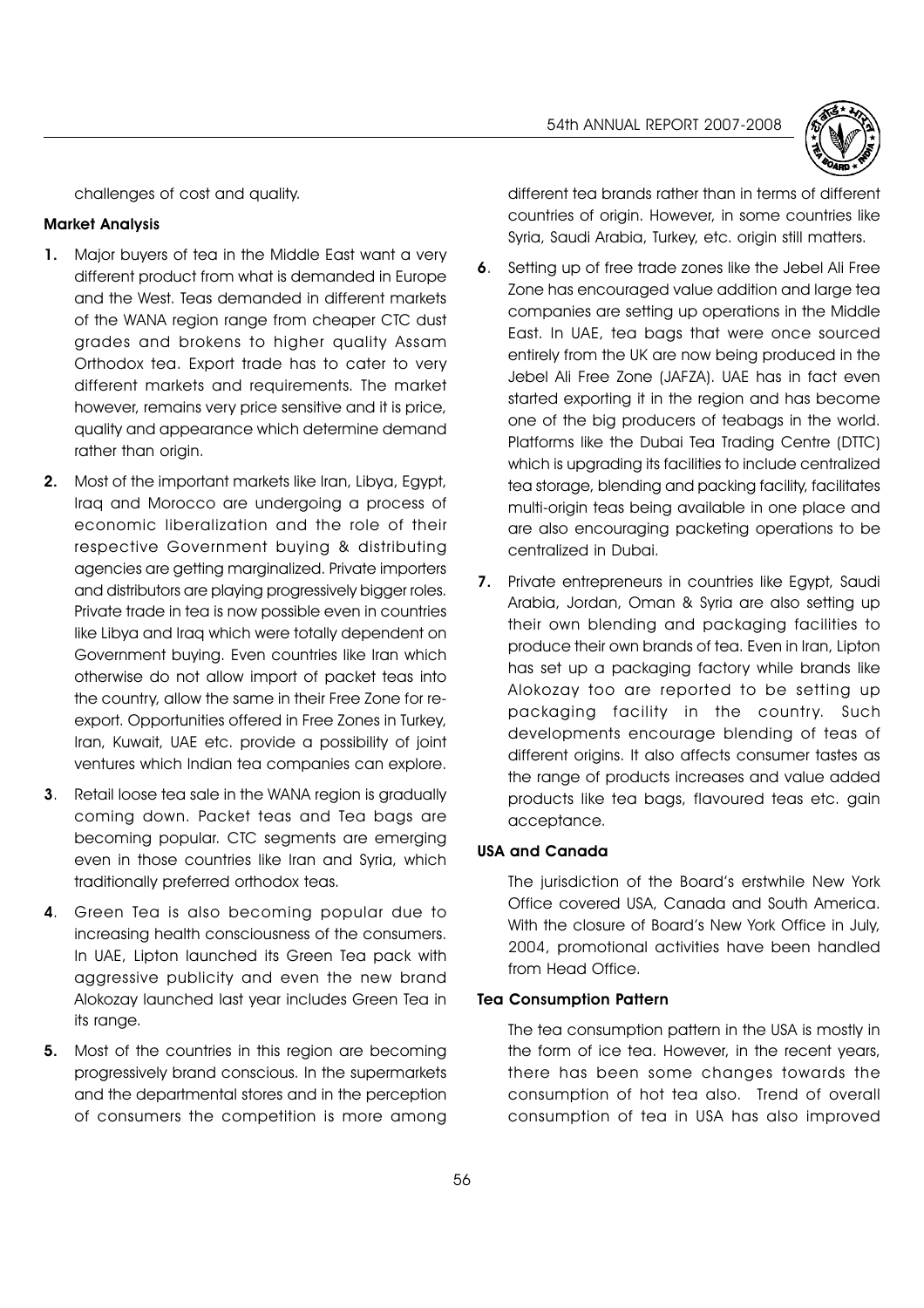challenges of cost and quality.

**Market Analysis**

1. Major buyers of tea in the Middle East want a very different product from what is demanded in Europe and the West. Teas demanded in different markets of the WANA region range from cheaper CTC dust grades and brokens to higher quality Assam Orthodox tea. Export trade has to cater to very different markets and requirements. The market however, remains very price sensitive and it is price, quality and appearance which determine demand rather than origin.

2. Most of the important markets like Iran, Libya, Egypt, Iraq and Morocco are undergoing a process of economic liberalization and the role of their respective Government buying & distributing agencies are getting marginalized. Private importers and distributors are playing progressively bigger roles. Private trade in tea is now possible even in countries like Libya and Iraq which were totally dependent on Government buying. Even countries like Iran which otherwise do not allow import of packet teas into the country, allow the same in their Free Zone for re-export. Opportunities offered in Free Zones in Turkey, Iran, Kuwait, UAE etc. provide a possibility of joint ventures which Indian tea companies can explore.

3. Retail loose tea sale in the WANA region is gradually coming down. Packet teas and Tea bags are becoming popular. CTC segments are emerging even in those countries like Iran and Syria, which traditionally preferred orthodox teas.

4. Green Tea is also becoming popular due to increasing health consciousness of the consumers. In UAE, Lipton launched its Green Tea pack with aggressive publicity and even the new brand Alokozay launched last year includes Green Tea in its range.

5. Most of the countries in this region are becoming progressively brand conscious. In the supermarkets and the departmental stores and in the perception of consumers the competition is more among different tea brands rather than in terms of different countries of origin. However, in some countries like Syria, Saudi Arabia, Turkey, etc. origin still matters.

6. Setting up of free trade zones like the Jebel Ali Free Zone has encouraged value addition and large tea companies are setting up operations in the Middle East. In UAE, tea bags that were once sourced entirely from the UK are now being produced in the Jebel Ali Free Zone (JAFZA). UAE has in fact even started exporting it in the region and has become one of the big producers of teabags in the world. Platforms like the Dubai Tea Trading Centre (DTTC) which is upgrading its facilities to include centralized tea storage, blending and packing facility, facilitates multi-origin teas being available in one place and are also encouraging packeting operations to be centralized in Dubai.

7. Private entrepreneurs in countries like Egypt, Saudi Arabia, Jordan, Oman & Syria are also setting up their own blending and packaging facilities to produce their own brands of tea. Even in Iran, Lipton has set up a packaging factory while brands like Alokozay too are reported to be setting up packaging facility in the country. Such developments encourage blending of teas of different origins. It also affects consumer tastes as the range of products increases and value added products like tea bags, flavoured teas etc. gain acceptance.

**USA and Canada**

The jurisdiction of the Board's erstwhile New York Office covered USA, Canada and South America. With the closure of Board's New York Office in July, 2004, promotional activities have been handled from Head Office.

**Tea Consumption Pattern**

The tea consumption pattern in the USA is mostly in the form of ice tea. However, in the recent years, there has been some changes towards the consumption of hot tea also. Trend of overall consumption of tea in USA has also improved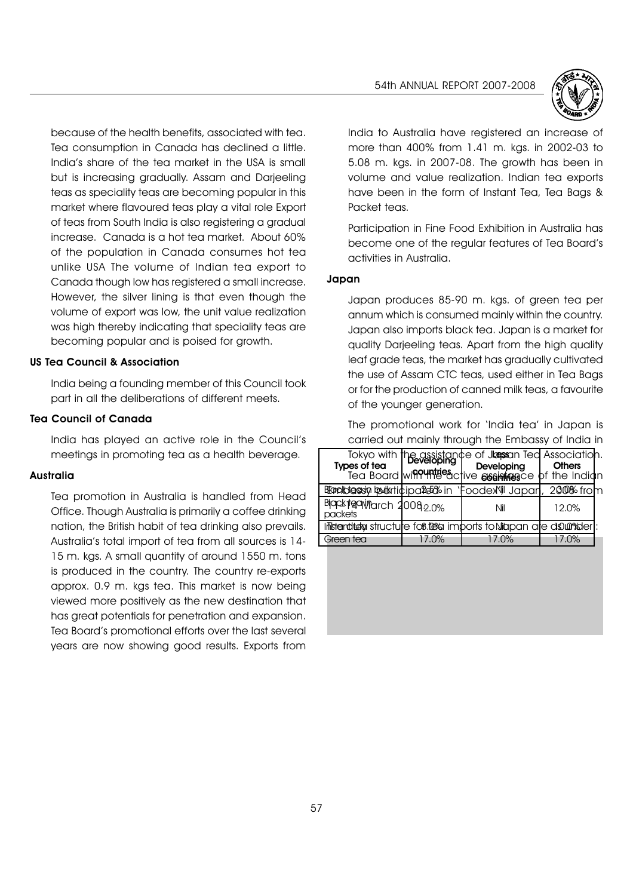because of the health benefits, associated with tea. Tea consumption in Canada has declined a little. India's share of the tea market in the USA is small but is increasing gradually. Assam and Darjeeling teas as speciality teas are becoming popular in this market where flavoured teas play a vital role Export of teas from South India is also registering a gradual increase. Canada is a hot tea market. About 60% of the population in Canada consumes hot tea unlike USA The volume of Indian tea export to Canada though low has registered a small increase. However, the silver lining is that even though the volume of export was low, the unit value realization was high thereby indicating that speciality teas are becoming popular and is poised for growth.

### US Tea Council & Association

India being a founding member of this Council took part in all the deliberations of different meets.

### Tea Council of Canada

India has played an active role in the Council's meetings in promoting tea as a health beverage.

### Australia

Tea promotion in Australia is handled from Head Office. Though Australia is primarily a coffee drinking nation, the British habit of tea drinking also prevails. Australia's total import of tea from all sources is 14-15 m. kgs. A small quantity of around 1550 m. tons is produced in the country. The country re-exports approx. 0.9 m. kgs tea. This market is now being viewed more positively as the new destination that has great potentials for penetration and expansion. Tea Board's promotional efforts over the last several years are now showing good results. Exports from India to Australia have registered an increase of more than 400% from 1.41 m. kgs. in 2002-03 to 5.08 m. kgs. in 2007-08. The growth has been in volume and value realization. Indian tea exports have been in the form of Instant Tea, Tea Bags & Packet teas.

Participation in Fine Food Exhibition in Australia has become one of the regular features of Tea Board's activities in Australia.

### Japan

Japan produces 85-90 m. kgs. of green tea per annum which is consumed mainly within the country. Japan also imports black tea. Japan is a market for quality Darjeeling teas. Apart from the high quality leaf grade teas, the market has gradually cultivated the use of Assam CTC teas, used either in Tea Bags or for the production of canned milk teas, a favourite of the younger generation.

The promotional work for 'India tea' in Japan is carried out mainly through the Embassy of India in Tokyo with the assistance of Japan Tea Association. Tea Board with the active assistance of the Indian Embassy participated in 'Foodex' Japan, 2008 from 11-14 March 2008.

The duty structure for tea imports to Japan are as under:

| Types of tea | Developing countries | Less Developing countries | Others |
|---|---|---|---|
| Black tea in bulk | 2.5% | Nil | 3.0% |
| Black tea in packets | 12.0% | Nil | 12.0% |
| Instant tea | 8.0% | Nil | 10.0% |
| Green tea | 17.0% | 17.0% | 17.0% |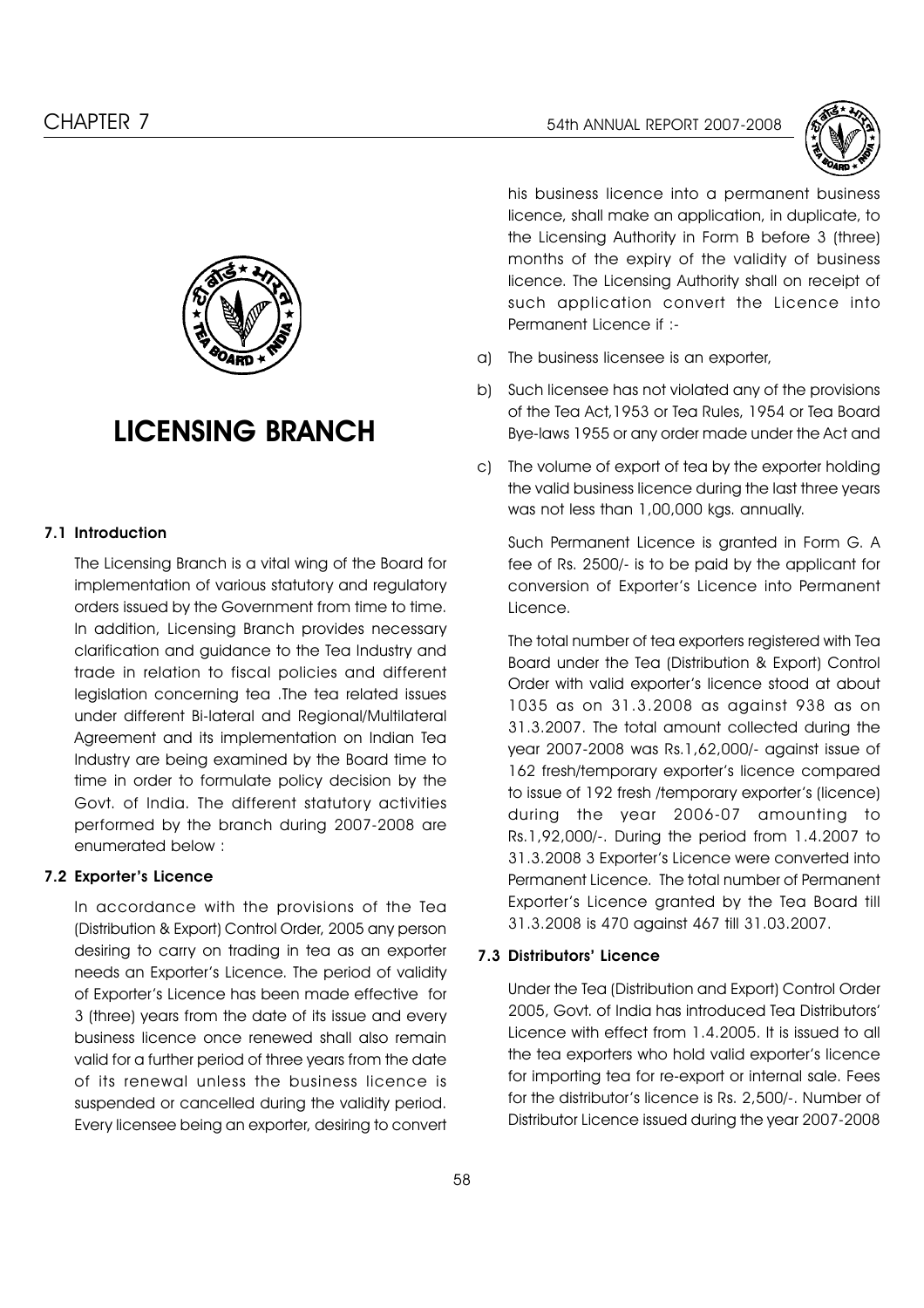# LICENSING BRANCH

## 7.1 Introduction

The Licensing Branch is a vital wing of the Board for implementation of various statutory and regulatory orders issued by the Government from time to time. In addition, Licensing Branch provides necessary clarification and guidance to the Tea Industry and trade in relation to fiscal policies and different legislation concerning tea .The tea related issues under different Bi-lateral and Regional/Multilateral Agreement and its implementation on Indian Tea Industry are being examined by the Board time to time in order to formulate policy decision by the Govt. of India. The different statutory activities performed by the branch during 2007-2008 are enumerated below :

## 7.2 Exporter's Licence

In accordance with the provisions of the Tea (Distribution & Export) Control Order, 2005 any person desiring to carry on trading in tea as an exporter needs an Exporter's Licence. The period of validity of Exporter's Licence has been made effective for 3 (three) years from the date of its issue and every business licence once renewed shall also remain valid for a further period of three years from the date of its renewal unless the business licence is suspended or cancelled during the validity period. Every licensee being an exporter, desiring to convert his business licence into a permanent business licence, shall make an application, in duplicate, to the Licensing Authority in Form B before 3 (three) months of the expiry of the validity of business licence. The Licensing Authority shall on receipt of such application convert the Licence into Permanent Licence if :-

a) The business licensee is an exporter,

b) Such licensee has not violated any of the provisions of the Tea Act,1953 or Tea Rules, 1954 or Tea Board Bye-laws 1955 or any order made under the Act and

c) The volume of export of tea by the exporter holding the valid business licence during the last three years was not less than 1,00,000 kgs. annually.

Such Permanent Licence is granted in Form G. A fee of Rs. 2500/- is to be paid by the applicant for conversion of Exporter's Licence into Permanent Licence.

The total number of tea exporters registered with Tea Board under the Tea (Distribution & Export) Control Order with valid exporter's licence stood at about 1035 as on 31.3.2008 as against 938 as on 31.3.2007. The total amount collected during the year 2007-2008 was Rs.1,62,000/- against issue of 162 fresh/temporary exporter's licence compared to issue of 192 fresh /temporary exporter's (licence) during the year 2006-07 amounting to Rs.1,92,000/-. During the period from 1.4.2007 to 31.3.2008 3 Exporter's Licence were converted into Permanent Licence. The total number of Permanent Exporter's Licence granted by the Tea Board till 31.3.2008 is 470 against 467 till 31.03.2007.

## 7.3 Distributors' Licence

Under the Tea (Distribution and Export) Control Order 2005, Govt. of India has introduced Tea Distributors' Licence with effect from 1.4.2005. It is issued to all the tea exporters who hold valid exporter's licence for importing tea for re-export or internal sale. Fees for the distributor's licence is Rs. 2,500/-. Number of Distributor Licence issued during the year 2007-2008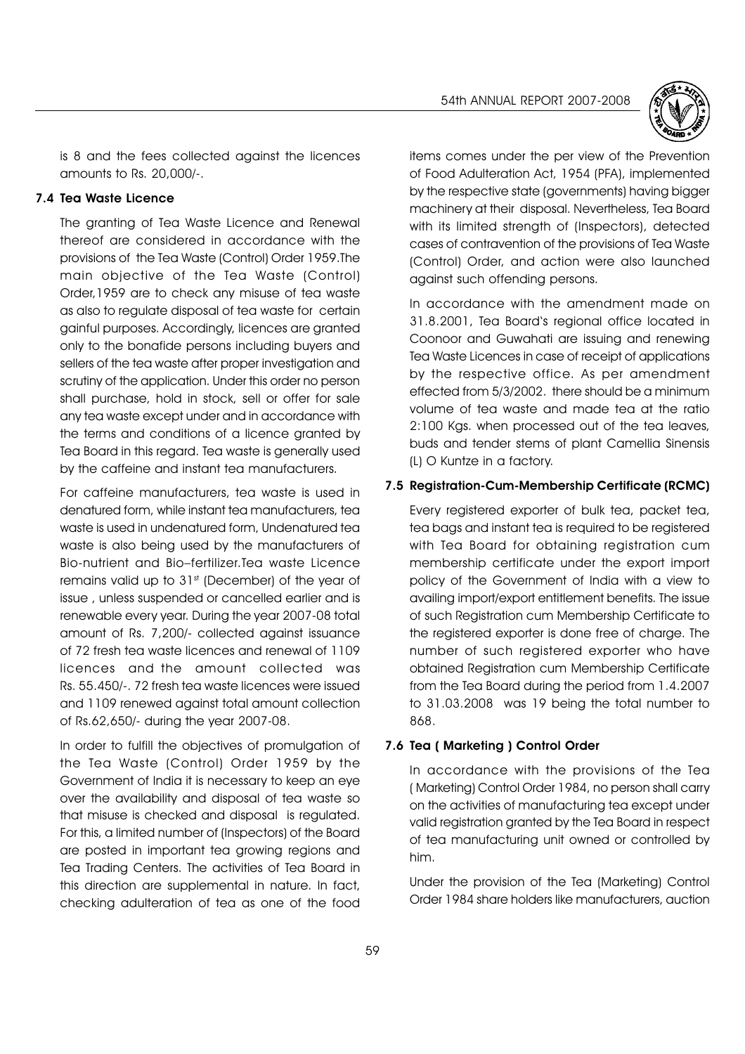is 8 and the fees collected against the licences amounts to Rs. 20,000/-.

### 7.4 Tea Waste Licence

The granting of Tea Waste Licence and Renewal thereof are considered in accordance with the provisions of the Tea Waste (Control) Order 1959.The main objective of the Tea Waste (Control) Order,1959 are to check any misuse of tea waste as also to regulate disposal of tea waste for certain gainful purposes. Accordingly, licences are granted only to the bonafide persons including buyers and sellers of the tea waste after proper investigation and scrutiny of the application. Under this order no person shall purchase, hold in stock, sell or offer for sale any tea waste except under and in accordance with the terms and conditions of a licence granted by Tea Board in this regard. Tea waste is generally used by the caffeine and instant tea manufacturers.

For caffeine manufacturers, tea waste is used in denatured form, while instant tea manufacturers, tea waste is used in undenatured form, Undenatured tea waste is also being used by the manufacturers of Bio-nutrient and Bio–fertilizer.Tea waste Licence remains valid up to 31st (December) of the year of issue , unless suspended or cancelled earlier and is renewable every year. During the year 2007-08 total amount of Rs. 7,200/- collected against issuance of 72 fresh tea waste licences and renewal of 1109 licences and the amount collected was Rs. 55.450/-. 72 fresh tea waste licences were issued and 1109 renewed against total amount collection of Rs.62,650/- during the year 2007-08.

In order to fulfill the objectives of promulgation of the Tea Waste (Control) Order 1959 by the Government of India it is necessary to keep an eye over the availability and disposal of tea waste so that misuse is checked and disposal is regulated. For this, a limited number of (Inspectors) of the Board are posted in important tea growing regions and Tea Trading Centers. The activities of Tea Board in this direction are supplemental in nature. In fact, checking adulteration of tea as one of the food items comes under the per view of the Prevention of Food Adulteration Act, 1954 (PFA), implemented by the respective state (governments) having bigger machinery at their disposal. Nevertheless, Tea Board with its limited strength of (Inspectors), detected cases of contravention of the provisions of Tea Waste (Control) Order, and action were also launched against such offending persons.

In accordance with the amendment made on 31.8.2001, Tea Board's regional office located in Coonoor and Guwahati are issuing and renewing Tea Waste Licences in case of receipt of applications by the respective office. As per amendment effected from 5/3/2002. there should be a minimum volume of tea waste and made tea at the ratio 2:100 Kgs. when processed out of the tea leaves, buds and tender stems of plant Camellia Sinensis (L) O Kuntze in a factory.

### 7.5 Registration-Cum-Membership Certificate (RCMC)

Every registered exporter of bulk tea, packet tea, tea bags and instant tea is required to be registered with Tea Board for obtaining registration cum membership certificate under the export import policy of the Government of India with a view to availing import/export entitlement benefits. The issue of such Registration cum Membership Certificate to the registered exporter is done free of charge. The number of such registered exporter who have obtained Registration cum Membership Certificate from the Tea Board during the period from 1.4.2007 to 31.03.2008 was 19 being the total number to 868.

### 7.6 Tea ( Marketing ) Control Order

In accordance with the provisions of the Tea ( Marketing) Control Order 1984, no person shall carry on the activities of manufacturing tea except under valid registration granted by the Tea Board in respect of tea manufacturing unit owned or controlled by him.

Under the provision of the Tea (Marketing) Control Order 1984 share holders like manufacturers, auction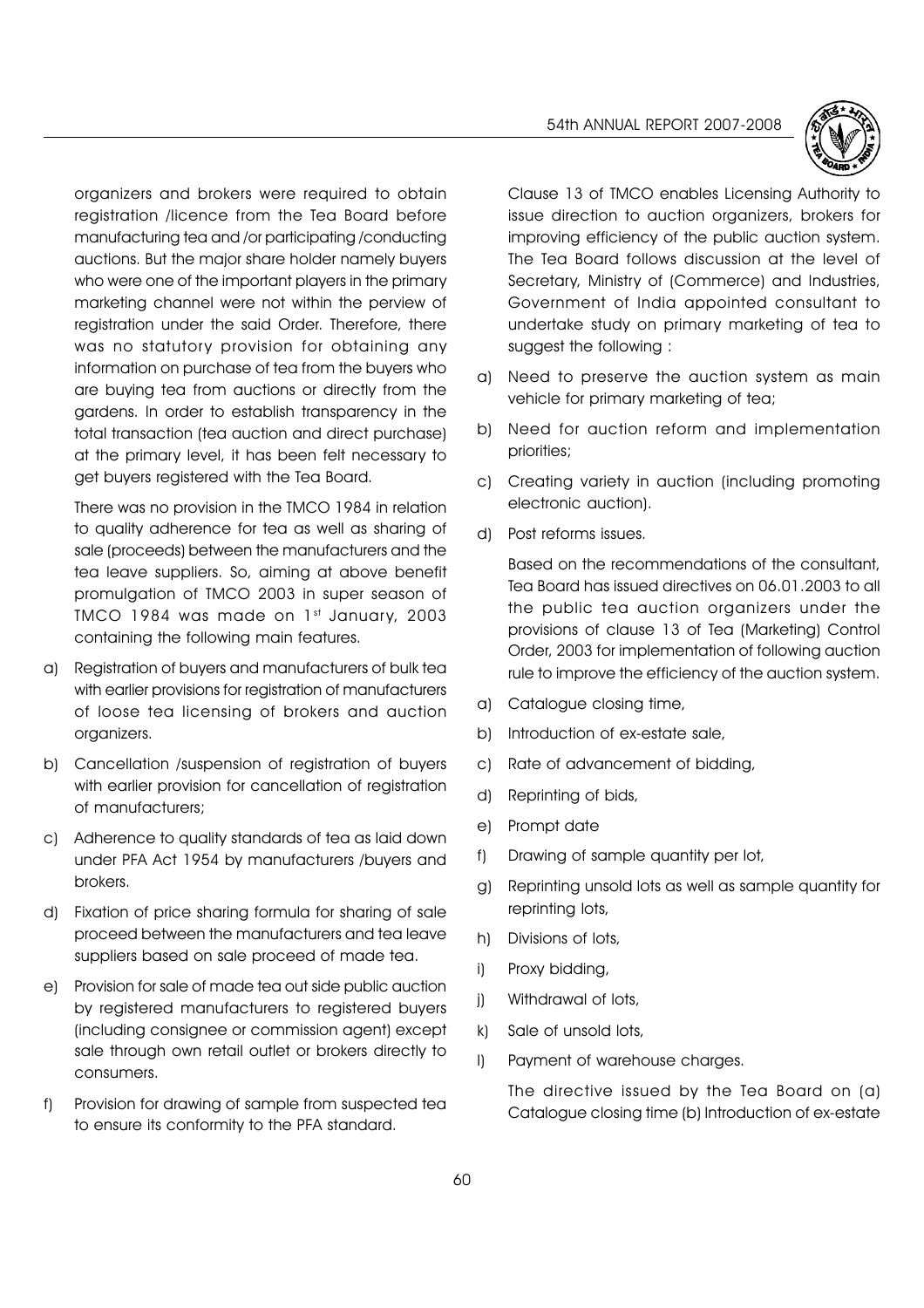organizers and brokers were required to obtain registration /licence from the Tea Board before manufacturing tea and /or participating /conducting auctions. But the major share holder namely buyers who were one of the important players in the primary marketing channel were not within the perview of registration under the said Order. Therefore, there was no statutory provision for obtaining any information on purchase of tea from the buyers who are buying tea from auctions or directly from the gardens. In order to establish transparency in the total transaction (tea auction and direct purchase) at the primary level, it has been felt necessary to get buyers registered with the Tea Board.

There was no provision in the TMCO 1984 in relation to quality adherence for tea as well as sharing of sale (proceeds) between the manufacturers and the tea leave suppliers. So, aiming at above benefit promulgation of TMCO 2003 in super season of TMCO 1984 was made on 1st January, 2003 containing the following main features.

a) Registration of buyers and manufacturers of bulk tea with earlier provisions for registration of manufacturers of loose tea licensing of brokers and auction organizers.

b) Cancellation /suspension of registration of buyers with earlier provision for cancellation of registration of manufacturers;

c) Adherence to quality standards of tea as laid down under PFA Act 1954 by manufacturers /buyers and brokers.

d) Fixation of price sharing formula for sharing of sale proceed between the manufacturers and tea leave suppliers based on sale proceed of made tea.

e) Provision for sale of made tea out side public auction by registered manufacturers to registered buyers (including consignee or commission agent) except sale through own retail outlet or brokers directly to consumers.

f) Provision for drawing of sample from suspected tea to ensure its conformity to the PFA standard.

Clause 13 of TMCO enables Licensing Authority to issue direction to auction organizers, brokers for improving efficiency of the public auction system. The Tea Board follows discussion at the level of Secretary, Ministry of (Commerce) and Industries, Government of India appointed consultant to undertake study on primary marketing of tea to suggest the following :

a) Need to preserve the auction system as main vehicle for primary marketing of tea;

b) Need for auction reform and implementation priorities;

c) Creating variety in auction (including promoting electronic auction).

d) Post reforms issues.

Based on the recommendations of the consultant, Tea Board has issued directives on 06.01.2003 to all the public tea auction organizers under the provisions of clause 13 of Tea (Marketing) Control Order, 2003 for implementation of following auction rule to improve the efficiency of the auction system.

a) Catalogue closing time,

b) Introduction of ex-estate sale,

c) Rate of advancement of bidding,

d) Reprinting of bids,

e) Prompt date

f) Drawing of sample quantity per lot,

g) Reprinting unsold lots as well as sample quantity for reprinting lots,

h) Divisions of lots,

i) Proxy bidding,

j) Withdrawal of lots,

k) Sale of unsold lots,

l) Payment of warehouse charges.

The directive issued by the Tea Board on (a) Catalogue closing time (b) Introduction of ex-estate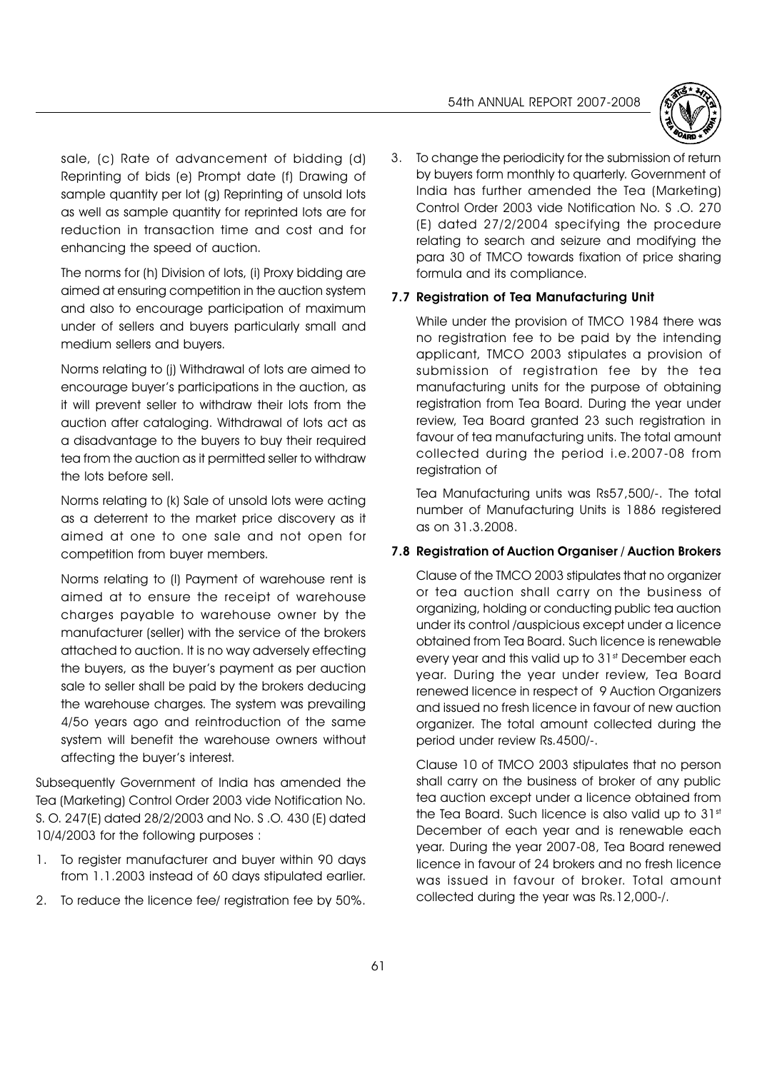sale, (c) Rate of advancement of bidding (d) Reprinting of bids (e) Prompt date (f) Drawing of sample quantity per lot (g) Reprinting of unsold lots as well as sample quantity for reprinted lots are for reduction in transaction time and cost and for enhancing the speed of auction.

The norms for (h) Division of lots, (i) Proxy bidding are aimed at ensuring competition in the auction system and also to encourage participation of maximum under of sellers and buyers particularly small and medium sellers and buyers.

Norms relating to (j) Withdrawal of lots are aimed to encourage buyer's participations in the auction, as it will prevent seller to withdraw their lots from the auction after cataloging. Withdrawal of lots act as a disadvantage to the buyers to buy their required tea from the auction as it permitted seller to withdraw the lots before sell.

Norms relating to (k) Sale of unsold lots were acting as a deterrent to the market price discovery as it aimed at one to one sale and not open for competition from buyer members.

Norms relating to (l) Payment of warehouse rent is aimed at to ensure the receipt of warehouse charges payable to warehouse owner by the manufacturer (seller) with the service of the brokers attached to auction. It is no way adversely effecting the buyers, as the buyer's payment as per auction sale to seller shall be paid by the brokers deducing the warehouse charges. The system was prevailing 4/5o years ago and reintroduction of the same system will benefit the warehouse owners without affecting the buyer's interest.

Subsequently Government of India has amended the Tea (Marketing) Control Order 2003 vide Notification No. S. O. 247(E) dated 28/2/2003 and No. S .O. 430 (E) dated 10/4/2003 for the following purposes :

1. To register manufacturer and buyer within 90 days from 1.1.2003 instead of 60 days stipulated earlier.
2. To reduce the licence fee/ registration fee by 50%.
3. To change the periodicity for the submission of return by buyers form monthly to quarterly. Government of India has further amended the Tea (Marketing) Control Order 2003 vide Notification No. S .O. 270 (E) dated 27/2/2004 specifying the procedure relating to search and seizure and modifying the para 30 of TMCO towards fixation of price sharing formula and its compliance.

### 7.7 Registration of Tea Manufacturing Unit

While under the provision of TMCO 1984 there was no registration fee to be paid by the intending applicant, TMCO 2003 stipulates a provision of submission of registration fee by the tea manufacturing units for the purpose of obtaining registration from Tea Board. During the year under review, Tea Board granted 23 such registration in favour of tea manufacturing units. The total amount collected during the period i.e.2007-08 from registration of

Tea Manufacturing units was Rs57,500/-. The total number of Manufacturing Units is 1886 registered as on 31.3.2008.

### 7.8 Registration of Auction Organiser / Auction Brokers

Clause of the TMCO 2003 stipulates that no organizer or tea auction shall carry on the business of organizing, holding or conducting public tea auction under its control /auspicious except under a licence obtained from Tea Board. Such licence is renewable every year and this valid up to 31st December each year. During the year under review, Tea Board renewed licence in respect of 9 Auction Organizers and issued no fresh licence in favour of new auction organizer. The total amount collected during the period under review Rs.4500/-.

Clause 10 of TMCO 2003 stipulates that no person shall carry on the business of broker of any public tea auction except under a licence obtained from the Tea Board. Such licence is also valid up to 31st December of each year and is renewable each year. During the year 2007-08, Tea Board renewed licence in favour of 24 brokers and no fresh licence was issued in favour of broker. Total amount collected during the year was Rs.12,000-/.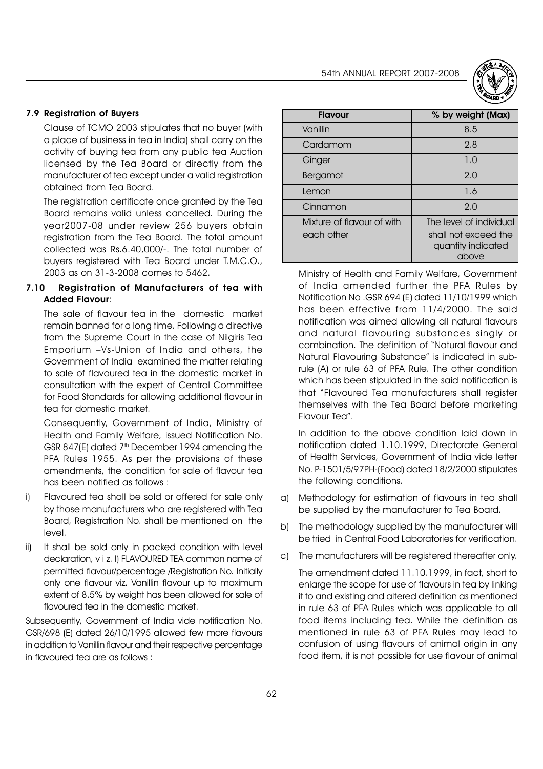### 7.9 Registration of Buyers

Clause of TCMO 2003 stipulates that no buyer (with a place of business in tea in India) shall carry on the activity of buying tea from any public tea Auction licensed by the Tea Board or directly from the manufacturer of tea except under a valid registration obtained from Tea Board.

The registration certificate once granted by the Tea Board remains valid unless cancelled. During the year2007-08 under review 256 buyers obtain registration from the Tea Board. The total amount collected was Rs.6.40,000/-. The total number of buyers registered with Tea Board under T.M.C.O., 2003 as on 31-3-2008 comes to 5462.

### 7.10 Registration of Manufacturers of tea with Added Flavour:

The sale of flavour tea in the domestic market remain banned for a long time. Following a directive from the Supreme Court in the case of Nilgiris Tea Emporium –Vs-Union of India and others, the Government of India examined the matter relating to sale of flavoured tea in the domestic market in consultation with the expert of Central Committee for Food Standards for allowing additional flavour in tea for domestic market.

Consequently, Government of India, Ministry of Health and Family Welfare, issued Notification No. GSR 847(E) dated 7th December 1994 amending the PFA Rules 1955. As per the provisions of these amendments, the condition for sale of flavour tea has been notified as follows :

i) Flavoured tea shall be sold or offered for sale only by those manufacturers who are registered with Tea Board, Registration No. shall be mentioned on the level.

ii) It shall be sold only in packed condition with level declaration, v i z. I) FLAVOURED TEA common name of permitted flavour/percentage /Registration No. Initially only one flavour viz. Vanillin flavour up to maximum extent of 8.5% by weight has been allowed for sale of flavoured tea in the domestic market.

Subsequently, Government of India vide notification No. GSR/698 (E) dated 26/10/1995 allowed few more flavours in addition to Vanillin flavour and their respective percentage in flavoured tea are as follows :

| Flavour | % by weight (Max) |
|---|---|
| Vanillin | 8.5 |
| Cardamom | 2.8 |
| Ginger | 1.0 |
| Bergamot | 2.0 |
| Lemon | 1.6 |
| Cinnamon | 2.0 |
| Mixture of flavour of with each other | The level of individual shall not exceed the quantity indicated above |

Ministry of Health and Family Welfare, Government of India amended further the PFA Rules by Notification No .GSR 694 (E) dated 11/10/1999 which has been effective from 11/4/2000. The said notification was aimed allowing all natural flavours and natural flavouring substances singly or combination. The definition of "Natural flavour and Natural Flavouring Substance" is indicated in sub-rule (A) or rule 63 of PFA Rule. The other condition which has been stipulated in the said notification is that "Flavoured Tea manufacturers shall register themselves with the Tea Board before marketing Flavour Tea".

In addition to the above condition laid down in notification dated 1.10.1999, Directorate General of Health Services, Government of India vide letter No. P-1501/5/97PH-(Food) dated 18/2/2000 stipulates the following conditions.

a) Methodology for estimation of flavours in tea shall be supplied by the manufacturer to Tea Board.

b) The methodology supplied by the manufacturer will be tried in Central Food Laboratories for verification.

c) The manufacturers will be registered thereafter only.

The amendment dated 11.10.1999, in fact, short to enlarge the scope for use of flavours in tea by linking it to and existing and altered definition as mentioned in rule 63 of PFA Rules which was applicable to all food items including tea. While the definition as mentioned in rule 63 of PFA Rules may lead to confusion of using flavours of animal origin in any food item, it is not possible for use flavour of animal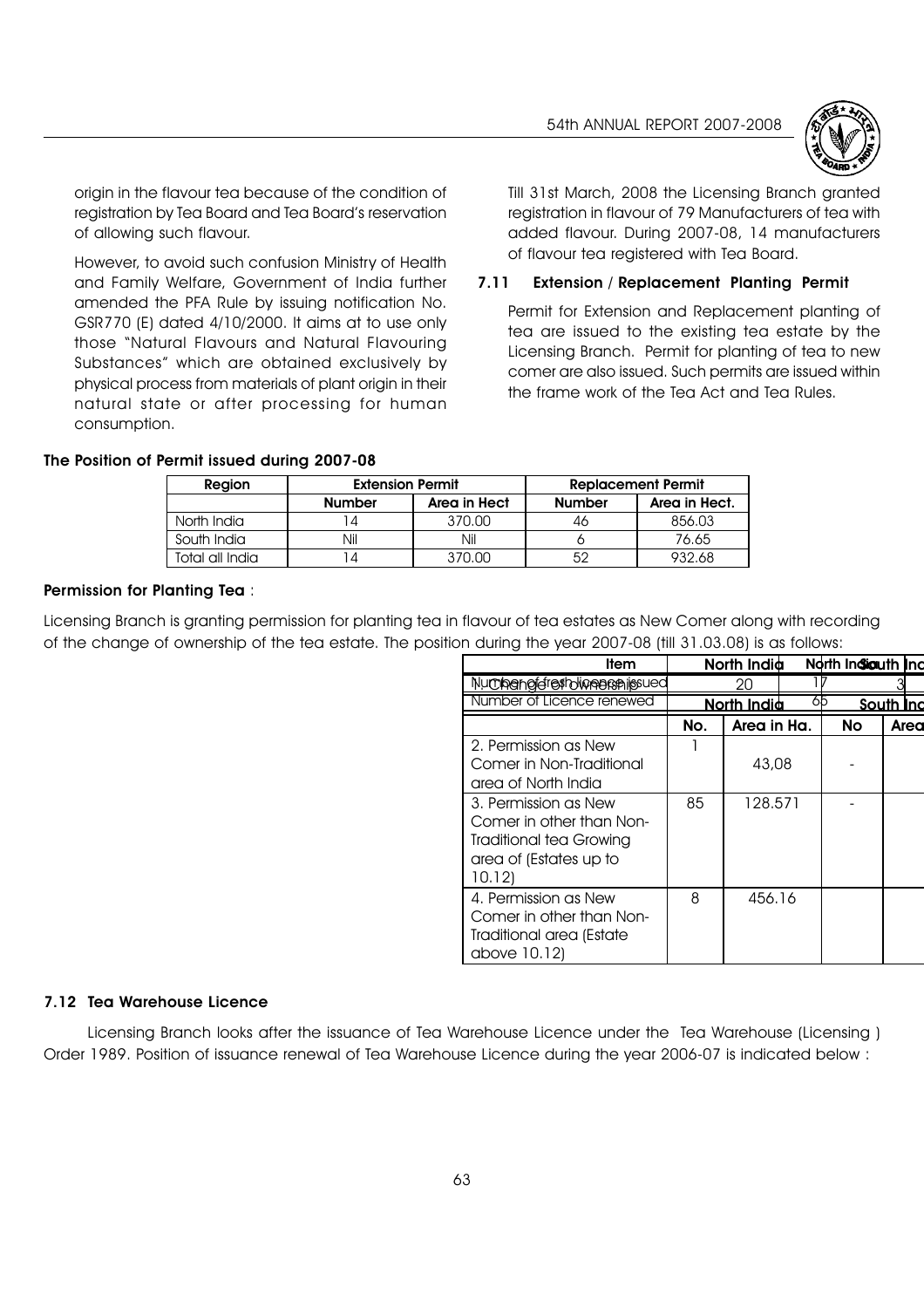origin in the flavour tea because of the condition of registration by Tea Board and Tea Board's reservation of allowing such flavour.

However, to avoid such confusion Ministry of Health and Family Welfare, Government of India further amended the PFA Rule by issuing notification No. GSR770 (E) dated 4/10/2000. It aims at to use only those "Natural Flavours and Natural Flavouring Substances" which are obtained exclusively by physical process from materials of plant origin in their natural state or after processing for human consumption.

Till 31st March, 2008 the Licensing Branch granted registration in flavour of 79 Manufacturers of tea with added flavour. During 2007-08, 14 manufacturers of flavour tea registered with Tea Board.

### 7.11 Extension / Replacement Planting Permit

Permit for Extension and Replacement planting of tea are issued to the existing tea estate by the Licensing Branch. Permit for planting of tea to new comer are also issued. Such permits are issued within the frame work of the Tea Act and Tea Rules.

**The Position of Permit issued during 2007-08**

| Region | Extension Permit | | Replacement Permit | |
|---|---|---|---|---|
| | Number | Area in Hect | Number | Area in Hect. |
| North India | 14 | 370.00 | 46 | 856.03 |
| South India | Nil | Nil | 6 | 76.65 |
| Total all India | 14 | 370.00 | 52 | 932.68 |

**Permission for Planting Tea** :

Licensing Branch is granting permission for planting tea in flavour of tea estates as New Comer along with recording of the change of ownership of the tea estate. The position during the year 2007-08 (till 31.03.08) is as follows:

| Item | North India | | North India | South Inc |
|---|---|---|---|---|
| Number of fresh licence issued / 1. Change of ownership | 20 | | 17 | 3 |
| Number of Licence renewed | North India | | 65 | South Inc |
| | No. | Area in Ha. | No | Area |
| 2. Permission as New Comer in Non-Traditional area of North India | 1 | 43,08 | - | |
| 3. Permission as New Comer in other than Non-Traditional tea Growing area of (Estates up to 10.12) | 85 | 128.571 | - | |
| 4. Permission as New Comer in other than Non-Traditional area (Estate above 10.12) | 8 | 456.16 | | |

### 7.12 Tea Warehouse Licence

Licensing Branch looks after the issuance of Tea Warehouse Licence under the Tea Warehouse (Licensing ) Order 1989. Position of issuance renewal of Tea Warehouse Licence during the year 2006-07 is indicated below :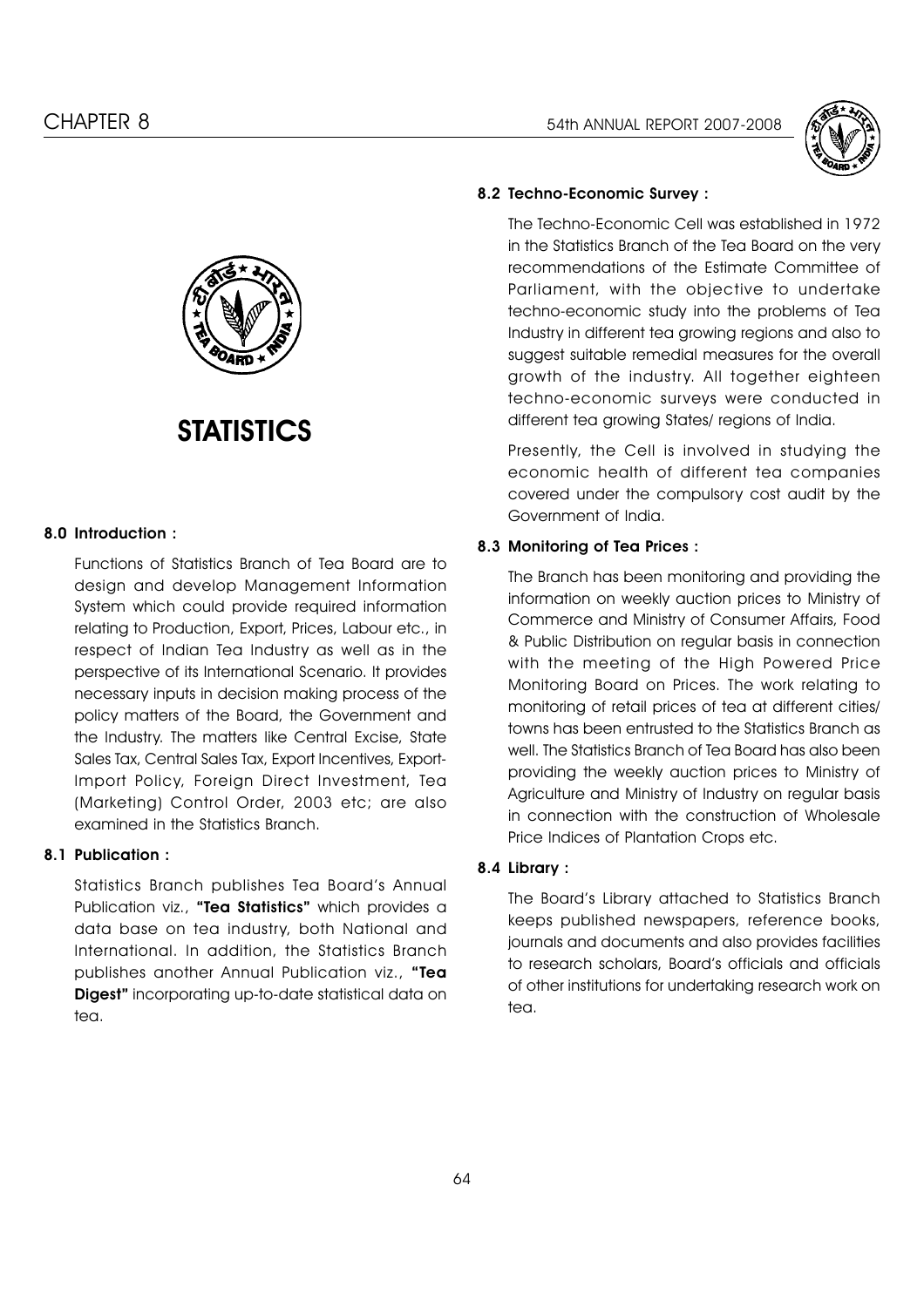# STATISTICS

## 8.0 Introduction :

Functions of Statistics Branch of Tea Board are to design and develop Management Information System which could provide required information relating to Production, Export, Prices, Labour etc., in respect of Indian Tea Industry as well as in the perspective of its International Scenario. It provides necessary inputs in decision making process of the policy matters of the Board, the Government and the Industry. The matters like Central Excise, State Sales Tax, Central Sales Tax, Export Incentives, Export-Import Policy, Foreign Direct Investment, Tea (Marketing) Control Order, 2003 etc; are also examined in the Statistics Branch.

## 8.1 Publication :

Statistics Branch publishes Tea Board's Annual Publication viz., **"Tea Statistics"** which provides a data base on tea industry, both National and International. In addition, the Statistics Branch publishes another Annual Publication viz., **"Tea Digest"** incorporating up-to-date statistical data on tea.

## 8.2 Techno-Economic Survey :

The Techno-Economic Cell was established in 1972 in the Statistics Branch of the Tea Board on the very recommendations of the Estimate Committee of Parliament, with the objective to undertake techno-economic study into the problems of Tea Industry in different tea growing regions and also to suggest suitable remedial measures for the overall growth of the industry. All together eighteen techno-economic surveys were conducted in different tea growing States/ regions of India.

Presently, the Cell is involved in studying the economic health of different tea companies covered under the compulsory cost audit by the Government of India.

## 8.3 Monitoring of Tea Prices :

The Branch has been monitoring and providing the information on weekly auction prices to Ministry of Commerce and Ministry of Consumer Affairs, Food & Public Distribution on regular basis in connection with the meeting of the High Powered Price Monitoring Board on Prices. The work relating to monitoring of retail prices of tea at different cities/ towns has been entrusted to the Statistics Branch as well. The Statistics Branch of Tea Board has also been providing the weekly auction prices to Ministry of Agriculture and Ministry of Industry on regular basis in connection with the construction of Wholesale Price Indices of Plantation Crops etc.

## 8.4 Library :

The Board's Library attached to Statistics Branch keeps published newspapers, reference books, journals and documents and also provides facilities to research scholars, Board's officials and officials of other institutions for undertaking research work on tea.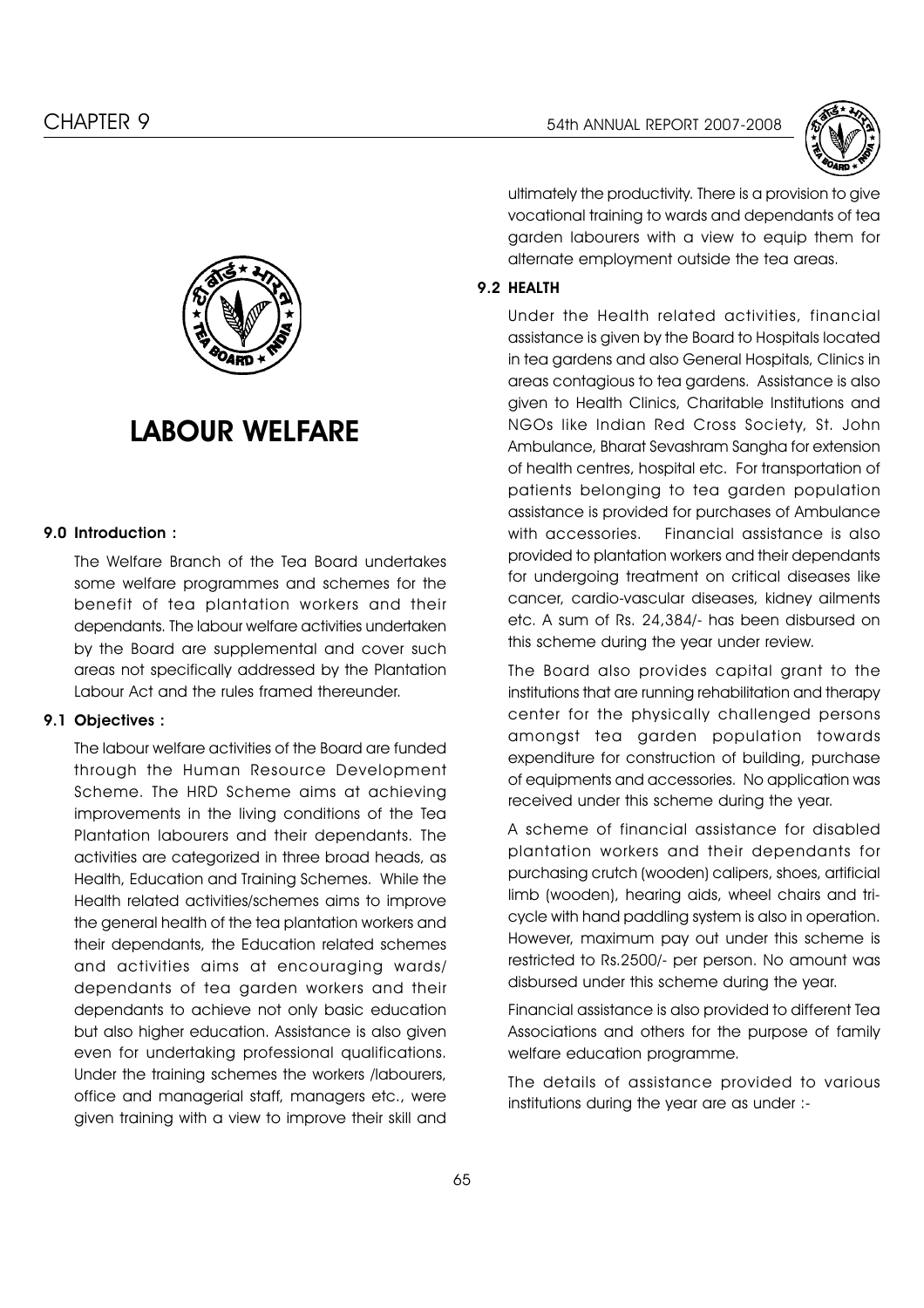# LABOUR WELFARE

## 9.0 Introduction :

The Welfare Branch of the Tea Board undertakes some welfare programmes and schemes for the benefit of tea plantation workers and their dependants. The labour welfare activities undertaken by the Board are supplemental and cover such areas not specifically addressed by the Plantation Labour Act and the rules framed thereunder.

## 9.1 Objectives :

The labour welfare activities of the Board are funded through the Human Resource Development Scheme. The HRD Scheme aims at achieving improvements in the living conditions of the Tea Plantation labourers and their dependants. The activities are categorized in three broad heads, as Health, Education and Training Schemes. While the Health related activities/schemes aims to improve the general health of the tea plantation workers and their dependants, the Education related schemes and activities aims at encouraging wards/ dependants of tea garden workers and their dependants to achieve not only basic education but also higher education. Assistance is also given even for undertaking professional qualifications. Under the training schemes the workers /labourers, office and managerial staff, managers etc., were given training with a view to improve their skill and ultimately the productivity. There is a provision to give vocational training to wards and dependants of tea garden labourers with a view to equip them for alternate employment outside the tea areas.

## 9.2 HEALTH

Under the Health related activities, financial assistance is given by the Board to Hospitals located in tea gardens and also General Hospitals, Clinics in areas contagious to tea gardens. Assistance is also given to Health Clinics, Charitable Institutions and NGOs like Indian Red Cross Society, St. John Ambulance, Bharat Sevashram Sangha for extension of health centres, hospital etc. For transportation of patients belonging to tea garden population assistance is provided for purchases of Ambulance with accessories. Financial assistance is also provided to plantation workers and their dependants for undergoing treatment on critical diseases like cancer, cardio-vascular diseases, kidney ailments etc. A sum of Rs. 24,384/- has been disbursed on this scheme during the year under review.

The Board also provides capital grant to the institutions that are running rehabilitation and therapy center for the physically challenged persons amongst tea garden population towards expenditure for construction of building, purchase of equipments and accessories. No application was received under this scheme during the year.

A scheme of financial assistance for disabled plantation workers and their dependants for purchasing crutch (wooden) calipers, shoes, artificial limb (wooden), hearing aids, wheel chairs and tri-cycle with hand paddling system is also in operation. However, maximum pay out under this scheme is restricted to Rs.2500/- per person. No amount was disbursed under this scheme during the year.

Financial assistance is also provided to different Tea Associations and others for the purpose of family welfare education programme.

The details of assistance provided to various institutions during the year are as under :-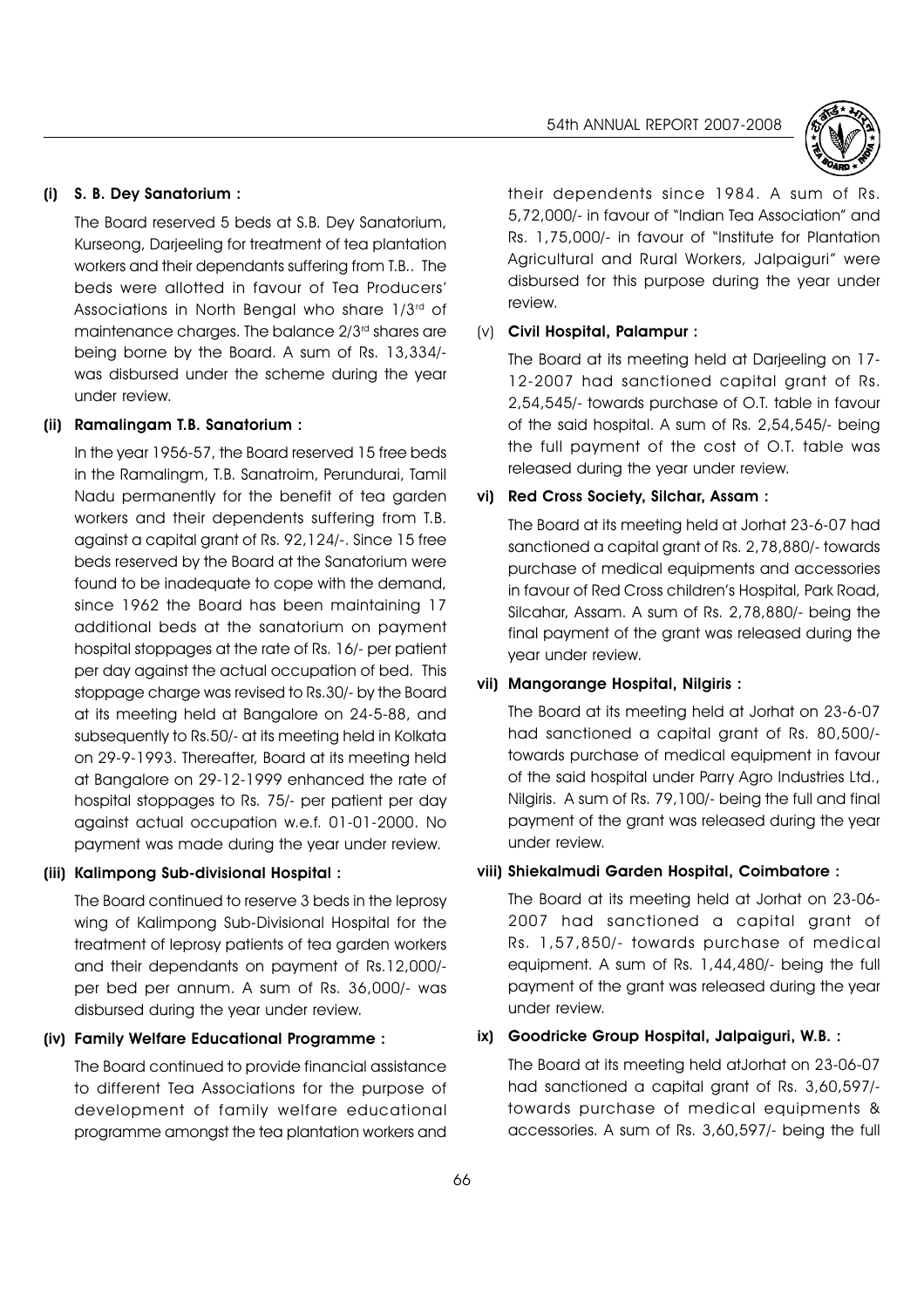**(i) S. B. Dey Sanatorium :**

The Board reserved 5 beds at S.B. Dey Sanatorium, Kurseong, Darjeeling for treatment of tea plantation workers and their dependants suffering from T.B.. The beds were allotted in favour of Tea Producers' Associations in North Bengal who share 1/3rd of maintenance charges. The balance 2/3rd shares are being borne by the Board. A sum of Rs. 13,334/- was disbursed under the scheme during the year under review.

**(ii) Ramalingam T.B. Sanatorium :**

In the year 1956-57, the Board reserved 15 free beds in the Ramalingm, T.B. Sanatroim, Perundurai, Tamil Nadu permanently for the benefit of tea garden workers and their dependents suffering from T.B. against a capital grant of Rs. 92,124/-. Since 15 free beds reserved by the Board at the Sanatorium were found to be inadequate to cope with the demand, since 1962 the Board has been maintaining 17 additional beds at the sanatorium on payment hospital stoppages at the rate of Rs. 16/- per patient per day against the actual occupation of bed. This stoppage charge was revised to Rs.30/- by the Board at its meeting held at Bangalore on 24-5-88, and subsequently to Rs.50/- at its meeting held in Kolkata on 29-9-1993. Thereafter, Board at its meeting held at Bangalore on 29-12-1999 enhanced the rate of hospital stoppages to Rs. 75/- per patient per day against actual occupation w.e.f. 01-01-2000. No payment was made during the year under review.

**(iii) Kalimpong Sub-divisional Hospital :**

The Board continued to reserve 3 beds in the leprosy wing of Kalimpong Sub-Divisional Hospital for the treatment of leprosy patients of tea garden workers and their dependants on payment of Rs.12,000/- per bed per annum. A sum of Rs. 36,000/- was disbursed during the year under review.

**(iv) Family Welfare Educational Programme :**

The Board continued to provide financial assistance to different Tea Associations for the purpose of development of family welfare educational programme amongst the tea plantation workers and their dependents since 1984. A sum of Rs. 5,72,000/- in favour of "Indian Tea Association" and Rs. 1,75,000/- in favour of "Institute for Plantation Agricultural and Rural Workers, Jalpaiguri" were disbursed for this purpose during the year under review.

**(v) Civil Hospital, Palampur :**

The Board at its meeting held at Darjeeling on 17-12-2007 had sanctioned capital grant of Rs. 2,54,545/- towards purchase of O.T. table in favour of the said hospital. A sum of Rs. 2,54,545/- being the full payment of the cost of O.T. table was released during the year under review.

**vi) Red Cross Society, Silchar, Assam :**

The Board at its meeting held at Jorhat 23-6-07 had sanctioned a capital grant of Rs. 2,78,880/- towards purchase of medical equipments and accessories in favour of Red Cross children's Hospital, Park Road, Silcahar, Assam. A sum of Rs. 2,78,880/- being the final payment of the grant was released during the year under review.

**vii) Mangorange Hospital, Nilgiris :**

The Board at its meeting held at Jorhat on 23-6-07 had sanctioned a capital grant of Rs. 80,500/- towards purchase of medical equipment in favour of the said hospital under Parry Agro Industries Ltd., Nilgiris. A sum of Rs. 79,100/- being the full and final payment of the grant was released during the year under review.

**viii) Shiekalmudi Garden Hospital, Coimbatore :**

The Board at its meeting held at Jorhat on 23-06-2007 had sanctioned a capital grant of Rs. 1,57,850/- towards purchase of medical equipment. A sum of Rs. 1,44,480/- being the full payment of the grant was released during the year under review.

**ix) Goodricke Group Hospital, Jalpaiguri, W.B. :**

The Board at its meeting held atJorhat on 23-06-07 had sanctioned a capital grant of Rs. 3,60,597/- towards purchase of medical equipments & accessories. A sum of Rs. 3,60,597/- being the full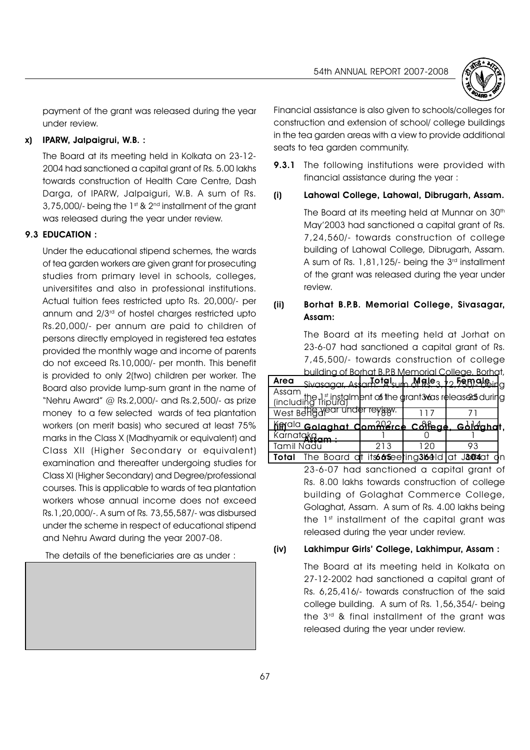payment of the grant was released during the year under review.

**x) IPARW, Jalpaigrui, W.B. :**

The Board at its meeting held in Kolkata on 23-12-2004 had sanctioned a capital grant of Rs. 5.00 lakhs towards construction of Health Care Centre, Dash Darga, of IPARW, Jalpaiguri, W.B. A sum of Rs. 3,75,000/- being the 1st & 2nd installment of the grant was released during the year under review.

## 9.3 EDUCATION :

Under the educational stipend schemes, the wards of tea garden workers are given grant for prosecuting studies from primary level in schools, colleges, universitites and also in professional institutions. Actual tuition fees restricted upto Rs. 20,000/- per annum and 2/3rd of hostel charges restricted upto Rs.20,000/- per annum are paid to children of persons directly employed in registered tea estates provided the monthly wage and income of parents do not exceed Rs.10,000/- per month. This benefit is provided to only 2(two) children per worker. The Board also provide lump-sum grant in the name of "Nehru Award" @ Rs.2,000/- and Rs.2,500/- as prize money to a few selected wards of tea plantation workers (on merit basis) who secured at least 75% marks in the Class X (Madhyamik or equivalent) and Class XII (Higher Secondary or equivalent) examination and thereafter undergoing studies for Class XI (Higher Secondary) and Degree/professional courses. This is applicable to wards of tea plantation workers whose annual income does not exceed Rs.1,20,000/-. A sum of Rs. 73,55,587/- was disbursed under the scheme in respect of educational stipend and Nehru Award during the year 2007-08.

The details of the beneficiaries are as under :

| Area | Total | Male | Female |
|---|---|---|---|
| Assam (including Tripura) | 61 | 36 | 25 |
| West Bengal | 188 | 117 | 71 |
| Kerala | 202 | 88 | 114 |
| Karnataka | 1 | 0 | 1 |
| Tamil Nadu | 213 | 120 | 93 |
| **Total** | **665** | **361** | **304** |

Financial assistance is also given to schools/colleges for construction and extension of school/ college buildings in the tea garden areas with a view to provide additional seats to tea garden community.

**9.3.1** The following institutions were provided with financial assistance during the year :

**(i) Lahowal College, Lahowal, Dibrugarh, Assam.**

The Board at its meeting held at Munnar on 30th May'2003 had sanctioned a capital grant of Rs. 7,24,560/- towards construction of college building of Lahowal College, Dibrugarh, Assam. A sum of Rs. 1,81,125/- being the 3rd installment of the grant was released during the year under review.

**(ii) Borhat B.P.B. Memorial College, Sivasagar, Assam:**

The Board at its meeting held at Jorhat on 23-6-07 had sanctioned a capital grant of Rs. 7,45,500/- towards construction of college building of Borhat B.P.B Memorial College, Borhat, Sivasagar, Assam. A sum of Rs. 3,72,750/- being the 1st instalment of the grant was released during the year under review.

**(iii) Golaghat Commerce College, Golaghat, Assam :**

The Board at its meeting held at Jorhat on 23-6-07 had sanctioned a capital grant of Rs. 8.00 lakhs towards construction of college building of Golaghat Commerce College, Golaghat, Assam. A sum of Rs. 4.00 lakhs being the 1st installment of the capital grant was released during the year under review.

**(iv) Lakhimpur Girls' College, Lakhimpur, Assam :**

The Board at its meeting held in Kolkata on 27-12-2002 had sanctioned a capital grant of Rs. 6,25,416/- towards construction of the said college building. A sum of Rs. 1,56,354/- being the 3rd & final installment of the grant was released during the year under review.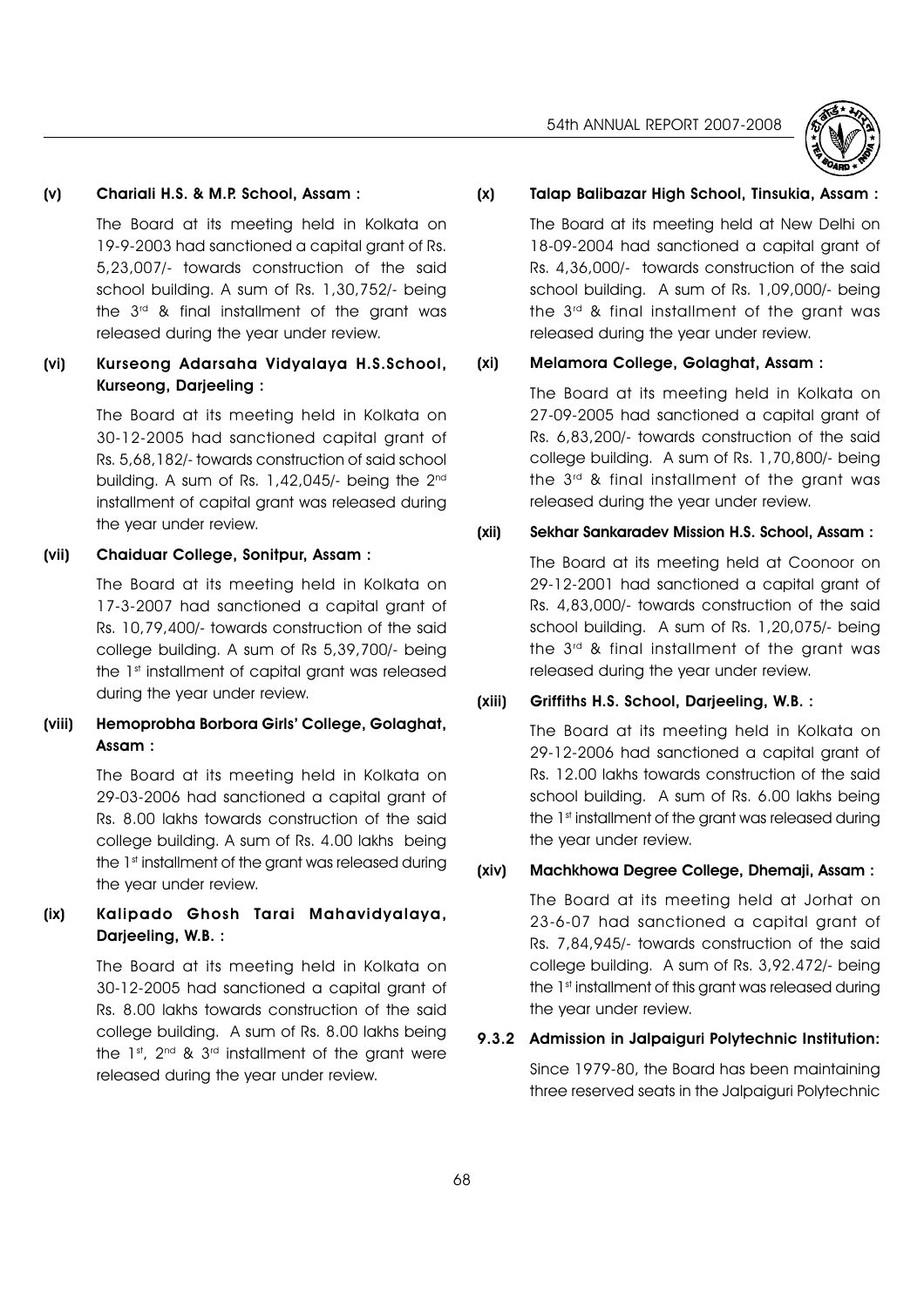**(v) Chariali H.S. & M.P. School, Assam :**

The Board at its meeting held in Kolkata on 19-9-2003 had sanctioned a capital grant of Rs. 5,23,007/- towards construction of the said school building. A sum of Rs. 1,30,752/- being the 3rd & final installment of the grant was released during the year under review.

**(vi) Kurseong Adarsaha Vidyalaya H.S.School, Kurseong, Darjeeling :**

The Board at its meeting held in Kolkata on 30-12-2005 had sanctioned capital grant of Rs. 5,68,182/- towards construction of said school building. A sum of Rs. 1,42,045/- being the 2nd installment of capital grant was released during the year under review.

**(vii) Chaiduar College, Sonitpur, Assam :**

The Board at its meeting held in Kolkata on 17-3-2007 had sanctioned a capital grant of Rs. 10,79,400/- towards construction of the said college building. A sum of Rs 5,39,700/- being the 1st installment of capital grant was released during the year under review.

**(viii) Hemoprobha Borbora Girls' College, Golaghat, Assam :**

The Board at its meeting held in Kolkata on 29-03-2006 had sanctioned a capital grant of Rs. 8.00 lakhs towards construction of the said college building. A sum of Rs. 4.00 lakhs being the 1st installment of the grant was released during the year under review.

**(ix) Kalipado Ghosh Tarai Mahavidyalaya, Darjeeling, W.B. :**

The Board at its meeting held in Kolkata on 30-12-2005 had sanctioned a capital grant of Rs. 8.00 lakhs towards construction of the said college building. A sum of Rs. 8.00 lakhs being the 1st, 2nd & 3rd installment of the grant were released during the year under review.

**(x) Talap Balibazar High School, Tinsukia, Assam :**

The Board at its meeting held at New Delhi on 18-09-2004 had sanctioned a capital grant of Rs. 4,36,000/- towards construction of the said school building. A sum of Rs. 1,09,000/- being the 3rd & final installment of the grant was released during the year under review.

**(xi) Melamora College, Golaghat, Assam :**

The Board at its meeting held in Kolkata on 27-09-2005 had sanctioned a capital grant of Rs. 6,83,200/- towards construction of the said college building. A sum of Rs. 1,70,800/- being the 3rd & final installment of the grant was released during the year under review.

**(xii) Sekhar Sankaradev Mission H.S. School, Assam :**

The Board at its meeting held at Coonoor on 29-12-2001 had sanctioned a capital grant of Rs. 4,83,000/- towards construction of the said school building. A sum of Rs. 1,20,075/- being the 3rd & final installment of the grant was released during the year under review.

**(xiii) Griffiths H.S. School, Darjeeling, W.B. :**

The Board at its meeting held in Kolkata on 29-12-2006 had sanctioned a capital grant of Rs. 12.00 lakhs towards construction of the said school building. A sum of Rs. 6.00 lakhs being the 1st installment of the grant was released during the year under review.

**(xiv) Machkhowa Degree College, Dhemaji, Assam :**

The Board at its meeting held at Jorhat on 23-6-07 had sanctioned a capital grant of Rs. 7,84,945/- towards construction of the said college building. A sum of Rs. 3,92,472/- being the 1st installment of this grant was released during the year under review.

**9.3.2 Admission in Jalpaiguri Polytechnic Institution:**

Since 1979-80, the Board has been maintaining three reserved seats in the Jalpaiguri Polytechnic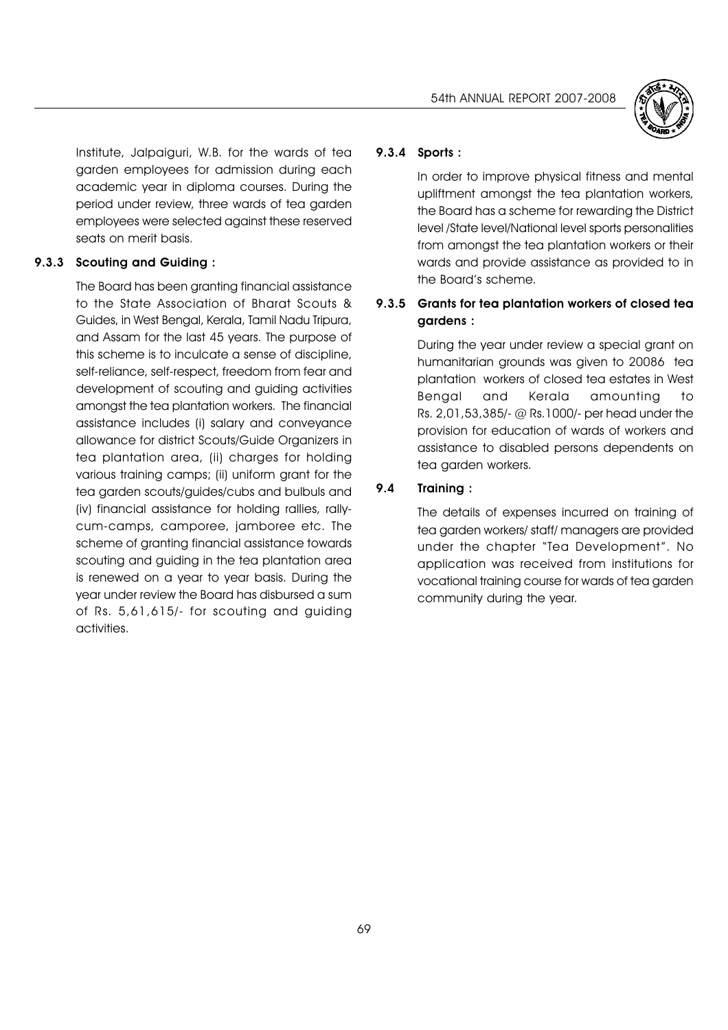Institute, Jalpaiguri, W.B. for the wards of tea garden employees for admission during each academic year in diploma courses. During the period under review, three wards of tea garden employees were selected against these reserved seats on merit basis.

### 9.3.3 Scouting and Guiding :

The Board has been granting financial assistance to the State Association of Bharat Scouts & Guides, in West Bengal, Kerala, Tamil Nadu Tripura, and Assam for the last 45 years. The purpose of this scheme is to inculcate a sense of discipline, self-reliance, self-respect, freedom from fear and development of scouting and guiding activities amongst the tea plantation workers. The financial assistance includes (i) salary and conveyance allowance for district Scouts/Guide Organizers in tea plantation area, (ii) charges for holding various training camps; (ii) uniform grant for the tea garden scouts/guides/cubs and bulbuls and (iv) financial assistance for holding rallies, rally-cum-camps, camporee, jamboree etc. The scheme of granting financial assistance towards scouting and guiding in the tea plantation area is renewed on a year to year basis. During the year under review the Board has disbursed a sum of Rs. 5,61,615/- for scouting and guiding activities.

### 9.3.4 Sports :

In order to improve physical fitness and mental upliftment amongst the tea plantation workers, the Board has a scheme for rewarding the District level /State level/National level sports personalities from amongst the tea plantation workers or their wards and provide assistance as provided to in the Board's scheme.

### 9.3.5 Grants for tea plantation workers of closed tea gardens :

During the year under review a special grant on humanitarian grounds was given to 20086 tea plantation workers of closed tea estates in West Bengal and Kerala amounting to Rs. 2,01,53,385/- @ Rs.1000/- per head under the provision for education of wards of workers and assistance to disabled persons dependents on tea garden workers.

### 9.4 Training :

The details of expenses incurred on training of tea garden workers/ staff/ managers are provided under the chapter "Tea Development". No application was received from institutions for vocational training course for wards of tea garden community during the year.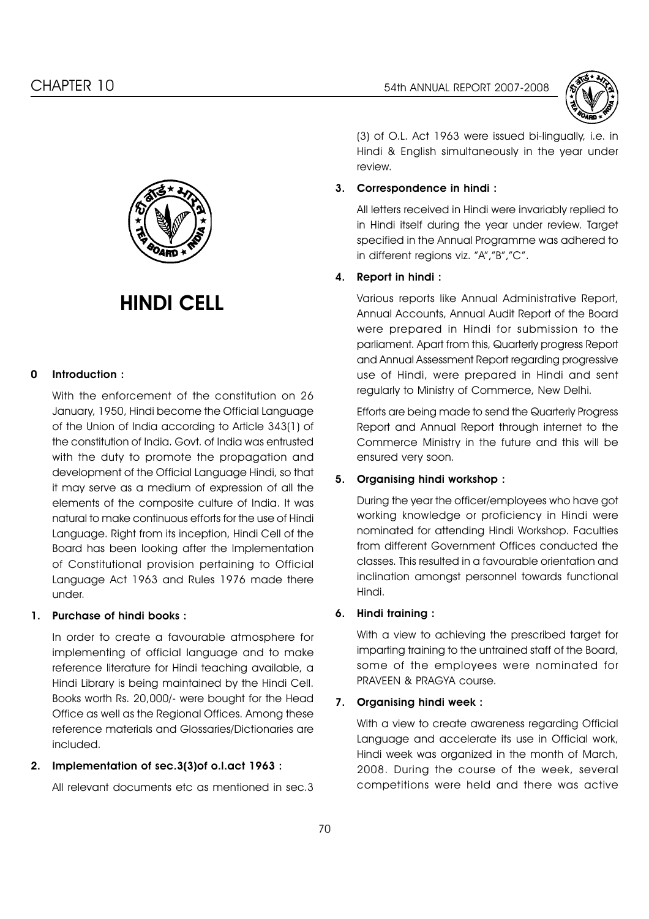# HINDI CELL

**0 Introduction :**

With the enforcement of the constitution on 26 January, 1950, Hindi become the Official Language of the Union of India according to Article 343(1) of the constitution of India. Govt. of India was entrusted with the duty to promote the propagation and development of the Official Language Hindi, so that it may serve as a medium of expression of all the elements of the composite culture of India. It was natural to make continuous efforts for the use of Hindi Language. Right from its inception, Hindi Cell of the Board has been looking after the Implementation of Constitutional provision pertaining to Official Language Act 1963 and Rules 1976 made there under.

**1. Purchase of hindi books :**

In order to create a favourable atmosphere for implementing of official language and to make reference literature for Hindi teaching available, a Hindi Library is being maintained by the Hindi Cell. Books worth Rs. 20,000/- were bought for the Head Office as well as the Regional Offices. Among these reference materials and Glossaries/Dictionaries are included.

**2. Implementation of sec.3(3)of o.l.act 1963 :**

All relevant documents etc as mentioned in sec.3 (3) of O.L. Act 1963 were issued bi-lingually, i.e. in Hindi & English simultaneously in the year under review.

**3. Correspondence in hindi :**

All letters received in Hindi were invariably replied to in Hindi itself during the year under review. Target specified in the Annual Programme was adhered to in different regions viz. "A","B","C".

**4. Report in hindi :**

Various reports like Annual Administrative Report, Annual Accounts, Annual Audit Report of the Board were prepared in Hindi for submission to the parliament. Apart from this, Quarterly progress Report and Annual Assessment Report regarding progressive use of Hindi, were prepared in Hindi and sent regularly to Ministry of Commerce, New Delhi.

Efforts are being made to send the Quarterly Progress Report and Annual Report through internet to the Commerce Ministry in the future and this will be ensured very soon.

**5. Organising hindi workshop :**

During the year the officer/employees who have got working knowledge or proficiency in Hindi were nominated for attending Hindi Workshop. Faculties from different Government Offices conducted the classes. This resulted in a favourable orientation and inclination amongst personnel towards functional Hindi.

**6. Hindi training :**

With a view to achieving the prescribed target for imparting training to the untrained staff of the Board, some of the employees were nominated for PRAVEEN & PRAGYA course.

**7. Organising hindi week :**

With a view to create awareness regarding Official Language and accelerate its use in Official work, Hindi week was organized in the month of March, 2008. During the course of the week, several competitions were held and there was active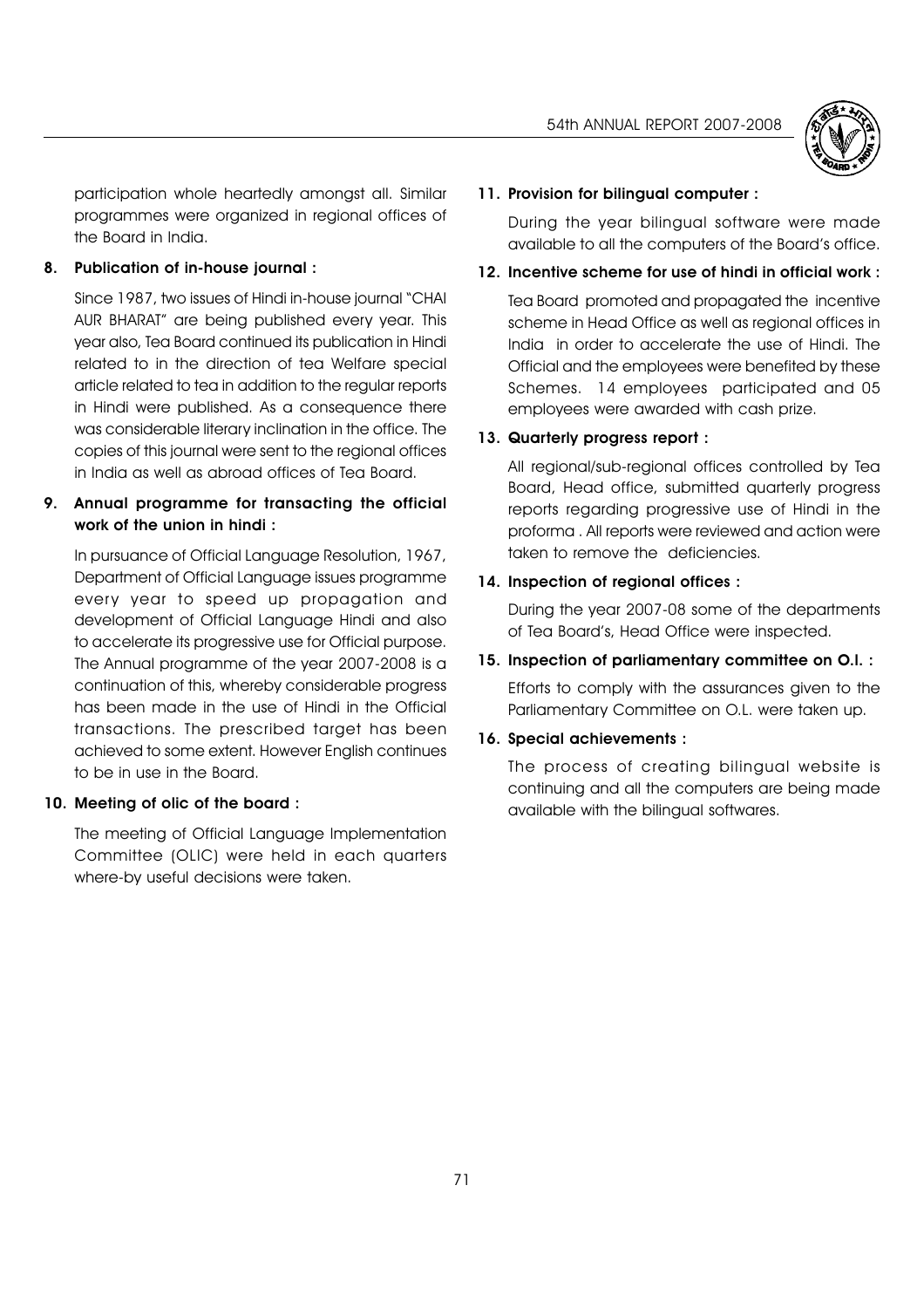participation whole heartedly amongst all. Similar programmes were organized in regional offices of the Board in India.

**8. Publication of in-house journal :**

Since 1987, two issues of Hindi in-house journal "CHAI AUR BHARAT" are being published every year. This year also, Tea Board continued its publication in Hindi related to in the direction of tea Welfare special article related to tea in addition to the regular reports in Hindi were published. As a consequence there was considerable literary inclination in the office. The copies of this journal were sent to the regional offices in India as well as abroad offices of Tea Board.

**9. Annual programme for transacting the official work of the union in hindi :**

In pursuance of Official Language Resolution, 1967, Department of Official Language issues programme every year to speed up propagation and development of Official Language Hindi and also to accelerate its progressive use for Official purpose. The Annual programme of the year 2007-2008 is a continuation of this, whereby considerable progress has been made in the use of Hindi in the Official transactions. The prescribed target has been achieved to some extent. However English continues to be in use in the Board.

**10. Meeting of olic of the board :**

The meeting of Official Language Implementation Committee (OLIC) were held in each quarters where-by useful decisions were taken.

**11. Provision for bilingual computer :**

During the year bilingual software were made available to all the computers of the Board's office.

**12. Incentive scheme for use of hindi in official work :**

Tea Board promoted and propagated the incentive scheme in Head Office as well as regional offices in India in order to accelerate the use of Hindi. The Official and the employees were benefited by these Schemes. 14 employees participated and 05 employees were awarded with cash prize.

**13. Quarterly progress report :**

All regional/sub-regional offices controlled by Tea Board, Head office, submitted quarterly progress reports regarding progressive use of Hindi in the proforma . All reports were reviewed and action were taken to remove the deficiencies.

**14. Inspection of regional offices :**

During the year 2007-08 some of the departments of Tea Board's, Head Office were inspected.

**15. Inspection of parliamentary committee on O.l. :**

Efforts to comply with the assurances given to the Parliamentary Committee on O.L. were taken up.

**16. Special achievements :**

The process of creating bilingual website is continuing and all the computers are being made available with the bilingual softwares.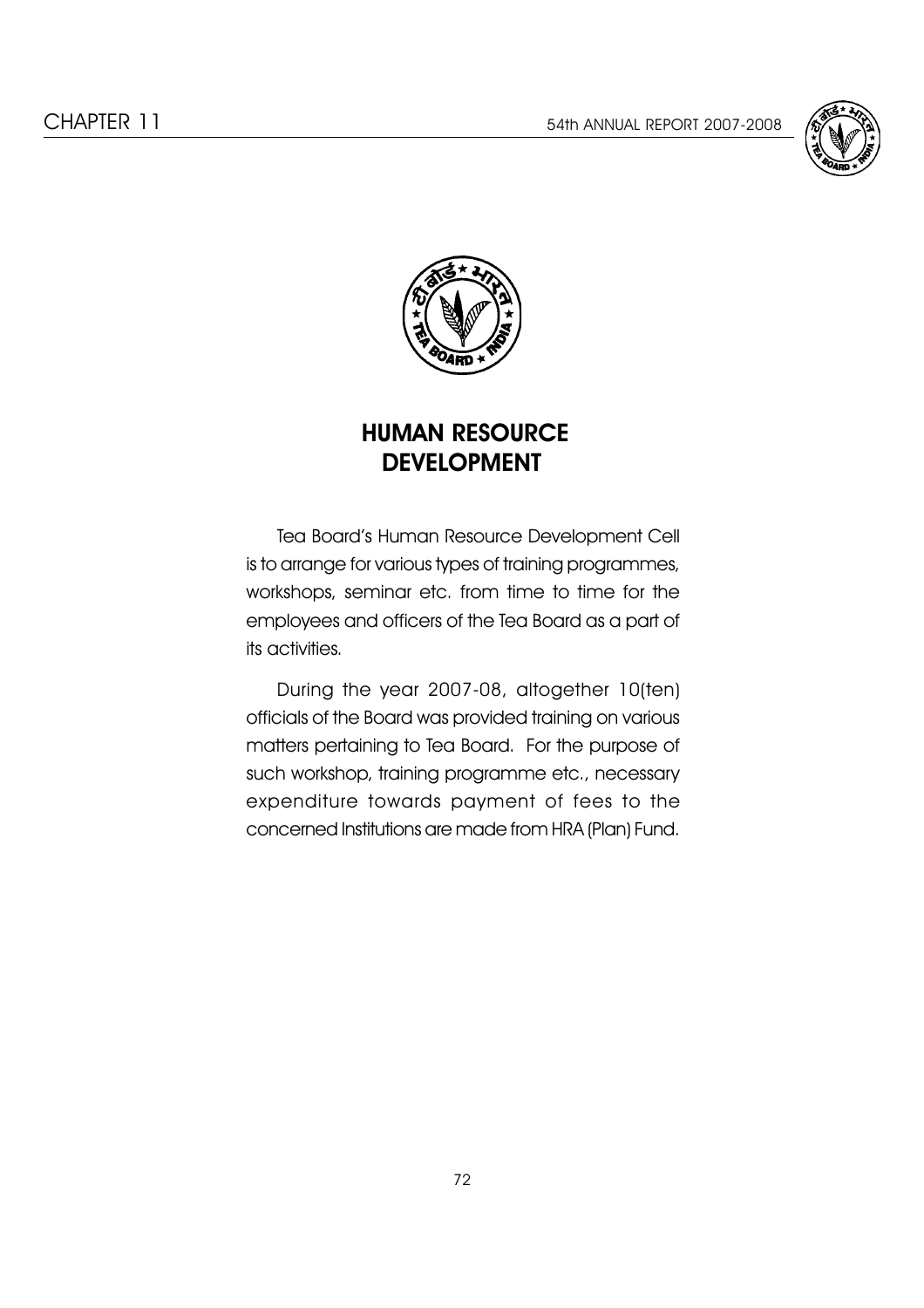# HUMAN RESOURCE DEVELOPMENT

Tea Board's Human Resource Development Cell is to arrange for various types of training programmes, workshops, seminar etc. from time to time for the employees and officers of the Tea Board as a part of its activities.

During the year 2007-08, altogether 10(ten) officials of the Board was provided training on various matters pertaining to Tea Board. For the purpose of such workshop, training programme etc., necessary expenditure towards payment of fees to the concerned Institutions are made from HRA (Plan) Fund.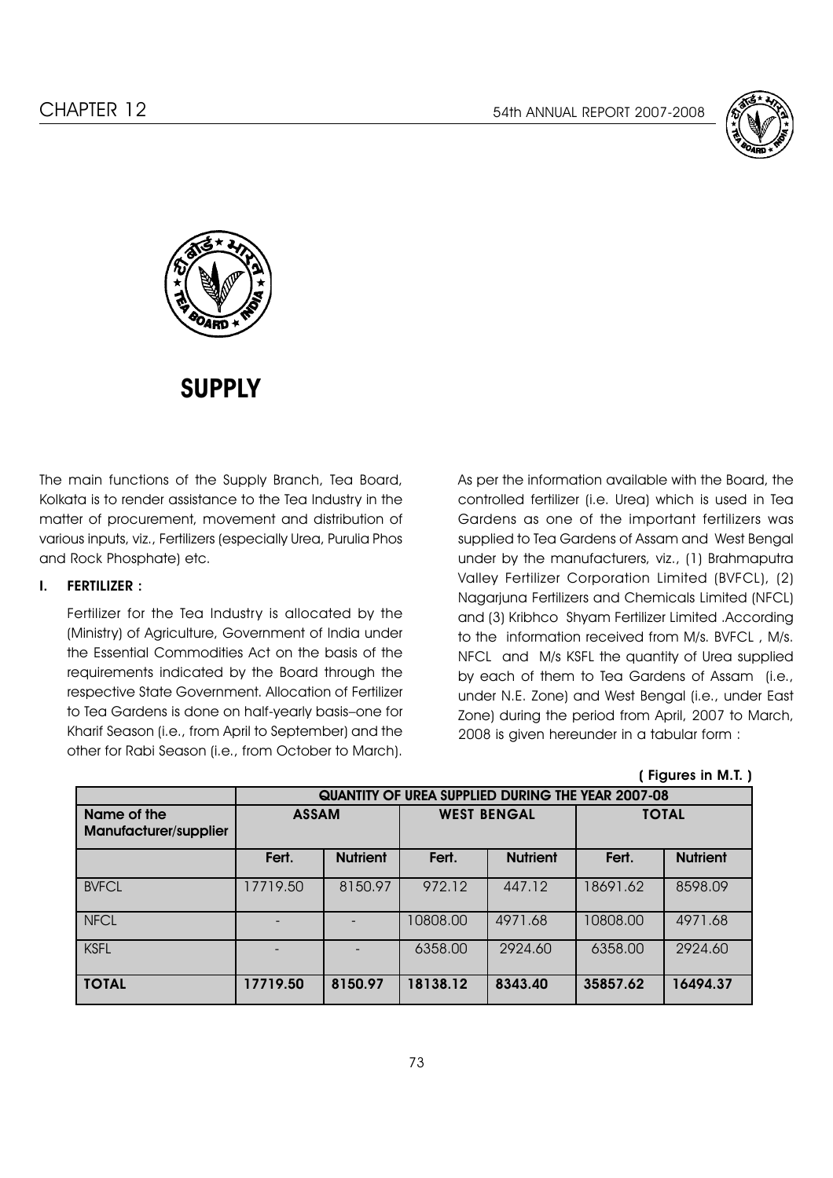# SUPPLY

The main functions of the Supply Branch, Tea Board, Kolkata is to render assistance to the Tea Industry in the matter of procurement, movement and distribution of various inputs, viz., Fertilizers (especially Urea, Purulia Phos and Rock Phosphate) etc.

## I. FERTILIZER :

Fertilizer for the Tea Industry is allocated by the (Ministry) of Agriculture, Government of India under the Essential Commodities Act on the basis of the requirements indicated by the Board through the respective State Government. Allocation of Fertilizer to Tea Gardens is done on half-yearly basis–one for Kharif Season (i.e., from April to September) and the other for Rabi Season (i.e., from October to March).

As per the information available with the Board, the controlled fertilizer (i.e. Urea) which is used in Tea Gardens as one of the important fertilizers was supplied to Tea Gardens of Assam and West Bengal under by the manufacturers, viz., (1) Brahmaputra Valley Fertilizer Corporation Limited (BVFCL), (2) Nagarjuna Fertilizers and Chemicals Limited (NFCL) and (3) Kribhco Shyam Fertilizer Limited .According to the information received from M/s. BVFCL , M/s. NFCL and M/s KSFL the quantity of Urea supplied by each of them to Tea Gardens of Assam (i.e., under N.E. Zone) and West Bengal (i.e., under East Zone) during the period from April, 2007 to March, 2008 is given hereunder in a tabular form :

**( Figures in M.T. )**

| | **QUANTITY OF UREA SUPPLIED DURING THE YEAR 2007-08** | | | | | |
|---|---|---|---|---|---|---|
| **Name of the Manufacturer/supplier** | **ASSAM** | | **WEST BENGAL** | | **TOTAL** | |
| | **Fert.** | **Nutrient** | **Fert.** | **Nutrient** | **Fert.** | **Nutrient** |
| BVFCL | 17719.50 | 8150.97 | 972.12 | 447.12 | 18691.62 | 8598.09 |
| NFCL | - | - | 10808.00 | 4971.68 | 10808.00 | 4971.68 |
| KSFL | - | - | 6358.00 | 2924.60 | 6358.00 | 2924.60 |
| **TOTAL** | **17719.50** | **8150.97** | **18138.12** | **8343.40** | **35857.62** | **16494.37** |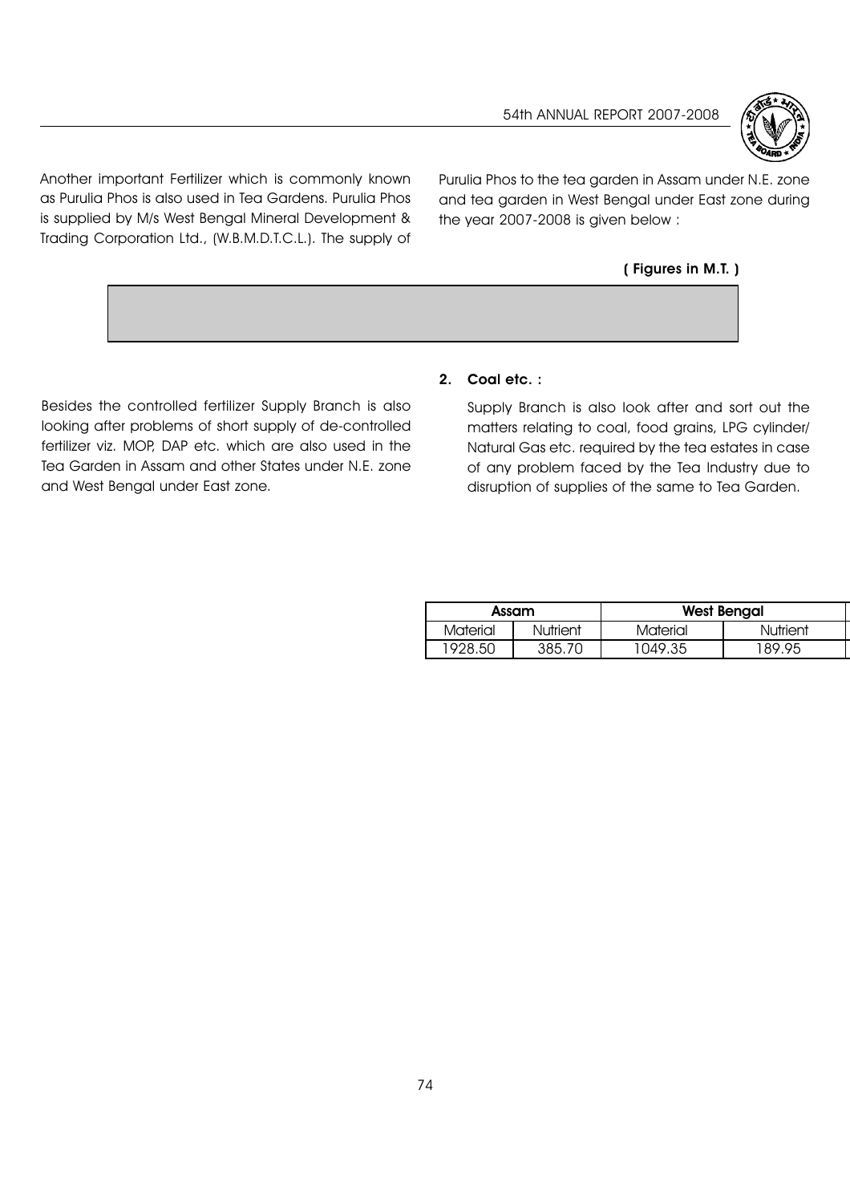Another important Fertilizer which is commonly known as Purulia Phos is also used in Tea Gardens. Purulia Phos is supplied by M/s West Bengal Mineral Development & Trading Corporation Ltd., (W.B.M.D.T.C.L.). The supply of Purulia Phos to the tea garden in Assam under N.E. zone and tea garden in West Bengal under East zone during the year 2007-2008 is given below :

**( Figures in M.T. )**

| **Assam** | | **West Bengal** | |
|---|---|---|---|
| Material | Nutrient | Material | Nutrient |
| 1928.50 | 385.70 | 1049.35 | 189.95 |

Besides the controlled fertilizer Supply Branch is also looking after problems of short supply of de-controlled fertilizer viz. MOP, DAP etc. which are also used in the Tea Garden in Assam and other States under N.E. zone and West Bengal under East zone.

**2. Coal etc. :**

Supply Branch is also look after and sort out the matters relating to coal, food grains, LPG cylinder/ Natural Gas etc. required by the tea estates in case of any problem faced by the Tea Industry due to disruption of supplies of the same to Tea Garden.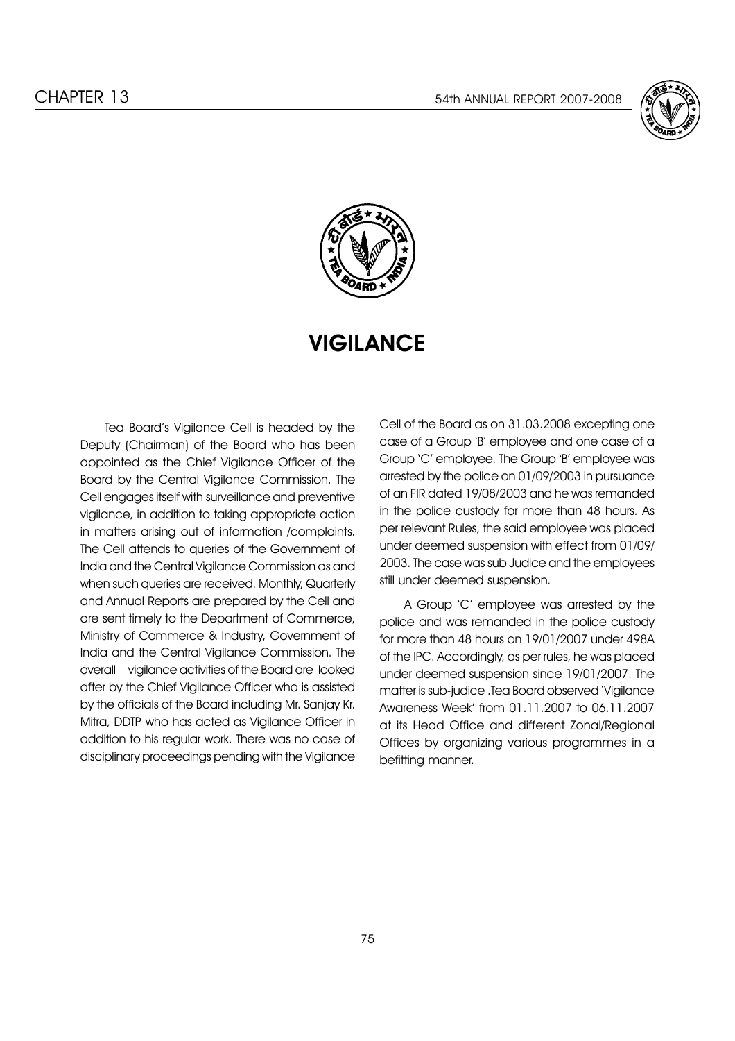# VIGILANCE

Tea Board's Vigilance Cell is headed by the Deputy (Chairman) of the Board who has been appointed as the Chief Vigilance Officer of the Board by the Central Vigilance Commission. The Cell engages itself with surveillance and preventive vigilance, in addition to taking appropriate action in matters arising out of information /complaints. The Cell attends to queries of the Government of India and the Central Vigilance Commission as and when such queries are received. Monthly, Quarterly and Annual Reports are prepared by the Cell and are sent timely to the Department of Commerce, Ministry of Commerce & Industry, Government of India and the Central Vigilance Commission. The overall vigilance activities of the Board are looked after by the Chief Vigilance Officer who is assisted by the officials of the Board including Mr. Sanjay Kr. Mitra, DDTP who has acted as Vigilance Officer in addition to his regular work. There was no case of disciplinary proceedings pending with the Vigilance Cell of the Board as on 31.03.2008 excepting one case of a Group 'B' employee and one case of a Group 'C' employee. The Group 'B' employee was arrested by the police on 01/09/2003 in pursuance of an FIR dated 19/08/2003 and he was remanded in the police custody for more than 48 hours. As per relevant Rules, the said employee was placed under deemed suspension with effect from 01/09/2003. The case was sub Judice and the employees still under deemed suspension.

A Group 'C' employee was arrested by the police and was remanded in the police custody for more than 48 hours on 19/01/2007 under 498A of the IPC. Accordingly, as per rules, he was placed under deemed suspension since 19/01/2007. The matter is sub-judice .Tea Board observed 'Vigilance Awareness Week' from 01.11.2007 to 06.11.2007 at its Head Office and different Zonal/Regional Offices by organizing various programmes in a befitting manner.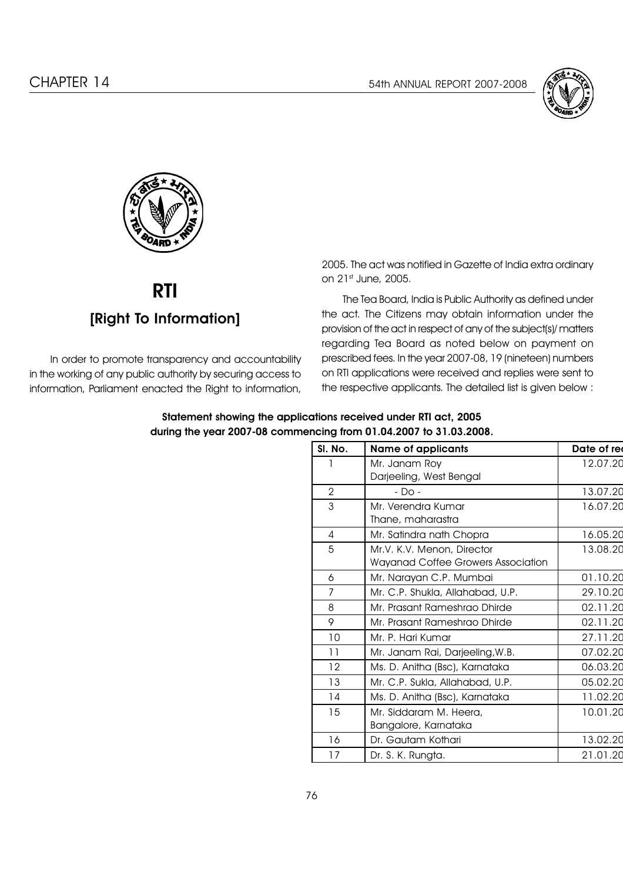# RTI

## [Right To Information]

In order to promote transparency and accountability in the working of any public authority by securing access to information, Parliament enacted the Right to information, 2005. The act was notified in Gazette of India extra ordinary on 21st June, 2005.

The Tea Board, India is Public Authority as defined under the act. The Citizens may obtain information under the provision of the act in respect of any of the subject(s)/ matters regarding Tea Board as noted below on payment on prescribed fees. In the year 2007-08, 19 (nineteen) numbers on RTI applications were received and replies were sent to the respective applicants. The detailed list is given below :

**Statement showing the applications received under RTI act, 2005 during the year 2007-08 commencing from 01.04.2007 to 31.03.2008.**

| Sl. No. | Name of applicants | Date of rec |
|---|---|---|
| 1 | Mr. Janam Roy<br>Darjeeling, West Bengal | 12.07.20 |
| 2 | - Do - | 13.07.20 |
| 3 | Mr. Verendra Kumar<br>Thane, maharastra | 16.07.20 |
| 4 | Mr. Satindra nath Chopra | 16.05.20 |
| 5 | Mr.V. K.V. Menon, Director<br>Wayanad Coffee Growers Association | 13.08.20 |
| 6 | Mr. Narayan C.P. Mumbai | 01.10.20 |
| 7 | Mr. C.P. Shukla, Allahabad, U.P. | 29.10.20 |
| 8 | Mr. Prasant Rameshrao Dhirde | 02.11.20 |
| 9 | Mr. Prasant Rameshrao Dhirde | 02.11.20 |
| 10 | Mr. P. Hari Kumar | 27.11.20 |
| 11 | Mr. Janam Rai, Darjeeling,W.B. | 07.02.20 |
| 12 | Ms. D. Anitha (Bsc), Karnataka | 06.03.20 |
| 13 | Mr. C.P. Sukla, Allahabad, U.P. | 05.02.20 |
| 14 | Ms. D. Anitha (Bsc), Karnataka | 11.02.20 |
| 15 | Mr. Siddaram M. Heera,<br>Bangalore, Karnataka | 10.01.20 |
| 16 | Dr. Gautam Kothari | 13.02.20 |
| 17 | Dr. S. K. Rungta. | 21.01.20 |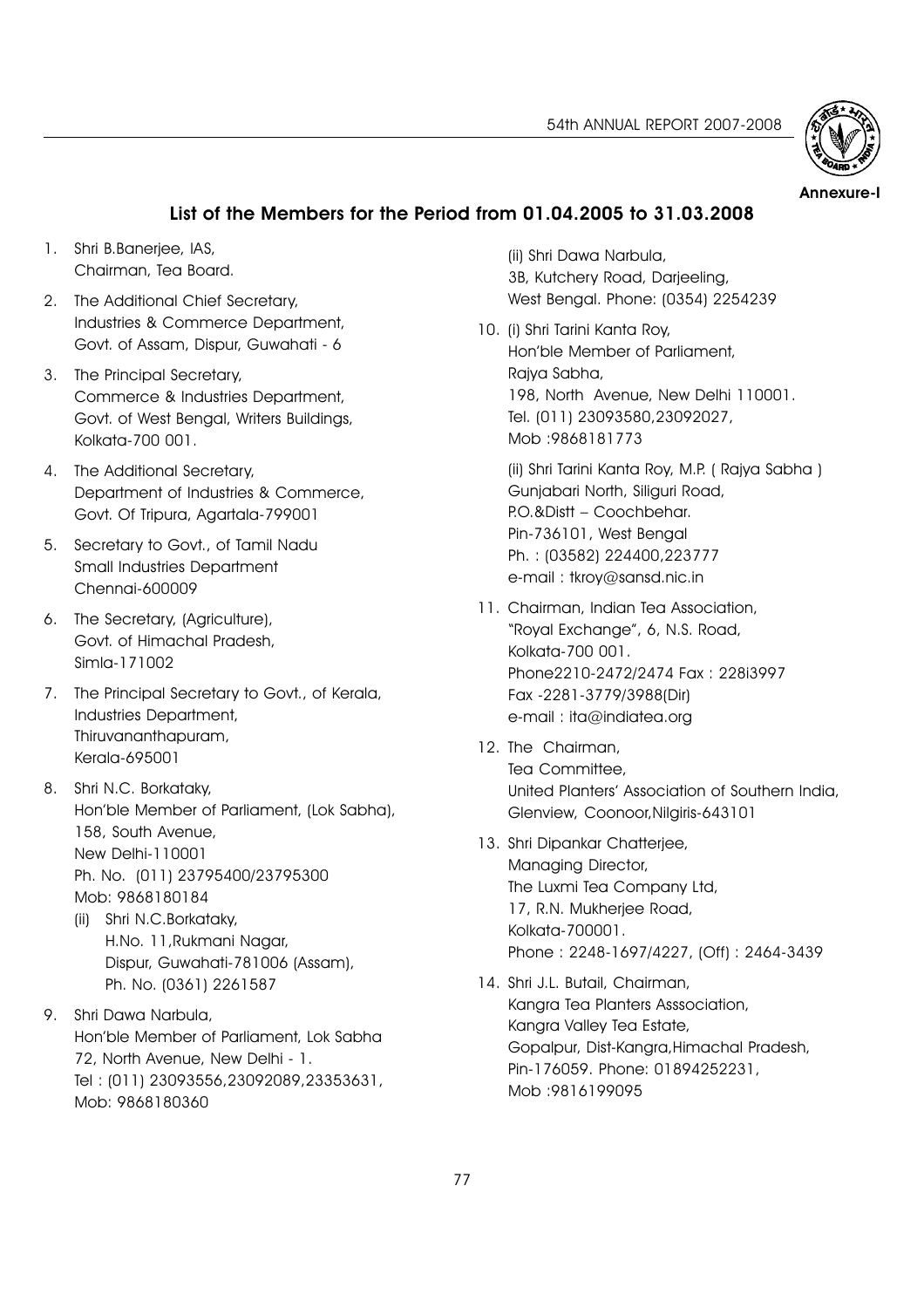Annexure-I

## List of the Members for the Period from 01.04.2005 to 31.03.2008

1. Shri B.Banerjee, IAS,
   Chairman, Tea Board.

2. The Additional Chief Secretary,
   Industries & Commerce Department,
   Govt. of Assam, Dispur, Guwahati - 6

3. The Principal Secretary,
   Commerce & Industries Department,
   Govt. of West Bengal, Writers Buildings,
   Kolkata-700 001.

4. The Additional Secretary,
   Department of Industries & Commerce,
   Govt. Of Tripura, Agartala-799001

5. Secretary to Govt., of Tamil Nadu
   Small Industries Department
   Chennai-600009

6. The Secretary, (Agriculture),
   Govt. of Himachal Pradesh,
   Simla-171002

7. The Principal Secretary to Govt., of Kerala,
   Industries Department,
   Thiruvananthapuram,
   Kerala-695001

8. Shri N.C. Borkataky,
   Hon'ble Member of Parliament, (Lok Sabha),
   158, South Avenue,
   New Delhi-110001
   Ph. No. (011) 23795400/23795300
   Mob: 9868180184
   (ii) Shri N.C.Borkataky,
   H.No. 11,Rukmani Nagar,
   Dispur, Guwahati-781006 (Assam),
   Ph. No. (0361) 2261587

9. Shri Dawa Narbula,
   Hon'ble Member of Parliament, Lok Sabha
   72, North Avenue, New Delhi - 1.
   Tel : (011) 23093556,23092089,23353631,
   Mob: 9868180360

   (ii) Shri Dawa Narbula,
   3B, Kutchery Road, Darjeeling,
   West Bengal. Phone: (0354) 2254239

10. (i) Shri Tarini Kanta Roy,
    Hon'ble Member of Parliament,
    Rajya Sabha,
    198, North Avenue, New Delhi 110001.
    Tel. (011) 23093580,23092027,
    Mob :9868181773

    (ii) Shri Tarini Kanta Roy, M.P. ( Rajya Sabha )
    Gunjabari North, Siliguri Road,
    P.O.&Distt – Coochbehar.
    Pin-736101, West Bengal
    Ph. : (03582) 224400,223777
    e-mail : tkroy@sansd.nic.in

11. Chairman, Indian Tea Association,
    "Royal Exchange", 6, N.S. Road,
    Kolkata-700 001.
    Phone2210-2472/2474 Fax : 228i3997
    Fax -2281-3779/3988(Dir)
    e-mail : ita@indiatea.org

12. The Chairman,
    Tea Committee,
    United Planters' Association of Southern India,
    Glenview, Coonoor,Nilgiris-643101

13. Shri Dipankar Chatterjee,
    Managing Director,
    The Luxmi Tea Company Ltd,
    17, R.N. Mukherjee Road,
    Kolkata-700001.
    Phone : 2248-1697/4227, (Off) : 2464-3439

14. Shri J.L. Butail, Chairman,
    Kangra Tea Planters Asssociation,
    Kangra Valley Tea Estate,
    Gopalpur, Dist-Kangra,Himachal Pradesh,
    Pin-176059. Phone: 01894252231,
    Mob :9816199095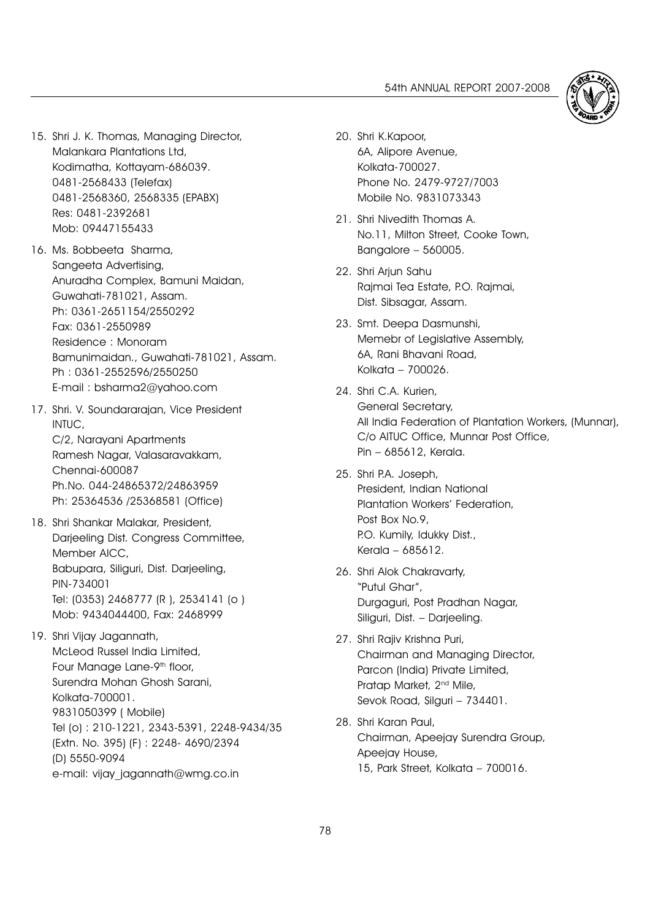15. Shri J. K. Thomas, Managing Director,
    Malankara Plantations Ltd,
    Kodimatha, Kottayam-686039.
    0481-2568433 (Telefax)
    0481-2568360, 2568335 (EPABX)
    Res: 0481-2392681
    Mob: 09447155433

16. Ms. Bobbeeta Sharma,
    Sangeeta Advertising,
    Anuradha Complex, Bamuni Maidan,
    Guwahati-781021, Assam.
    Ph: 0361-2651154/2550292
    Fax: 0361-2550989
    Residence : Monoram
    Bamunimaidan., Guwahati-781021, Assam.
    Ph : 0361-2552596/2550250
    E-mail : bsharma2@yahoo.com

17. Shri. V. Soundararajan, Vice President
    INTUC,
    C/2, Narayani Apartments
    Ramesh Nagar, Valasaravakkam,
    Chennai-600087
    Ph.No. 044-24865372/24863959
    Ph: 25364536 /25368581 (Office)

18. Shri Shankar Malakar, President,
    Darjeeling Dist. Congress Committee,
    Member AICC,
    Babupara, Siliguri, Dist. Darjeeling,
    PIN-734001
    Tel: (0353) 2468777 (R ), 2534141 (o )
    Mob: 9434044400, Fax: 2468999

19. Shri Vijay Jagannath,
    McLeod Russel India Limited,
    Four Manage Lane-9th floor,
    Surendra Mohan Ghosh Sarani,
    Kolkata-700001.
    9831050399 ( Mobile)
    Tel (o) : 210-1221, 2343-5391, 2248-9434/35
    (Extn. No. 395) (F) : 2248- 4690/2394
    (D) 5550-9094
    e-mail: vijay_jagannath@wmg.co.in

20. Shri K.Kapoor,
    6A, Alipore Avenue,
    Kolkata-700027.
    Phone No. 2479-9727/7003
    Mobile No. 9831073343

21. Shri Nivedith Thomas A.
    No.11, Milton Street, Cooke Town,
    Bangalore – 560005.

22. Shri Arjun Sahu
    Rajmai Tea Estate, P.O. Rajmai,
    Dist. Sibsagar, Assam.

23. Smt. Deepa Dasmunshi,
    Memebr of Legislative Assembly,
    6A, Rani Bhavani Road,
    Kolkata – 700026.

24. Shri C.A. Kurien,
    General Secretary,
    All India Federation of Plantation Workers, (Munnar),
    C/o AITUC Office, Munnar Post Office,
    Pin – 685612, Kerala.

25. Shri P.A. Joseph,
    President, Indian National
    Plantation Workers' Federation,
    Post Box No.9,
    P.O. Kumily, Idukky Dist.,
    Kerala – 685612.

26. Shri Alok Chakravarty,
    "Putul Ghar",
    Durgaguri, Post Pradhan Nagar,
    Siliguri, Dist. – Darjeeling.

27. Shri Rajiv Krishna Puri,
    Chairman and Managing Director,
    Parcon (India) Private Limited,
    Pratap Market, 2nd Mile,
    Sevok Road, Silguri – 734401.

28. Shri Karan Paul,
    Chairman, Apeejay Surendra Group,
    Apeejay House,
    15, Park Street, Kolkata – 700016.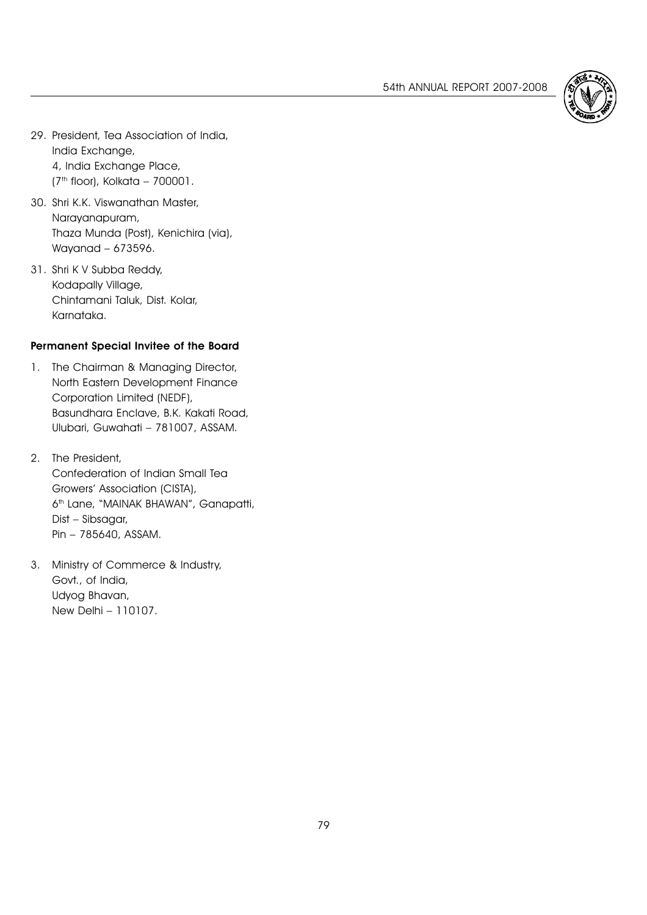29. President, Tea Association of India,
    India Exchange,
    4, India Exchange Place,
    (7th floor), Kolkata – 700001.

30. Shri K.K. Viswanathan Master,
    Narayanapuram,
    Thaza Munda (Post), Kenichira (via),
    Wayanad – 673596.

31. Shri K V Subba Reddy,
    Kodapally Village,
    Chintamani Taluk, Dist. Kolar,
    Karnataka.

**Permanent Special Invitee of the Board**

1. The Chairman & Managing Director,
   North Eastern Development Finance
   Corporation Limited (NEDF),
   Basundhara Enclave, B.K. Kakati Road,
   Ulubari, Guwahati – 781007, ASSAM.

2. The President,
   Confederation of Indian Small Tea
   Growers' Association (CISTA),
   6th Lane, "MAINAK BHAWAN", Ganapatti,
   Dist – Sibsagar,
   Pin – 785640, ASSAM.

3. Ministry of Commerce & Industry,
   Govt., of India,
   Udyog Bhavan,
   New Delhi – 110107.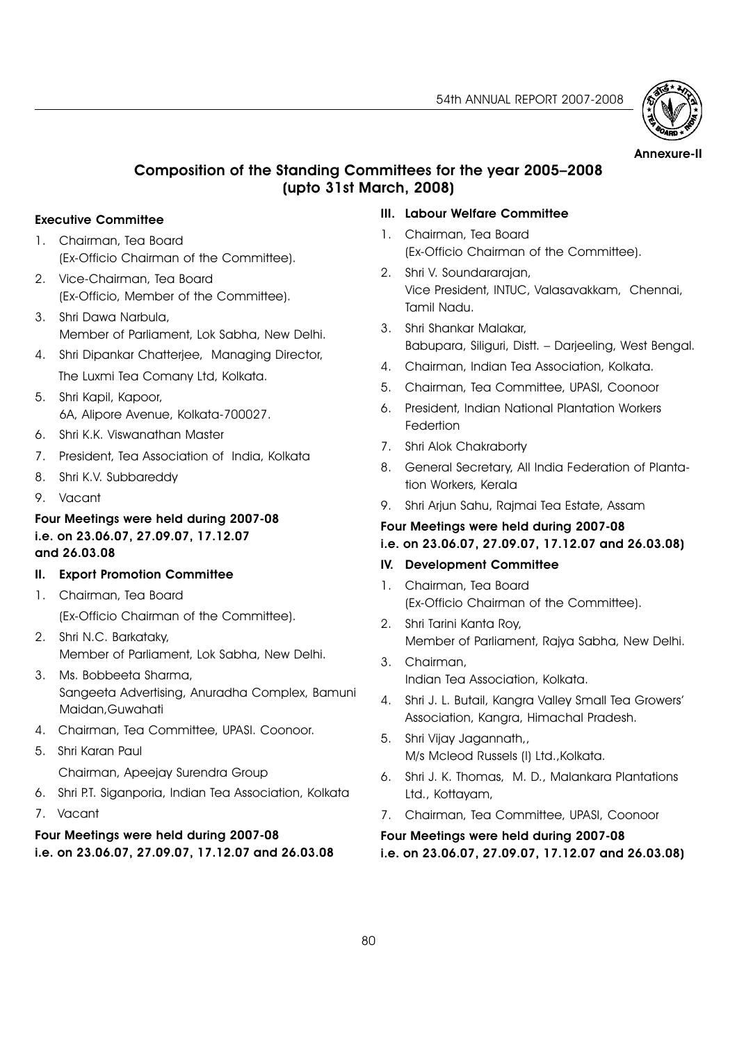Annexure-II

# Composition of the Standing Committees for the year 2005–2008 (upto 31st March, 2008)

### Executive Committee

1. Chairman, Tea Board (Ex-Officio Chairman of the Committee).
2. Vice-Chairman, Tea Board (Ex-Officio, Member of the Committee).
3. Shri Dawa Narbula, Member of Parliament, Lok Sabha, New Delhi.
4. Shri Dipankar Chatterjee, Managing Director, The Luxmi Tea Comany Ltd, Kolkata.
5. Shri Kapil, Kapoor, 6A, Alipore Avenue, Kolkata-700027.
6. Shri K.K. Viswanathan Master
7. President, Tea Association of India, Kolkata
8. Shri K.V. Subbareddy
9. Vacant

**Four Meetings were held during 2007-08 i.e. on 23.06.07, 27.09.07, 17.12.07 and 26.03.08**

### II. Export Promotion Committee

1. Chairman, Tea Board (Ex-Officio Chairman of the Committee).
2. Shri N.C. Barkataky, Member of Parliament, Lok Sabha, New Delhi.
3. Ms. Bobbeeta Sharma, Sangeeta Advertising, Anuradha Complex, Bamuni Maidan,Guwahati
4. Chairman, Tea Committee, UPASI. Coonoor.
5. Shri Karan Paul Chairman, Apeejay Surendra Group
6. Shri P.T. Siganporia, Indian Tea Association, Kolkata
7. Vacant

**Four Meetings were held during 2007-08 i.e. on 23.06.07, 27.09.07, 17.12.07 and 26.03.08**

### III. Labour Welfare Committee

1. Chairman, Tea Board (Ex-Officio Chairman of the Committee).
2. Shri V. Soundararajan, Vice President, INTUC, Valasavakkam, Chennai, Tamil Nadu.
3. Shri Shankar Malakar, Babupara, Siliguri, Distt. – Darjeeling, West Bengal.
4. Chairman, Indian Tea Association, Kolkata.
5. Chairman, Tea Committee, UPASI, Coonoor
6. President, Indian National Plantation Workers Federtion
7. Shri Alok Chakraborty
8. General Secretary, All India Federation of Plantation Workers, Kerala
9. Shri Arjun Sahu, Rajmai Tea Estate, Assam

**Four Meetings were held during 2007-08 i.e. on 23.06.07, 27.09.07, 17.12.07 and 26.03.08)**

### IV. Development Committee

1. Chairman, Tea Board (Ex-Officio Chairman of the Committee).
2. Shri Tarini Kanta Roy, Member of Parliament, Rajya Sabha, New Delhi.
3. Chairman, Indian Tea Association, Kolkata.
4. Shri J. L. Butail, Kangra Valley Small Tea Growers' Association, Kangra, Himachal Pradesh.
5. Shri Vijay Jagannath,, M/s Mcleod Russels (I) Ltd.,Kolkata.
6. Shri J. K. Thomas, M. D., Malankara Plantations Ltd., Kottayam,
7. Chairman, Tea Committee, UPASI, Coonoor

**Four Meetings were held during 2007-08 i.e. on 23.06.07, 27.09.07, 17.12.07 and 26.03.08)**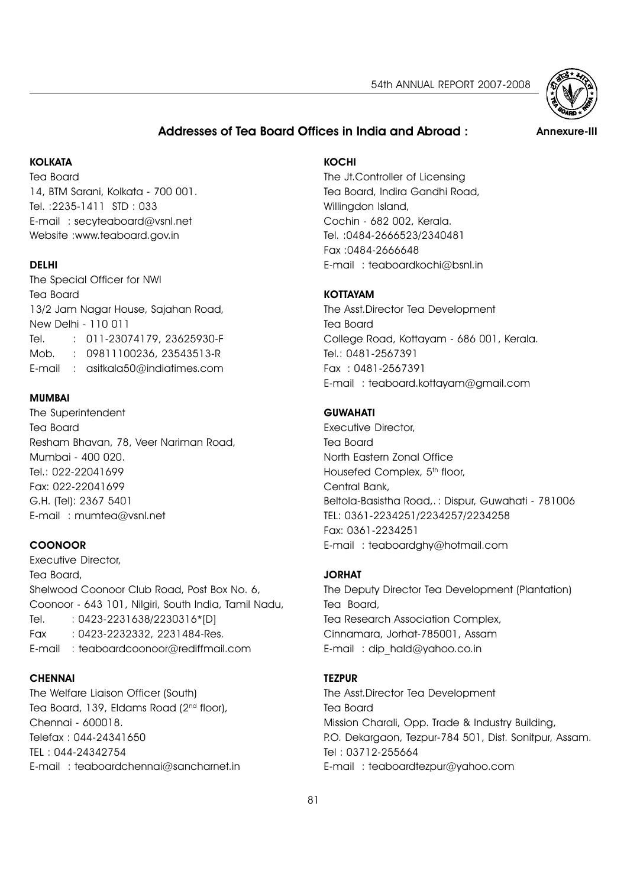## Addresses of Tea Board Offices in India and Abroad :

Annexure-III

### KOLKATA

Tea Board
14, BTM Sarani, Kolkata - 700 001.
Tel. :2235-1411 STD : 033
E-mail : secyteaboard@vsnl.net
Website :www.teaboard.gov.in

### DELHI

The Special Officer for NWI
Tea Board
13/2 Jam Nagar House, Sajahan Road,
New Delhi - 110 011
Tel. : 011-23074179, 23625930-F
Mob. : 09811100236, 23543513-R
E-mail : asitkala50@indiatimes.com

### MUMBAI

The Superintendent
Tea Board
Resham Bhavan, 78, Veer Nariman Road,
Mumbai - 400 020.
Tel.: 022-22041699
Fax: 022-22041699
G.H. (Tel): 2367 5401
E-mail : mumtea@vsnl.net

### COONOOR

Executive Director,
Tea Board,
Shelwood Coonoor Club Road, Post Box No. 6,
Coonoor - 643 101, Nilgiri, South India, Tamil Nadu,
Tel. : 0423-2231638/2230316*[D]
Fax : 0423-2232332, 2231484-Res.
E-mail : teaboardcoonoor@rediffmail.com

### CHENNAI

The Welfare Liaison Officer (South)
Tea Board, 139, Eldams Road (2nd floor),
Chennai - 600018.
Telefax : 044-24341650
TEL : 044-24342754
E-mail : teaboardchennai@sancharnet.in

### KOCHI

The Jt.Controller of Licensing
Tea Board, Indira Gandhi Road,
Willingdon Island,
Cochin - 682 002, Kerala.
Tel. :0484-2666523/2340481
Fax :0484-2666648
E-mail : teaboardkochi@bsnl.in

### KOTTAYAM

The Asst.Director Tea Development
Tea Board
College Road, Kottayam - 686 001, Kerala.
Tel.: 0481-2567391
Fax : 0481-2567391
E-mail : teaboard.kottayam@gmail.com

### GUWAHATI

Executive Director,
Tea Board
North Eastern Zonal Office
Housefed Complex, 5th floor,
Central Bank,
Beltola-Basistha Road,.: Dispur, Guwahati - 781006
TEL: 0361-2234251/2234257/2234258
Fax: 0361-2234251
E-mail : teaboardghy@hotmail.com

### JORHAT

The Deputy Director Tea Development (Plantation)
Tea Board,
Tea Research Association Complex,
Cinnamara, Jorhat-785001, Assam
E-mail : dip_hald@yahoo.co.in

### TEZPUR

The Asst.Director Tea Development
Tea Board
Mission Charali, Opp. Trade & Industry Building,
P.O. Dekargaon, Tezpur-784 501, Dist. Sonitpur, Assam.
Tel : 03712-255664
E-mail : teaboardtezpur@yahoo.com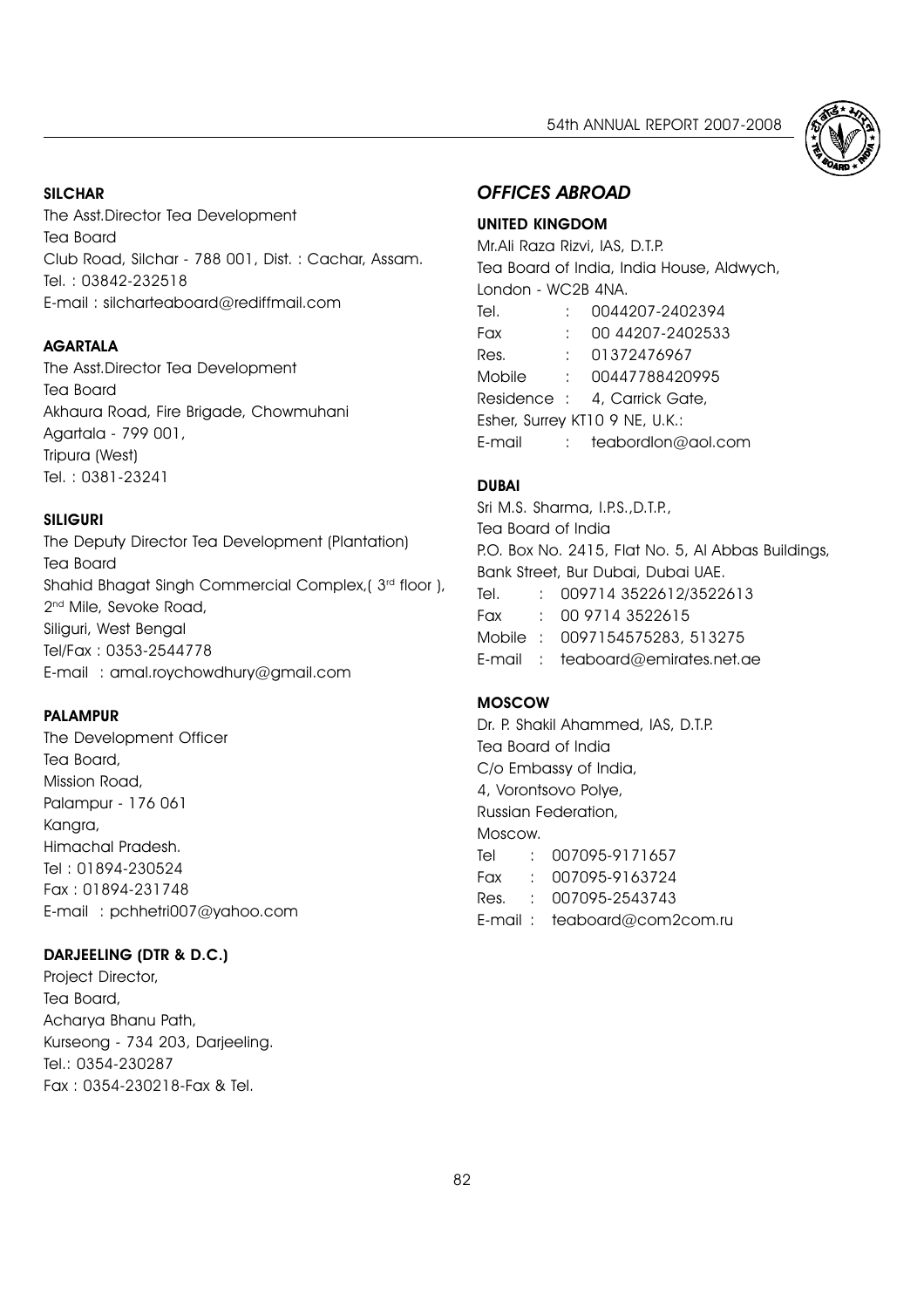**SILCHAR**

The Asst.Director Tea Development
Tea Board
Club Road, Silchar - 788 001, Dist. : Cachar, Assam.
Tel. : 03842-232518
E-mail : silcharteaboard@rediffmail.com

**AGARTALA**

The Asst.Director Tea Development
Tea Board
Akhaura Road, Fire Brigade, Chowmuhani
Agartala - 799 001,
Tripura (West)
Tel. : 0381-23241

**SILIGURI**

The Deputy Director Tea Development (Plantation)
Tea Board
Shahid Bhagat Singh Commercial Complex,( 3rd floor ),
2nd Mile, Sevoke Road,
Siliguri, West Bengal
Tel/Fax : 0353-2544778
E-mail : amal.roychowdhury@gmail.com

**PALAMPUR**

The Development Officer
Tea Board,
Mission Road,
Palampur - 176 061
Kangra,
Himachal Pradesh.
Tel : 01894-230524
Fax : 01894-231748
E-mail : pchhetri007@yahoo.com

**DARJEELING (DTR & D.C.)**

Project Director,
Tea Board,
Acharya Bhanu Path,
Kurseong - 734 203, Darjeeling.
Tel.: 0354-230287
Fax : 0354-230218-Fax & Tel.

## *OFFICES ABROAD*

**UNITED KINGDOM**

Mr.Ali Raza Rizvi, IAS, D.T.P.
Tea Board of India, India House, Aldwych,
London - WC2B 4NA.
Tel. : 0044207-2402394
Fax : 00 44207-2402533
Res. : 01372476967
Mobile : 00447788420995
Residence : 4, Carrick Gate,
Esher, Surrey KT10 9 NE, U.K.:
E-mail : teabordlon@aol.com

**DUBAI**

Sri M.S. Sharma, I.P.S.,D.T.P.,
Tea Board of India
P.O. Box No. 2415, Flat No. 5, Al Abbas Buildings,
Bank Street, Bur Dubai, Dubai UAE.
Tel. : 009714 3522612/3522613
Fax : 00 9714 3522615
Mobile : 0097154575283, 513275
E-mail : teaboard@emirates.net.ae

**MOSCOW**

Dr. P. Shakil Ahammed, IAS, D.T.P.
Tea Board of India
C/o Embassy of India,
4, Vorontsovo Polye,
Russian Federation,
Moscow.
Tel : 007095-9171657
Fax : 007095-9163724
Res. : 007095-2543743
E-mail : teaboard@com2com.ru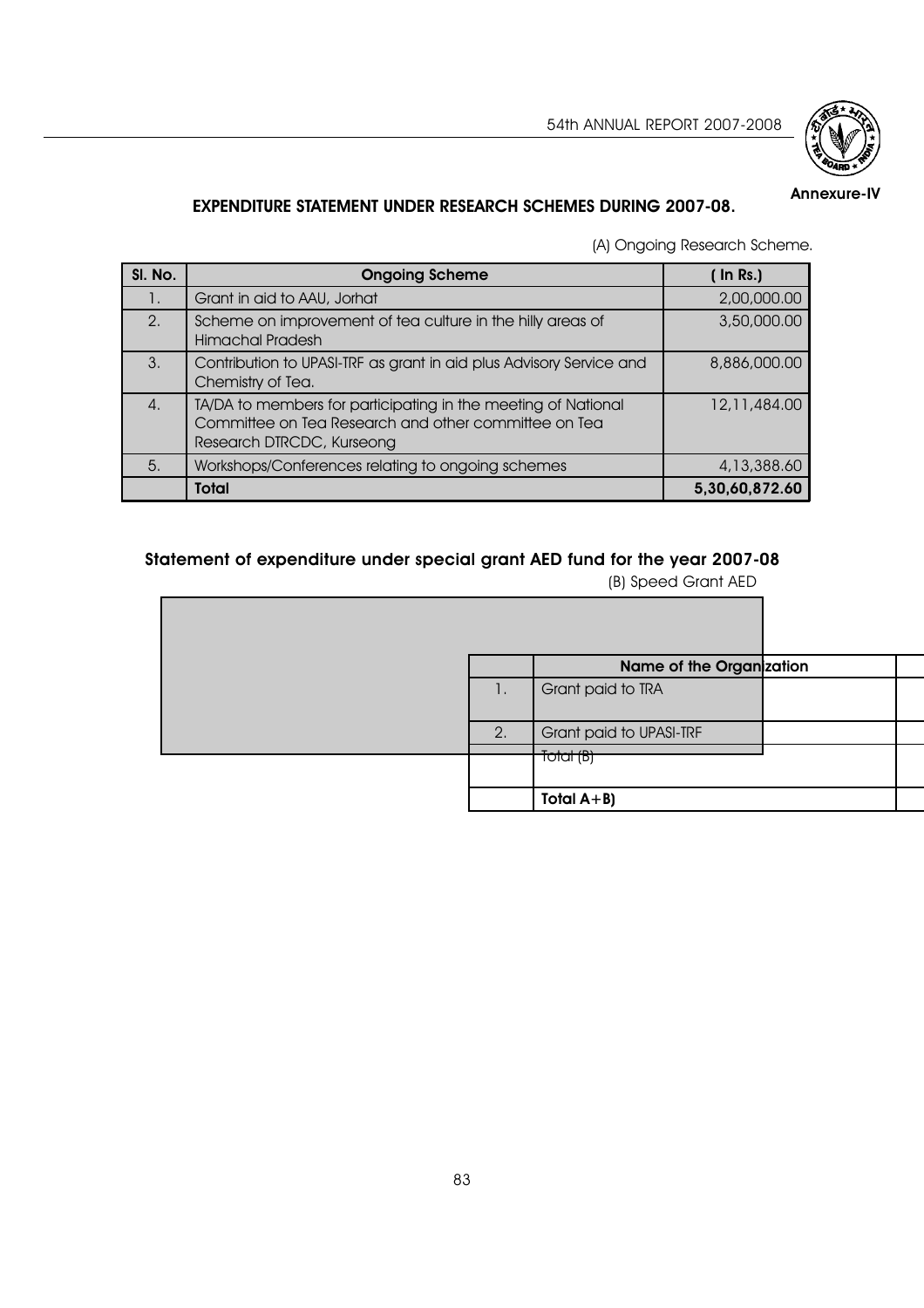**Annexure-IV**

## EXPENDITURE STATEMENT UNDER RESEARCH SCHEMES DURING 2007-08.

(A) Ongoing Research Scheme.

| Sl. No. | Ongoing Scheme | ( In Rs.) |
|---|---|---|
| 1. | Grant in aid to AAU, Jorhat | 2,00,000.00 |
| 2. | Scheme on improvement of tea culture in the hilly areas of Himachal Pradesh | 3,50,000.00 |
| 3. | Contribution to UPASI-TRF as grant in aid plus Advisory Service and Chemistry of Tea. | 8,886,000.00 |
| 4. | TA/DA to members for participating in the meeting of National Committee on Tea Research and other committee on Tea Research DTRCDC, Kurseong | 12,11,484.00 |
| 5. | Workshops/Conferences relating to ongoing schemes | 4,13,388.60 |
| | **Total** | **5,30,60,872.60** |

## Statement of expenditure under special grant AED fund for the year 2007-08

(B) Speed Grant AED

| | Name of the Organization | |
|---|---|---|
| 1. | Grant paid to TRA | |
| 2. | Grant paid to UPASI-TRF | |
| | Total (B) | |
| | **Total A+B)** | |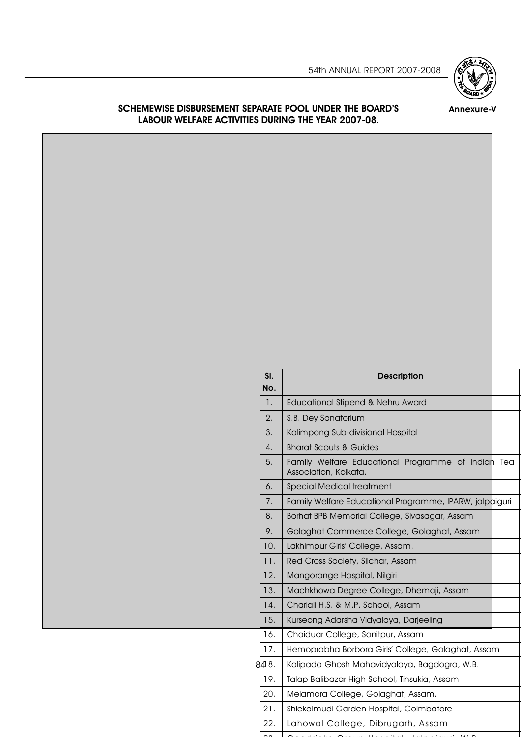**Annexure-V**

## SCHEMEWISE DISBURSEMENT SEPARATE POOL UNDER THE BOARD'S LABOUR WELFARE ACTIVITIES DURING THE YEAR 2007-08.

| Sl. No. | Description |
|---|---|
| 1. | Educational Stipend & Nehru Award |
| 2. | S.B. Dey Sanatorium |
| 3. | Kalimpong Sub-divisional Hospital |
| 4. | Bharat Scouts & Guides |
| 5. | Family Welfare Educational Programme of Indian Tea Association, Kolkata. |
| 6. | Special Medical treatment |
| 7. | Family Welfare Educational Programme, IPARW, jalpaiguri |
| 8. | Borhat BPB Memorial College, Sivasagar, Assam |
| 9. | Golaghat Commerce College, Golaghat, Assam |
| 10. | Lakhimpur Girls' College, Assam. |
| 11. | Red Cross Society, Silchar, Assam |
| 12. | Mangorange Hospital, Nilgiri |
| 13. | Machkhowa Degree College, Dhemaji, Assam |
| 14. | Chariali H.S. & M.P. School, Assam |
| 15. | Kurseong Adarsha Vidyalaya, Darjeeling |
| 16. | Chaiduar College, Sonitpur, Assam |
| 17. | Hemoprabha Borbora Girls' College, Golaghat, Assam |
| 18. | Kalipada Ghosh Mahavidyalaya, Bagdogra, W.B. |
| 19. | Talap Balibazar High School, Tinsukia, Assam |
| 20. | Melamora College, Golaghat, Assam. |
| 21. | Shiekalmudi Garden Hospital, Coimbatore |
| 22. | Lahowal College, Dibrugarh, Assam |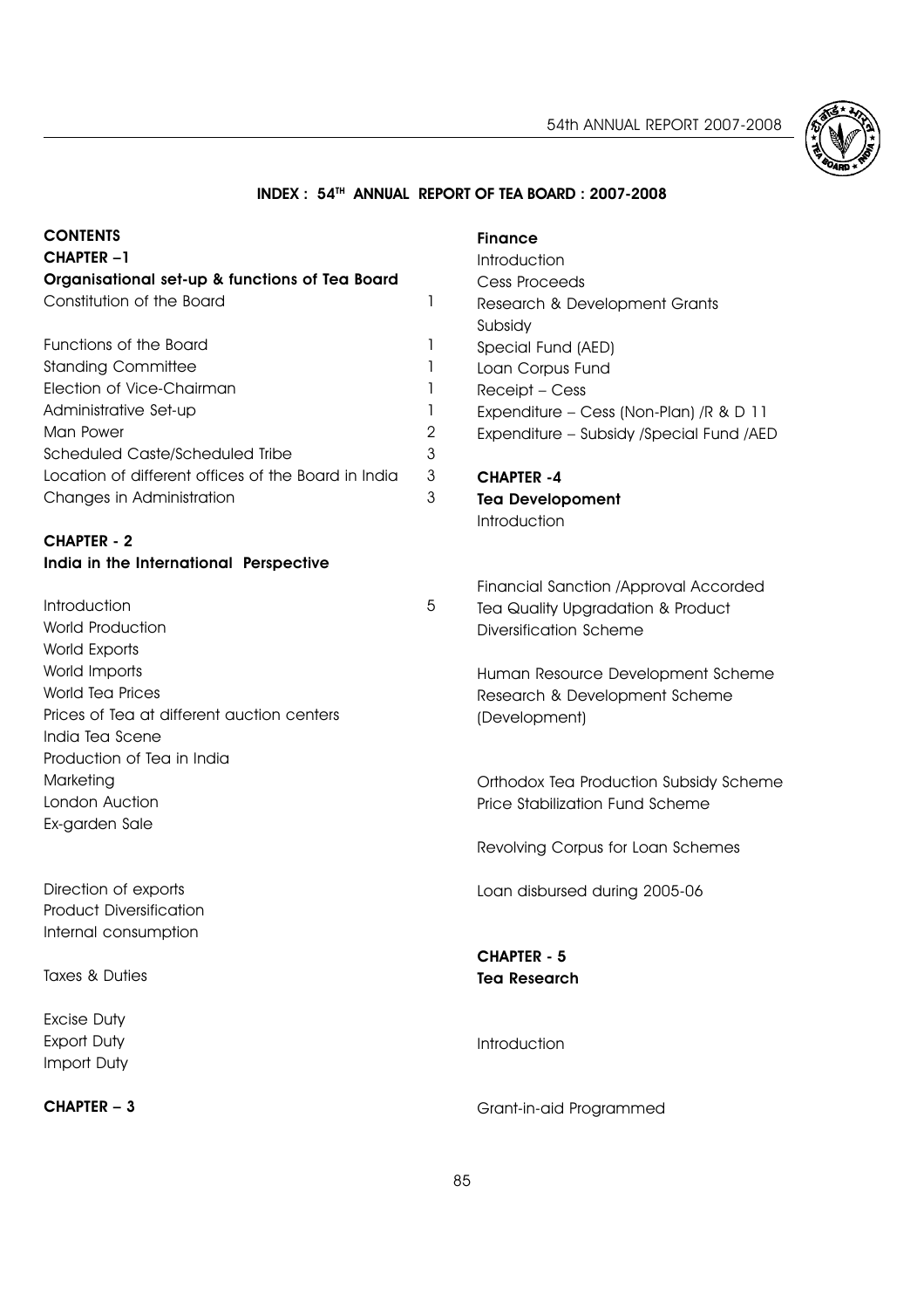# INDEX : 54[TH] ANNUAL REPORT OF TEA BOARD : 2007-2008

**CONTENTS**

**CHAPTER –1**

**Organisational set-up & functions of Tea Board**

| | |
|---|---|
| Constitution of the Board | 1 |
| Functions of the Board | 1 |
| Standing Committee | 1 |
| Election of Vice-Chairman | 1 |
| Administrative Set-up | 1 |
| Man Power | 2 |
| Scheduled Caste/Scheduled Tribe | 3 |
| Location of different offices of the Board in India | 3 |
| Changes in Administration | 3 |

**CHAPTER - 2**

**India in the International Perspective**

| | |
|---|---|
| Introduction | 5 |
| World Production | |
| World Exports | |
| World Imports | |
| World Tea Prices | |
| Prices of Tea at different auction centers | |
| India Tea Scene | |
| Production of Tea in India | |
| Marketing | |
| London Auction | |
| Ex-garden Sale | |
| Direction of exports | |
| Product Diversification | |
| Internal consumption | |
| Taxes & Duties | |
| Excise Duty | |
| Export Duty | |
| Import Duty | |

**CHAPTER – 3**

**Finance**

Introduction

Cess Proceeds

Research & Development Grants

Subsidy

Special Fund (AED)

Loan Corpus Fund

Receipt – Cess

Expenditure – Cess (Non-Plan) /R & D 11

Expenditure – Subsidy /Special Fund /AED

**CHAPTER -4**

**Tea Developoment**

Introduction

Financial Sanction /Approval Accorded

Tea Quality Upgradation & Product Diversification Scheme

Human Resource Development Scheme

Research & Development Scheme (Development)

Orthodox Tea Production Subsidy Scheme

Price Stabilization Fund Scheme

Revolving Corpus for Loan Schemes

Loan disbursed during 2005-06

**CHAPTER - 5**

**Tea Research**

Introduction

Grant-in-aid Programmed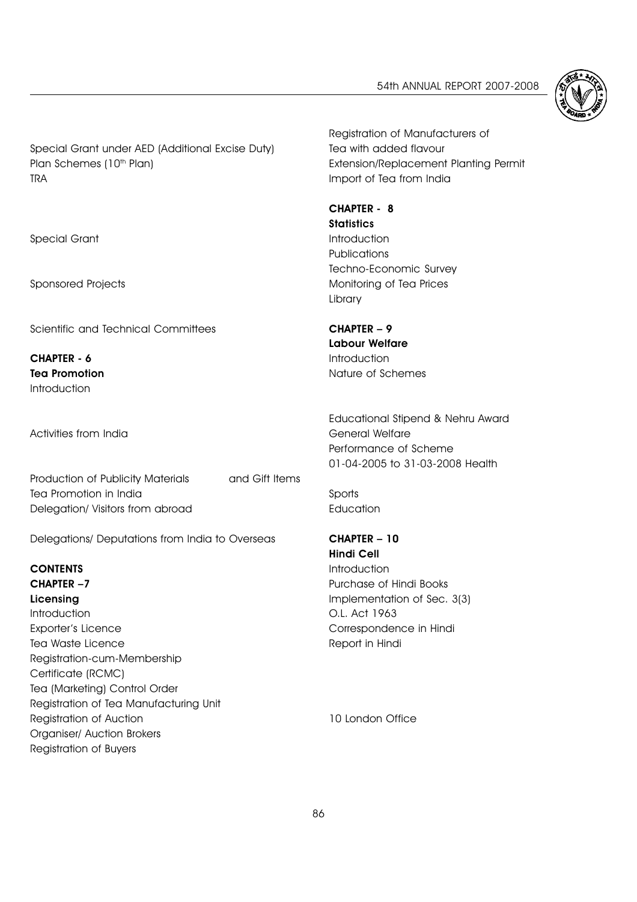Special Grant under AED (Additional Excise Duty)
Plan Schemes (10th Plan)
TRA

Special Grant

Sponsored Projects

Scientific and Technical Committees

**CHAPTER - 6**
**Tea Promotion**
Introduction

Activities from India

Production of Publicity Materials and Gift Items
Tea Promotion in India
Delegation/ Visitors from abroad

Delegations/ Deputations from India to Overseas

**CONTENTS**

**CHAPTER –7**
**Licensing**
Introduction
Exporter's Licence
Tea Waste Licence
Registration-cum-Membership
Certificate (RCMC)
Tea (Marketing) Control Order
Registration of Tea Manufacturing Unit
Registration of Auction
Organiser/ Auction Brokers
Registration of Buyers
Registration of Manufacturers of
Tea with added flavour
Extension/Replacement Planting Permit
Import of Tea from India

**CHAPTER - 8**
**Statistics**
Introduction
Publications
Techno-Economic Survey
Monitoring of Tea Prices
Library

**CHAPTER – 9**
**Labour Welfare**
Introduction
Nature of Schemes

Educational Stipend & Nehru Award
General Welfare
Performance of Scheme
01-04-2005 to 31-03-2008 Health

Sports
Education

**CHAPTER – 10**
**Hindi Cell**
Introduction
Purchase of Hindi Books
Implementation of Sec. 3(3)
O.L. Act 1963
Correspondence in Hindi
Report in Hindi

10 London Office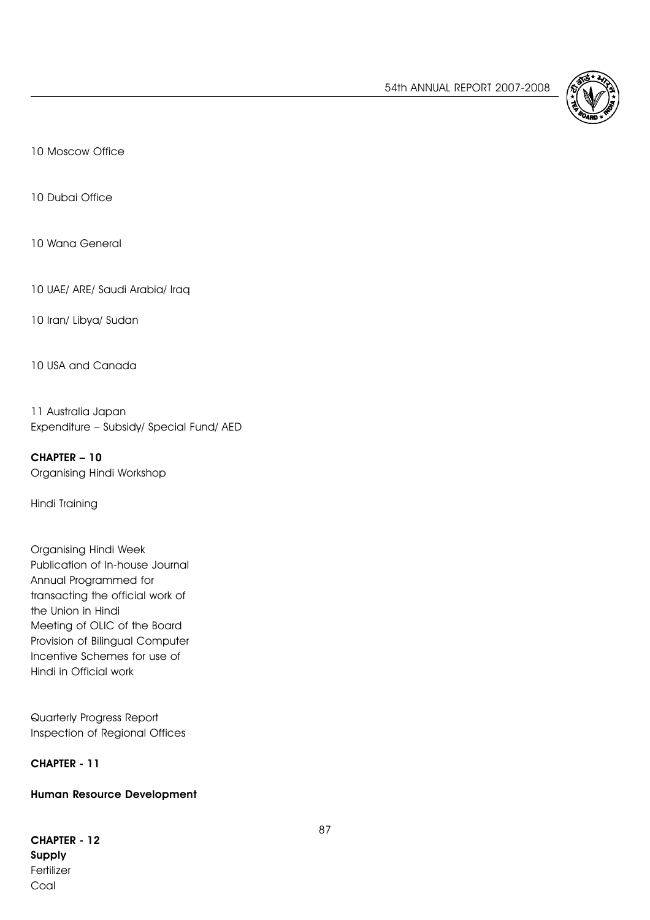10 Moscow Office

10 Dubai Office

10 Wana General

10 UAE/ ARE/ Saudi Arabia/ Iraq

10 Iran/ Libya/ Sudan

10 USA and Canada

11 Australia Japan
Expenditure – Subsidy/ Special Fund/ AED

**CHAPTER – 10**
Organising Hindi Workshop

Hindi Training

Organising Hindi Week
Publication of In-house Journal
Annual Programmed for transacting the official work of the Union in Hindi
Meeting of OLIC of the Board
Provision of Bilingual Computer
Incentive Schemes for use of Hindi in Official work

Quarterly Progress Report
Inspection of Regional Offices

**CHAPTER - 11**

**Human Resource Development**

**CHAPTER - 12**
**Supply**
Fertilizer
Coal